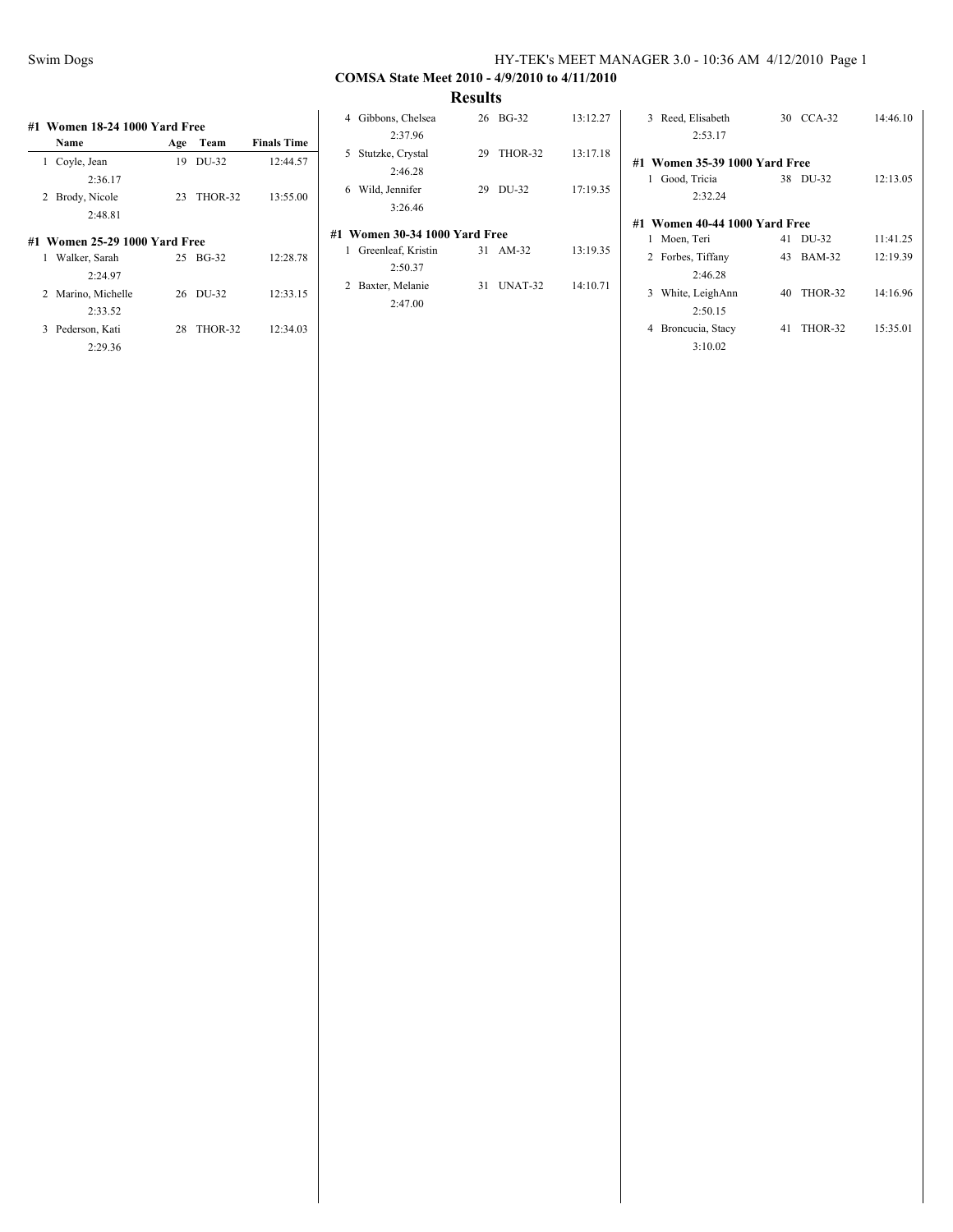COMSA State Meet 2010 - 4/9/2010 to 4/11/2010

## Results

### #1 Women 18-24 1000 Yard Free

| | Name | Age | Team | Finals Time |
|---|---|---|---|---|
| 1 | Coyle, Jean | 19 | DU-32 | 12:44.57 |
| | 2:36.17 | | | |
| 2 | Brody, Nicole | 23 | THOR-32 | 13:55.00 |
| | 2:48.81 | | | |

### #1 Women 25-29 1000 Yard Free

| | Name | Age | Team | Finals Time |
|---|---|---|---|---|
| 1 | Walker, Sarah | 25 | BG-32 | 12:28.78 |
| | 2:24.97 | | | |
| 2 | Marino, Michelle | 26 | DU-32 | 12:33.15 |
| | 2:33.52 | | | |
| 3 | Pederson, Kati | 28 | THOR-32 | 12:34.03 |
| | 2:29.36 | | | |
| 4 | Gibbons, Chelsea | 26 | BG-32 | 13:12.27 |
| | 2:37.96 | | | |
| 5 | Stutzke, Crystal | 29 | THOR-32 | 13:17.18 |
| | 2:46.28 | | | |
| 6 | Wild, Jennifer | 29 | DU-32 | 17:19.35 |
| | 3:26.46 | | | |

### #1 Women 30-34 1000 Yard Free

| | Name | Age | Team | Finals Time |
|---|---|---|---|---|
| 1 | Greenleaf, Kristin | 31 | AM-32 | 13:19.35 |
| | 2:50.37 | | | |
| 2 | Baxter, Melanie | 31 | UNAT-32 | 14:10.71 |
| | 2:47.00 | | | |
| 3 | Reed, Elisabeth | 30 | CCA-32 | 14:46.10 |
| | 2:53.17 | | | |

### #1 Women 35-39 1000 Yard Free

| | Name | Age | Team | Finals Time |
|---|---|---|---|---|
| 1 | Good, Tricia | 38 | DU-32 | 12:13.05 |
| | 2:32.24 | | | |

### #1 Women 40-44 1000 Yard Free

| | Name | Age | Team | Finals Time |
|---|---|---|---|---|
| 1 | Moen, Teri | 41 | DU-32 | 11:41.25 |
| 2 | Forbes, Tiffany | 43 | BAM-32 | 12:19.39 |
| | 2:46.28 | | | |
| 3 | White, LeighAnn | 40 | THOR-32 | 14:16.96 |
| | 2:50.15 | | | |
| 4 | Broncucia, Stacy | 41 | THOR-32 | 15:35.01 |
| | 3:10.02 | | | |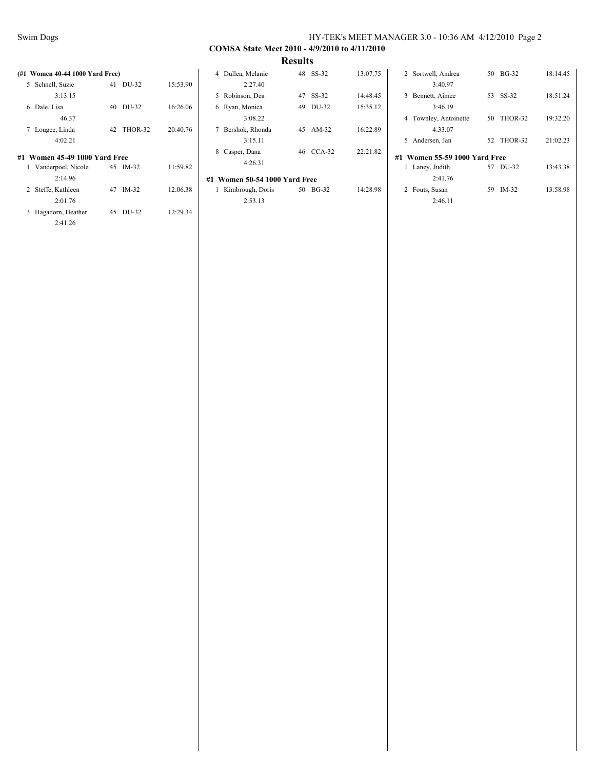## COMSA State Meet 2010 - 4/9/2010 to 4/11/2010

### Results

**(#1 Women 40-44 1000 Yard Free)**

| Place | Name | Age | Team | Time |
|---|---|---|---|---|
| 5 | Schnell, Suzie | 41 | DU-32 | 15:53.90 |
| | 3:13.15 | | | |
| 6 | Dale, Lisa | 40 | DU-32 | 16:26.06 |
| | 46.37 | | | |
| 7 | Lougee, Linda | 42 | THOR-32 | 20:40.76 |
| | 4:02.21 | | | |

**#1 Women 45-49 1000 Yard Free**

| Place | Name | Age | Team | Time |
|---|---|---|---|---|
| 1 | Vanderpoel, Nicole | 45 | IM-32 | 11:59.82 |
| | 2:14.96 | | | |
| 2 | Steffe, Kathleen | 47 | IM-32 | 12:06.38 |
| | 2:01.76 | | | |
| 3 | Hagadorn, Heather | 45 | DU-32 | 12:29.34 |
| | 2:41.26 | | | |
| 4 | Dullea, Melanie | 48 | SS-32 | 13:07.75 |
| | 2:27.40 | | | |
| 5 | Robinson, Dea | 47 | SS-32 | 14:48.45 |
| 6 | Ryan, Monica | 49 | DU-32 | 15:35.12 |
| | 3:08.22 | | | |
| 7 | Bershok, Rhonda | 45 | AM-32 | 16:22.89 |
| | 3:15.11 | | | |
| 8 | Casper, Dana | 46 | CCA-32 | 22:21.82 |
| | 4:26.31 | | | |

**#1 Women 50-54 1000 Yard Free**

| Place | Name | Age | Team | Time |
|---|---|---|---|---|
| 1 | Kimbrough, Doris | 50 | BG-32 | 14:28.98 |
| | 2:53.13 | | | |
| 2 | Sortwell, Andrea | 50 | BG-32 | 18:14.45 |
| | 3:40.97 | | | |
| 3 | Bennett, Aimee | 53 | SS-32 | 18:51.24 |
| | 3:46.19 | | | |
| 4 | Townley, Antoinette | 50 | THOR-32 | 19:32.20 |
| | 4:33.07 | | | |
| 5 | Andersen, Jan | 52 | THOR-32 | 21:02.23 |

**#1 Women 55-59 1000 Yard Free**

| Place | Name | Age | Team | Time |
|---|---|---|---|---|
| 1 | Laney, Judith | 57 | DU-32 | 13:43.38 |
| | 2:41.76 | | | |
| 2 | Fouts, Susan | 59 | IM-32 | 13:58.98 |
| | 2:46.11 | | | |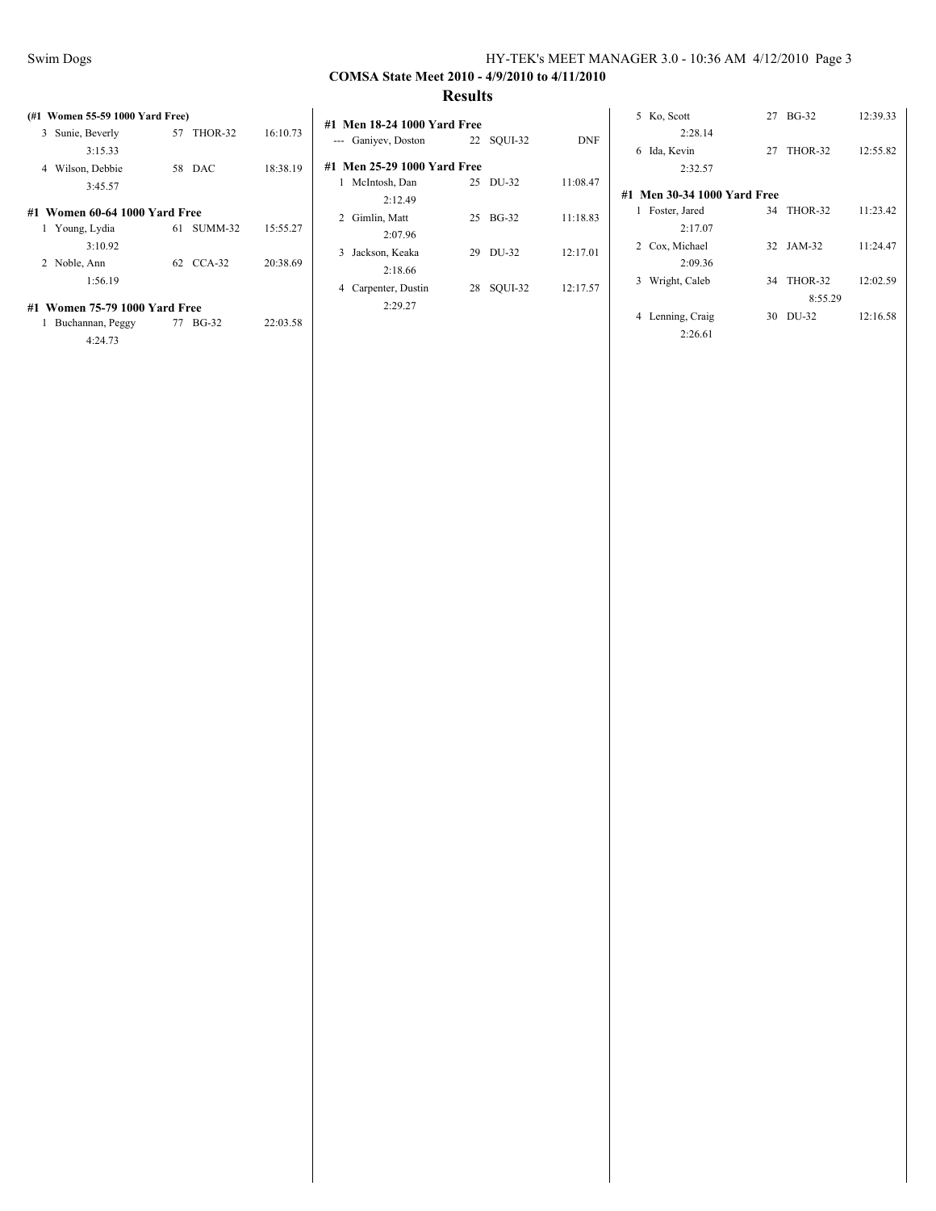COMSA State Meet 2010 - 4/9/2010 to 4/11/2010

## Results

**(#1 Women 55-59 1000 Yard Free)**

| Place | Name | Age | Team | Time |
|---|---|---|---|---|
| 3 | Sunie, Beverly | 57 | THOR-32 | 16:10.73 |
| | 3:15.33 | | | |
| 4 | Wilson, Debbie | 58 | DAC | 18:38.19 |
| | 3:45.57 | | | |

**#1 Women 60-64 1000 Yard Free**

| Place | Name | Age | Team | Time |
|---|---|---|---|---|
| 1 | Young, Lydia | 61 | SUMM-32 | 15:55.27 |
| | 3:10.92 | | | |
| 2 | Noble, Ann | 62 | CCA-32 | 20:38.69 |
| | 1:56.19 | | | |

**#1 Women 75-79 1000 Yard Free**

| Place | Name | Age | Team | Time |
|---|---|---|---|---|
| 1 | Buchannan, Peggy | 77 | BG-32 | 22:03.58 |
| | 4:24.73 | | | |

**#1 Men 18-24 1000 Yard Free**

| Place | Name | Age | Team | Time |
|---|---|---|---|---|
| --- | Ganiyev, Doston | 22 | SQUI-32 | DNF |

**#1 Men 25-29 1000 Yard Free**

| Place | Name | Age | Team | Time |
|---|---|---|---|---|
| 1 | McIntosh, Dan | 25 | DU-32 | 11:08.47 |
| | 2:12.49 | | | |
| 2 | Gimlin, Matt | 25 | BG-32 | 11:18.83 |
| | 2:07.96 | | | |
| 3 | Jackson, Keaka | 29 | DU-32 | 12:17.01 |
| | 2:18.66 | | | |
| 4 | Carpenter, Dustin | 28 | SQUI-32 | 12:17.57 |
| | 2:29.27 | | | |
| 5 | Ko, Scott | 27 | BG-32 | 12:39.33 |
| | 2:28.14 | | | |
| 6 | Ida, Kevin | 27 | THOR-32 | 12:55.82 |
| | 2:32.57 | | | |

**#1 Men 30-34 1000 Yard Free**

| Place | Name | Age | Team | Time |
|---|---|---|---|---|
| 1 | Foster, Jared | 34 | THOR-32 | 11:23.42 |
| | 2:17.07 | | | |
| 2 | Cox, Michael | 32 | JAM-32 | 11:24.47 |
| | 2:09.36 | | | |
| 3 | Wright, Caleb | 34 | THOR-32 | 12:02.59 |
| | | | 8:55.29 | |
| 4 | Lenning, Craig | 30 | DU-32 | 12:16.58 |
| | 2:26.61 | | | |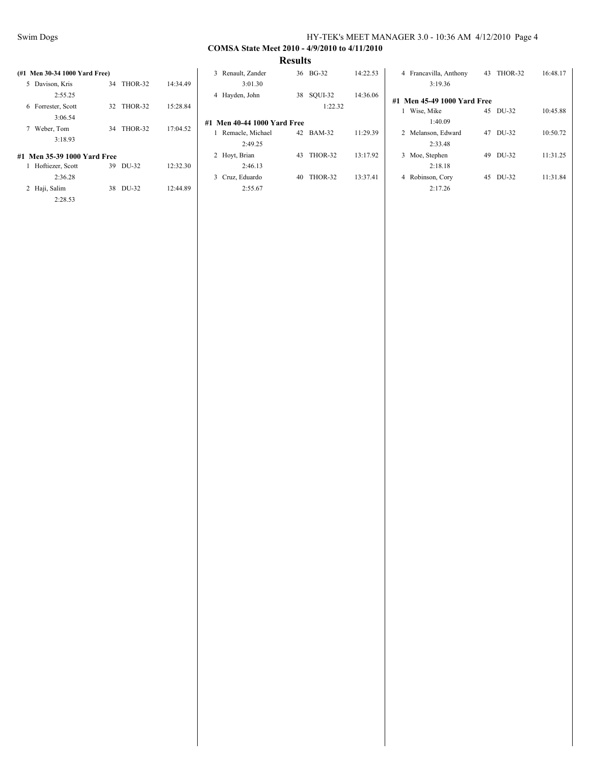## COMSA State Meet 2010 - 4/9/2010 to 4/11/2010

### Results

**(#1 Men 30-34 1000 Yard Free)**

| Place | Name | Age | Team | Time |
|---|---|---|---|---|
| 5 | Davison, Kris | 34 | THOR-32 | 14:34.49 |
| | 2:55.25 | | | |
| 6 | Forrester, Scott | 32 | THOR-32 | 15:28.84 |
| | 3:06.54 | | | |
| 7 | Weber, Tom | 34 | THOR-32 | 17:04.52 |
| | 3:18.93 | | | |

**#1 Men 35-39 1000 Yard Free**

| Place | Name | Age | Team | Time |
|---|---|---|---|---|
| 1 | Hoftiezer, Scott | 39 | DU-32 | 12:32.30 |
| | 2:36.28 | | | |
| 2 | Haji, Salim | 38 | DU-32 | 12:44.89 |
| | 2:28.53 | | | |
| 3 | Renault, Zander | 36 | BG-32 | 14:22.53 |
| | 3:01.30 | | | |
| 4 | Hayden, John | 38 | SQUI-32 | 14:36.06 |
| | | | 1:22.32 | |

**#1 Men 40-44 1000 Yard Free**

| Place | Name | Age | Team | Time |
|---|---|---|---|---|
| 1 | Remacle, Michael | 42 | BAM-32 | 11:29.39 |
| | 2:49.25 | | | |
| 2 | Hoyt, Brian | 43 | THOR-32 | 13:17.92 |
| | 2:46.13 | | | |
| 3 | Cruz, Eduardo | 40 | THOR-32 | 13:37.41 |
| | 2:55.67 | | | |
| 4 | Francavilla, Anthony | 43 | THOR-32 | 16:48.17 |
| | 3:19.36 | | | |

**#1 Men 45-49 1000 Yard Free**

| Place | Name | Age | Team | Time |
|---|---|---|---|---|
| 1 | Wise, Mike | 45 | DU-32 | 10:45.88 |
| | 1:40.09 | | | |
| 2 | Melanson, Edward | 47 | DU-32 | 10:50.72 |
| | 2:33.48 | | | |
| 3 | Moe, Stephen | 49 | DU-32 | 11:31.25 |
| | 2:18.18 | | | |
| 4 | Robinson, Cory | 45 | DU-32 | 11:31.84 |
| | 2:17.26 | | | |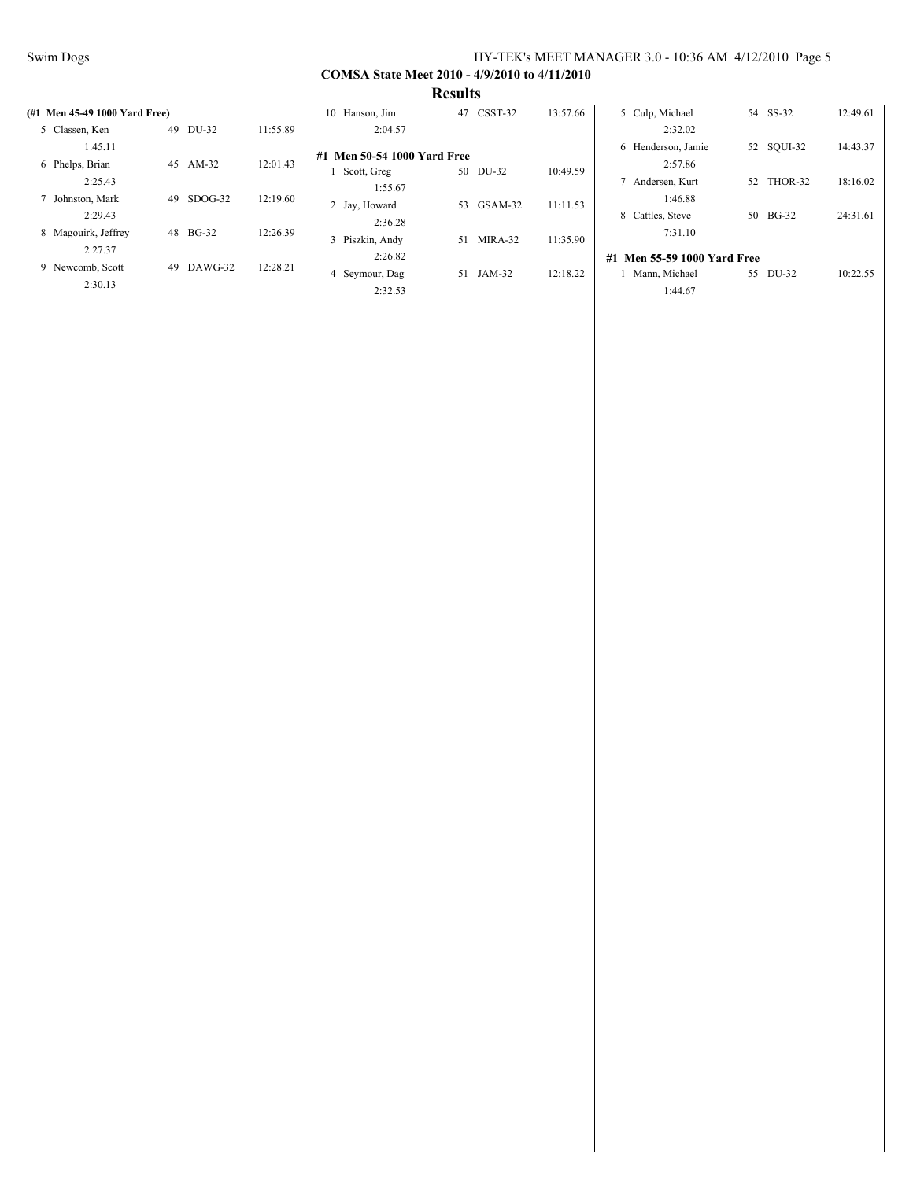## COMSA State Meet 2010 - 4/9/2010 to 4/11/2010

### Results

**(#1 Men 45-49 1000 Yard Free)**

| Place | Name | Age | Team | Time |
|---|---|---|---|---|
| 5 | Classen, Ken | 49 | DU-32 | 11:55.89 |
| | 1:45.11 | | | |
| 6 | Phelps, Brian | 45 | AM-32 | 12:01.43 |
| | 2:25.43 | | | |
| 7 | Johnston, Mark | 49 | SDOG-32 | 12:19.60 |
| | 2:29.43 | | | |
| 8 | Magouirk, Jeffrey | 48 | BG-32 | 12:26.39 |
| | 2:27.37 | | | |
| 9 | Newcomb, Scott | 49 | DAWG-32 | 12:28.21 |
| | 2:30.13 | | | |
| 10 | Hanson, Jim | 47 | CSST-32 | 13:57.66 |
| | 2:04.57 | | | |

**#1 Men 50-54 1000 Yard Free**

| Place | Name | Age | Team | Time |
|---|---|---|---|---|
| 1 | Scott, Greg | 50 | DU-32 | 10:49.59 |
| | 1:55.67 | | | |
| 2 | Jay, Howard | 53 | GSAM-32 | 11:11.53 |
| | 2:36.28 | | | |
| 3 | Piszkin, Andy | 51 | MIRA-32 | 11:35.90 |
| | 2:26.82 | | | |
| 4 | Seymour, Dag | 51 | JAM-32 | 12:18.22 |
| | 2:32.53 | | | |
| 5 | Culp, Michael | 54 | SS-32 | 12:49.61 |
| | 2:32.02 | | | |
| 6 | Henderson, Jamie | 52 | SQUI-32 | 14:43.37 |
| | 2:57.86 | | | |
| 7 | Andersen, Kurt | 52 | THOR-32 | 18:16.02 |
| | 1:46.88 | | | |
| 8 | Cattles, Steve | 50 | BG-32 | 24:31.61 |
| | 7:31.10 | | | |

**#1 Men 55-59 1000 Yard Free**

| Place | Name | Age | Team | Time |
|---|---|---|---|---|
| 1 | Mann, Michael | 55 | DU-32 | 10:22.55 |
| | 1:44.67 | | | |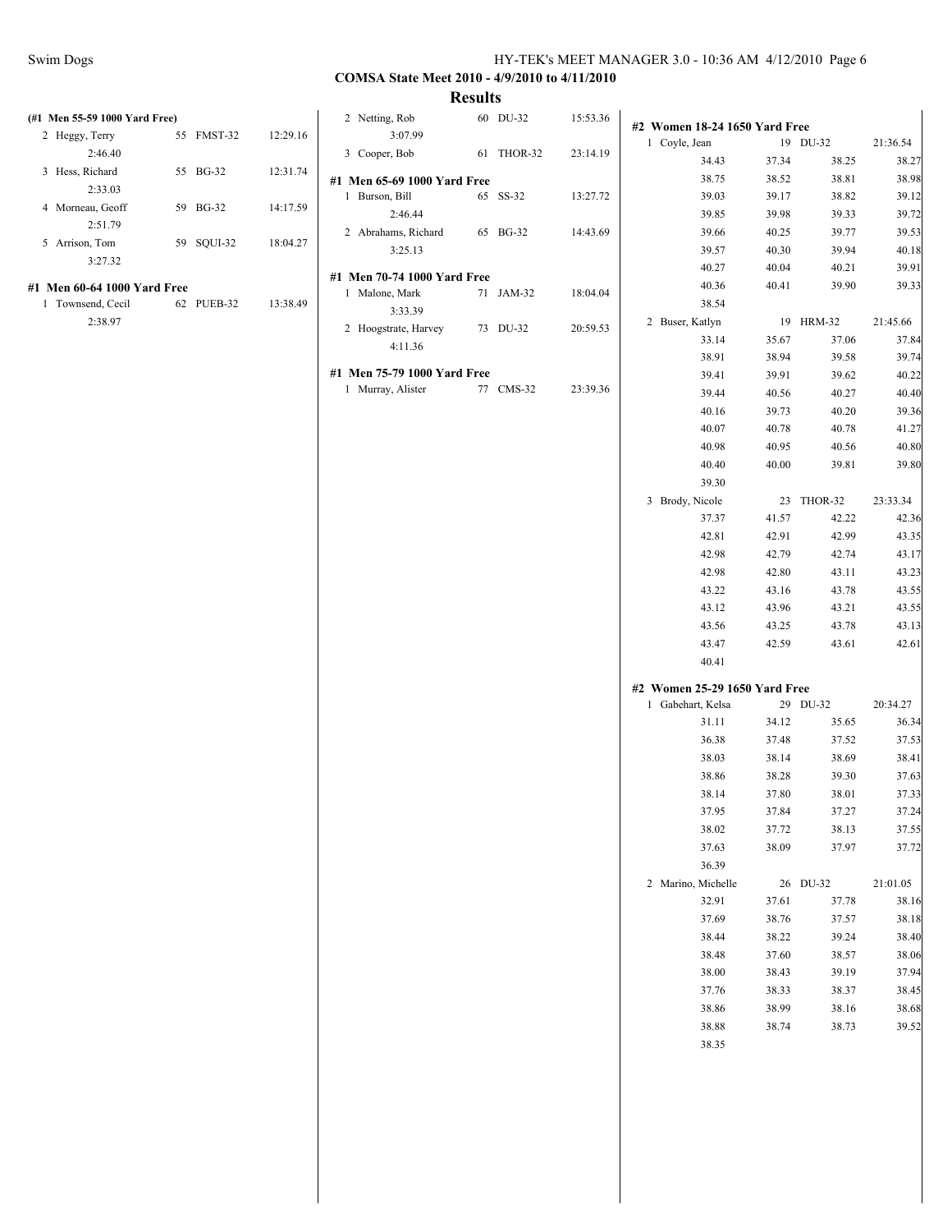COMSA State Meet 2010 - 4/9/2010 to 4/11/2010

## Results

**(#1 Men 55-59 1000 Yard Free)**

| Place | Name | Age | Team | Finals Time |
|---|---|---|---|---|
| 2 | Heggy, Terry | 55 | FMST-32 | 12:29.16 |
| | 2:46.40 | | | |
| 3 | Hess, Richard | 55 | BG-32 | 12:31.74 |
| | 2:33.03 | | | |
| 4 | Morneau, Geoff | 59 | BG-32 | 14:17.59 |
| | 2:51.79 | | | |
| 5 | Arrison, Tom | 59 | SQUI-32 | 18:04.27 |
| | 3:27.32 | | | |

**#1 Men 60-64 1000 Yard Free**

| Place | Name | Age | Team | Finals Time |
|---|---|---|---|---|
| 1 | Townsend, Cecil | 62 | PUEB-32 | 13:38.49 |
| | 2:38.97 | | | |
| 2 | Netting, Rob | 60 | DU-32 | 15:53.36 |
| | 3:07.99 | | | |
| 3 | Cooper, Bob | 61 | THOR-32 | 23:14.19 |

**#1 Men 65-69 1000 Yard Free**

| Place | Name | Age | Team | Finals Time |
|---|---|---|---|---|
| 1 | Burson, Bill | 65 | SS-32 | 13:27.72 |
| | 2:46.44 | | | |
| 2 | Abrahams, Richard | 65 | BG-32 | 14:43.69 |
| | 3:25.13 | | | |

**#1 Men 70-74 1000 Yard Free**

| Place | Name | Age | Team | Finals Time |
|---|---|---|---|---|
| 1 | Malone, Mark | 71 | JAM-32 | 18:04.04 |
| | 3:33.39 | | | |
| 2 | Hoogstrate, Harvey | 73 | DU-32 | 20:59.53 |
| | 4:11.36 | | | |

**#1 Men 75-79 1000 Yard Free**

| Place | Name | Age | Team | Finals Time |
|---|---|---|---|---|
| 1 | Murray, Alister | 77 | CMS-32 | 23:39.36 |

**#2 Women 18-24 1650 Yard Free**

| Place | Name | Age | Team | Finals Time |
|---|---|---|---|---|
| 1 | Coyle, Jean | 19 | DU-32 | 21:36.54 |
| | 34.43 | 37.34 | 38.25 | 38.27 |
| | 38.75 | 38.52 | 38.81 | 38.98 |
| | 39.03 | 39.17 | 38.82 | 39.12 |
| | 39.85 | 39.98 | 39.33 | 39.72 |
| | 39.66 | 40.25 | 39.77 | 39.53 |
| | 39.57 | 40.30 | 39.94 | 40.18 |
| | 40.27 | 40.04 | 40.21 | 39.91 |
| | 40.36 | 40.41 | 39.90 | 39.33 |
| | 38.54 | | | |
| 2 | Buser, Katlyn | 19 | HRM-32 | 21:45.66 |
| | 33.14 | 35.67 | 37.06 | 37.84 |
| | 38.91 | 38.94 | 39.58 | 39.74 |
| | 39.41 | 39.91 | 39.62 | 40.22 |
| | 39.44 | 40.56 | 40.27 | 40.40 |
| | 40.16 | 39.73 | 40.20 | 39.36 |
| | 40.07 | 40.78 | 40.78 | 41.27 |
| | 40.98 | 40.95 | 40.56 | 40.80 |
| | 40.40 | 40.00 | 39.81 | 39.80 |
| | 39.30 | | | |
| 3 | Brody, Nicole | 23 | THOR-32 | 23:33.34 |
| | 37.37 | 41.57 | 42.22 | 42.36 |
| | 42.81 | 42.91 | 42.99 | 43.35 |
| | 42.98 | 42.79 | 42.74 | 43.17 |
| | 42.98 | 42.80 | 43.11 | 43.23 |
| | 43.22 | 43.16 | 43.78 | 43.55 |
| | 43.12 | 43.96 | 43.21 | 43.55 |
| | 43.56 | 43.25 | 43.78 | 43.13 |
| | 43.47 | 42.59 | 43.61 | 42.61 |
| | 40.41 | | | |

**#2 Women 25-29 1650 Yard Free**

| Place | Name | Age | Team | Finals Time |
|---|---|---|---|---|
| 1 | Gabehart, Kelsa | 29 | DU-32 | 20:34.27 |
| | 31.11 | 34.12 | 35.65 | 36.34 |
| | 36.38 | 37.48 | 37.52 | 37.53 |
| | 38.03 | 38.14 | 38.69 | 38.41 |
| | 38.86 | 38.28 | 39.30 | 37.63 |
| | 38.14 | 37.80 | 38.01 | 37.33 |
| | 37.95 | 37.84 | 37.27 | 37.24 |
| | 38.02 | 37.72 | 38.13 | 37.55 |
| | 37.63 | 38.09 | 37.97 | 37.72 |
| | 36.39 | | | |
| 2 | Marino, Michelle | 26 | DU-32 | 21:01.05 |
| | 32.91 | 37.61 | 37.78 | 38.16 |
| | 37.69 | 38.76 | 37.57 | 38.18 |
| | 38.44 | 38.22 | 39.24 | 38.40 |
| | 38.48 | 37.60 | 38.57 | 38.06 |
| | 38.00 | 38.43 | 39.19 | 37.94 |
| | 37.76 | 38.33 | 38.37 | 38.45 |
| | 38.86 | 38.99 | 38.16 | 38.68 |
| | 38.88 | 38.74 | 38.73 | 39.52 |
| | 38.35 | | | |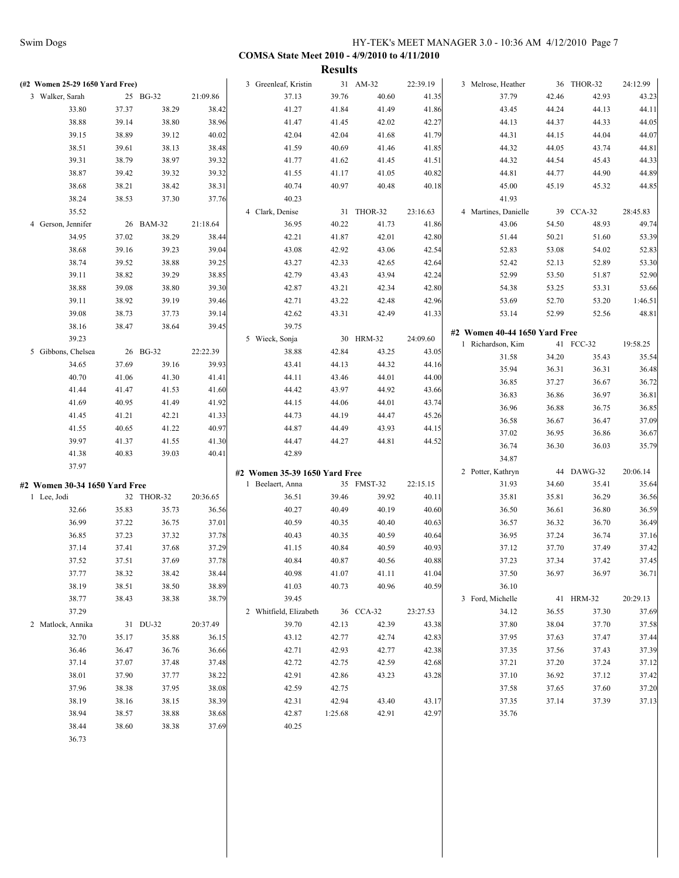COMSA State Meet 2010 - 4/9/2010 to 4/11/2010

## Results

### (#2 Women 25-29 1650 Yard Free)

| | | | |
|---|---|---|---|
| 3 Walker, Sarah | 25 BG-32 | | 21:09.86 |
| 33.80 | 37.37 | 38.29 | 38.42 |
| 38.88 | 39.14 | 38.80 | 38.96 |
| 39.15 | 38.89 | 39.12 | 40.02 |
| 38.51 | 39.61 | 38.13 | 38.48 |
| 39.31 | 38.79 | 38.97 | 39.32 |
| 38.87 | 39.42 | 39.32 | 39.32 |
| 38.68 | 38.21 | 38.42 | 38.31 |
| 38.24 | 38.53 | 37.30 | 37.76 |
| 35.52 | | | |
| 4 Gerson, Jennifer | 26 BAM-32 | | 21:18.64 |
| 34.95 | 37.02 | 38.29 | 38.44 |
| 38.68 | 39.16 | 39.23 | 39.04 |
| 38.74 | 39.52 | 38.88 | 39.25 |
| 39.11 | 38.82 | 39.29 | 38.85 |
| 38.88 | 39.08 | 38.80 | 39.30 |
| 39.11 | 38.92 | 39.19 | 39.46 |
| 39.08 | 38.73 | 37.73 | 39.14 |
| 38.16 | 38.47 | 38.64 | 39.45 |
| 39.23 | | | |
| 5 Gibbons, Chelsea | 26 BG-32 | | 22:22.39 |
| 34.65 | 37.69 | 39.16 | 39.93 |
| 40.70 | 41.06 | 41.30 | 41.41 |
| 41.44 | 41.47 | 41.53 | 41.60 |
| 41.69 | 40.95 | 41.49 | 41.92 |
| 41.45 | 41.21 | 42.21 | 41.33 |
| 41.55 | 40.65 | 41.22 | 40.97 |
| 39.97 | 41.37 | 41.55 | 41.30 |
| 41.38 | 40.83 | 39.03 | 40.41 |
| 37.97 | | | |

### #2 Women 30-34 1650 Yard Free

| | | | |
|---|---|---|---|
| 1 Lee, Jodi | 32 THOR-32 | | 20:36.65 |
| 32.66 | 35.83 | 35.73 | 36.56 |
| 36.99 | 37.22 | 36.75 | 37.01 |
| 36.85 | 37.23 | 37.32 | 37.78 |
| 37.14 | 37.41 | 37.68 | 37.29 |
| 37.52 | 37.51 | 37.69 | 37.78 |
| 37.77 | 38.32 | 38.42 | 38.44 |
| 38.19 | 38.51 | 38.50 | 38.89 |
| 38.77 | 38.43 | 38.38 | 38.79 |
| 37.29 | | | |
| 2 Matlock, Annika | 31 DU-32 | | 20:37.49 |
| 32.70 | 35.17 | 35.88 | 36.15 |
| 36.46 | 36.47 | 36.76 | 36.66 |
| 37.14 | 37.07 | 37.48 | 37.48 |
| 38.01 | 37.90 | 37.77 | 38.22 |
| 37.96 | 38.38 | 37.95 | 38.08 |
| 38.19 | 38.16 | 38.15 | 38.39 |
| 38.94 | 38.57 | 38.88 | 38.68 |
| 38.44 | 38.60 | 38.38 | 37.69 |
| 36.73 | | | |
| 3 Greenleaf, Kristin | 31 AM-32 | | 22:39.19 |
| 37.13 | 39.76 | 40.60 | 41.35 |
| 41.27 | 41.84 | 41.49 | 41.86 |
| 41.47 | 41.45 | 42.02 | 42.27 |
| 42.04 | 42.04 | 41.68 | 41.79 |
| 41.59 | 40.69 | 41.46 | 41.85 |
| 41.77 | 41.62 | 41.45 | 41.51 |
| 41.55 | 41.17 | 41.05 | 40.82 |
| 40.74 | 40.97 | 40.48 | 40.18 |
| 40.23 | | | |
| 4 Clark, Denise | 31 THOR-32 | | 23:16.63 |
| 36.95 | 40.22 | 41.73 | 41.86 |
| 42.21 | 41.87 | 42.01 | 42.80 |
| 43.08 | 42.92 | 43.06 | 42.54 |
| 43.27 | 42.33 | 42.65 | 42.64 |
| 42.79 | 43.43 | 43.94 | 42.24 |
| 42.87 | 43.21 | 42.34 | 42.80 |
| 42.71 | 43.22 | 42.48 | 42.96 |
| 42.62 | 43.31 | 42.49 | 41.33 |
| 39.75 | | | |
| 5 Wieck, Sonja | 30 HRM-32 | | 24:09.60 |
| 38.88 | 42.84 | 43.25 | 43.05 |
| 43.41 | 44.13 | 44.32 | 44.16 |
| 44.11 | 43.46 | 44.01 | 44.00 |
| 44.42 | 43.97 | 44.92 | 43.66 |
| 44.15 | 44.06 | 44.01 | 43.74 |
| 44.73 | 44.19 | 44.47 | 45.26 |
| 44.87 | 44.49 | 43.93 | 44.15 |
| 44.47 | 44.27 | 44.81 | 44.52 |
| 42.89 | | | |

### #2 Women 35-39 1650 Yard Free

| | | | |
|---|---|---|---|
| 1 Beelaert, Anna | 35 FMST-32 | | 22:15.15 |
| 36.51 | 39.46 | 39.92 | 40.11 |
| 40.27 | 40.49 | 40.19 | 40.60 |
| 40.59 | 40.35 | 40.40 | 40.63 |
| 40.43 | 40.35 | 40.59 | 40.64 |
| 41.15 | 40.84 | 40.59 | 40.93 |
| 40.84 | 40.87 | 40.56 | 40.88 |
| 40.98 | 41.07 | 41.11 | 41.04 |
| 41.03 | 40.73 | 40.96 | 40.59 |
| 39.45 | | | |
| 2 Whitfield, Elizabeth | 36 CCA-32 | | 23:27.53 |
| 39.70 | 42.13 | 42.39 | 43.38 |
| 43.12 | 42.77 | 42.74 | 42.83 |
| 42.71 | 42.93 | 42.77 | 42.38 |
| 42.72 | 42.75 | 42.59 | 42.68 |
| 42.91 | 42.86 | 43.23 | 43.28 |
| 42.59 | 42.75 | | |
| 42.31 | 42.94 | 43.40 | 43.17 |
| 42.87 | 1:25.68 | 42.91 | 42.97 |
| 40.25 | | | |
| 3 Melrose, Heather | 36 THOR-32 | | 24:12.99 |
| 37.79 | 42.46 | 42.93 | 43.23 |
| 43.45 | 44.24 | 44.13 | 44.11 |
| 44.13 | 44.37 | 44.33 | 44.05 |
| 44.31 | 44.15 | 44.04 | 44.07 |
| 44.32 | 44.05 | 43.74 | 44.81 |
| 44.32 | 44.54 | 45.43 | 44.33 |
| 44.81 | 44.77 | 44.90 | 44.89 |
| 45.00 | 45.19 | 45.32 | 44.85 |
| 41.93 | | | |
| 4 Martines, Danielle | 39 CCA-32 | | 28:45.83 |
| 43.06 | 54.50 | 48.93 | 49.74 |
| 51.44 | 50.21 | 51.60 | 53.39 |
| 52.83 | 53.08 | 54.02 | 52.83 |
| 52.42 | 52.13 | 52.89 | 53.30 |
| 52.99 | 53.50 | 51.87 | 52.90 |
| 54.38 | 53.25 | 53.31 | 53.66 |
| 53.69 | 52.70 | 53.20 | 1:46.51 |
| 53.14 | 52.99 | 52.56 | 48.81 |

### #2 Women 40-44 1650 Yard Free

| | | | |
|---|---|---|---|
| 1 Richardson, Kim | 41 FCC-32 | | 19:58.25 |
| 31.58 | 34.20 | 35.43 | 35.54 |
| 35.94 | 36.31 | 36.31 | 36.48 |
| 36.85 | 37.27 | 36.67 | 36.72 |
| 36.83 | 36.86 | 36.97 | 36.81 |
| 36.96 | 36.88 | 36.75 | 36.85 |
| 36.58 | 36.67 | 36.47 | 37.09 |
| 37.02 | 36.95 | 36.86 | 36.67 |
| 36.74 | 36.30 | 36.03 | 35.79 |
| 34.87 | | | |
| 2 Potter, Kathryn | 44 DAWG-32 | | 20:06.14 |
| 31.93 | 34.60 | 35.41 | 35.64 |
| 35.81 | 35.81 | 36.29 | 36.56 |
| 36.50 | 36.61 | 36.80 | 36.59 |
| 36.57 | 36.32 | 36.70 | 36.49 |
| 36.95 | 37.24 | 36.74 | 37.16 |
| 37.12 | 37.70 | 37.49 | 37.42 |
| 37.23 | 37.34 | 37.42 | 37.45 |
| 37.50 | 36.97 | 36.97 | 36.71 |
| 36.10 | | | |
| 3 Ford, Michelle | 41 HRM-32 | | 20:29.13 |
| 34.12 | 36.55 | 37.30 | 37.69 |
| 37.80 | 38.04 | 37.70 | 37.58 |
| 37.95 | 37.63 | 37.47 | 37.44 |
| 37.35 | 37.56 | 37.43 | 37.39 |
| 37.21 | 37.20 | 37.24 | 37.12 |
| 37.10 | 36.92 | 37.12 | 37.42 |
| 37.58 | 37.65 | 37.60 | 37.20 |
| 37.35 | 37.14 | 37.39 | 37.13 |
| 35.76 | | | |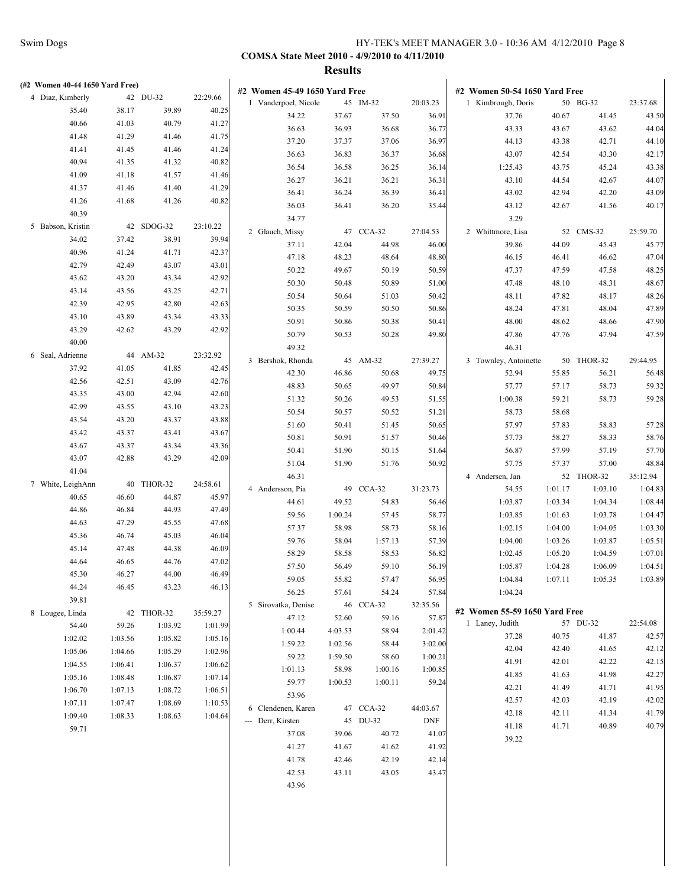**COMSA State Meet 2010 - 4/9/2010 to 4/11/2010**

**Results**

## (#2 Women 40-44 1650 Yard Free)

| Place | Name | Age | Team | Finals Time |
|---|---|---|---|---|
| 4 | Diaz, Kimberly | 42 | DU-32 | 22:29.66 |
| | 35.40 | 38.17 | 39.89 | 40.25 |
| | 40.66 | 41.03 | 40.79 | 41.27 |
| | 41.48 | 41.29 | 41.46 | 41.75 |
| | 41.41 | 41.45 | 41.46 | 41.24 |
| | 40.94 | 41.35 | 41.32 | 40.82 |
| | 41.09 | 41.18 | 41.57 | 41.46 |
| | 41.37 | 41.46 | 41.40 | 41.29 |
| | 41.26 | 41.68 | 41.26 | 40.82 |
| | 40.39 | | | |
| 5 | Babson, Kristin | 42 | SDOG-32 | 23:10.22 |
| | 34.02 | 37.42 | 38.91 | 39.94 |
| | 40.96 | 41.24 | 41.71 | 42.37 |
| | 42.79 | 42.49 | 43.07 | 43.01 |
| | 43.62 | 43.20 | 43.34 | 42.92 |
| | 43.14 | 43.56 | 43.25 | 42.71 |
| | 42.39 | 42.95 | 42.80 | 42.63 |
| | 43.10 | 43.89 | 43.34 | 43.33 |
| | 43.29 | 42.62 | 43.29 | 42.92 |
| | 40.00 | | | |
| 6 | Seal, Adrienne | 44 | AM-32 | 23:32.92 |
| | 37.92 | 41.05 | 41.85 | 42.45 |
| | 42.56 | 42.51 | 43.09 | 42.76 |
| | 43.35 | 43.00 | 42.94 | 42.60 |
| | 42.99 | 43.55 | 43.10 | 43.23 |
| | 43.54 | 43.20 | 43.37 | 43.88 |
| | 43.42 | 43.37 | 43.41 | 43.67 |
| | 43.67 | 43.37 | 43.34 | 43.36 |
| | 43.07 | 42.88 | 43.29 | 42.09 |
| | 41.04 | | | |
| 7 | White, LeighAnn | 40 | THOR-32 | 24:58.61 |
| | 40.65 | 46.60 | 44.87 | 45.97 |
| | 44.86 | 46.84 | 44.93 | 47.49 |
| | 44.63 | 47.29 | 45.55 | 47.68 |
| | 45.36 | 46.74 | 45.03 | 46.04 |
| | 45.14 | 47.48 | 44.38 | 46.09 |
| | 44.64 | 46.65 | 44.76 | 47.02 |
| | 45.30 | 46.27 | 44.00 | 46.49 |
| | 44.24 | 46.45 | 43.23 | 46.13 |
| | 39.81 | | | |
| 8 | Lougee, Linda | 42 | THOR-32 | 35:59.27 |
| | 54.40 | 59.26 | 1:03.92 | 1:01.99 |
| | 1:02.02 | 1:03.56 | 1:05.82 | 1:05.16 |
| | 1:05.06 | 1:04.66 | 1:05.29 | 1:02.96 |
| | 1:04.55 | 1:06.41 | 1:06.37 | 1:06.62 |
| | 1:05.16 | 1:08.48 | 1:06.87 | 1:07.14 |
| | 1:06.70 | 1:07.13 | 1:08.72 | 1:06.51 |
| | 1:07.11 | 1:07.47 | 1:08.69 | 1:10.53 |
| | 1:09.40 | 1:08.33 | 1:08.63 | 1:04.64 |
| | 59.71 | | | |

## #2 Women 45-49 1650 Yard Free

| Place | Name | Age | Team | Finals Time |
|---|---|---|---|---|
| 1 | Vanderpoel, Nicole | 45 | IM-32 | 20:03.23 |
| | 34.22 | 37.67 | 37.50 | 36.91 |
| | 36.63 | 36.93 | 36.68 | 36.77 |
| | 37.20 | 37.37 | 37.06 | 36.97 |
| | 36.63 | 36.83 | 36.37 | 36.68 |
| | 36.54 | 36.58 | 36.25 | 36.14 |
| | 36.27 | 36.21 | 36.21 | 36.31 |
| | 36.41 | 36.24 | 36.39 | 36.41 |
| | 36.03 | 36.41 | 36.20 | 35.44 |
| | 34.77 | | | |
| 2 | Glauch, Missy | 47 | CCA-32 | 27:04.53 |
| | 37.11 | 42.04 | 44.98 | 46.00 |
| | 47.18 | 48.23 | 48.64 | 48.80 |
| | 50.22 | 49.67 | 50.19 | 50.59 |
| | 50.30 | 50.48 | 50.89 | 51.00 |
| | 50.54 | 50.64 | 51.03 | 50.42 |
| | 50.35 | 50.59 | 50.50 | 50.86 |
| | 50.91 | 50.86 | 50.38 | 50.41 |
| | 50.79 | 50.53 | 50.28 | 49.80 |
| | 49.32 | | | |
| 3 | Bershok, Rhonda | 45 | AM-32 | 27:39.27 |
| | 42.30 | 46.86 | 50.68 | 49.75 |
| | 48.83 | 50.65 | 49.97 | 50.84 |
| | 51.32 | 50.26 | 49.53 | 51.55 |
| | 50.54 | 50.57 | 50.52 | 51.21 |
| | 51.60 | 50.41 | 51.45 | 50.65 |
| | 50.81 | 50.91 | 51.57 | 50.46 |
| | 50.41 | 51.90 | 50.15 | 51.64 |
| | 51.04 | 51.90 | 51.76 | 50.92 |
| | 46.31 | | | |
| 4 | Andersson, Pia | 49 | CCA-32 | 31:23.73 |
| | 44.61 | 49.52 | 54.83 | 56.46 |
| | 59.56 | 1:00.24 | 57.45 | 58.77 |
| | 57.37 | 58.98 | 58.73 | 58.16 |
| | 59.76 | 58.04 | 1:57.13 | 57.39 |
| | 58.29 | 58.58 | 58.53 | 56.82 |
| | 57.50 | 56.49 | 59.10 | 56.19 |
| | 59.05 | 55.82 | 57.47 | 56.95 |
| | 56.25 | 57.61 | 54.24 | 57.84 |
| 5 | Sirovatka, Denise | 46 | CCA-32 | 32:35.56 |
| | 47.12 | 52.60 | 59.16 | 57.87 |
| | 1:00.44 | 4:03.53 | 58.94 | 2:01.42 |
| | 1:59.22 | 1:02.56 | 58.44 | 3:02.00 |
| | 59.22 | 1:59.50 | 58.60 | 1:00.21 |
| | 1:01.13 | 58.98 | 1:00.16 | 1:00.85 |
| | 59.77 | 1:00.53 | 1:00.11 | 59.24 |
| | 53.96 | | | |
| 6 | Clendenen, Karen | 47 | CCA-32 | 44:03.67 |
| --- | Derr, Kirsten | 45 | DU-32 | DNF |
| | 37.08 | 39.06 | 40.72 | 41.07 |
| | 41.27 | 41.67 | 41.62 | 41.92 |
| | 41.78 | 42.46 | 42.19 | 42.14 |
| | 42.53 | 43.11 | 43.05 | 43.47 |
| | 43.96 | | | |

## #2 Women 50-54 1650 Yard Free

| Place | Name | Age | Team | Finals Time |
|---|---|---|---|---|
| 1 | Kimbrough, Doris | 50 | BG-32 | 23:37.68 |
| | 37.76 | 40.67 | 41.45 | 43.50 |
| | 43.33 | 43.67 | 43.62 | 44.04 |
| | 44.13 | 43.38 | 42.71 | 44.10 |
| | 43.07 | 42.54 | 43.30 | 42.17 |
| | 1:25.43 | 43.75 | 45.24 | 43.38 |
| | 43.10 | 44.54 | 42.67 | 44.07 |
| | 43.02 | 42.94 | 42.20 | 43.09 |
| | 43.12 | 42.67 | 41.56 | 40.17 |
| | 3.29 | | | |
| 2 | Whittmore, Lisa | 52 | CMS-32 | 25:59.70 |
| | 39.86 | 44.09 | 45.43 | 45.77 |
| | 46.15 | 46.41 | 46.62 | 47.04 |
| | 47.37 | 47.59 | 47.58 | 48.25 |
| | 47.48 | 48.10 | 48.31 | 48.67 |
| | 48.11 | 47.82 | 48.17 | 48.26 |
| | 48.24 | 47.81 | 48.04 | 47.89 |
| | 48.00 | 48.62 | 48.66 | 47.90 |
| | 47.86 | 47.76 | 47.94 | 47.59 |
| | 46.31 | | | |
| 3 | Townley, Antoinette | 50 | THOR-32 | 29:44.95 |
| | 52.94 | 55.85 | 56.21 | 56.48 |
| | 57.77 | 57.17 | 58.73 | 59.32 |
| | 1:00.38 | 59.21 | 58.73 | 59.28 |
| | 58.73 | 58.68 | | |
| | 57.97 | 57.83 | 58.83 | 57.28 |
| | 57.73 | 58.27 | 58.33 | 58.76 |
| | 56.87 | 57.99 | 57.19 | 57.70 |
| | 57.75 | 57.37 | 57.00 | 48.84 |
| 4 | Andersen, Jan | 52 | THOR-32 | 35:12.94 |
| | 54.55 | 1:01.17 | 1:03.10 | 1:04.83 |
| | 1:03.87 | 1:03.34 | 1:04.34 | 1:08.44 |
| | 1:03.85 | 1:01.63 | 1:03.78 | 1:04.47 |
| | 1:02.15 | 1:04.00 | 1:04.05 | 1:03.30 |
| | 1:04.00 | 1:03.26 | 1:03.87 | 1:05.51 |
| | 1:02.45 | 1:05.20 | 1:04.59 | 1:07.01 |
| | 1:05.87 | 1:04.28 | 1:06.09 | 1:04.51 |
| | 1:04.84 | 1:07.11 | 1:05.35 | 1:03.89 |
| | 1:04.24 | | | |

## #2 Women 55-59 1650 Yard Free

| Place | Name | Age | Team | Finals Time |
|---|---|---|---|---|
| 1 | Laney, Judith | 57 | DU-32 | 22:54.08 |
| | 37.28 | 40.75 | 41.87 | 42.57 |
| | 42.04 | 42.40 | 41.65 | 42.12 |
| | 41.91 | 42.01 | 42.22 | 42.15 |
| | 41.85 | 41.63 | 41.98 | 42.27 |
| | 42.21 | 41.49 | 41.71 | 41.95 |
| | 42.57 | 42.03 | 42.19 | 42.02 |
| | 42.18 | 42.11 | 41.34 | 41.79 |
| | 41.18 | 41.71 | 40.89 | 40.79 |
| | 39.22 | | | |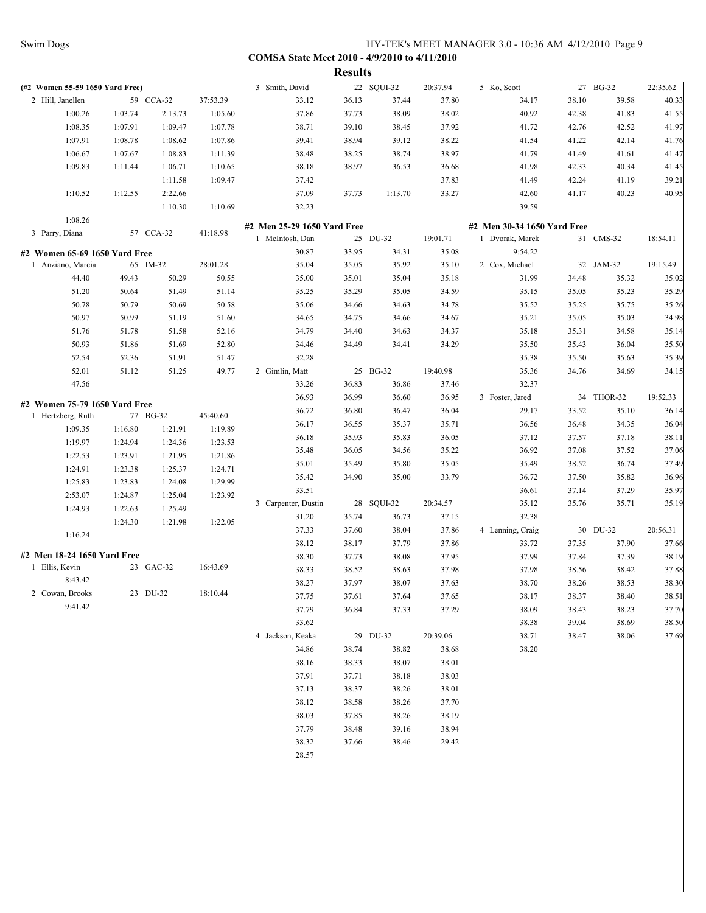COMSA State Meet 2010 - 4/9/2010 to 4/11/2010

**Results**

**(#2 Women 55-59 1650 Yard Free)**

2 Hill, Janellen 59 CCA-32 37:53.39

| | | | |
|---|---|---|---|
| 1:00.26 | 1:03.74 | 2:13.73 | 1:05.60 |
| 1:08.35 | 1:07.91 | 1:09.47 | 1:07.78 |
| 1:07.91 | 1:08.78 | 1:08.62 | 1:07.86 |
| 1:06.67 | 1:07.67 | 1:08.83 | 1:11.39 |
| 1:09.83 | 1:11.44 | 1:06.71 | 1:10.65 |
| | | 1:11.58 | 1:09.47 |
| 1:10.52 | 1:12.55 | 2:22.66 | |
| | | 1:10.30 | 1:10.69 |
| 1:08.26 | | | |

3 Parry, Diana 57 CCA-32 41:18.98

**#2 Women 65-69 1650 Yard Free**

1 Anziano, Marcia 65 IM-32 28:01.28

| | | | |
|---|---|---|---|
| 44.40 | 49.43 | 50.29 | 50.55 |
| 51.20 | 50.64 | 51.49 | 51.14 |
| 50.78 | 50.79 | 50.69 | 50.58 |
| 50.97 | 50.99 | 51.19 | 51.60 |
| 51.76 | 51.78 | 51.58 | 52.16 |
| 50.93 | 51.86 | 51.69 | 52.80 |
| 52.54 | 52.36 | 51.91 | 51.47 |
| 52.01 | 51.12 | 51.25 | 49.77 |
| 47.56 | | | |

**#2 Women 75-79 1650 Yard Free**

1 Hertzberg, Ruth 77 BG-32 45:40.60

| | | | |
|---|---|---|---|
| 1:09.35 | 1:16.80 | 1:21.91 | 1:19.89 |
| 1:19.97 | 1:24.94 | 1:24.36 | 1:23.53 |
| 1:22.53 | 1:23.91 | 1:21.95 | 1:21.86 |
| 1:24.91 | 1:23.38 | 1:25.37 | 1:24.71 |
| 1:25.83 | 1:23.83 | 1:24.08 | 1:29.99 |
| 2:53.07 | 1:24.87 | 1:25.04 | 1:23.92 |
| 1:24.93 | 1:22.63 | 1:25.49 | |
| | 1:24.30 | 1:21.98 | 1:22.05 |
| 1:16.24 | | | |

**#2 Men 18-24 1650 Yard Free**

1 Ellis, Kevin 23 GAC-32 16:43.69
8:43.42

2 Cowan, Brooks 23 DU-32 18:10.44
9:41.42

**(#2 Men 18-24 1650 Yard Free continued)**

3 Smith, David 22 SQUI-32 20:37.94

| | | | |
|---|---|---|---|
| 33.12 | 36.13 | 37.44 | 37.80 |
| 37.86 | 37.73 | 38.09 | 38.02 |
| 38.71 | 39.10 | 38.45 | 37.92 |
| 39.41 | 38.94 | 39.12 | 38.22 |
| 38.48 | 38.25 | 38.74 | 38.97 |
| 38.18 | 38.97 | 36.53 | 36.68 |
| 37.42 | | | 37.83 |
| 37.09 | 37.73 | 1:13.70 | 33.27 |
| 32.23 | | | |

**#2 Men 25-29 1650 Yard Free**

1 McIntosh, Dan 25 DU-32 19:01.71

| | | | |
|---|---|---|---|
| 30.87 | 33.95 | 34.31 | 35.08 |
| 35.04 | 35.05 | 35.92 | 35.10 |
| 35.00 | 35.01 | 35.04 | 35.18 |
| 35.25 | 35.29 | 35.05 | 34.59 |
| 35.06 | 34.66 | 34.63 | 34.78 |
| 34.65 | 34.75 | 34.66 | 34.67 |
| 34.79 | 34.40 | 34.63 | 34.37 |
| 34.46 | 34.49 | 34.41 | 34.29 |
| 32.28 | | | |

2 Gimlin, Matt 25 BG-32 19:40.98

| | | | |
|---|---|---|---|
| 33.26 | 36.83 | 36.86 | 37.46 |
| 36.93 | 36.99 | 36.60 | 36.95 |
| 36.72 | 36.80 | 36.47 | 36.04 |
| 36.17 | 36.55 | 35.37 | 35.71 |
| 36.18 | 35.93 | 35.83 | 36.05 |
| 35.48 | 36.05 | 34.56 | 35.22 |
| 35.01 | 35.49 | 35.80 | 35.05 |
| 35.42 | 34.90 | 35.00 | 33.79 |
| 33.51 | | | |

3 Carpenter, Dustin 28 SQUI-32 20:34.57

| | | | |
|---|---|---|---|
| 31.20 | 35.74 | 36.73 | 37.15 |
| 37.33 | 37.60 | 38.04 | 37.86 |
| 38.12 | 38.17 | 37.79 | 37.86 |
| 38.30 | 37.73 | 38.08 | 37.95 |
| 38.33 | 38.52 | 38.63 | 37.98 |
| 38.27 | 37.97 | 38.07 | 37.63 |
| 37.75 | 37.61 | 37.64 | 37.65 |
| 37.79 | 36.84 | 37.33 | 37.29 |
| 33.62 | | | |

4 Jackson, Keaka 29 DU-32 20:39.06

| | | | |
|---|---|---|---|
| 34.86 | 38.74 | 38.82 | 38.68 |
| 38.16 | 38.33 | 38.07 | 38.01 |
| 37.91 | 37.71 | 38.18 | 38.03 |
| 37.13 | 38.37 | 38.26 | 38.01 |
| 38.12 | 38.58 | 38.26 | 37.70 |
| 38.03 | 37.85 | 38.26 | 38.19 |
| 37.79 | 38.48 | 39.16 | 38.94 |
| 38.32 | 37.66 | 38.46 | 29.42 |
| 28.57 | | | |

5 Ko, Scott 27 BG-32 22:35.62

| | | | |
|---|---|---|---|
| 34.17 | 38.10 | 39.58 | 40.33 |
| 40.92 | 42.38 | 41.83 | 41.55 |
| 41.72 | 42.76 | 42.52 | 41.97 |
| 41.54 | 41.22 | 42.14 | 41.76 |
| 41.79 | 41.49 | 41.61 | 41.47 |
| 41.98 | 42.33 | 40.34 | 41.45 |
| 41.49 | 42.24 | 41.19 | 39.21 |
| 42.60 | 41.17 | 40.23 | 40.95 |
| 39.59 | | | |

**#2 Men 30-34 1650 Yard Free**

1 Dvorak, Marek 31 CMS-32 18:54.11
9:54.22

2 Cox, Michael 32 JAM-32 19:15.49

| | | | |
|---|---|---|---|
| 31.99 | 34.48 | 35.32 | 35.02 |
| 35.15 | 35.05 | 35.23 | 35.29 |
| 35.52 | 35.25 | 35.75 | 35.26 |
| 35.21 | 35.05 | 35.03 | 34.98 |
| 35.18 | 35.31 | 34.58 | 35.14 |
| 35.50 | 35.43 | 36.04 | 35.50 |
| 35.38 | 35.50 | 35.63 | 35.39 |
| 35.36 | 34.76 | 34.69 | 34.15 |
| 32.37 | | | |

3 Foster, Jared 34 THOR-32 19:52.33

| | | | |
|---|---|---|---|
| 29.17 | 33.52 | 35.10 | 36.14 |
| 36.56 | 36.48 | 34.35 | 36.04 |
| 37.12 | 37.57 | 37.18 | 38.11 |
| 36.92 | 37.08 | 37.52 | 37.06 |
| 35.49 | 38.52 | 36.74 | 37.49 |
| 36.72 | 37.50 | 35.82 | 36.96 |
| 36.61 | 37.14 | 37.29 | 35.97 |
| 35.12 | 35.76 | 35.71 | 35.19 |
| 32.38 | | | |

4 Lenning, Craig 30 DU-32 20:56.31

| | | | |
|---|---|---|---|
| 33.72 | 37.35 | 37.90 | 37.66 |
| 37.99 | 37.84 | 37.39 | 38.19 |
| 37.98 | 38.56 | 38.42 | 37.88 |
| 38.70 | 38.26 | 38.53 | 38.30 |
| 38.17 | 38.37 | 38.40 | 38.51 |
| 38.09 | 38.43 | 38.23 | 37.70 |
| 38.38 | 39.04 | 38.69 | 38.50 |
| 38.71 | 38.47 | 38.06 | 37.69 |
| 38.20 | | | |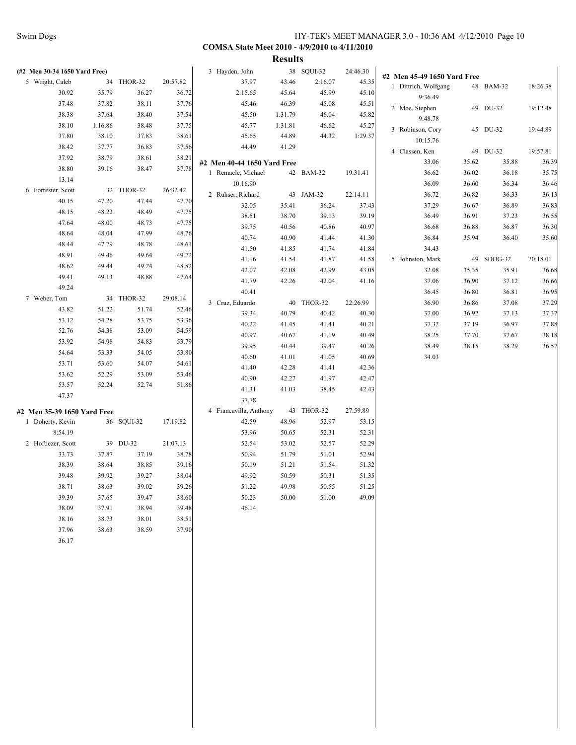**COMSA State Meet 2010 - 4/9/2010 to 4/11/2010**

**Results**

**(#2 Men 30-34 1650 Yard Free)**

5 Wright, Caleb 34 THOR-32 20:57.82

| | | | |
|---|---|---|---|
| 30.92 | 35.79 | 36.27 | 36.72 |
| 37.48 | 37.82 | 38.11 | 37.76 |
| 38.38 | 37.64 | 38.40 | 37.54 |
| 38.10 | 1:16.86 | 38.48 | 37.75 |
| 37.80 | 38.10 | 37.83 | 38.61 |
| 38.42 | 37.77 | 36.83 | 37.56 |
| 37.92 | 38.79 | 38.61 | 38.21 |
| 38.80 | 39.16 | 38.47 | 37.78 |
| 13.14 | | | |

6 Forrester, Scott 32 THOR-32 26:32.42

| | | | |
|---|---|---|---|
| 40.15 | 47.20 | 47.44 | 47.70 |
| 48.15 | 48.22 | 48.49 | 47.75 |
| 47.64 | 48.00 | 48.73 | 47.75 |
| 48.64 | 48.04 | 47.99 | 48.76 |
| 48.44 | 47.79 | 48.78 | 48.61 |
| 48.91 | 49.46 | 49.64 | 49.72 |
| 48.62 | 49.44 | 49.24 | 48.82 |
| 49.41 | 49.13 | 48.88 | 47.64 |
| 49.24 | | | |

7 Weber, Tom 34 THOR-32 29:08.14

| | | | |
|---|---|---|---|
| 43.82 | 51.22 | 51.74 | 52.46 |
| 53.12 | 54.28 | 53.75 | 53.36 |
| 52.76 | 54.38 | 53.09 | 54.59 |
| 53.92 | 54.98 | 54.83 | 53.79 |
| 54.64 | 53.33 | 54.05 | 53.80 |
| 53.71 | 53.60 | 54.07 | 54.61 |
| 53.62 | 52.29 | 53.09 | 53.46 |
| 53.57 | 52.24 | 52.74 | 51.86 |
| 47.37 | | | |

**#2 Men 35-39 1650 Yard Free**

1 Doherty, Kevin 36 SQUI-32 17:19.82

| | | | |
|---|---|---|---|
| 8:54.19 | | | |

2 Hoftiezer, Scott 39 DU-32 21:07.13

| | | | |
|---|---|---|---|
| 33.73 | 37.87 | 37.19 | 38.78 |
| 38.39 | 38.64 | 38.85 | 39.16 |
| 39.48 | 39.92 | 39.27 | 38.04 |
| 38.71 | 38.63 | 39.02 | 39.26 |
| 39.39 | 37.65 | 39.47 | 38.60 |
| 38.09 | 37.91 | 38.94 | 39.48 |
| 38.16 | 38.73 | 38.01 | 38.51 |
| 37.96 | 38.63 | 38.59 | 37.90 |
| 36.17 | | | |

3 Hayden, John 38 SQUI-32 24:46.30

| | | | |
|---|---|---|---|
| 37.97 | 43.46 | 2:16.07 | 45.35 |
| 2:15.65 | 45.64 | 45.99 | 45.10 |
| 45.46 | 46.39 | 45.08 | 45.51 |
| 45.50 | 1:31.79 | 46.04 | 45.82 |
| 45.77 | 1:31.81 | 46.62 | 45.27 |
| 45.65 | 44.89 | 44.32 | 1:29.37 |
| 44.49 | 41.29 | | |

**#2 Men 40-44 1650 Yard Free**

1 Remacle, Michael 42 BAM-32 19:31.41

| | | | |
|---|---|---|---|
| 10:16.90 | | | |

2 Ruhser, Richard 43 JAM-32 22:14.11

| | | | |
|---|---|---|---|
| 32.05 | 35.41 | 36.24 | 37.43 |
| 38.51 | 38.70 | 39.13 | 39.19 |
| 39.75 | 40.56 | 40.86 | 40.97 |
| 40.74 | 40.90 | 41.44 | 41.30 |
| 41.50 | 41.85 | 41.74 | 41.84 |
| 41.16 | 41.54 | 41.87 | 41.58 |
| 42.07 | 42.08 | 42.99 | 43.05 |
| 41.79 | 42.26 | 42.04 | 41.16 |
| 40.41 | | | |

3 Cruz, Eduardo 40 THOR-32 22:26.99

| | | | |
|---|---|---|---|
| 39.34 | 40.79 | 40.42 | 40.30 |
| 40.22 | 41.45 | 41.41 | 40.21 |
| 40.97 | 40.67 | 41.19 | 40.49 |
| 39.95 | 40.44 | 39.47 | 40.26 |
| 40.60 | 41.01 | 41.05 | 40.69 |
| 41.40 | 42.28 | 41.41 | 42.36 |
| 40.90 | 42.27 | 41.97 | 42.47 |
| 41.31 | 41.03 | 38.45 | 42.43 |
| 37.78 | | | |

4 Francavilla, Anthony 43 THOR-32 27:59.89

| | | | |
|---|---|---|---|
| 42.59 | 48.96 | 52.97 | 53.15 |
| 53.96 | 50.65 | 52.31 | 52.31 |
| 52.54 | 53.02 | 52.57 | 52.29 |
| 50.94 | 51.79 | 51.01 | 52.94 |
| 50.19 | 51.21 | 51.54 | 51.32 |
| 49.92 | 50.59 | 50.31 | 51.35 |
| 51.22 | 49.98 | 50.55 | 51.25 |
| 50.23 | 50.00 | 51.00 | 49.09 |
| 46.14 | | | |

**#2 Men 45-49 1650 Yard Free**

1 Dittrich, Wolfgang 48 BAM-32 18:26.38

| | | | |
|---|---|---|---|
| 9:36.49 | | | |

2 Moe, Stephen 49 DU-32 19:12.48

| | | | |
|---|---|---|---|
| 9:48.78 | | | |

3 Robinson, Cory 45 DU-32 19:44.89

| | | | |
|---|---|---|---|
| 10:15.76 | | | |

4 Classen, Ken 49 DU-32 19:57.81

| | | | |
|---|---|---|---|
| 33.06 | 35.62 | 35.88 | 36.39 |
| 36.62 | 36.02 | 36.18 | 35.75 |
| 36.09 | 36.60 | 36.34 | 36.46 |
| 36.72 | 36.82 | 36.33 | 36.13 |
| 37.29 | 36.67 | 36.89 | 36.83 |
| 36.49 | 36.91 | 37.23 | 36.55 |
| 36.68 | 36.88 | 36.87 | 36.30 |
| 36.84 | 35.94 | 36.40 | 35.60 |
| 34.43 | | | |

5 Johnston, Mark 49 SDOG-32 20:18.01

| | | | |
|---|---|---|---|
| 32.08 | 35.35 | 35.91 | 36.68 |
| 37.06 | 36.90 | 37.12 | 36.66 |
| 36.45 | 36.80 | 36.81 | 36.95 |
| 36.90 | 36.86 | 37.08 | 37.29 |
| 37.00 | 36.92 | 37.13 | 37.37 |
| 37.32 | 37.19 | 36.97 | 37.88 |
| 38.25 | 37.70 | 37.67 | 38.18 |
| 38.49 | 38.15 | 38.29 | 36.57 |
| 34.03 | | | |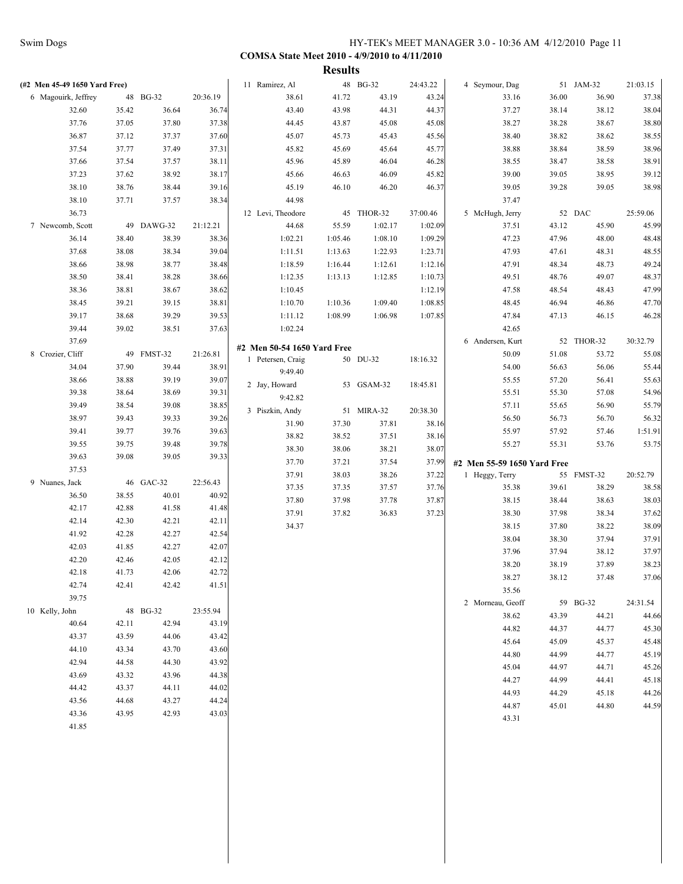COMSA State Meet 2010 - 4/9/2010 to 4/11/2010

## Results

### (#2 Men 45-49 1650 Yard Free)

| Place | Name | Age | Team | Time |
|---|---|---|---|---|
| 6 | Magouirk, Jeffrey | 48 | BG-32 | 20:36.19 |
| | 32.60 | 35.42 | 36.64 | 36.74 |
| | 37.76 | 37.05 | 37.80 | 37.38 |
| | 36.87 | 37.12 | 37.37 | 37.60 |
| | 37.54 | 37.77 | 37.49 | 37.31 |
| | 37.66 | 37.54 | 37.57 | 38.11 |
| | 37.23 | 37.62 | 38.92 | 38.17 |
| | 38.10 | 38.76 | 38.44 | 39.16 |
| | 38.10 | 37.71 | 37.57 | 38.34 |
| | 36.73 | | | |
| 7 | Newcomb, Scott | 49 | DAWG-32 | 21:12.21 |
| | 36.14 | 38.40 | 38.39 | 38.36 |
| | 37.68 | 38.08 | 38.34 | 39.04 |
| | 38.66 | 38.98 | 38.77 | 38.48 |
| | 38.50 | 38.41 | 38.28 | 38.66 |
| | 38.36 | 38.81 | 38.67 | 38.62 |
| | 38.45 | 39.21 | 39.15 | 38.81 |
| | 39.17 | 38.68 | 39.29 | 39.53 |
| | 39.44 | 39.02 | 38.51 | 37.63 |
| | 37.69 | | | |
| 8 | Crozier, Cliff | 49 | FMST-32 | 21:26.81 |
| | 34.04 | 37.90 | 39.44 | 38.91 |
| | 38.66 | 38.88 | 39.19 | 39.07 |
| | 39.38 | 38.64 | 38.69 | 39.31 |
| | 39.49 | 38.54 | 39.08 | 38.85 |
| | 38.97 | 39.43 | 39.33 | 39.26 |
| | 39.41 | 39.77 | 39.76 | 39.63 |
| | 39.55 | 39.75 | 39.48 | 39.78 |
| | 39.63 | 39.08 | 39.05 | 39.33 |
| | 37.53 | | | |
| 9 | Nuanes, Jack | 46 | GAC-32 | 22:56.43 |
| | 36.50 | 38.55 | 40.01 | 40.92 |
| | 42.17 | 42.88 | 41.58 | 41.48 |
| | 42.14 | 42.30 | 42.21 | 42.11 |
| | 41.92 | 42.28 | 42.27 | 42.54 |
| | 42.03 | 41.85 | 42.27 | 42.07 |
| | 42.20 | 42.46 | 42.05 | 42.12 |
| | 42.18 | 41.73 | 42.06 | 42.72 |
| | 42.74 | 42.41 | 42.42 | 41.51 |
| | 39.75 | | | |
| 10 | Kelly, John | 48 | BG-32 | 23:55.94 |
| | 40.64 | 42.11 | 42.94 | 43.19 |
| | 43.37 | 43.59 | 44.06 | 43.42 |
| | 44.10 | 43.34 | 43.70 | 43.60 |
| | 42.94 | 44.58 | 44.30 | 43.92 |
| | 43.69 | 43.32 | 43.96 | 44.38 |
| | 44.42 | 43.37 | 44.11 | 44.02 |
| | 43.56 | 44.68 | 43.27 | 44.24 |
| | 43.36 | 43.95 | 42.93 | 43.03 |
| | 41.85 | | | |
| 11 | Ramirez, Al | 48 | BG-32 | 24:43.22 |
| | 38.61 | 41.72 | 43.19 | 43.24 |
| | 43.40 | 43.98 | 44.31 | 44.37 |
| | 44.45 | 43.87 | 45.08 | 45.08 |
| | 45.07 | 45.73 | 45.43 | 45.56 |
| | 45.82 | 45.69 | 45.64 | 45.77 |
| | 45.96 | 45.89 | 46.04 | 46.28 |
| | 45.66 | 46.63 | 46.09 | 45.82 |
| | 45.19 | 46.10 | 46.20 | 46.37 |
| | 44.98 | | | |
| 12 | Levi, Theodore | 45 | THOR-32 | 37:00.46 |
| | 44.68 | 55.59 | 1:02.17 | 1:02.09 |
| | 1:02.21 | 1:05.46 | 1:08.10 | 1:09.29 |
| | 1:11.51 | 1:13.63 | 1:22.93 | 1:23.71 |
| | 1:18.59 | 1:16.44 | 1:12.61 | 1:12.16 |
| | 1:12.35 | 1:13.13 | 1:12.85 | 1:10.73 |
| | 1:10.45 | | | 1:12.19 |
| | 1:10.70 | 1:10.36 | 1:09.40 | 1:08.85 |
| | 1:11.12 | 1:08.99 | 1:06.98 | 1:07.85 |
| | 1:02.24 | | | |

### #2 Men 50-54 1650 Yard Free

| Place | Name | Age | Team | Time |
|---|---|---|---|---|
| 1 | Petersen, Craig | 50 | DU-32 | 18:16.32 |
| | 9:49.40 | | | |
| 2 | Jay, Howard | 53 | GSAM-32 | 18:45.81 |
| | 9:42.82 | | | |
| 3 | Piszkin, Andy | 51 | MIRA-32 | 20:38.30 |
| | 31.90 | 37.30 | 37.81 | 38.16 |
| | 38.82 | 38.52 | 37.51 | 38.16 |
| | 38.30 | 38.06 | 38.21 | 38.07 |
| | 37.70 | 37.21 | 37.54 | 37.99 |
| | 37.91 | 38.03 | 38.26 | 37.22 |
| | 37.35 | 37.35 | 37.57 | 37.76 |
| | 37.80 | 37.98 | 37.78 | 37.87 |
| | 37.91 | 37.82 | 36.83 | 37.23 |
| | 34.37 | | | |
| 4 | Seymour, Dag | 51 | JAM-32 | 21:03.15 |
| | 33.16 | 36.00 | 36.90 | 37.38 |
| | 37.27 | 38.14 | 38.12 | 38.04 |
| | 38.27 | 38.28 | 38.67 | 38.80 |
| | 38.40 | 38.82 | 38.62 | 38.55 |
| | 38.88 | 38.84 | 38.59 | 38.96 |
| | 38.55 | 38.47 | 38.58 | 38.91 |
| | 39.00 | 39.05 | 38.95 | 39.12 |
| | 39.05 | 39.28 | 39.05 | 38.98 |
| | 37.47 | | | |
| 5 | McHugh, Jerry | 52 | DAC | 25:59.06 |
| | 37.51 | 43.12 | 45.90 | 45.99 |
| | 47.23 | 47.96 | 48.00 | 48.48 |
| | 47.93 | 47.61 | 48.31 | 48.55 |
| | 47.91 | 48.34 | 48.73 | 49.24 |
| | 49.51 | 48.76 | 49.07 | 48.37 |
| | 47.58 | 48.54 | 48.43 | 47.99 |
| | 48.45 | 46.94 | 46.86 | 47.70 |
| | 47.84 | 47.13 | 46.15 | 46.28 |
| | 42.65 | | | |
| 6 | Andersen, Kurt | 52 | THOR-32 | 30:32.79 |
| | 50.09 | 51.08 | 53.72 | 55.08 |
| | 54.00 | 56.63 | 56.06 | 55.44 |
| | 55.55 | 57.20 | 56.41 | 55.63 |
| | 55.51 | 55.30 | 57.08 | 54.96 |
| | 57.11 | 55.65 | 56.90 | 55.79 |
| | 56.50 | 56.73 | 56.70 | 56.32 |
| | 55.97 | 57.92 | 57.46 | 1:51.91 |
| | 55.27 | 55.31 | 53.76 | 53.75 |

### #2 Men 55-59 1650 Yard Free

| Place | Name | Age | Team | Time |
|---|---|---|---|---|
| 1 | Heggy, Terry | 55 | FMST-32 | 20:52.79 |
| | 35.38 | 39.61 | 38.29 | 38.58 |
| | 38.15 | 38.44 | 38.63 | 38.03 |
| | 38.30 | 37.98 | 38.34 | 37.62 |
| | 38.15 | 37.80 | 38.22 | 38.09 |
| | 38.04 | 38.30 | 37.94 | 37.91 |
| | 37.96 | 37.94 | 38.12 | 37.97 |
| | 38.20 | 38.19 | 37.89 | 38.23 |
| | 38.27 | 38.12 | 37.48 | 37.06 |
| | 35.56 | | | |
| 2 | Morneau, Geoff | 59 | BG-32 | 24:31.54 |
| | 38.62 | 43.39 | 44.21 | 44.66 |
| | 44.82 | 44.37 | 44.77 | 45.30 |
| | 45.64 | 45.09 | 45.37 | 45.48 |
| | 44.80 | 44.99 | 44.77 | 45.19 |
| | 45.04 | 44.97 | 44.71 | 45.26 |
| | 44.27 | 44.99 | 44.41 | 45.18 |
| | 44.93 | 44.29 | 45.18 | 44.26 |
| | 44.87 | 45.01 | 44.80 | 44.59 |
| | 43.31 | | | |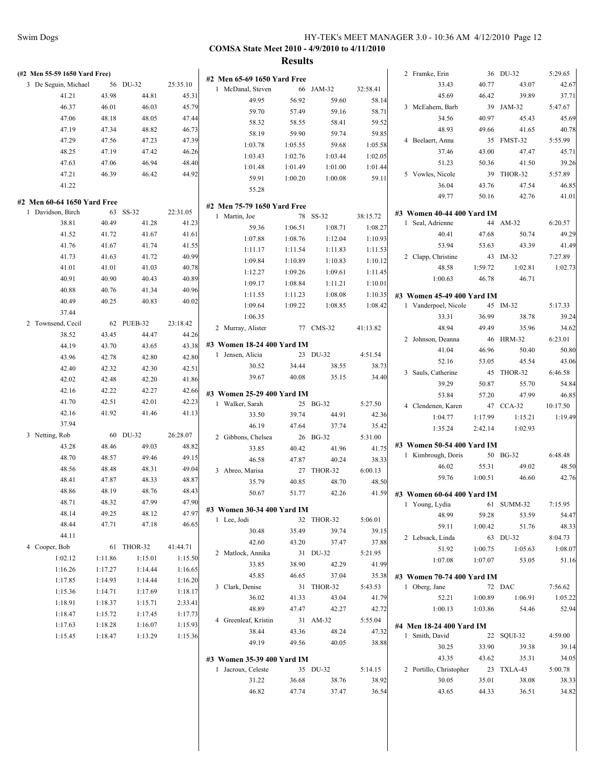**COMSA State Meet 2010 - 4/9/2010 to 4/11/2010**

**Results**

### (#2 Men 55-59 1650 Yard Free)

| Place | Name | Age | Team | Time |
|---|---|---|---|---|
| 3 | De Seguin, Michael | 56 | DU-32 | 25:35.10 |

| | | | |
|---|---|---|---|
| 41.21 | 43.98 | 44.81 | 45.31 |
| 46.37 | 46.01 | 46.03 | 45.79 |
| 47.06 | 48.18 | 48.05 | 47.44 |
| 47.19 | 47.34 | 48.82 | 46.73 |
| 47.29 | 47.56 | 47.23 | 47.39 |
| 48.25 | 47.19 | 47.42 | 46.26 |
| 47.63 | 47.06 | 46.94 | 48.40 |
| 47.21 | 46.39 | 46.42 | 44.92 |
| 41.22 | | | |

### #2 Men 60-64 1650 Yard Free

| Place | Name | Age | Team | Time |
|---|---|---|---|---|
| 1 | Davidson, Birch | 63 | SS-32 | 22:31.05 |

| | | | |
|---|---|---|---|
| 38.81 | 40.49 | 41.28 | 41.23 |
| 41.52 | 41.72 | 41.67 | 41.61 |
| 41.76 | 41.67 | 41.74 | 41.55 |
| 41.73 | 41.63 | 41.72 | 40.99 |
| 41.01 | 41.01 | 41.03 | 40.78 |
| 40.91 | 40.90 | 40.43 | 40.89 |
| 40.88 | 40.76 | 41.34 | 40.96 |
| 40.49 | 40.25 | 40.83 | 40.02 |
| 37.44 | | | |

| Place | Name | Age | Team | Time |
|---|---|---|---|---|
| 2 | Townsend, Cecil | 62 | PUEB-32 | 23:18.42 |

| | | | |
|---|---|---|---|
| 38.52 | 43.45 | 44.47 | 44.26 |
| 44.19 | 43.70 | 43.65 | 43.38 |
| 43.96 | 42.78 | 42.80 | 42.80 |
| 42.40 | 42.32 | 42.30 | 42.51 |
| 42.02 | 42.48 | 42.20 | 41.86 |
| 42.16 | 42.22 | 42.27 | 42.66 |
| 41.70 | 42.51 | 42.01 | 42.23 |
| 42.16 | 41.92 | 41.46 | 41.13 |
| 37.94 | | | |

| Place | Name | Age | Team | Time |
|---|---|---|---|---|
| 3 | Netting, Rob | 60 | DU-32 | 26:28.07 |

| | | | |
|---|---|---|---|
| 43.28 | 48.46 | 49.03 | 48.82 |
| 48.70 | 48.57 | 49.46 | 49.15 |
| 48.56 | 48.48 | 48.31 | 49.04 |
| 48.41 | 47.87 | 48.33 | 48.87 |
| 48.86 | 48.19 | 48.76 | 48.43 |
| 48.71 | 48.32 | 47.99 | 47.90 |
| 48.14 | 49.25 | 48.12 | 47.97 |
| 48.44 | 47.71 | 47.18 | 46.65 |
| 44.11 | | | |

| Place | Name | Age | Team | Time |
|---|---|---|---|---|
| 4 | Cooper, Bob | 61 | THOR-32 | 41:44.71 |

| | | | |
|---|---|---|---|
| 1:02.12 | 1:11.86 | 1:15.01 | 1:15.50 |
| 1:16.26 | 1:17.27 | 1:14.44 | 1:16.65 |
| 1:17.85 | 1:14.93 | 1:14.44 | 1:16.20 |
| 1:15.36 | 1:14.71 | 1:17.69 | 1:18.17 |
| 1:18.91 | 1:18.37 | 1:15.71 | 2:33.41 |
| 1:18.47 | 1:15.72 | 1:17.45 | 1:17.73 |
| 1:17.63 | 1:18.28 | 1:16.07 | 1:15.93 |
| 1:15.45 | 1:18.47 | 1:13.29 | 1:15.36 |

### #2 Men 65-69 1650 Yard Free

| Place | Name | Age | Team | Time |
|---|---|---|---|---|
| 1 | McDanal, Steven | 66 | JAM-32 | 32:58.41 |

| | | | |
|---|---|---|---|
| 49.95 | 56.92 | 59.60 | 58.14 |
| 59.70 | 57.49 | 59.16 | 58.71 |
| 58.32 | 58.55 | 58.41 | 59.52 |
| 58.19 | 59.90 | 59.74 | 59.85 |
| 1:03.78 | 1:05.55 | 59.68 | 1:05.58 |
| 1:03.43 | 1:02.76 | 1:03.44 | 1:02.05 |
| 1:01.48 | 1:01.49 | 1:01.00 | 1:01.44 |
| 59.91 | 1:00.20 | 1:00.08 | 59.11 |
| 55.28 | | | |

### #2 Men 75-79 1650 Yard Free

| Place | Name | Age | Team | Time |
|---|---|---|---|---|
| 1 | Martin, Joe | 78 | SS-32 | 38:15.72 |

| | | | |
|---|---|---|---|
| 59.36 | 1:06.51 | 1:08.71 | 1:08.27 |
| 1:07.88 | 1:08.76 | 1:12.04 | 1:10.93 |
| 1:11.17 | 1:11.54 | 1:11.83 | 1:11.53 |
| 1:09.84 | 1:10.89 | 1:10.83 | 1:10.12 |
| 1:12.27 | 1:09.26 | 1:09.61 | 1:11.45 |
| 1:09.17 | 1:08.84 | 1:11.21 | 1:10.01 |
| 1:11.55 | 1:11.23 | 1:08.08 | 1:10.35 |
| 1:09.64 | 1:09.22 | 1:08.85 | 1:08.42 |
| 1:06.35 | | | |

| Place | Name | Age | Team | Time |
|---|---|---|---|---|
| 2 | Murray, Alister | 77 | CMS-32 | 41:13.82 |

### #3 Women 18-24 400 Yard IM

| Place | Name | Age | Team | Time |
|---|---|---|---|---|
| 1 | Jensen, Alicia | 23 | DU-32 | 4:51.54 |

| | | | |
|---|---|---|---|
| 30.52 | 34.44 | 38.55 | 38.73 |
| 39.67 | 40.08 | 35.15 | 34.40 |

### #3 Women 25-29 400 Yard IM

| Place | Name | Age | Team | Time |
|---|---|---|---|---|
| 1 | Walker, Sarah | 25 | BG-32 | 5:27.50 |
| | 33.50 | 39.74 | 44.91 | 42.36 |
| | 46.19 | 47.64 | 37.74 | 35.42 |
| 2 | Gibbons, Chelsea | 26 | BG-32 | 5:31.00 |
| | 33.85 | 40.42 | 41.96 | 41.75 |
| | 46.58 | 47.87 | 40.24 | 38.33 |
| 3 | Abreo, Marisa | 27 | THOR-32 | 6:00.13 |
| | 35.79 | 40.85 | 48.70 | 48.50 |
| | 50.67 | 51.77 | 42.26 | 41.59 |

### #3 Women 30-34 400 Yard IM

| Place | Name | Age | Team | Time |
|---|---|---|---|---|
| 1 | Lee, Jodi | 32 | THOR-32 | 5:06.01 |
| | 30.48 | 35.49 | 39.74 | 39.15 |
| | 42.60 | 43.20 | 37.47 | 37.88 |
| 2 | Matlock, Annika | 31 | DU-32 | 5:21.95 |
| | 33.85 | 38.90 | 42.29 | 41.99 |
| | 45.85 | 46.65 | 37.04 | 35.38 |
| 3 | Clark, Denise | 31 | THOR-32 | 5:43.53 |
| | 36.02 | 41.33 | 43.04 | 41.79 |
| | 48.89 | 47.47 | 42.27 | 42.72 |
| 4 | Greenleaf, Kristin | 31 | AM-32 | 5:55.04 |
| | 38.44 | 43.36 | 48.24 | 47.32 |
| | 49.19 | 49.56 | 40.05 | 38.88 |

### #3 Women 35-39 400 Yard IM

| Place | Name | Age | Team | Time |
|---|---|---|---|---|
| 1 | Jacroux, Celeste | 35 | DU-32 | 5:14.15 |
| | 31.22 | 36.68 | 38.76 | 38.92 |
| | 46.82 | 47.74 | 37.47 | 36.54 |
| 2 | Framke, Erin | 36 | DU-32 | 5:29.65 |
| | 33.43 | 40.77 | 43.07 | 42.67 |
| | 45.69 | 46.42 | 39.89 | 37.71 |
| 3 | McEahern, Barb | 39 | JAM-32 | 5:47.67 |
| | 34.56 | 40.97 | 45.43 | 45.69 |
| | 48.93 | 49.66 | 41.65 | 40.78 |
| 4 | Beelaert, Anna | 35 | FMST-32 | 5:55.99 |
| | 37.46 | 43.00 | 47.47 | 45.71 |
| | 51.23 | 50.36 | 41.50 | 39.26 |
| 5 | Vowles, Nicole | 39 | THOR-32 | 5:57.89 |
| | 36.04 | 43.76 | 47.54 | 46.85 |
| | 49.77 | 50.16 | 42.76 | 41.01 |

### #3 Women 40-44 400 Yard IM

| Place | Name | Age | Team | Time |
|---|---|---|---|---|
| 1 | Seal, Adrienne | 44 | AM-32 | 6:20.57 |
| | 40.41 | 47.68 | 50.74 | 49.29 |
| | 53.94 | 53.63 | 43.39 | 41.49 |
| 2 | Clapp, Christine | 43 | IM-32 | 7:27.89 |
| | 48.58 | 1:59.72 | 1:02.81 | 1:02.73 |
| | 1:00.63 | 46.78 | 46.71 | |

### #3 Women 45-49 400 Yard IM

| Place | Name | Age | Team | Time |
|---|---|---|---|---|
| 1 | Vanderpoel, Nicole | 45 | IM-32 | 5:17.33 |
| | 33.31 | 36.99 | 38.78 | 39.24 |
| | 48.94 | 49.49 | 35.96 | 34.62 |
| 2 | Johnson, Deanna | 46 | HRM-32 | 6:23.01 |
| | 41.04 | 46.96 | 50.40 | 50.80 |
| | 52.16 | 53.05 | 45.54 | 43.06 |
| 3 | Sauls, Catherine | 45 | THOR-32 | 6:46.58 |
| | 39.29 | 50.87 | 55.70 | 54.84 |
| | 53.84 | 57.20 | 47.99 | 46.85 |
| 4 | Clendenen, Karen | 47 | CCA-32 | 10:17.50 |
| | 1:04.77 | 1:17.99 | 1:15.21 | 1:19.49 |
| | 1:35.24 | 2:42.14 | 1:02.93 | |

### #3 Women 50-54 400 Yard IM

| Place | Name | Age | Team | Time |
|---|---|---|---|---|
| 1 | Kimbrough, Doris | 50 | BG-32 | 6:48.48 |
| | 46.02 | 55.31 | 49.02 | 48.50 |
| | 59.76 | 1:00.51 | 46.60 | 42.76 |

### #3 Women 60-64 400 Yard IM

| Place | Name | Age | Team | Time |
|---|---|---|---|---|
| 1 | Young, Lydia | 61 | SUMM-32 | 7:15.95 |
| | 48.99 | 59.28 | 53.59 | 54.47 |
| | 59.11 | 1:00.42 | 51.76 | 48.33 |
| 2 | Lebsack, Linda | 63 | DU-32 | 8:04.73 |
| | 51.92 | 1:00.75 | 1:05.63 | 1:08.07 |
| | 1:07.08 | 1:07.07 | 53.05 | 51.16 |

### #3 Women 70-74 400 Yard IM

| Place | Name | Age | Team | Time |
|---|---|---|---|---|
| 1 | Oberg, Jane | 72 | DAC | 7:56.62 |
| | 52.21 | 1:00.89 | 1:06.91 | 1:05.22 |
| | 1:00.13 | 1:03.86 | 54.46 | 52.94 |

### #4 Men 18-24 400 Yard IM

| Place | Name | Age | Team | Time |
|---|---|---|---|---|
| 1 | Smith, David | 22 | SQUI-32 | 4:59.00 |
| | 30.25 | 33.90 | 39.38 | 39.14 |
| | 43.35 | 43.62 | 35.31 | 34.05 |
| 2 | Portillo, Christopher | 23 | TXLA-43 | 5:00.78 |
| | 30.05 | 35.01 | 38.08 | 38.33 |
| | 43.65 | 44.33 | 36.51 | 34.82 |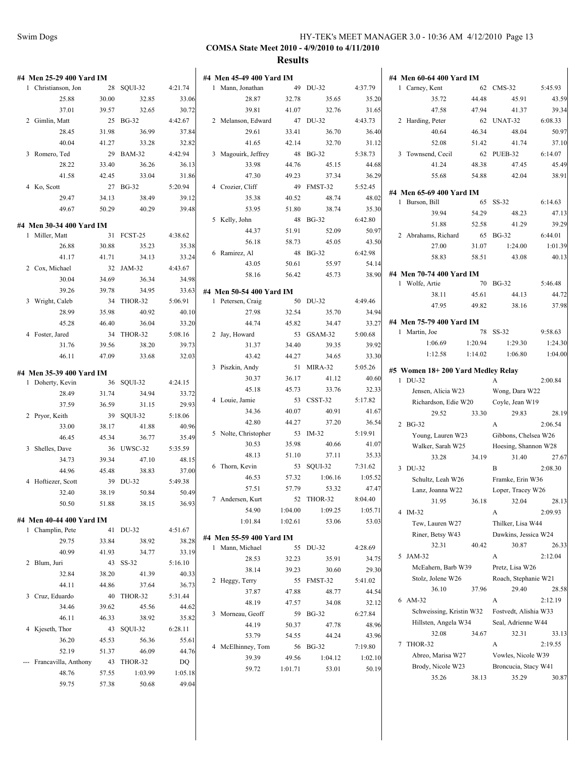**COMSA State Meet 2010 - 4/9/2010 to 4/11/2010**

**Results**

### #4 Men 25-29 400 Yard IM

| Place | Name | Age | Team | Time |
|---|---|---|---|---|
| 1 | Christianson, Jon | 28 | SQUI-32 | 4:21.74 |
| | 25.88 | 30.00 | 32.85 | 33.06 |
| | 37.01 | 39.57 | 32.65 | 30.72 |
| 2 | Gimlin, Matt | 25 | BG-32 | 4:42.67 |
| | 28.45 | 31.98 | 36.99 | 37.84 |
| | 40.04 | 41.27 | 33.28 | 32.82 |
| 3 | Romero, Ted | 29 | BAM-32 | 4:42.94 |
| | 28.22 | 33.40 | 36.26 | 36.13 |
| | 41.58 | 42.45 | 33.04 | 31.86 |
| 4 | Ko, Scott | 27 | BG-32 | 5:20.94 |
| | 29.47 | 34.13 | 38.49 | 39.12 |
| | 49.67 | 50.29 | 40.29 | 39.48 |

### #4 Men 30-34 400 Yard IM

| Place | Name | Age | Team | Time |
|---|---|---|---|---|
| 1 | Miller, Matt | 31 | FCST-25 | 4:38.62 |
| | 26.88 | 30.88 | 35.23 | 35.38 |
| | 41.17 | 41.71 | 34.13 | 33.24 |
| 2 | Cox, Michael | 32 | JAM-32 | 4:43.67 |
| | 30.04 | 34.69 | 36.34 | 34.98 |
| | 39.26 | 39.78 | 34.95 | 33.63 |
| 3 | Wright, Caleb | 34 | THOR-32 | 5:06.91 |
| | 28.99 | 35.98 | 40.92 | 40.10 |
| | 45.28 | 46.40 | 36.04 | 33.20 |
| 4 | Foster, Jared | 34 | THOR-32 | 5:08.16 |
| | 31.76 | 39.56 | 38.20 | 39.73 |
| | 46.11 | 47.09 | 33.68 | 32.03 |

### #4 Men 35-39 400 Yard IM

| Place | Name | Age | Team | Time |
|---|---|---|---|---|
| 1 | Doherty, Kevin | 36 | SQUI-32 | 4:24.15 |
| | 28.49 | 31.74 | 34.94 | 33.72 |
| | 37.59 | 36.59 | 31.15 | 29.93 |
| 2 | Pryor, Keith | 39 | SQUI-32 | 5:18.06 |
| | 33.00 | 38.17 | 41.88 | 40.96 |
| | 46.45 | 45.34 | 36.77 | 35.49 |
| 3 | Shelles, Dave | 36 | UWSC-32 | 5:35.59 |
| | 34.73 | 39.34 | 47.10 | 48.15 |
| | 44.96 | 45.48 | 38.83 | 37.00 |
| 4 | Hoftiezer, Scott | 39 | DU-32 | 5:49.38 |
| | 32.40 | 38.19 | 50.84 | 50.49 |
| | 50.50 | 51.88 | 38.15 | 36.93 |

### #4 Men 40-44 400 Yard IM

| Place | Name | Age | Team | Time |
|---|---|---|---|---|
| 1 | Champlin, Pete | 41 | DU-32 | 4:51.67 |
| | 29.75 | 33.84 | 38.92 | 38.28 |
| | 40.99 | 41.93 | 34.77 | 33.19 |
| 2 | Blum, Juri | 43 | SS-32 | 5:16.10 |
| | 32.84 | 38.20 | 41.39 | 40.33 |
| | 44.11 | 44.86 | 37.64 | 36.73 |
| 3 | Cruz, Eduardo | 40 | THOR-32 | 5:31.44 |
| | 34.46 | 39.62 | 45.56 | 44.62 |
| | 46.11 | 46.33 | 38.92 | 35.82 |
| 4 | Kjeseth, Thor | 43 | SQUI-32 | 6:28.11 |
| | 36.20 | 45.53 | 56.36 | 55.61 |
| | 52.19 | 51.37 | 46.09 | 44.76 |
| --- | Francavilla, Anthony | 43 | THOR-32 | DQ |
| | 48.76 | 57.55 | 1:03.99 | 1:05.18 |
| | 59.75 | 57.38 | 50.68 | 49.04 |

### #4 Men 45-49 400 Yard IM

| Place | Name | Age | Team | Time |
|---|---|---|---|---|
| 1 | Mann, Jonathan | 49 | DU-32 | 4:37.79 |
| | 28.87 | 32.78 | 35.65 | 35.20 |
| | 39.81 | 41.07 | 32.76 | 31.65 |
| 2 | Melanson, Edward | 47 | DU-32 | 4:43.73 |
| | 29.61 | 33.41 | 36.70 | 36.40 |
| | 41.65 | 42.14 | 32.70 | 31.12 |
| 3 | Magouirk, Jeffrey | 48 | BG-32 | 5:38.73 |
| | 33.98 | 44.76 | 45.15 | 44.68 |
| | 47.30 | 49.23 | 37.34 | 36.29 |
| 4 | Crozier, Cliff | 49 | FMST-32 | 5:52.45 |
| | 35.38 | 40.52 | 48.74 | 48.02 |
| | 53.95 | 51.80 | 38.74 | 35.30 |
| 5 | Kelly, John | 48 | BG-32 | 6:42.80 |
| | 44.37 | 51.91 | 52.09 | 50.97 |
| | 56.18 | 58.73 | 45.05 | 43.50 |
| 6 | Ramirez, Al | 48 | BG-32 | 6:42.98 |
| | 43.05 | 50.61 | 55.97 | 54.14 |
| | 58.16 | 56.42 | 45.73 | 38.90 |

### #4 Men 50-54 400 Yard IM

| Place | Name | Age | Team | Time |
|---|---|---|---|---|
| 1 | Petersen, Craig | 50 | DU-32 | 4:49.46 |
| | 27.98 | 32.54 | 35.70 | 34.94 |
| | 44.74 | 45.82 | 34.47 | 33.27 |
| 2 | Jay, Howard | 53 | GSAM-32 | 5:00.68 |
| | 31.37 | 34.40 | 39.35 | 39.92 |
| | 43.42 | 44.27 | 34.65 | 33.30 |
| 3 | Piszkin, Andy | 51 | MIRA-32 | 5:05.26 |
| | 30.37 | 36.17 | 41.12 | 40.60 |
| | 45.18 | 45.73 | 33.76 | 32.33 |
| 4 | Louie, Jamie | 53 | CSST-32 | 5:17.82 |
| | 34.36 | 40.07 | 40.91 | 41.67 |
| | 42.80 | 44.27 | 37.20 | 36.54 |
| 5 | Nolte, Christopher | 53 | IM-32 | 5:19.91 |
| | 30.53 | 35.98 | 40.66 | 41.07 |
| | 48.13 | 51.10 | 37.11 | 35.33 |
| 6 | Thorn, Kevin | 53 | SQUI-32 | 7:31.62 |
| | 46.53 | 57.32 | 1:06.16 | 1:05.52 |
| | 57.51 | 57.79 | 53.32 | 47.47 |
| 7 | Andersen, Kurt | 52 | THOR-32 | 8:04.40 |
| | 54.90 | 1:04.00 | 1:09.25 | 1:05.71 |
| | 1:01.84 | 1:02.61 | 53.06 | 53.03 |

### #4 Men 55-59 400 Yard IM

| Place | Name | Age | Team | Time |
|---|---|---|---|---|
| 1 | Mann, Michael | 55 | DU-32 | 4:28.69 |
| | 28.53 | 32.23 | 35.91 | 34.75 |
| | 38.14 | 39.23 | 30.60 | 29.30 |
| 2 | Heggy, Terry | 55 | FMST-32 | 5:41.02 |
| | 37.87 | 47.88 | 48.77 | 44.54 |
| | 48.19 | 47.57 | 34.08 | 32.12 |
| 3 | Morneau, Geoff | 59 | BG-32 | 6:27.84 |
| | 44.19 | 50.37 | 47.78 | 48.96 |
| | 53.79 | 54.55 | 44.24 | 43.96 |
| 4 | McElhinney, Tom | 56 | BG-32 | 7:19.80 |
| | 39.39 | 49.56 | 1:04.12 | 1:02.10 |
| | 59.72 | 1:01.71 | 53.01 | 50.19 |

### #4 Men 60-64 400 Yard IM

| Place | Name | Age | Team | Time |
|---|---|---|---|---|
| 1 | Carney, Kent | 62 | CMS-32 | 5:45.93 |
| | 35.72 | 44.48 | 45.91 | 43.59 |
| | 47.58 | 47.94 | 41.37 | 39.34 |
| 2 | Harding, Peter | 62 | UNAT-32 | 6:08.33 |
| | 40.64 | 46.34 | 48.04 | 50.97 |
| | 52.08 | 51.42 | 41.74 | 37.10 |
| 3 | Townsend, Cecil | 62 | PUEB-32 | 6:14.07 |
| | 41.24 | 48.38 | 47.45 | 45.49 |
| | 55.68 | 54.88 | 42.04 | 38.91 |

### #4 Men 65-69 400 Yard IM

| Place | Name | Age | Team | Time |
|---|---|---|---|---|
| 1 | Burson, Bill | 65 | SS-32 | 6:14.63 |
| | 39.94 | 54.29 | 48.23 | 47.13 |
| | 51.88 | 52.58 | 41.29 | 39.29 |
| 2 | Abrahams, Richard | 65 | BG-32 | 6:44.01 |
| | 27.00 | 31.07 | 1:24.00 | 1:01.39 |
| | 58.83 | 58.51 | 43.08 | 40.13 |

### #4 Men 70-74 400 Yard IM

| Place | Name | Age | Team | Time |
|---|---|---|---|---|
| 1 | Wolfe, Artie | 70 | BG-32 | 5:46.48 |
| | 38.11 | 45.61 | 44.13 | 44.72 |
| | 47.95 | 49.82 | 38.16 | 37.98 |

### #4 Men 75-79 400 Yard IM

| Place | Name | Age | Team | Time |
|---|---|---|---|---|
| 1 | Martin, Joe | 78 | SS-32 | 9:58.63 |
| | 1:06.69 | 1:20.94 | 1:29.30 | 1:24.30 |
| | 1:12.58 | 1:14.02 | 1:06.80 | 1:04.00 |

### #5 Women 18+ 200 Yard Medley Relay

| Place | Team | | Relay | Time |
|---|---|---|---|---|
| 1 | DU-32 | | A | 2:00.84 |
| | Jensen, Alicia W23 | | Wong, Dara W22 | |
| | Richardson, Edie W20 | | Coyle, Jean W19 | |
| | 29.52 | 33.30 | 29.83 | 28.19 |
| 2 | BG-32 | | A | 2:06.54 |
| | Young, Lauren W23 | | Gibbons, Chelsea W26 | |
| | Walker, Sarah W25 | | Hoesing, Shannon W28 | |
| | 33.28 | 34.19 | 31.40 | 27.67 |
| 3 | DU-32 | | B | 2:08.30 |
| | Schultz, Leah W26 | | Framke, Erin W36 | |
| | Lanz, Joanna W22 | | Loper, Tracey W26 | |
| | 31.95 | 36.18 | 32.04 | 28.13 |
| 4 | IM-32 | | A | 2:09.93 |
| | Tew, Lauren W27 | | Thilker, Lisa W44 | |
| | Riner, Betsy W43 | | Dawkins, Jessica W24 | |
| | 32.31 | 40.42 | 30.87 | 26.33 |
| 5 | JAM-32 | | A | 2:12.04 |
| | McEahern, Barb W39 | | Pretz, Lisa W26 | |
| | Stolz, Jolene W26 | | Roach, Stephanie W21 | |
| | 36.10 | 37.96 | 29.40 | 28.58 |
| 6 | AM-32 | | A | 2:12.19 |
| | Schweissing, Kristin W32 | | Fostvedt, Alishia W33 | |
| | Hillsten, Angela W34 | | Seal, Adrienne W44 | |
| | 32.08 | 34.67 | 32.31 | 33.13 |
| 7 | THOR-32 | | A | 2:19.55 |
| | Abreo, Marisa W27 | | Vowles, Nicole W39 | |
| | Brody, Nicole W23 | | Broncucia, Stacy W41 | |
| | 35.26 | 38.13 | 35.29 | 30.87 |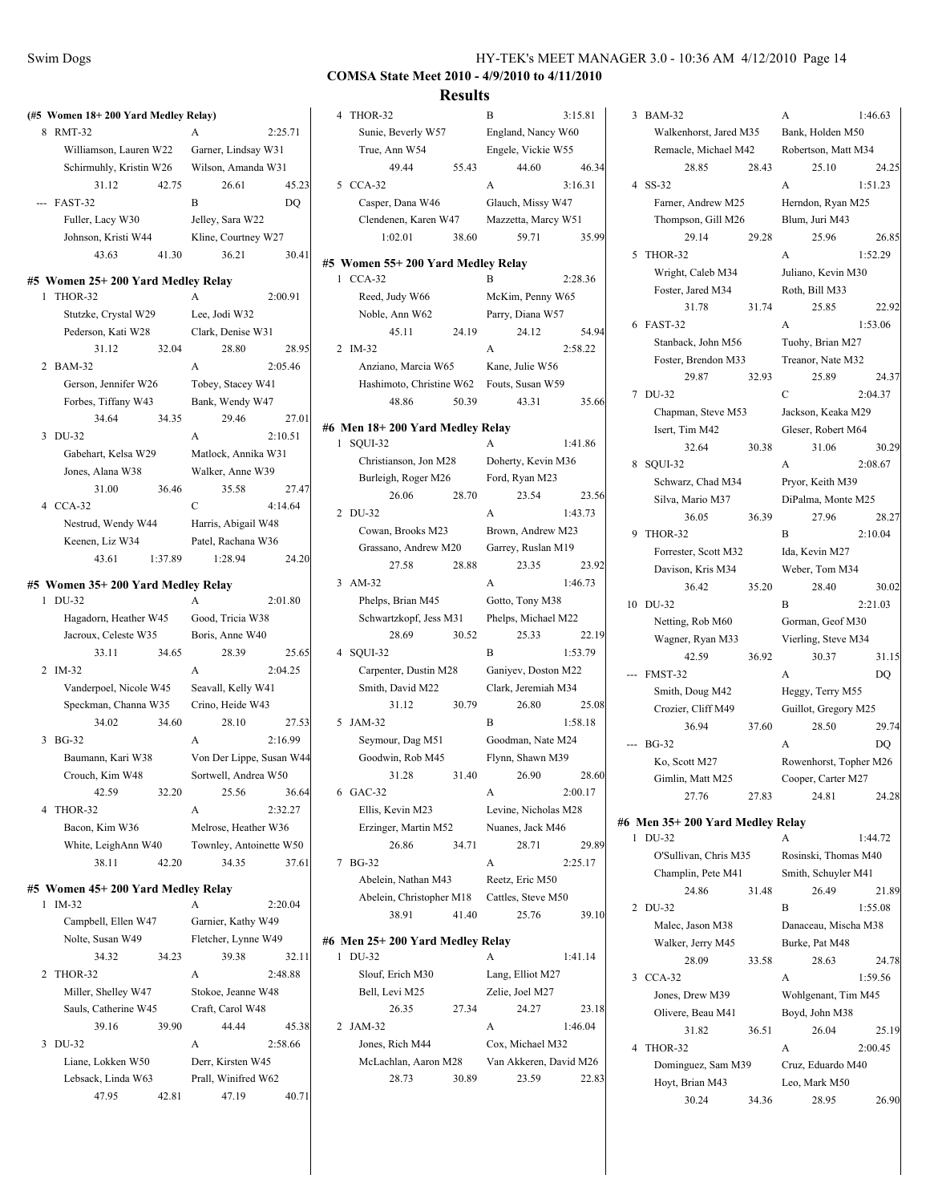COMSA State Meet 2010 - 4/9/2010 to 4/11/2010

**Results**

**(#5 Women 18+ 200 Yard Medley Relay)**

```
  8 RMT-32                          A                  2:25.71
      Williamson, Lauren W22        Garner, Lindsay W31
      Schirmuhly, Kristin W26       Wilson, Amanda W31
           31.12        42.75           26.61          45.23
--- FAST-32                         B                       DQ
      Fuller, Lacy W30              Jelley, Sara W22
      Johnson, Kristi W44           Kline, Courtney W27
           43.63        41.30           36.21          30.41
```

**#5 Women 25+ 200 Yard Medley Relay**

```
  1 THOR-32                         A                  2:00.91
      Stutzke, Crystal W29          Lee, Jodi W32
      Pederson, Kati W28            Clark, Denise W31
           31.12        32.04           28.80          28.95
  2 BAM-32                          A                  2:05.46
      Gerson, Jennifer W26          Tobey, Stacey W41
      Forbes, Tiffany W43           Bank, Wendy W47
           34.64        34.35           29.46          27.01
  3 DU-32                           A                  2:10.51
      Gabehart, Kelsa W29           Matlock, Annika W31
      Jones, Alana W38              Walker, Anne W39
           31.00        36.46           35.58          27.47
  4 CCA-32                          C                  4:14.64
      Nestrud, Wendy W44            Harris, Abigail W48
      Keenen, Liz W34               Patel, Rachana W36
           43.61      1:37.89         1:28.94          24.20
```

**#5 Women 35+ 200 Yard Medley Relay**

```
  1 DU-32                           A                  2:01.80
      Hagadorn, Heather W45         Good, Tricia W38
      Jacroux, Celeste W35          Boris, Anne W40
           33.11        34.65           28.39          25.65
  2 IM-32                           A                  2:04.25
      Vanderpoel, Nicole W45        Seavall, Kelly W41
      Speckman, Channa W35          Crino, Heide W43
           34.02        34.60           28.10          27.53
  3 BG-32                           A                  2:16.99
      Baumann, Kari W38             Von Der Lippe, Susan W44
      Crouch, Kim W48               Sortwell, Andrea W50
           42.59        32.20           25.56          36.64
  4 THOR-32                         A                  2:32.27
      Bacon, Kim W36                Melrose, Heather W36
      White, LeighAnn W40           Townley, Antoinette W50
           38.11        42.20           34.35          37.61
```

**#5 Women 45+ 200 Yard Medley Relay**

```
  1 IM-32                           A                  2:20.04
      Campbell, Ellen W47           Garnier, Kathy W49
      Nolte, Susan W49              Fletcher, Lynne W49
           34.32        34.23           39.38          32.11
  2 THOR-32                         A                  2:48.88
      Miller, Shelley W47           Stokoe, Jeanne W48
      Sauls, Catherine W45          Craft, Carol W48
           39.16        39.90           44.44          45.38
  3 DU-32                           A                  2:58.66
      Liane, Lokken W50             Derr, Kirsten W45
      Lebsack, Linda W63            Prall, Winifred W62
           47.95        42.81           47.19          40.71
  4 THOR-32                         B                  3:15.81
      Sunie, Beverly W57            England, Nancy W60
      True, Ann W54                 Engele, Vickie W55
           49.44        55.43           44.60          46.34
  5 CCA-32                          A                  3:16.31
      Casper, Dana W46              Glauch, Missy W47
      Clendenen, Karen W47          Mazzetta, Marcy W51
         1:02.01        38.60           59.71          35.99
```

**#5 Women 55+ 200 Yard Medley Relay**

```
  1 CCA-32                          B                  2:28.36
      Reed, Judy W66                McKim, Penny W65
      Noble, Ann W62                Parry, Diana W57
           45.11        24.19           24.12          54.94
  2 IM-32                           A                  2:58.22
      Anziano, Marcia W65           Kane, Julie W56
      Hashimoto, Christine W62      Fouts, Susan W59
           48.86        50.39           43.31          35.66
```

**#6 Men 18+ 200 Yard Medley Relay**

```
  1 SQUI-32                         A                  1:41.86
      Christianson, Jon M28         Doherty, Kevin M36
      Burleigh, Roger M26           Ford, Ryan M23
           26.06        28.70           23.54          23.56
  2 DU-32                           A                  1:43.73
      Cowan, Brooks M23             Brown, Andrew M23
      Grassano, Andrew M20          Garrey, Ruslan M19
           27.58        28.88           23.35          23.92
  3 AM-32                           A                  1:46.73
      Phelps, Brian M45             Gotto, Tony M38
      Schwartzkopf, Jess M31        Phelps, Michael M22
           28.69        30.52           25.33          22.19
  4 SQUI-32                         B                  1:53.79
      Carpenter, Dustin M28         Ganiyev, Doston M22
      Smith, David M22              Clark, Jeremiah M34
           31.12        30.79           26.80          25.08
  5 JAM-32                          B                  1:58.18
      Seymour, Dag M51              Goodman, Nate M24
      Goodwin, Rob M45              Flynn, Shawn M39
           31.28        31.40           26.90          28.60
  6 GAC-32                          A                  2:00.17
      Ellis, Kevin M23              Levine, Nicholas M28
      Erzinger, Martin M52          Nuanes, Jack M46
           26.86        34.71           28.71          29.89
  7 BG-32                           A                  2:25.17
      Abelein, Nathan M43           Reetz, Eric M50
      Abelein, Christopher M18      Cattles, Steve M50
           38.91        41.40           25.76          39.10
```

**#6 Men 25+ 200 Yard Medley Relay**

```
  1 DU-32                           A                  1:41.14
      Slouf, Erich M30              Lang, Elliot M27
      Bell, Levi M25                Zelie, Joel M27
           26.35        27.34           24.27          23.18
  2 JAM-32                          A                  1:46.04
      Jones, Rich M44               Cox, Michael M32
      McLachlan, Aaron M28          Van Akkeren, David M26
           28.73        30.89           23.59          22.83
  3 BAM-32                          A                  1:46.63
      Walkenhorst, Jared M35        Bank, Holden M50
      Remacle, Michael M42          Robertson, Matt M34
           28.85        28.43           25.10          24.25
  4 SS-32                           A                  1:51.23
      Farner, Andrew M25            Herndon, Ryan M25
      Thompson, Gill M26            Blum, Juri M43
           29.14        29.28           25.96          26.85
  5 THOR-32                         A                  1:52.29
      Wright, Caleb M34             Juliano, Kevin M30
      Foster, Jared M34             Roth, Bill M33
           31.78        31.74           25.85          22.92
  6 FAST-32                         A                  1:53.06
      Stanback, John M56            Tuohy, Brian M27
      Foster, Brendon M33           Treanor, Nate M32
           29.87        32.93           25.89          24.37
  7 DU-32                           C                  2:04.37
      Chapman, Steve M53            Jackson, Keaka M29
      Isert, Tim M42                Gleser, Robert M64
           32.64        30.38           31.06          30.29
  8 SQUI-32                         A                  2:08.67
      Schwarz, Chad M34             Pryor, Keith M39
      Silva, Mario M37              DiPalma, Monte M25
           36.05        36.39           27.96          28.27
  9 THOR-32                         B                  2:10.04
      Forrester, Scott M32          Ida, Kevin M27
      Davison, Kris M34             Weber, Tom M34
           36.42        35.20           28.40          30.02
 10 DU-32                           B                  2:21.03
      Netting, Rob M60              Gorman, Geof M30
      Wagner, Ryan M33              Vierling, Steve M34
           42.59        36.92           30.37          31.15
--- FMST-32                         A                       DQ
      Smith, Doug M42               Heggy, Terry M55
      Crozier, Cliff M49            Guillot, Gregory M25
           36.94        37.60           28.50          29.74
--- BG-32                           A                       DQ
      Ko, Scott M27                 Rowenhorst, Topher M26
      Gimlin, Matt M25              Cooper, Carter M27
           27.76        27.83           24.81          24.28
```

**#6 Men 35+ 200 Yard Medley Relay**

```
  1 DU-32                           A                  1:44.72
      O'Sullivan, Chris M35         Rosinski, Thomas M40
      Champlin, Pete M41            Smith, Schuyler M41
           24.86        31.48           26.49          21.89
  2 DU-32                           B                  1:55.08
      Malec, Jason M38              Danaceau, Mischa M38
      Walker, Jerry M45             Burke, Pat M48
           28.09        33.58           28.63          24.78
  3 CCA-32                          A                  1:59.56
      Jones, Drew M39               Wohlgenant, Tim M45
      Olivere, Beau M41             Boyd, John M38
           31.82        36.51           26.04          25.19
  4 THOR-32                         A                  2:00.45
      Dominguez, Sam M39            Cruz, Eduardo M40
      Hoyt, Brian M43               Leo, Mark M50
           30.24        34.36           28.95          26.90
```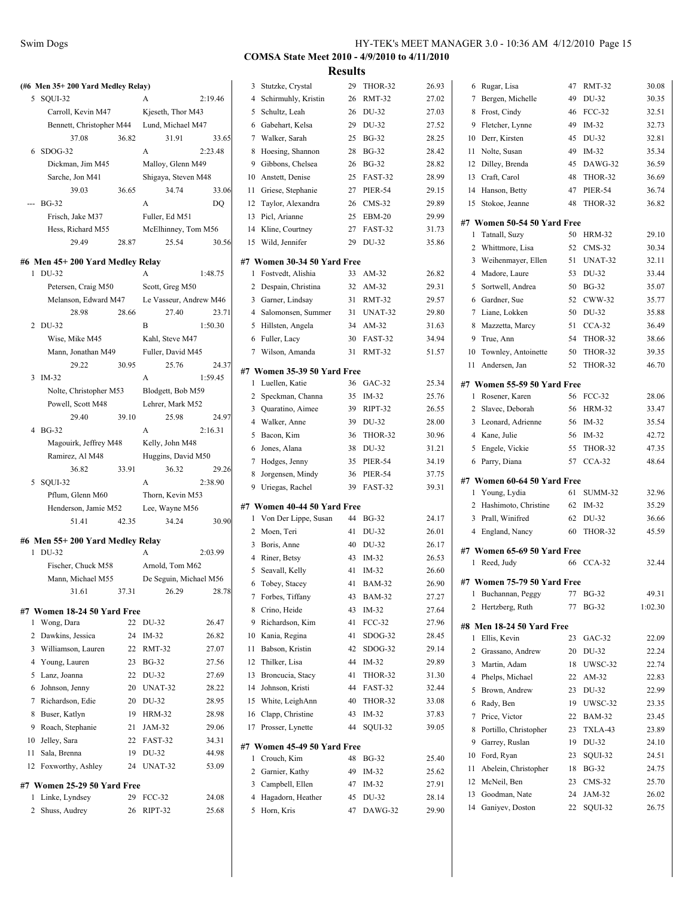**COMSA State Meet 2010 - 4/9/2010 to 4/11/2010**

**Results**

**(#6 Men 35+ 200 Yard Medley Relay)**

| | Team | Relay | Time |
|---|---|---|---|
| 5 | SQUI-32 | A | 2:19.46 |
| | Carroll, Kevin M47 | Kjeseth, Thor M43 | |
| | Bennett, Christopher M44 | Lund, Michael M47 | |
| | 37.08 36.82 | 31.91 | 33.65 |
| 6 | SDOG-32 | A | 2:23.48 |
| | Dickman, Jim M45 | Malloy, Glenn M49 | |
| | Sarche, Jon M41 | Shigaya, Steven M48 | |
| | 39.03 36.65 | 34.74 | 33.06 |
| --- | BG-32 | A | DQ |
| | Frisch, Jake M37 | Fuller, Ed M51 | |
| | Hess, Richard M55 | McElhinney, Tom M56 | |
| | 29.49 28.87 | 25.54 | 30.56 |

**#6 Men 45+ 200 Yard Medley Relay**

| | Team | Relay | Time |
|---|---|---|---|
| 1 | DU-32 | A | 1:48.75 |
| | Petersen, Craig M50 | Scott, Greg M50 | |
| | Melanson, Edward M47 | Le Vasseur, Andrew M46 | |
| | 28.98 28.66 | 27.40 | 23.71 |
| 2 | DU-32 | B | 1:50.30 |
| | Wise, Mike M45 | Kahl, Steve M47 | |
| | Mann, Jonathan M49 | Fuller, David M45 | |
| | 29.22 30.95 | 25.76 | 24.37 |
| 3 | IM-32 | A | 1:59.45 |
| | Nolte, Christopher M53 | Blodgett, Bob M59 | |
| | Powell, Scott M48 | Lehrer, Mark M52 | |
| | 29.40 39.10 | 25.98 | 24.97 |
| 4 | BG-32 | A | 2:16.31 |
| | Magouirk, Jeffrey M48 | Kelly, John M48 | |
| | Ramirez, Al M48 | Huggins, David M50 | |
| | 36.82 33.91 | 36.32 | 29.26 |
| 5 | SQUI-32 | A | 2:38.90 |
| | Pflum, Glenn M60 | Thorn, Kevin M53 | |
| | Henderson, Jamie M52 | Lee, Wayne M56 | |
| | 51.41 42.35 | 34.24 | 30.90 |

**#6 Men 55+ 200 Yard Medley Relay**

| | Team | Relay | Time |
|---|---|---|---|
| 1 | DU-32 | A | 2:03.99 |
| | Fischer, Chuck M58 | Arnold, Tom M62 | |
| | Mann, Michael M55 | De Seguin, Michael M56 | |
| | 31.61 37.31 | 26.29 | 28.78 |

**#7 Women 18-24 50 Yard Free**

| | Name | Age | Team | Time |
|---|---|---|---|---|
| 1 | Wong, Dara | 22 | DU-32 | 26.47 |
| 2 | Dawkins, Jessica | 24 | IM-32 | 26.82 |
| 3 | Williamson, Lauren | 22 | RMT-32 | 27.07 |
| 4 | Young, Lauren | 23 | BG-32 | 27.56 |
| 5 | Lanz, Joanna | 22 | DU-32 | 27.69 |
| 6 | Johnson, Jenny | 20 | UNAT-32 | 28.22 |
| 7 | Richardson, Edie | 20 | DU-32 | 28.95 |
| 8 | Buser, Katlyn | 19 | HRM-32 | 28.98 |
| 9 | Roach, Stephanie | 21 | JAM-32 | 29.06 |
| 10 | Jelley, Sara | 22 | FAST-32 | 34.31 |
| 11 | Sala, Brenna | 19 | DU-32 | 44.98 |
| 12 | Foxworthy, Ashley | 24 | UNAT-32 | 53.09 |

**#7 Women 25-29 50 Yard Free**

| | Name | Age | Team | Time |
|---|---|---|---|---|
| 1 | Linke, Lyndsey | 29 | FCC-32 | 24.08 |
| 2 | Shuss, Audrey | 26 | RIPT-32 | 25.68 |
| 3 | Stutzke, Crystal | 29 | THOR-32 | 26.93 |
| 4 | Schirmuhly, Kristin | 26 | RMT-32 | 27.02 |
| 5 | Schultz, Leah | 26 | DU-32 | 27.03 |
| 6 | Gabehart, Kelsa | 29 | DU-32 | 27.52 |
| 7 | Walker, Sarah | 25 | BG-32 | 28.25 |
| 8 | Hoesing, Shannon | 28 | BG-32 | 28.42 |
| 9 | Gibbons, Chelsea | 26 | BG-32 | 28.82 |
| 10 | Anstett, Denise | 25 | FAST-32 | 28.99 |
| 11 | Griese, Stephanie | 27 | PIER-54 | 29.15 |
| 12 | Taylor, Alexandra | 26 | CMS-32 | 29.89 |
| 13 | Picl, Arianne | 25 | EBM-20 | 29.99 |
| 14 | Kline, Courtney | 27 | FAST-32 | 31.73 |
| 15 | Wild, Jennifer | 29 | DU-32 | 35.86 |

**#7 Women 30-34 50 Yard Free**

| | Name | Age | Team | Time |
|---|---|---|---|---|
| 1 | Fostvedt, Alishia | 33 | AM-32 | 26.82 |
| 2 | Despain, Christina | 32 | AM-32 | 29.31 |
| 3 | Garner, Lindsay | 31 | RMT-32 | 29.57 |
| 4 | Salomonsen, Summer | 31 | UNAT-32 | 29.80 |
| 5 | Hillsten, Angela | 34 | AM-32 | 31.63 |
| 6 | Fuller, Lacy | 30 | FAST-32 | 34.94 |
| 7 | Wilson, Amanda | 31 | RMT-32 | 51.57 |

**#7 Women 35-39 50 Yard Free**

| | Name | Age | Team | Time |
|---|---|---|---|---|
| 1 | Luellen, Katie | 36 | GAC-32 | 25.34 |
| 2 | Speckman, Channa | 35 | IM-32 | 25.76 |
| 3 | Quaratino, Aimee | 39 | RIPT-32 | 26.55 |
| 4 | Walker, Anne | 39 | DU-32 | 28.00 |
| 5 | Bacon, Kim | 36 | THOR-32 | 30.96 |
| 6 | Jones, Alana | 38 | DU-32 | 31.21 |
| 7 | Hodges, Jenny | 35 | PIER-54 | 34.19 |
| 8 | Jorgensen, Mindy | 36 | PIER-54 | 37.75 |
| 9 | Uriegas, Rachel | 39 | FAST-32 | 39.31 |

**#7 Women 40-44 50 Yard Free**

| | Name | Age | Team | Time |
|---|---|---|---|---|
| 1 | Von Der Lippe, Susan | 44 | BG-32 | 24.17 |
| 2 | Moen, Teri | 41 | DU-32 | 26.01 |
| 3 | Boris, Anne | 40 | DU-32 | 26.17 |
| 4 | Riner, Betsy | 43 | IM-32 | 26.53 |
| 5 | Seavall, Kelly | 41 | IM-32 | 26.60 |
| 6 | Tobey, Stacey | 41 | BAM-32 | 26.90 |
| 7 | Forbes, Tiffany | 43 | BAM-32 | 27.27 |
| 8 | Crino, Heide | 43 | IM-32 | 27.64 |
| 9 | Richardson, Kim | 41 | FCC-32 | 27.96 |
| 10 | Kania, Regina | 41 | SDOG-32 | 28.45 |
| 11 | Babson, Kristin | 42 | SDOG-32 | 29.14 |
| 12 | Thilker, Lisa | 44 | IM-32 | 29.89 |
| 13 | Broncucia, Stacy | 41 | THOR-32 | 31.30 |
| 14 | Johnson, Kristi | 44 | FAST-32 | 32.44 |
| 15 | White, LeighAnn | 40 | THOR-32 | 33.08 |
| 16 | Clapp, Christine | 43 | IM-32 | 37.83 |
| 17 | Prosser, Lynette | 44 | SQUI-32 | 39.05 |

**#7 Women 45-49 50 Yard Free**

| | Name | Age | Team | Time |
|---|---|---|---|---|
| 1 | Crouch, Kim | 48 | BG-32 | 25.40 |
| 2 | Garnier, Kathy | 49 | IM-32 | 25.62 |
| 3 | Campbell, Ellen | 47 | IM-32 | 27.91 |
| 4 | Hagadorn, Heather | 45 | DU-32 | 28.14 |
| 5 | Horn, Kris | 47 | DAWG-32 | 29.90 |
| 6 | Rugar, Lisa | 47 | RMT-32 | 30.08 |
| 7 | Bergen, Michelle | 49 | DU-32 | 30.35 |
| 8 | Frost, Cindy | 46 | FCC-32 | 32.51 |
| 9 | Fletcher, Lynne | 49 | IM-32 | 32.73 |
| 10 | Derr, Kirsten | 45 | DU-32 | 32.81 |
| 11 | Nolte, Susan | 49 | IM-32 | 35.34 |
| 12 | Dilley, Brenda | 45 | DAWG-32 | 36.59 |
| 13 | Craft, Carol | 48 | THOR-32 | 36.69 |
| 14 | Hanson, Betty | 47 | PIER-54 | 36.74 |
| 15 | Stokoe, Jeanne | 48 | THOR-32 | 36.82 |

**#7 Women 50-54 50 Yard Free**

| | Name | Age | Team | Time |
|---|---|---|---|---|
| 1 | Tatnall, Suzy | 50 | HRM-32 | 29.10 |
| 2 | Whittmore, Lisa | 52 | CMS-32 | 30.34 |
| 3 | Weihenmayer, Ellen | 51 | UNAT-32 | 32.11 |
| 4 | Madore, Laure | 53 | DU-32 | 33.44 |
| 5 | Sortwell, Andrea | 50 | BG-32 | 35.07 |
| 6 | Gardner, Sue | 52 | CWW-32 | 35.77 |
| 7 | Liane, Lokken | 50 | DU-32 | 35.88 |
| 8 | Mazzetta, Marcy | 51 | CCA-32 | 36.49 |
| 9 | True, Ann | 54 | THOR-32 | 38.66 |
| 10 | Townley, Antoinette | 50 | THOR-32 | 39.35 |
| 11 | Andersen, Jan | 52 | THOR-32 | 46.70 |

**#7 Women 55-59 50 Yard Free**

| | Name | Age | Team | Time |
|---|---|---|---|---|
| 1 | Rosener, Karen | 56 | FCC-32 | 28.06 |
| 2 | Slavec, Deborah | 56 | HRM-32 | 33.47 |
| 3 | Leonard, Adrienne | 56 | IM-32 | 35.54 |
| 4 | Kane, Julie | 56 | IM-32 | 42.72 |
| 5 | Engele, Vickie | 55 | THOR-32 | 47.35 |
| 6 | Parry, Diana | 57 | CCA-32 | 48.64 |

**#7 Women 60-64 50 Yard Free**

| | Name | Age | Team | Time |
|---|---|---|---|---|
| 1 | Young, Lydia | 61 | SUMM-32 | 32.96 |
| 2 | Hashimoto, Christine | 62 | IM-32 | 35.29 |
| 3 | Prall, Winifred | 62 | DU-32 | 36.66 |
| 4 | England, Nancy | 60 | THOR-32 | 45.59 |

**#7 Women 65-69 50 Yard Free**

| | Name | Age | Team | Time |
|---|---|---|---|---|
| 1 | Reed, Judy | 66 | CCA-32 | 32.44 |

**#7 Women 75-79 50 Yard Free**

| | Name | Age | Team | Time |
|---|---|---|---|---|
| 1 | Buchannan, Peggy | 77 | BG-32 | 49.31 |
| 2 | Hertzberg, Ruth | 77 | BG-32 | 1:02.30 |

**#8 Men 18-24 50 Yard Free**

| | Name | Age | Team | Time |
|---|---|---|---|---|
| 1 | Ellis, Kevin | 23 | GAC-32 | 22.09 |
| 2 | Grassano, Andrew | 20 | DU-32 | 22.24 |
| 3 | Martin, Adam | 18 | UWSC-32 | 22.74 |
| 4 | Phelps, Michael | 22 | AM-32 | 22.83 |
| 5 | Brown, Andrew | 23 | DU-32 | 22.99 |
| 6 | Rady, Ben | 19 | UWSC-32 | 23.35 |
| 7 | Price, Victor | 22 | BAM-32 | 23.45 |
| 8 | Portillo, Christopher | 23 | TXLA-43 | 23.89 |
| 9 | Garrey, Ruslan | 19 | DU-32 | 24.10 |
| 10 | Ford, Ryan | 23 | SQUI-32 | 24.51 |
| 11 | Abelein, Christopher | 18 | BG-32 | 24.75 |
| 12 | McNeil, Ben | 23 | CMS-32 | 25.70 |
| 13 | Goodman, Nate | 24 | JAM-32 | 26.02 |
| 14 | Ganiyev, Doston | 22 | SQUI-32 | 26.75 |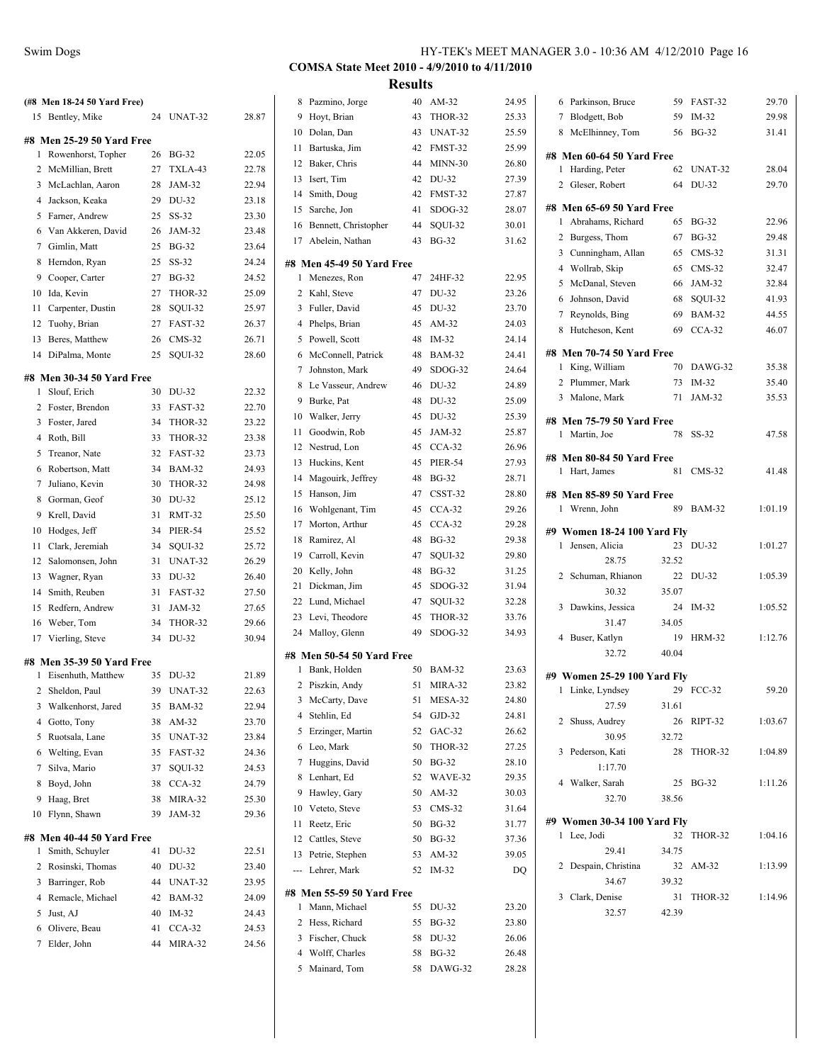## COMSA State Meet 2010 - 4/9/2010 to 4/11/2010

### Results

**(#8 Men 18-24 50 Yard Free)**

| | Name | Age | Team | Time |
|---|---|---|---|---|
| 15 | Bentley, Mike | 24 | UNAT-32 | 28.87 |

**#8 Men 25-29 50 Yard Free**

| | Name | Age | Team | Time |
|---|---|---|---|---|
| 1 | Rowenhorst, Topher | 26 | BG-32 | 22.05 |
| 2 | McMillian, Brett | 27 | TXLA-43 | 22.78 |
| 3 | McLachlan, Aaron | 28 | JAM-32 | 22.94 |
| 4 | Jackson, Keaka | 29 | DU-32 | 23.18 |
| 5 | Farner, Andrew | 25 | SS-32 | 23.30 |
| 6 | Van Akkeren, David | 26 | JAM-32 | 23.48 |
| 7 | Gimlin, Matt | 25 | BG-32 | 23.64 |
| 8 | Herndon, Ryan | 25 | SS-32 | 24.24 |
| 9 | Cooper, Carter | 27 | BG-32 | 24.52 |
| 10 | Ida, Kevin | 27 | THOR-32 | 25.09 |
| 11 | Carpenter, Dustin | 28 | SQUI-32 | 25.97 |
| 12 | Tuohy, Brian | 27 | FAST-32 | 26.37 |
| 13 | Beres, Matthew | 26 | CMS-32 | 26.71 |
| 14 | DiPalma, Monte | 25 | SQUI-32 | 28.60 |

**#8 Men 30-34 50 Yard Free**

| | Name | Age | Team | Time |
|---|---|---|---|---|
| 1 | Slouf, Erich | 30 | DU-32 | 22.32 |
| 2 | Foster, Brendon | 33 | FAST-32 | 22.70 |
| 3 | Foster, Jared | 34 | THOR-32 | 23.22 |
| 4 | Roth, Bill | 33 | THOR-32 | 23.38 |
| 5 | Treanor, Nate | 32 | FAST-32 | 23.73 |
| 6 | Robertson, Matt | 34 | BAM-32 | 24.93 |
| 7 | Juliano, Kevin | 30 | THOR-32 | 24.98 |
| 8 | Gorman, Geof | 30 | DU-32 | 25.12 |
| 9 | Krell, David | 31 | RMT-32 | 25.50 |
| 10 | Hodges, Jeff | 34 | PIER-54 | 25.52 |
| 11 | Clark, Jeremiah | 34 | SQUI-32 | 25.72 |
| 12 | Salomonsen, John | 31 | UNAT-32 | 26.29 |
| 13 | Wagner, Ryan | 33 | DU-32 | 26.40 |
| 14 | Smith, Reuben | 31 | FAST-32 | 27.50 |
| 15 | Redfern, Andrew | 31 | JAM-32 | 27.65 |
| 16 | Weber, Tom | 34 | THOR-32 | 29.66 |
| 17 | Vierling, Steve | 34 | DU-32 | 30.94 |

**#8 Men 35-39 50 Yard Free**

| | Name | Age | Team | Time |
|---|---|---|---|---|
| 1 | Eisenhuth, Matthew | 35 | DU-32 | 21.89 |
| 2 | Sheldon, Paul | 39 | UNAT-32 | 22.63 |
| 3 | Walkenhorst, Jared | 35 | BAM-32 | 22.94 |
| 4 | Gotto, Tony | 38 | AM-32 | 23.70 |
| 5 | Ruotsala, Lane | 35 | UNAT-32 | 23.84 |
| 6 | Welting, Evan | 35 | FAST-32 | 24.36 |
| 7 | Silva, Mario | 37 | SQUI-32 | 24.53 |
| 8 | Boyd, John | 38 | CCA-32 | 24.79 |
| 9 | Haag, Bret | 38 | MIRA-32 | 25.30 |
| 10 | Flynn, Shawn | 39 | JAM-32 | 29.36 |

**#8 Men 40-44 50 Yard Free**

| | Name | Age | Team | Time |
|---|---|---|---|---|
| 1 | Smith, Schuyler | 41 | DU-32 | 22.51 |
| 2 | Rosinski, Thomas | 40 | DU-32 | 23.40 |
| 3 | Barringer, Rob | 44 | UNAT-32 | 23.95 |
| 4 | Remacle, Michael | 42 | BAM-32 | 24.09 |
| 5 | Just, AJ | 40 | IM-32 | 24.43 |
| 6 | Olivere, Beau | 41 | CCA-32 | 24.53 |
| 7 | Elder, John | 44 | MIRA-32 | 24.56 |
| 8 | Pazmino, Jorge | 40 | AM-32 | 24.95 |
| 9 | Hoyt, Brian | 43 | THOR-32 | 25.33 |
| 10 | Dolan, Dan | 43 | UNAT-32 | 25.59 |
| 11 | Bartuska, Jim | 42 | FMST-32 | 25.99 |
| 12 | Baker, Chris | 44 | MINN-30 | 26.80 |
| 13 | Isert, Tim | 42 | DU-32 | 27.39 |
| 14 | Smith, Doug | 42 | FMST-32 | 27.87 |
| 15 | Sarche, Jon | 41 | SDOG-32 | 28.07 |
| 16 | Bennett, Christopher | 44 | SQUI-32 | 30.01 |
| 17 | Abelein, Nathan | 43 | BG-32 | 31.62 |

**#8 Men 45-49 50 Yard Free**

| | Name | Age | Team | Time |
|---|---|---|---|---|
| 1 | Menezes, Ron | 47 | 24HF-32 | 22.95 |
| 2 | Kahl, Steve | 47 | DU-32 | 23.26 |
| 3 | Fuller, David | 45 | DU-32 | 23.70 |
| 4 | Phelps, Brian | 45 | AM-32 | 24.03 |
| 5 | Powell, Scott | 48 | IM-32 | 24.14 |
| 6 | McConnell, Patrick | 48 | BAM-32 | 24.41 |
| 7 | Johnston, Mark | 49 | SDOG-32 | 24.64 |
| 8 | Le Vasseur, Andrew | 46 | DU-32 | 24.89 |
| 9 | Burke, Pat | 48 | DU-32 | 25.09 |
| 10 | Walker, Jerry | 45 | DU-32 | 25.39 |
| 11 | Goodwin, Rob | 45 | JAM-32 | 25.87 |
| 12 | Nestrud, Lon | 45 | CCA-32 | 26.96 |
| 13 | Huckins, Kent | 45 | PIER-54 | 27.93 |
| 14 | Magouirk, Jeffrey | 48 | BG-32 | 28.71 |
| 15 | Hanson, Jim | 47 | CSST-32 | 28.80 |
| 16 | Wohlgenant, Tim | 45 | CCA-32 | 29.26 |
| 17 | Morton, Arthur | 45 | CCA-32 | 29.28 |
| 18 | Ramirez, Al | 48 | BG-32 | 29.38 |
| 19 | Carroll, Kevin | 47 | SQUI-32 | 29.80 |
| 20 | Kelly, John | 48 | BG-32 | 31.25 |
| 21 | Dickman, Jim | 45 | SDOG-32 | 31.94 |
| 22 | Lund, Michael | 47 | SQUI-32 | 32.28 |
| 23 | Levi, Theodore | 45 | THOR-32 | 33.76 |
| 24 | Malloy, Glenn | 49 | SDOG-32 | 34.93 |

**#8 Men 50-54 50 Yard Free**

| | Name | Age | Team | Time |
|---|---|---|---|---|
| 1 | Bank, Holden | 50 | BAM-32 | 23.63 |
| 2 | Piszkin, Andy | 51 | MIRA-32 | 23.82 |
| 3 | McCarty, Dave | 51 | MESA-32 | 24.80 |
| 4 | Stehlin, Ed | 54 | GJD-32 | 24.81 |
| 5 | Erzinger, Martin | 52 | GAC-32 | 26.62 |
| 6 | Leo, Mark | 50 | THOR-32 | 27.25 |
| 7 | Huggins, David | 50 | BG-32 | 28.10 |
| 8 | Lenhart, Ed | 52 | WAVE-32 | 29.35 |
| 9 | Hawley, Gary | 50 | AM-32 | 30.03 |
| 10 | Veteto, Steve | 53 | CMS-32 | 31.64 |
| 11 | Reetz, Eric | 50 | BG-32 | 31.77 |
| 12 | Cattles, Steve | 50 | BG-32 | 37.36 |
| 13 | Petrie, Stephen | 53 | AM-32 | 39.05 |
| --- | Lehrer, Mark | 52 | IM-32 | DQ |

**#8 Men 55-59 50 Yard Free**

| | Name | Age | Team | Time |
|---|---|---|---|---|
| 1 | Mann, Michael | 55 | DU-32 | 23.20 |
| 2 | Hess, Richard | 55 | BG-32 | 23.80 |
| 3 | Fischer, Chuck | 58 | DU-32 | 26.06 |
| 4 | Wolff, Charles | 58 | BG-32 | 26.48 |
| 5 | Mainard, Tom | 58 | DAWG-32 | 28.28 |
| 6 | Parkinson, Bruce | 59 | FAST-32 | 29.70 |
| 7 | Blodgett, Bob | 59 | IM-32 | 29.98 |
| 8 | McElhinney, Tom | 56 | BG-32 | 31.41 |

**#8 Men 60-64 50 Yard Free**

| | Name | Age | Team | Time |
|---|---|---|---|---|
| 1 | Harding, Peter | 62 | UNAT-32 | 28.04 |
| 2 | Gleser, Robert | 64 | DU-32 | 29.70 |

**#8 Men 65-69 50 Yard Free**

| | Name | Age | Team | Time |
|---|---|---|---|---|
| 1 | Abrahams, Richard | 65 | BG-32 | 22.96 |
| 2 | Burgess, Thom | 67 | BG-32 | 29.48 |
| 3 | Cunningham, Allan | 65 | CMS-32 | 31.31 |
| 4 | Wollrab, Skip | 65 | CMS-32 | 32.47 |
| 5 | McDanal, Steven | 66 | JAM-32 | 32.84 |
| 6 | Johnson, David | 68 | SQUI-32 | 41.93 |
| 7 | Reynolds, Bing | 69 | BAM-32 | 44.55 |
| 8 | Hutcheson, Kent | 69 | CCA-32 | 46.07 |

**#8 Men 70-74 50 Yard Free**

| | Name | Age | Team | Time |
|---|---|---|---|---|
| 1 | King, William | 70 | DAWG-32 | 35.38 |
| 2 | Plummer, Mark | 73 | IM-32 | 35.40 |
| 3 | Malone, Mark | 71 | JAM-32 | 35.53 |

**#8 Men 75-79 50 Yard Free**

| | Name | Age | Team | Time |
|---|---|---|---|---|
| 1 | Martin, Joe | 78 | SS-32 | 47.58 |

**#8 Men 80-84 50 Yard Free**

| | Name | Age | Team | Time |
|---|---|---|---|---|
| 1 | Hart, James | 81 | CMS-32 | 41.48 |

**#8 Men 85-89 50 Yard Free**

| | Name | Age | Team | Time |
|---|---|---|---|---|
| 1 | Wrenn, John | 89 | BAM-32 | 1:01.19 |

**#9 Women 18-24 100 Yard Fly**

| | Name | Age | Team | Time |
|---|---|---|---|---|
| 1 | Jensen, Alicia | 23 | DU-32 | 1:01.27 |
| | 28.75 | 32.52 | | |
| 2 | Schuman, Rhianon | 22 | DU-32 | 1:05.39 |
| | 30.32 | 35.07 | | |
| 3 | Dawkins, Jessica | 24 | IM-32 | 1:05.52 |
| | 31.47 | 34.05 | | |
| 4 | Buser, Katlyn | 19 | HRM-32 | 1:12.76 |
| | 32.72 | 40.04 | | |

**#9 Women 25-29 100 Yard Fly**

| | Name | Age | Team | Time |
|---|---|---|---|---|
| 1 | Linke, Lyndsey | 29 | FCC-32 | 59.20 |
| | 27.59 | 31.61 | | |
| 2 | Shuss, Audrey | 26 | RIPT-32 | 1:03.67 |
| | 30.95 | 32.72 | | |
| 3 | Pederson, Kati | 28 | THOR-32 | 1:04.89 |
| | 1:17.70 | | | |
| 4 | Walker, Sarah | 25 | BG-32 | 1:11.26 |
| | 32.70 | 38.56 | | |

**#9 Women 30-34 100 Yard Fly**

| | Name | Age | Team | Time |
|---|---|---|---|---|
| 1 | Lee, Jodi | 32 | THOR-32 | 1:04.16 |
| | 29.41 | 34.75 | | |
| 2 | Despain, Christina | 32 | AM-32 | 1:13.99 |
| | 34.67 | 39.32 | | |
| 3 | Clark, Denise | 31 | THOR-32 | 1:14.96 |
| | 32.57 | 42.39 | | |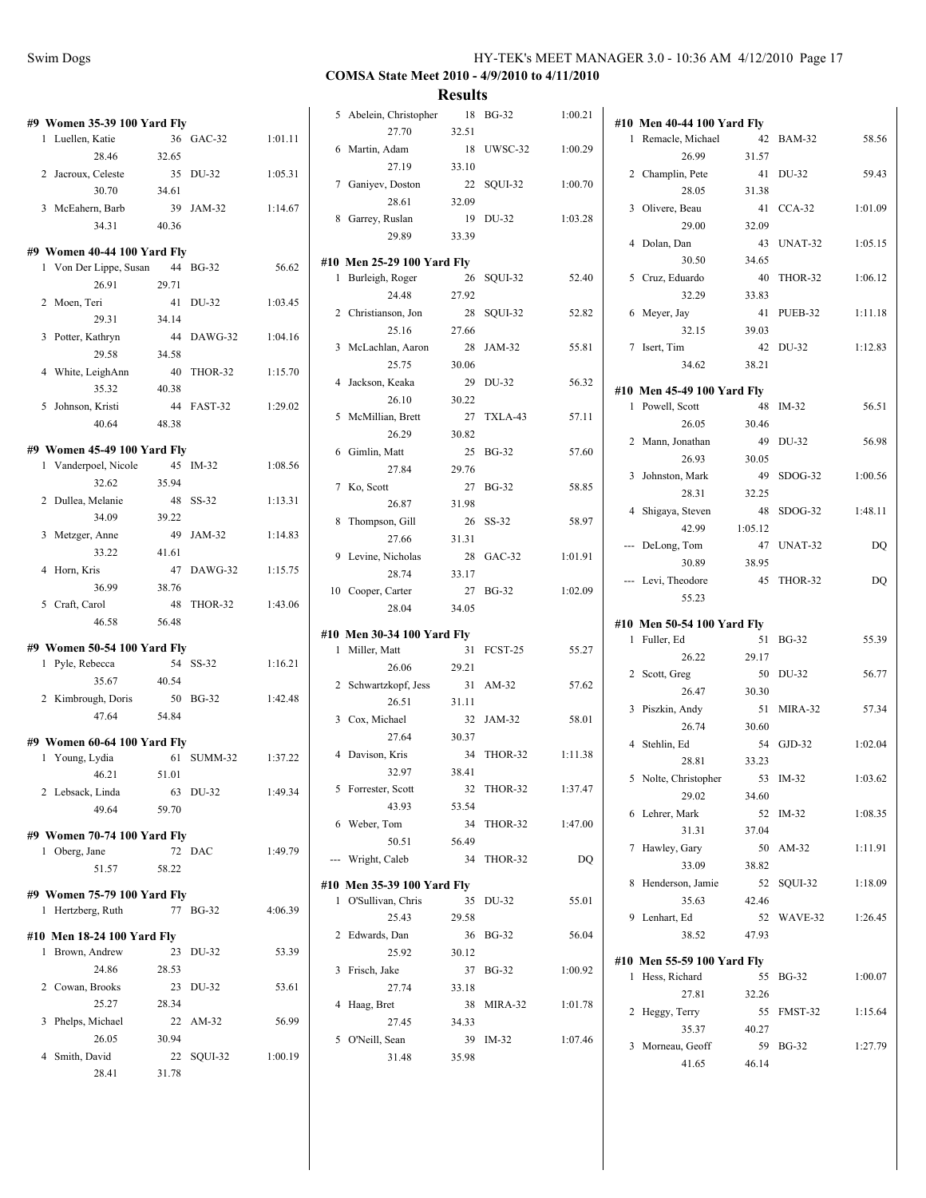**COMSA State Meet 2010 - 4/9/2010 to 4/11/2010**

**Results**

### #9 Women 35-39 100 Yard Fly

| Place | Name | Age | Team | Time |
|---|---|---|---|---|
| 1 | Luellen, Katie | 36 | GAC-32 | 1:01.11 |
| | 28.46 | 32.65 | | |
| 2 | Jacroux, Celeste | 35 | DU-32 | 1:05.31 |
| | 30.70 | 34.61 | | |
| 3 | McEahern, Barb | 39 | JAM-32 | 1:14.67 |
| | 34.31 | 40.36 | | |

### #9 Women 40-44 100 Yard Fly

| Place | Name | Age | Team | Time |
|---|---|---|---|---|
| 1 | Von Der Lippe, Susan | 44 | BG-32 | 56.62 |
| | 26.91 | 29.71 | | |
| 2 | Moen, Teri | 41 | DU-32 | 1:03.45 |
| | 29.31 | 34.14 | | |
| 3 | Potter, Kathryn | 44 | DAWG-32 | 1:04.16 |
| | 29.58 | 34.58 | | |
| 4 | White, LeighAnn | 40 | THOR-32 | 1:15.70 |
| | 35.32 | 40.38 | | |
| 5 | Johnson, Kristi | 44 | FAST-32 | 1:29.02 |
| | 40.64 | 48.38 | | |

### #9 Women 45-49 100 Yard Fly

| Place | Name | Age | Team | Time |
|---|---|---|---|---|
| 1 | Vanderpoel, Nicole | 45 | IM-32 | 1:08.56 |
| | 32.62 | 35.94 | | |
| 2 | Dullea, Melanie | 48 | SS-32 | 1:13.31 |
| | 34.09 | 39.22 | | |
| 3 | Metzger, Anne | 49 | JAM-32 | 1:14.83 |
| | 33.22 | 41.61 | | |
| 4 | Horn, Kris | 47 | DAWG-32 | 1:15.75 |
| | 36.99 | 38.76 | | |
| 5 | Craft, Carol | 48 | THOR-32 | 1:43.06 |
| | 46.58 | 56.48 | | |

### #9 Women 50-54 100 Yard Fly

| Place | Name | Age | Team | Time |
|---|---|---|---|---|
| 1 | Pyle, Rebecca | 54 | SS-32 | 1:16.21 |
| | 35.67 | 40.54 | | |
| 2 | Kimbrough, Doris | 50 | BG-32 | 1:42.48 |
| | 47.64 | 54.84 | | |

### #9 Women 60-64 100 Yard Fly

| Place | Name | Age | Team | Time |
|---|---|---|---|---|
| 1 | Young, Lydia | 61 | SUMM-32 | 1:37.22 |
| | 46.21 | 51.01 | | |
| 2 | Lebsack, Linda | 63 | DU-32 | 1:49.34 |
| | 49.64 | 59.70 | | |

### #9 Women 70-74 100 Yard Fly

| Place | Name | Age | Team | Time |
|---|---|---|---|---|
| 1 | Oberg, Jane | 72 | DAC | 1:49.79 |
| | 51.57 | 58.22 | | |

### #9 Women 75-79 100 Yard Fly

| Place | Name | Age | Team | Time |
|---|---|---|---|---|
| 1 | Hertzberg, Ruth | 77 | BG-32 | 4:06.39 |

### #10 Men 18-24 100 Yard Fly

| Place | Name | Age | Team | Time |
|---|---|---|---|---|
| 1 | Brown, Andrew | 23 | DU-32 | 53.39 |
| | 24.86 | 28.53 | | |
| 2 | Cowan, Brooks | 23 | DU-32 | 53.61 |
| | 25.27 | 28.34 | | |
| 3 | Phelps, Michael | 22 | AM-32 | 56.99 |
| | 26.05 | 30.94 | | |
| 4 | Smith, David | 22 | SQUI-32 | 1:00.19 |
| | 28.41 | 31.78 | | |
| 5 | Abelein, Christopher | 18 | BG-32 | 1:00.21 |
| | 27.70 | 32.51 | | |
| 6 | Martin, Adam | 18 | UWSC-32 | 1:00.29 |
| | 27.19 | 33.10 | | |
| 7 | Ganiyev, Doston | 22 | SQUI-32 | 1:00.70 |
| | 28.61 | 32.09 | | |
| 8 | Garrey, Ruslan | 19 | DU-32 | 1:03.28 |
| | 29.89 | 33.39 | | |

### #10 Men 25-29 100 Yard Fly

| Place | Name | Age | Team | Time |
|---|---|---|---|---|
| 1 | Burleigh, Roger | 26 | SQUI-32 | 52.40 |
| | 24.48 | 27.92 | | |
| 2 | Christianson, Jon | 28 | SQUI-32 | 52.82 |
| | 25.16 | 27.66 | | |
| 3 | McLachlan, Aaron | 28 | JAM-32 | 55.81 |
| | 25.75 | 30.06 | | |
| 4 | Jackson, Keaka | 29 | DU-32 | 56.32 |
| | 26.10 | 30.22 | | |
| 5 | McMillian, Brett | 27 | TXLA-43 | 57.11 |
| | 26.29 | 30.82 | | |
| 6 | Gimlin, Matt | 25 | BG-32 | 57.60 |
| | 27.84 | 29.76 | | |
| 7 | Ko, Scott | 27 | BG-32 | 58.85 |
| | 26.87 | 31.98 | | |
| 8 | Thompson, Gill | 26 | SS-32 | 58.97 |
| | 27.66 | 31.31 | | |
| 9 | Levine, Nicholas | 28 | GAC-32 | 1:01.91 |
| | 28.74 | 33.17 | | |
| 10 | Cooper, Carter | 27 | BG-32 | 1:02.09 |
| | 28.04 | 34.05 | | |

### #10 Men 30-34 100 Yard Fly

| Place | Name | Age | Team | Time |
|---|---|---|---|---|
| 1 | Miller, Matt | 31 | FCST-25 | 55.27 |
| | 26.06 | 29.21 | | |
| 2 | Schwartzkopf, Jess | 31 | AM-32 | 57.62 |
| | 26.51 | 31.11 | | |
| 3 | Cox, Michael | 32 | JAM-32 | 58.01 |
| | 27.64 | 30.37 | | |
| 4 | Davison, Kris | 34 | THOR-32 | 1:11.38 |
| | 32.97 | 38.41 | | |
| 5 | Forrester, Scott | 32 | THOR-32 | 1:37.47 |
| | 43.93 | 53.54 | | |
| 6 | Weber, Tom | 34 | THOR-32 | 1:47.00 |
| | 50.51 | 56.49 | | |
| --- | Wright, Caleb | 34 | THOR-32 | DQ |

### #10 Men 35-39 100 Yard Fly

| Place | Name | Age | Team | Time |
|---|---|---|---|---|
| 1 | O'Sullivan, Chris | 35 | DU-32 | 55.01 |
| | 25.43 | 29.58 | | |
| 2 | Edwards, Dan | 36 | BG-32 | 56.04 |
| | 25.92 | 30.12 | | |
| 3 | Frisch, Jake | 37 | BG-32 | 1:00.92 |
| | 27.74 | 33.18 | | |
| 4 | Haag, Bret | 38 | MIRA-32 | 1:01.78 |
| | 27.45 | 34.33 | | |
| 5 | O'Neill, Sean | 39 | IM-32 | 1:07.46 |
| | 31.48 | 35.98 | | |

### #10 Men 40-44 100 Yard Fly

| Place | Name | Age | Team | Time |
|---|---|---|---|---|
| 1 | Remacle, Michael | 42 | BAM-32 | 58.56 |
| | 26.99 | 31.57 | | |
| 2 | Champlin, Pete | 41 | DU-32 | 59.43 |
| | 28.05 | 31.38 | | |
| 3 | Olivere, Beau | 41 | CCA-32 | 1:01.09 |
| | 29.00 | 32.09 | | |
| 4 | Dolan, Dan | 43 | UNAT-32 | 1:05.15 |
| | 30.50 | 34.65 | | |
| 5 | Cruz, Eduardo | 40 | THOR-32 | 1:06.12 |
| | 32.29 | 33.83 | | |
| 6 | Meyer, Jay | 41 | PUEB-32 | 1:11.18 |
| | 32.15 | 39.03 | | |
| 7 | Isert, Tim | 42 | DU-32 | 1:12.83 |
| | 34.62 | 38.21 | | |

### #10 Men 45-49 100 Yard Fly

| Place | Name | Age | Team | Time |
|---|---|---|---|---|
| 1 | Powell, Scott | 48 | IM-32 | 56.51 |
| | 26.05 | 30.46 | | |
| 2 | Mann, Jonathan | 49 | DU-32 | 56.98 |
| | 26.93 | 30.05 | | |
| 3 | Johnston, Mark | 49 | SDOG-32 | 1:00.56 |
| | 28.31 | 32.25 | | |
| 4 | Shigaya, Steven | 48 | SDOG-32 | 1:48.11 |
| | 42.99 | 1:05.12 | | |
| --- | DeLong, Tom | 47 | UNAT-32 | DQ |
| | 30.89 | 38.95 | | |
| --- | Levi, Theodore | 45 | THOR-32 | DQ |
| | 55.23 | | | |

### #10 Men 50-54 100 Yard Fly

| Place | Name | Age | Team | Time |
|---|---|---|---|---|
| 1 | Fuller, Ed | 51 | BG-32 | 55.39 |
| | 26.22 | 29.17 | | |
| 2 | Scott, Greg | 50 | DU-32 | 56.77 |
| | 26.47 | 30.30 | | |
| 3 | Piszkin, Andy | 51 | MIRA-32 | 57.34 |
| | 26.74 | 30.60 | | |
| 4 | Stehlin, Ed | 54 | GJD-32 | 1:02.04 |
| | 28.81 | 33.23 | | |
| 5 | Nolte, Christopher | 53 | IM-32 | 1:03.62 |
| | 29.02 | 34.60 | | |
| 6 | Lehrer, Mark | 52 | IM-32 | 1:08.35 |
| | 31.31 | 37.04 | | |
| 7 | Hawley, Gary | 50 | AM-32 | 1:11.91 |
| | 33.09 | 38.82 | | |
| 8 | Henderson, Jamie | 52 | SQUI-32 | 1:18.09 |
| | 35.63 | 42.46 | | |
| 9 | Lenhart, Ed | 52 | WAVE-32 | 1:26.45 |
| | 38.52 | 47.93 | | |

### #10 Men 55-59 100 Yard Fly

| Place | Name | Age | Team | Time |
|---|---|---|---|---|
| 1 | Hess, Richard | 55 | BG-32 | 1:00.07 |
| | 27.81 | 32.26 | | |
| 2 | Heggy, Terry | 55 | FMST-32 | 1:15.64 |
| | 35.37 | 40.27 | | |
| 3 | Morneau, Geoff | 59 | BG-32 | 1:27.79 |
| | 41.65 | 46.14 | | |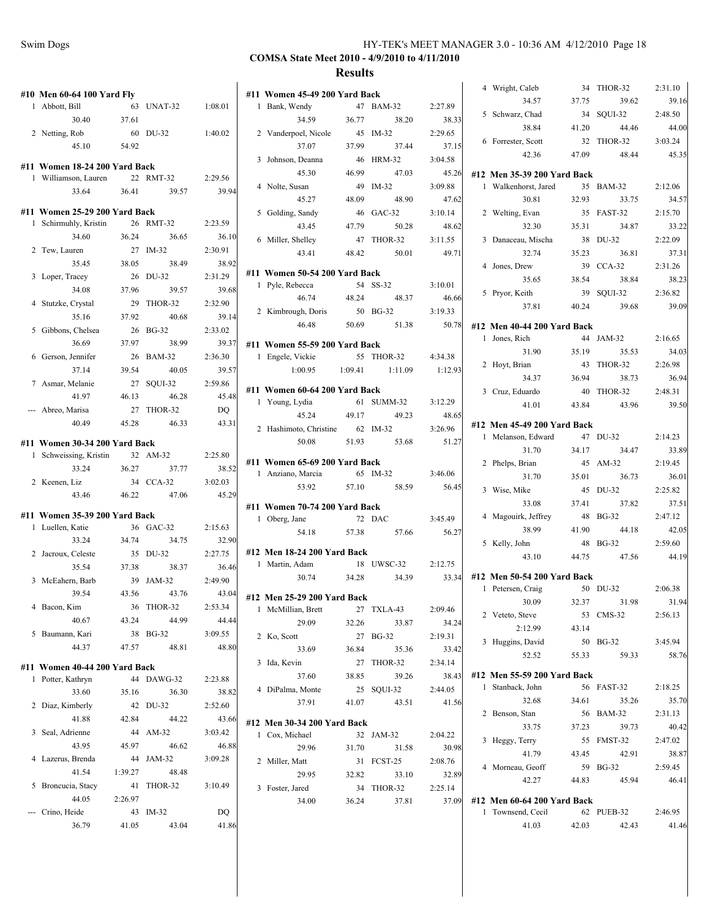**COMSA State Meet 2010 - 4/9/2010 to 4/11/2010**

**Results**

#### #10 Men 60-64 100 Yard Fly

| Place | Name | Age | Team | Time | | | |
|---|---|---|---|---|---|---|---|
| 1 | Abbott, Bill | 63 | UNAT-32 | 1:08.01 | | | |
| | 30.40 | 37.61 | | | | | |
| 2 | Netting, Rob | 60 | DU-32 | 1:40.02 | | | |
| | 45.10 | 54.92 | | | | | |

#### #11 Women 18-24 200 Yard Back

| Place | Name | Age | Team | Time |
|---|---|---|---|---|
| 1 | Williamson, Lauren | 22 | RMT-32 | 2:29.56 |
| | 33.64 | 36.41 | 39.57 | 39.94 |

#### #11 Women 25-29 200 Yard Back

| Place | Name | Age | Team | Time |
|---|---|---|---|---|
| 1 | Schirmuhly, Kristin | 26 | RMT-32 | 2:23.59 |
| | 34.60 | 36.24 | 36.65 | 36.10 |
| 2 | Tew, Lauren | 27 | IM-32 | 2:30.91 |
| | 35.45 | 38.05 | 38.49 | 38.92 |
| 3 | Loper, Tracey | 26 | DU-32 | 2:31.29 |
| | 34.08 | 37.96 | 39.57 | 39.68 |
| 4 | Stutzke, Crystal | 29 | THOR-32 | 2:32.90 |
| | 35.16 | 37.92 | 40.68 | 39.14 |
| 5 | Gibbons, Chelsea | 26 | BG-32 | 2:33.02 |
| | 36.69 | 37.97 | 38.99 | 39.37 |
| 6 | Gerson, Jennifer | 26 | BAM-32 | 2:36.30 |
| | 37.14 | 39.54 | 40.05 | 39.57 |
| 7 | Asmar, Melanie | 27 | SQUI-32 | 2:59.86 |
| | 41.97 | 46.13 | 46.28 | 45.48 |
| --- | Abreo, Marisa | 27 | THOR-32 | DQ |
| | 40.49 | 45.28 | 46.33 | 43.31 |

#### #11 Women 30-34 200 Yard Back

| Place | Name | Age | Team | Time |
|---|---|---|---|---|
| 1 | Schweissing, Kristin | 32 | AM-32 | 2:25.80 |
| | 33.24 | 36.27 | 37.77 | 38.52 |
| 2 | Keenen, Liz | 34 | CCA-32 | 3:02.03 |
| | 43.46 | 46.22 | 47.06 | 45.29 |

#### #11 Women 35-39 200 Yard Back

| Place | Name | Age | Team | Time |
|---|---|---|---|---|
| 1 | Luellen, Katie | 36 | GAC-32 | 2:15.63 |
| | 33.24 | 34.74 | 34.75 | 32.90 |
| 2 | Jacroux, Celeste | 35 | DU-32 | 2:27.75 |
| | 35.54 | 37.38 | 38.37 | 36.46 |
| 3 | McEahern, Barb | 39 | JAM-32 | 2:49.90 |
| | 39.54 | 43.56 | 43.76 | 43.04 |
| 4 | Bacon, Kim | 36 | THOR-32 | 2:53.34 |
| | 40.67 | 43.24 | 44.99 | 44.44 |
| 5 | Baumann, Kari | 38 | BG-32 | 3:09.55 |
| | 44.37 | 47.57 | 48.81 | 48.80 |

#### #11 Women 40-44 200 Yard Back

| Place | Name | Age | Team | Time |
|---|---|---|---|---|
| 1 | Potter, Kathryn | 44 | DAWG-32 | 2:23.88 |
| | 33.60 | 35.16 | 36.30 | 38.82 |
| 2 | Diaz, Kimberly | 42 | DU-32 | 2:52.60 |
| | 41.88 | 42.84 | 44.22 | 43.66 |
| 3 | Seal, Adrienne | 44 | AM-32 | 3:03.42 |
| | 43.95 | 45.97 | 46.62 | 46.88 |
| 4 | Lazerus, Brenda | 44 | JAM-32 | 3:09.28 |
| | 41.54 | 1:39.27 | 48.48 | |
| 5 | Broncucia, Stacy | 41 | THOR-32 | 3:10.49 |
| | 44.05 | 2:26.97 | | |
| --- | Crino, Heide | 43 | IM-32 | DQ |
| | 36.79 | 41.05 | 43.04 | 41.86 |

#### #11 Women 45-49 200 Yard Back

| Place | Name | Age | Team | Time |
|---|---|---|---|---|
| 1 | Bank, Wendy | 47 | BAM-32 | 2:27.89 |
| | 34.59 | 36.77 | 38.20 | 38.33 |
| 2 | Vanderpoel, Nicole | 45 | IM-32 | 2:29.65 |
| | 37.07 | 37.99 | 37.44 | 37.15 |
| 3 | Johnson, Deanna | 46 | HRM-32 | 3:04.58 |
| | 45.30 | 46.99 | 47.03 | 45.26 |
| 4 | Nolte, Susan | 49 | IM-32 | 3:09.88 |
| | 45.27 | 48.09 | 48.90 | 47.62 |
| 5 | Golding, Sandy | 46 | GAC-32 | 3:10.14 |
| | 43.45 | 47.79 | 50.28 | 48.62 |
| 6 | Miller, Shelley | 47 | THOR-32 | 3:11.55 |
| | 43.41 | 48.42 | 50.01 | 49.71 |

#### #11 Women 50-54 200 Yard Back

| Place | Name | Age | Team | Time |
|---|---|---|---|---|
| 1 | Pyle, Rebecca | 54 | SS-32 | 3:10.01 |
| | 46.74 | 48.24 | 48.37 | 46.66 |
| 2 | Kimbrough, Doris | 50 | BG-32 | 3:19.33 |
| | 46.48 | 50.69 | 51.38 | 50.78 |

#### #11 Women 55-59 200 Yard Back

| Place | Name | Age | Team | Time |
|---|---|---|---|---|
| 1 | Engele, Vickie | 55 | THOR-32 | 4:34.38 |
| | 1:00.95 | 1:09.41 | 1:11.09 | 1:12.93 |

#### #11 Women 60-64 200 Yard Back

| Place | Name | Age | Team | Time |
|---|---|---|---|---|
| 1 | Young, Lydia | 61 | SUMM-32 | 3:12.29 |
| | 45.24 | 49.17 | 49.23 | 48.65 |
| 2 | Hashimoto, Christine | 62 | IM-32 | 3:26.96 |
| | 50.08 | 51.93 | 53.68 | 51.27 |

#### #11 Women 65-69 200 Yard Back

| Place | Name | Age | Team | Time |
|---|---|---|---|---|
| 1 | Anziano, Marcia | 65 | IM-32 | 3:46.06 |
| | 53.92 | 57.10 | 58.59 | 56.45 |

#### #11 Women 70-74 200 Yard Back

| Place | Name | Age | Team | Time |
|---|---|---|---|---|
| 1 | Oberg, Jane | 72 | DAC | 3:45.49 |
| | 54.18 | 57.38 | 57.66 | 56.27 |

#### #12 Men 18-24 200 Yard Back

| Place | Name | Age | Team | Time |
|---|---|---|---|---|
| 1 | Martin, Adam | 18 | UWSC-32 | 2:12.75 |
| | 30.74 | 34.28 | 34.39 | 33.34 |

#### #12 Men 25-29 200 Yard Back

| Place | Name | Age | Team | Time |
|---|---|---|---|---|
| 1 | McMillian, Brett | 27 | TXLA-43 | 2:09.46 |
| | 29.09 | 32.26 | 33.87 | 34.24 |
| 2 | Ko, Scott | 27 | BG-32 | 2:19.31 |
| | 33.69 | 36.84 | 35.36 | 33.42 |
| 3 | Ida, Kevin | 27 | THOR-32 | 2:34.14 |
| | 37.60 | 38.85 | 39.26 | 38.43 |
| 4 | DiPalma, Monte | 25 | SQUI-32 | 2:44.05 |
| | 37.91 | 41.07 | 43.51 | 41.56 |

#### #12 Men 30-34 200 Yard Back

| Place | Name | Age | Team | Time |
|---|---|---|---|---|
| 1 | Cox, Michael | 32 | JAM-32 | 2:04.22 |
| | 29.96 | 31.70 | 31.58 | 30.98 |
| 2 | Miller, Matt | 31 | FCST-25 | 2:08.76 |
| | 29.95 | 32.82 | 33.10 | 32.89 |
| 3 | Foster, Jared | 34 | THOR-32 | 2:25.14 |
| | 34.00 | 36.24 | 37.81 | 37.09 |
| 4 | Wright, Caleb | 34 | THOR-32 | 2:31.10 |
| | 34.57 | 37.75 | 39.62 | 39.16 |
| 5 | Schwarz, Chad | 34 | SQUI-32 | 2:48.50 |
| | 38.84 | 41.20 | 44.46 | 44.00 |
| 6 | Forrester, Scott | 32 | THOR-32 | 3:03.24 |
| | 42.36 | 47.09 | 48.44 | 45.35 |

#### #12 Men 35-39 200 Yard Back

| Place | Name | Age | Team | Time |
|---|---|---|---|---|
| 1 | Walkenhorst, Jared | 35 | BAM-32 | 2:12.06 |
| | 30.81 | 32.93 | 33.75 | 34.57 |
| 2 | Welting, Evan | 35 | FAST-32 | 2:15.70 |
| | 32.30 | 35.31 | 34.87 | 33.22 |
| 3 | Danaceau, Mischa | 38 | DU-32 | 2:22.09 |
| | 32.74 | 35.23 | 36.81 | 37.31 |
| 4 | Jones, Drew | 39 | CCA-32 | 2:31.26 |
| | 35.65 | 38.54 | 38.84 | 38.23 |
| 5 | Pryor, Keith | 39 | SQUI-32 | 2:36.82 |
| | 37.81 | 40.24 | 39.68 | 39.09 |

#### #12 Men 40-44 200 Yard Back

| Place | Name | Age | Team | Time |
|---|---|---|---|---|
| 1 | Jones, Rich | 44 | JAM-32 | 2:16.65 |
| | 31.90 | 35.19 | 35.53 | 34.03 |
| 2 | Hoyt, Brian | 43 | THOR-32 | 2:26.98 |
| | 34.37 | 36.94 | 38.73 | 36.94 |
| 3 | Cruz, Eduardo | 40 | THOR-32 | 2:48.31 |
| | 41.01 | 43.84 | 43.96 | 39.50 |

#### #12 Men 45-49 200 Yard Back

| Place | Name | Age | Team | Time |
|---|---|---|---|---|
| 1 | Melanson, Edward | 47 | DU-32 | 2:14.23 |
| | 31.70 | 34.17 | 34.47 | 33.89 |
| 2 | Phelps, Brian | 45 | AM-32 | 2:19.45 |
| | 31.70 | 35.01 | 36.73 | 36.01 |
| 3 | Wise, Mike | 45 | DU-32 | 2:25.82 |
| | 33.08 | 37.41 | 37.82 | 37.51 |
| 4 | Magouirk, Jeffrey | 48 | BG-32 | 2:47.12 |
| | 38.99 | 41.90 | 44.18 | 42.05 |
| 5 | Kelly, John | 48 | BG-32 | 2:59.60 |
| | 43.10 | 44.75 | 47.56 | 44.19 |

#### #12 Men 50-54 200 Yard Back

| Place | Name | Age | Team | Time |
|---|---|---|---|---|
| 1 | Petersen, Craig | 50 | DU-32 | 2:06.38 |
| | 30.09 | 32.37 | 31.98 | 31.94 |
| 2 | Veteto, Steve | 53 | CMS-32 | 2:56.13 |
| | 2:12.99 | 43.14 | | |
| 3 | Huggins, David | 50 | BG-32 | 3:45.94 |
| | 52.52 | 55.33 | 59.33 | 58.76 |

#### #12 Men 55-59 200 Yard Back

| Place | Name | Age | Team | Time |
|---|---|---|---|---|
| 1 | Stanback, John | 56 | FAST-32 | 2:18.25 |
| | 32.68 | 34.61 | 35.26 | 35.70 |
| 2 | Benson, Stan | 56 | BAM-32 | 2:31.13 |
| | 33.75 | 37.23 | 39.73 | 40.42 |
| 3 | Heggy, Terry | 55 | FMST-32 | 2:47.02 |
| | 41.79 | 43.45 | 42.91 | 38.87 |
| 4 | Morneau, Geoff | 59 | BG-32 | 2:59.45 |
| | 42.27 | 44.83 | 45.94 | 46.41 |

#### #12 Men 60-64 200 Yard Back

| Place | Name | Age | Team | Time |
|---|---|---|---|---|
| 1 | Townsend, Cecil | 62 | PUEB-32 | 2:46.95 |
| | 41.03 | 42.03 | 42.43 | 41.46 |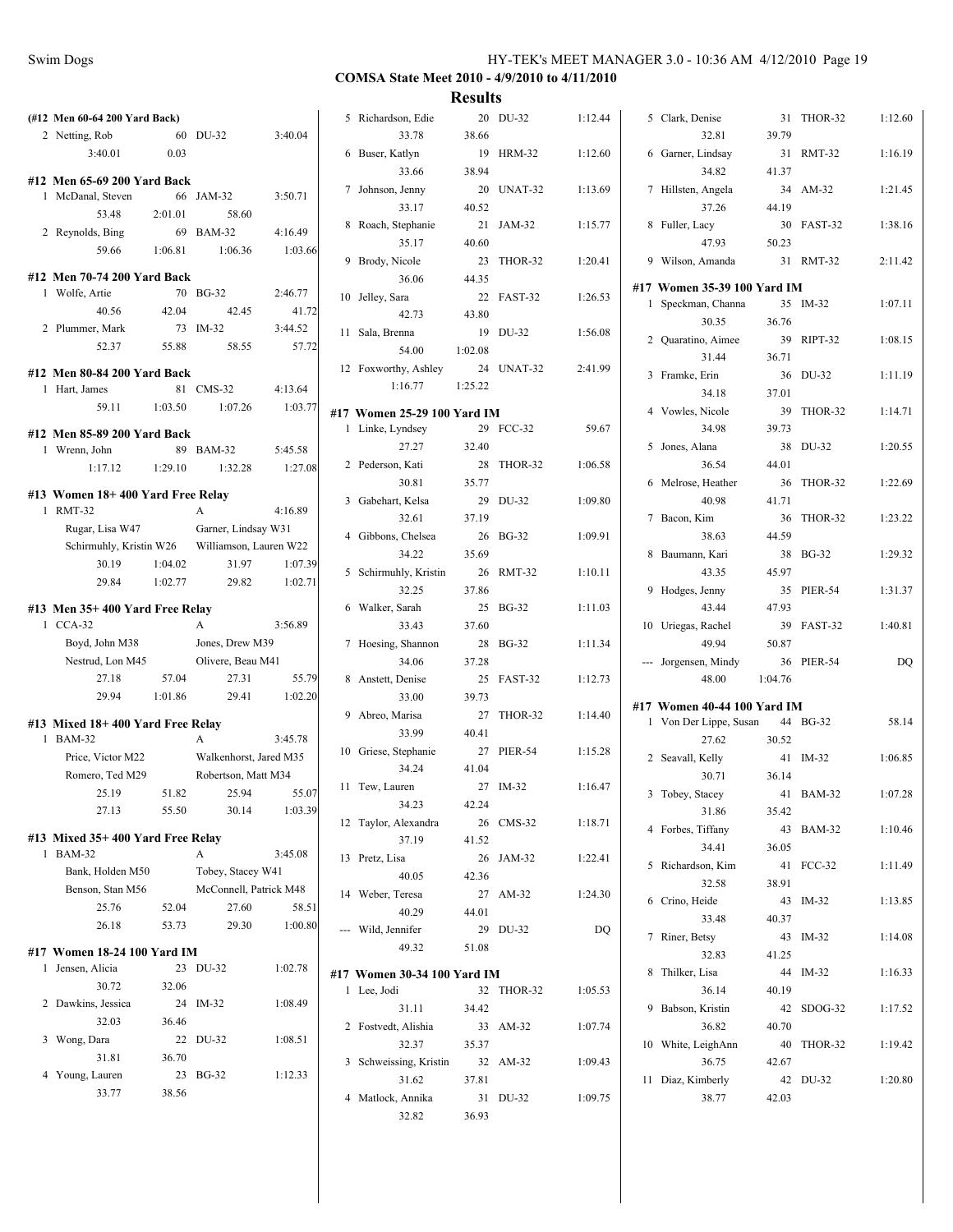**COMSA State Meet 2010 - 4/9/2010 to 4/11/2010**

**Results**

**(#12 Men 60-64 200 Yard Back)**

| | Name | Age | Team | Time |
|---|---|---|---|---|
| 2 | Netting, Rob | 60 | DU-32 | 3:40.04 |
| | 3:40.01 | 0.03 | | |

**#12 Men 65-69 200 Yard Back**

| | Name | Age | Team | Time |
|---|---|---|---|---|
| 1 | McDanal, Steven | 66 | JAM-32 | 3:50.71 |
| | 53.48 | 2:01.01 | 58.60 | |
| 2 | Reynolds, Bing | 69 | BAM-32 | 4:16.49 |
| | 59.66 | 1:06.81 | 1:06.36 | 1:03.66 |

**#12 Men 70-74 200 Yard Back**

| | Name | Age | Team | Time |
|---|---|---|---|---|
| 1 | Wolfe, Artie | 70 | BG-32 | 2:46.77 |
| | 40.56 | 42.04 | 42.45 | 41.72 |
| 2 | Plummer, Mark | 73 | IM-32 | 3:44.52 |
| | 52.37 | 55.88 | 58.55 | 57.72 |

**#12 Men 80-84 200 Yard Back**

| | Name | Age | Team | Time |
|---|---|---|---|---|
| 1 | Hart, James | 81 | CMS-32 | 4:13.64 |
| | 59.11 | 1:03.50 | 1:07.26 | 1:03.77 |

**#12 Men 85-89 200 Yard Back**

| | Name | Age | Team | Time |
|---|---|---|---|---|
| 1 | Wrenn, John | 89 | BAM-32 | 5:45.58 |
| | 1:17.12 | 1:29.10 | 1:32.28 | 1:27.08 |

**#13 Women 18+ 400 Yard Free Relay**

| | Team | Relay | Time |
|---|---|---|---|
| 1 | RMT-32 | A | 4:16.89 |

Rugar, Lisa W47; Garner, Lindsay W31; Schirmuhly, Kristin W26; Williamson, Lauren W22

30.19, 1:04.02, 31.97, 1:07.39, 29.84, 1:02.77, 29.82, 1:02.71

**#13 Men 35+ 400 Yard Free Relay**

| | Team | Relay | Time |
|---|---|---|---|
| 1 | CCA-32 | A | 3:56.89 |

Boyd, John M38; Jones, Drew M39; Nestrud, Lon M45; Olivere, Beau M41

27.18, 57.04, 27.31, 55.79, 29.94, 1:01.86, 29.41, 1:02.20

**#13 Mixed 18+ 400 Yard Free Relay**

| | Team | Relay | Time |
|---|---|---|---|
| 1 | BAM-32 | A | 3:45.78 |

Price, Victor M22; Walkenhorst, Jared M35; Romero, Ted M29; Robertson, Matt M34

25.19, 51.82, 25.94, 55.07, 27.13, 55.50, 30.14, 1:03.39

**#13 Mixed 35+ 400 Yard Free Relay**

| | Team | Relay | Time |
|---|---|---|---|
| 1 | BAM-32 | A | 3:45.08 |

Bank, Holden M50; Tobey, Stacey W41; Benson, Stan M56; McConnell, Patrick M48

25.76, 52.04, 27.60, 58.51, 26.18, 53.73, 29.30, 1:00.80

**#17 Women 18-24 100 Yard IM**

| | Name | Age | Team | Time | Splits |
|---|---|---|---|---|---|
| 1 | Jensen, Alicia | 23 | DU-32 | 1:02.78 | 30.72, 32.06 |
| 2 | Dawkins, Jessica | 24 | IM-32 | 1:08.49 | 32.03, 36.46 |
| 3 | Wong, Dara | 22 | DU-32 | 1:08.51 | 31.81, 36.70 |
| 4 | Young, Lauren | 23 | BG-32 | 1:12.33 | 33.77, 38.56 |
| 5 | Richardson, Edie | 20 | DU-32 | 1:12.44 | 33.78, 38.66 |
| 6 | Buser, Katlyn | 19 | HRM-32 | 1:12.60 | 33.66, 38.94 |
| 7 | Johnson, Jenny | 20 | UNAT-32 | 1:13.69 | 33.17, 40.52 |
| 8 | Roach, Stephanie | 21 | JAM-32 | 1:15.77 | 35.17, 40.60 |
| 9 | Brody, Nicole | 23 | THOR-32 | 1:20.41 | 36.06, 44.35 |
| 10 | Jelley, Sara | 22 | FAST-32 | 1:26.53 | 42.73, 43.80 |
| 11 | Sala, Brenna | 19 | DU-32 | 1:56.08 | 54.00, 1:02.08 |
| 12 | Foxworthy, Ashley | 24 | UNAT-32 | 2:41.99 | 1:16.77, 1:25.22 |

**#17 Women 25-29 100 Yard IM**

| | Name | Age | Team | Time | Splits |
|---|---|---|---|---|---|
| 1 | Linke, Lyndsey | 29 | FCC-32 | 59.67 | 27.27, 32.40 |
| 2 | Pederson, Kati | 28 | THOR-32 | 1:06.58 | 30.81, 35.77 |
| 3 | Gabehart, Kelsa | 29 | DU-32 | 1:09.80 | 32.61, 37.19 |
| 4 | Gibbons, Chelsea | 26 | BG-32 | 1:09.91 | 34.22, 35.69 |
| 5 | Schirmuhly, Kristin | 26 | RMT-32 | 1:10.11 | 32.25, 37.86 |
| 6 | Walker, Sarah | 25 | BG-32 | 1:11.03 | 33.43, 37.60 |
| 7 | Hoesing, Shannon | 28 | BG-32 | 1:11.34 | 34.06, 37.28 |
| 8 | Anstett, Denise | 25 | FAST-32 | 1:12.73 | 33.00, 39.73 |
| 9 | Abreo, Marisa | 27 | THOR-32 | 1:14.40 | 33.99, 40.41 |
| 10 | Griese, Stephanie | 27 | PIER-54 | 1:15.28 | 34.24, 41.04 |
| 11 | Tew, Lauren | 27 | IM-32 | 1:16.47 | 34.23, 42.24 |
| 12 | Taylor, Alexandra | 26 | CMS-32 | 1:18.71 | 37.19, 41.52 |
| 13 | Pretz, Lisa | 26 | JAM-32 | 1:22.41 | 40.05, 42.36 |
| 14 | Weber, Teresa | 27 | AM-32 | 1:24.30 | 40.29, 44.01 |
| --- | Wild, Jennifer | 29 | DU-32 | DQ | 49.32, 51.08 |

**#17 Women 30-34 100 Yard IM**

| | Name | Age | Team | Time | Splits |
|---|---|---|---|---|---|
| 1 | Lee, Jodi | 32 | THOR-32 | 1:05.53 | 31.11, 34.42 |
| 2 | Fostvedt, Alishia | 33 | AM-32 | 1:07.74 | 32.37, 35.37 |
| 3 | Schweissing, Kristin | 32 | AM-32 | 1:09.43 | 31.62, 37.81 |
| 4 | Matlock, Annika | 31 | DU-32 | 1:09.75 | 32.82, 36.93 |
| 5 | Clark, Denise | 31 | THOR-32 | 1:12.60 | 32.81, 39.79 |
| 6 | Garner, Lindsay | 31 | RMT-32 | 1:16.19 | 34.82, 41.37 |
| 7 | Hillsten, Angela | 34 | AM-32 | 1:21.45 | 37.26, 44.19 |
| 8 | Fuller, Lacy | 30 | FAST-32 | 1:38.16 | 47.93, 50.23 |
| 9 | Wilson, Amanda | 31 | RMT-32 | 2:11.42 | |

**#17 Women 35-39 100 Yard IM**

| | Name | Age | Team | Time | Splits |
|---|---|---|---|---|---|
| 1 | Speckman, Channa | 35 | IM-32 | 1:07.11 | 30.35, 36.76 |
| 2 | Quaratino, Aimee | 39 | RIPT-32 | 1:08.15 | 31.44, 36.71 |
| 3 | Framke, Erin | 36 | DU-32 | 1:11.19 | 34.18, 37.01 |
| 4 | Vowles, Nicole | 39 | THOR-32 | 1:14.71 | 34.98, 39.73 |
| 5 | Jones, Alana | 38 | DU-32 | 1:20.55 | 36.54, 44.01 |
| 6 | Melrose, Heather | 36 | THOR-32 | 1:22.69 | 40.98, 41.71 |
| 7 | Bacon, Kim | 36 | THOR-32 | 1:23.22 | 38.63, 44.59 |
| 8 | Baumann, Kari | 38 | BG-32 | 1:29.32 | 43.35, 45.97 |
| 9 | Hodges, Jenny | 35 | PIER-54 | 1:31.37 | 43.44, 47.93 |
| 10 | Uriegas, Rachel | 39 | FAST-32 | 1:40.81 | 49.94, 50.87 |
| --- | Jorgensen, Mindy | 36 | PIER-54 | DQ | 48.00, 1:04.76 |

**#17 Women 40-44 100 Yard IM**

| | Name | Age | Team | Time | Splits |
|---|---|---|---|---|---|
| 1 | Von Der Lippe, Susan | 44 | BG-32 | 58.14 | 27.62, 30.52 |
| 2 | Seavall, Kelly | 41 | IM-32 | 1:06.85 | 30.71, 36.14 |
| 3 | Tobey, Stacey | 41 | BAM-32 | 1:07.28 | 31.86, 35.42 |
| 4 | Forbes, Tiffany | 43 | BAM-32 | 1:10.46 | 34.41, 36.05 |
| 5 | Richardson, Kim | 41 | FCC-32 | 1:11.49 | 32.58, 38.91 |
| 6 | Crino, Heide | 43 | IM-32 | 1:13.85 | 33.48, 40.37 |
| 7 | Riner, Betsy | 43 | IM-32 | 1:14.08 | 32.83, 41.25 |
| 8 | Thilker, Lisa | 44 | IM-32 | 1:16.33 | 36.14, 40.19 |
| 9 | Babson, Kristin | 42 | SDOG-32 | 1:17.52 | 36.82, 40.70 |
| 10 | White, LeighAnn | 40 | THOR-32 | 1:19.42 | 36.75, 42.67 |
| 11 | Diaz, Kimberly | 42 | DU-32 | 1:20.80 | 38.77, 42.03 |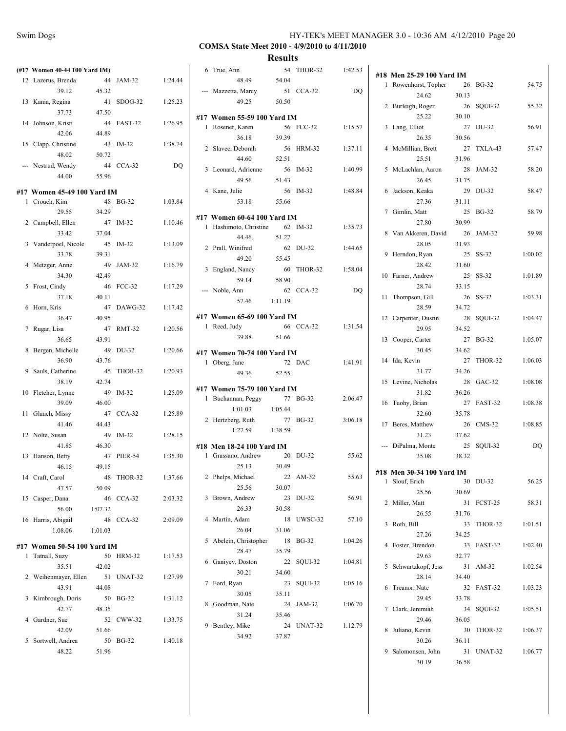**COMSA State Meet 2010 - 4/9/2010 to 4/11/2010**

**Results**

**(#17 Women 40-44 100 Yard IM)**

| Place | Name | Age | Team | Time |
|---|---|---|---|---|
| 12 | Lazerus, Brenda | 44 | JAM-32 | 1:24.44 |
| | 39.12 | 45.32 | | |
| 13 | Kania, Regina | 41 | SDOG-32 | 1:25.23 |
| | 37.73 | 47.50 | | |
| 14 | Johnson, Kristi | 44 | FAST-32 | 1:26.95 |
| | 42.06 | 44.89 | | |
| 15 | Clapp, Christine | 43 | IM-32 | 1:38.74 |
| | 48.02 | 50.72 | | |
| --- | Nestrud, Wendy | 44 | CCA-32 | DQ |
| | 44.00 | 55.96 | | |

**#17 Women 45-49 100 Yard IM**

| Place | Name | Age | Team | Time |
|---|---|---|---|---|
| 1 | Crouch, Kim | 48 | BG-32 | 1:03.84 |
| | 29.55 | 34.29 | | |
| 2 | Campbell, Ellen | 47 | IM-32 | 1:10.46 |
| | 33.42 | 37.04 | | |
| 3 | Vanderpoel, Nicole | 45 | IM-32 | 1:13.09 |
| | 33.78 | 39.31 | | |
| 4 | Metzger, Anne | 49 | JAM-32 | 1:16.79 |
| | 34.30 | 42.49 | | |
| 5 | Frost, Cindy | 46 | FCC-32 | 1:17.29 |
| | 37.18 | 40.11 | | |
| 6 | Horn, Kris | 47 | DAWG-32 | 1:17.42 |
| | 36.47 | 40.95 | | |
| 7 | Rugar, Lisa | 47 | RMT-32 | 1:20.56 |
| | 36.65 | 43.91 | | |
| 8 | Bergen, Michelle | 49 | DU-32 | 1:20.66 |
| | 36.90 | 43.76 | | |
| 9 | Sauls, Catherine | 45 | THOR-32 | 1:20.93 |
| | 38.19 | 42.74 | | |
| 10 | Fletcher, Lynne | 49 | IM-32 | 1:25.09 |
| | 39.09 | 46.00 | | |
| 11 | Glauch, Missy | 47 | CCA-32 | 1:25.89 |
| | 41.46 | 44.43 | | |
| 12 | Nolte, Susan | 49 | IM-32 | 1:28.15 |
| | 41.85 | 46.30 | | |
| 13 | Hanson, Betty | 47 | PIER-54 | 1:35.30 |
| | 46.15 | 49.15 | | |
| 14 | Craft, Carol | 48 | THOR-32 | 1:37.66 |
| | 47.57 | 50.09 | | |
| 15 | Casper, Dana | 46 | CCA-32 | 2:03.32 |
| | 56.00 | 1:07.32 | | |
| 16 | Harris, Abigail | 48 | CCA-32 | 2:09.09 |
| | 1:08.06 | 1:01.03 | | |

**#17 Women 50-54 100 Yard IM**

| Place | Name | Age | Team | Time |
|---|---|---|---|---|
| 1 | Tatnall, Suzy | 50 | HRM-32 | 1:17.53 |
| | 35.51 | 42.02 | | |
| 2 | Weihenmayer, Ellen | 51 | UNAT-32 | 1:27.99 |
| | 43.91 | 44.08 | | |
| 3 | Kimbrough, Doris | 50 | BG-32 | 1:31.12 |
| | 42.77 | 48.35 | | |
| 4 | Gardner, Sue | 52 | CWW-32 | 1:33.75 |
| | 42.09 | 51.66 | | |
| 5 | Sortwell, Andrea | 50 | BG-32 | 1:40.18 |
| | 48.22 | 51.96 | | |
| 6 | True, Ann | 54 | THOR-32 | 1:42.53 |
| | 48.49 | 54.04 | | |
| --- | Mazzetta, Marcy | 51 | CCA-32 | DQ |
| | 49.25 | 50.50 | | |

**#17 Women 55-59 100 Yard IM**

| Place | Name | Age | Team | Time |
|---|---|---|---|---|
| 1 | Rosener, Karen | 56 | FCC-32 | 1:15.57 |
| | 36.18 | 39.39 | | |
| 2 | Slavec, Deborah | 56 | HRM-32 | 1:37.11 |
| | 44.60 | 52.51 | | |
| 3 | Leonard, Adrienne | 56 | IM-32 | 1:40.99 |
| | 49.56 | 51.43 | | |
| 4 | Kane, Julie | 56 | IM-32 | 1:48.84 |
| | 53.18 | 55.66 | | |

**#17 Women 60-64 100 Yard IM**

| Place | Name | Age | Team | Time |
|---|---|---|---|---|
| 1 | Hashimoto, Christine | 62 | IM-32 | 1:35.73 |
| | 44.46 | 51.27 | | |
| 2 | Prall, Winifred | 62 | DU-32 | 1:44.65 |
| | 49.20 | 55.45 | | |
| 3 | England, Nancy | 60 | THOR-32 | 1:58.04 |
| | 59.14 | 58.90 | | |
| --- | Noble, Ann | 62 | CCA-32 | DQ |
| | 57.46 | 1:11.19 | | |

**#17 Women 65-69 100 Yard IM**

| Place | Name | Age | Team | Time |
|---|---|---|---|---|
| 1 | Reed, Judy | 66 | CCA-32 | 1:31.54 |
| | 39.88 | 51.66 | | |

**#17 Women 70-74 100 Yard IM**

| Place | Name | Age | Team | Time |
|---|---|---|---|---|
| 1 | Oberg, Jane | 72 | DAC | 1:41.91 |
| | 49.36 | 52.55 | | |

**#17 Women 75-79 100 Yard IM**

| Place | Name | Age | Team | Time |
|---|---|---|---|---|
| 1 | Buchannan, Peggy | 77 | BG-32 | 2:06.47 |
| | 1:01.03 | 1:05.44 | | |
| 2 | Hertzberg, Ruth | 77 | BG-32 | 3:06.18 |
| | 1:27.59 | 1:38.59 | | |

**#18 Men 18-24 100 Yard IM**

| Place | Name | Age | Team | Time |
|---|---|---|---|---|
| 1 | Grassano, Andrew | 20 | DU-32 | 55.62 |
| | 25.13 | 30.49 | | |
| 2 | Phelps, Michael | 22 | AM-32 | 55.63 |
| | 25.56 | 30.07 | | |
| 3 | Brown, Andrew | 23 | DU-32 | 56.91 |
| | 26.33 | 30.58 | | |
| 4 | Martin, Adam | 18 | UWSC-32 | 57.10 |
| | 26.04 | 31.06 | | |
| 5 | Abelein, Christopher | 18 | BG-32 | 1:04.26 |
| | 28.47 | 35.79 | | |
| 6 | Ganiyev, Doston | 22 | SQUI-32 | 1:04.81 |
| | 30.21 | 34.60 | | |
| 7 | Ford, Ryan | 23 | SQUI-32 | 1:05.16 |
| | 30.05 | 35.11 | | |
| 8 | Goodman, Nate | 24 | JAM-32 | 1:06.70 |
| | 31.24 | 35.46 | | |
| 9 | Bentley, Mike | 24 | UNAT-32 | 1:12.79 |
| | 34.92 | 37.87 | | |

**#18 Men 25-29 100 Yard IM**

| Place | Name | Age | Team | Time |
|---|---|---|---|---|
| 1 | Rowenhorst, Topher | 26 | BG-32 | 54.75 |
| | 24.62 | 30.13 | | |
| 2 | Burleigh, Roger | 26 | SQUI-32 | 55.32 |
| | 25.22 | 30.10 | | |
| 3 | Lang, Elliot | 27 | DU-32 | 56.91 |
| | 26.35 | 30.56 | | |
| 4 | McMillian, Brett | 27 | TXLA-43 | 57.47 |
| | 25.51 | 31.96 | | |
| 5 | McLachlan, Aaron | 28 | JAM-32 | 58.20 |
| | 26.45 | 31.75 | | |
| 6 | Jackson, Keaka | 29 | DU-32 | 58.47 |
| | 27.36 | 31.11 | | |
| 7 | Gimlin, Matt | 25 | BG-32 | 58.79 |
| | 27.80 | 30.99 | | |
| 8 | Van Akkeren, David | 26 | JAM-32 | 59.98 |
| | 28.05 | 31.93 | | |
| 9 | Herndon, Ryan | 25 | SS-32 | 1:00.02 |
| | 28.42 | 31.60 | | |
| 10 | Farner, Andrew | 25 | SS-32 | 1:01.89 |
| | 28.74 | 33.15 | | |
| 11 | Thompson, Gill | 26 | SS-32 | 1:03.31 |
| | 28.59 | 34.72 | | |
| 12 | Carpenter, Dustin | 28 | SQUI-32 | 1:04.47 |
| | 29.95 | 34.52 | | |
| 13 | Cooper, Carter | 27 | BG-32 | 1:05.07 |
| | 30.45 | 34.62 | | |
| 14 | Ida, Kevin | 27 | THOR-32 | 1:06.03 |
| | 31.77 | 34.26 | | |
| 15 | Levine, Nicholas | 28 | GAC-32 | 1:08.08 |
| | 31.82 | 36.26 | | |
| 16 | Tuohy, Brian | 27 | FAST-32 | 1:08.38 |
| | 32.60 | 35.78 | | |
| 17 | Beres, Matthew | 26 | CMS-32 | 1:08.85 |
| | 31.23 | 37.62 | | |
| --- | DiPalma, Monte | 25 | SQUI-32 | DQ |
| | 35.08 | 38.32 | | |

**#18 Men 30-34 100 Yard IM**

| Place | Name | Age | Team | Time |
|---|---|---|---|---|
| 1 | Slouf, Erich | 30 | DU-32 | 56.25 |
| | 25.56 | 30.69 | | |
| 2 | Miller, Matt | 31 | FCST-25 | 58.31 |
| | 26.55 | 31.76 | | |
| 3 | Roth, Bill | 33 | THOR-32 | 1:01.51 |
| | 27.26 | 34.25 | | |
| 4 | Foster, Brendon | 33 | FAST-32 | 1:02.40 |
| | 29.63 | 32.77 | | |
| 5 | Schwartzkopf, Jess | 31 | AM-32 | 1:02.54 |
| | 28.14 | 34.40 | | |
| 6 | Treanor, Nate | 32 | FAST-32 | 1:03.23 |
| | 29.45 | 33.78 | | |
| 7 | Clark, Jeremiah | 34 | SQUI-32 | 1:05.51 |
| | 29.46 | 36.05 | | |
| 8 | Juliano, Kevin | 30 | THOR-32 | 1:06.37 |
| | 30.26 | 36.11 | | |
| 9 | Salomonsen, John | 31 | UNAT-32 | 1:06.77 |
| | 30.19 | 36.58 | | |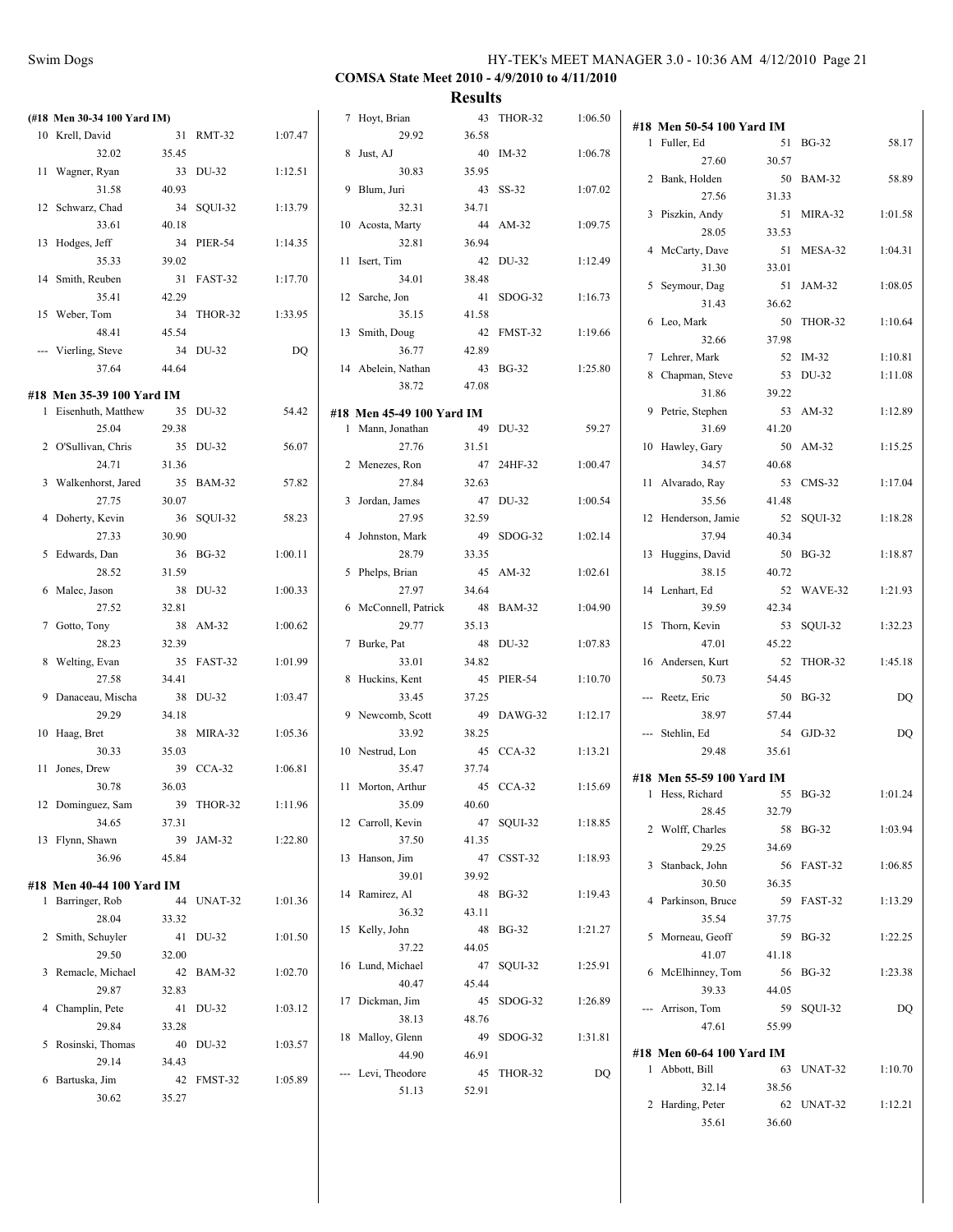**COMSA State Meet 2010 - 4/9/2010 to 4/11/2010**

**Results**

#### (#18 Men 30-34 100 Yard IM)

| Place | Name | Age | Team | Time |
|---|---|---|---|---|
| 10 | Krell, David | 31 | RMT-32 | 1:07.47 |
| | 32.02 | 35.45 | | |
| 11 | Wagner, Ryan | 33 | DU-32 | 1:12.51 |
| | 31.58 | 40.93 | | |
| 12 | Schwarz, Chad | 34 | SQUI-32 | 1:13.79 |
| | 33.61 | 40.18 | | |
| 13 | Hodges, Jeff | 34 | PIER-54 | 1:14.35 |
| | 35.33 | 39.02 | | |
| 14 | Smith, Reuben | 31 | FAST-32 | 1:17.70 |
| | 35.41 | 42.29 | | |
| 15 | Weber, Tom | 34 | THOR-32 | 1:33.95 |
| | 48.41 | 45.54 | | |
| --- | Vierling, Steve | 34 | DU-32 | DQ |
| | 37.64 | 44.64 | | |

#### #18 Men 35-39 100 Yard IM

| Place | Name | Age | Team | Time |
|---|---|---|---|---|
| 1 | Eisenhuth, Matthew | 35 | DU-32 | 54.42 |
| | 25.04 | 29.38 | | |
| 2 | O'Sullivan, Chris | 35 | DU-32 | 56.07 |
| | 24.71 | 31.36 | | |
| 3 | Walkenhorst, Jared | 35 | BAM-32 | 57.82 |
| | 27.75 | 30.07 | | |
| 4 | Doherty, Kevin | 36 | SQUI-32 | 58.23 |
| | 27.33 | 30.90 | | |
| 5 | Edwards, Dan | 36 | BG-32 | 1:00.11 |
| | 28.52 | 31.59 | | |
| 6 | Malec, Jason | 38 | DU-32 | 1:00.33 |
| | 27.52 | 32.81 | | |
| 7 | Gotto, Tony | 38 | AM-32 | 1:00.62 |
| | 28.23 | 32.39 | | |
| 8 | Welting, Evan | 35 | FAST-32 | 1:01.99 |
| | 27.58 | 34.41 | | |
| 9 | Danaceau, Mischa | 38 | DU-32 | 1:03.47 |
| | 29.29 | 34.18 | | |
| 10 | Haag, Bret | 38 | MIRA-32 | 1:05.36 |
| | 30.33 | 35.03 | | |
| 11 | Jones, Drew | 39 | CCA-32 | 1:06.81 |
| | 30.78 | 36.03 | | |
| 12 | Dominguez, Sam | 39 | THOR-32 | 1:11.96 |
| | 34.65 | 37.31 | | |
| 13 | Flynn, Shawn | 39 | JAM-32 | 1:22.80 |
| | 36.96 | 45.84 | | |

#### #18 Men 40-44 100 Yard IM

| Place | Name | Age | Team | Time |
|---|---|---|---|---|
| 1 | Barringer, Rob | 44 | UNAT-32 | 1:01.36 |
| | 28.04 | 33.32 | | |
| 2 | Smith, Schuyler | 41 | DU-32 | 1:01.50 |
| | 29.50 | 32.00 | | |
| 3 | Remacle, Michael | 42 | BAM-32 | 1:02.70 |
| | 29.87 | 32.83 | | |
| 4 | Champlin, Pete | 41 | DU-32 | 1:03.12 |
| | 29.84 | 33.28 | | |
| 5 | Rosinski, Thomas | 40 | DU-32 | 1:03.57 |
| | 29.14 | 34.43 | | |
| 6 | Bartuska, Jim | 42 | FMST-32 | 1:05.89 |
| | 30.62 | 35.27 | | |
| 7 | Hoyt, Brian | 43 | THOR-32 | 1:06.50 |
| | 29.92 | 36.58 | | |
| 8 | Just, AJ | 40 | IM-32 | 1:06.78 |
| | 30.83 | 35.95 | | |
| 9 | Blum, Juri | 43 | SS-32 | 1:07.02 |
| | 32.31 | 34.71 | | |
| 10 | Acosta, Marty | 44 | AM-32 | 1:09.75 |
| | 32.81 | 36.94 | | |
| 11 | Isert, Tim | 42 | DU-32 | 1:12.49 |
| | 34.01 | 38.48 | | |
| 12 | Sarche, Jon | 41 | SDOG-32 | 1:16.73 |
| | 35.15 | 41.58 | | |
| 13 | Smith, Doug | 42 | FMST-32 | 1:19.66 |
| | 36.77 | 42.89 | | |
| 14 | Abelein, Nathan | 43 | BG-32 | 1:25.80 |
| | 38.72 | 47.08 | | |

#### #18 Men 45-49 100 Yard IM

| Place | Name | Age | Team | Time |
|---|---|---|---|---|
| 1 | Mann, Jonathan | 49 | DU-32 | 59.27 |
| | 27.76 | 31.51 | | |
| 2 | Menezes, Ron | 47 | 24HF-32 | 1:00.47 |
| | 27.84 | 32.63 | | |
| 3 | Jordan, James | 47 | DU-32 | 1:00.54 |
| | 27.95 | 32.59 | | |
| 4 | Johnston, Mark | 49 | SDOG-32 | 1:02.14 |
| | 28.79 | 33.35 | | |
| 5 | Phelps, Brian | 45 | AM-32 | 1:02.61 |
| | 27.97 | 34.64 | | |
| 6 | McConnell, Patrick | 48 | BAM-32 | 1:04.90 |
| | 29.77 | 35.13 | | |
| 7 | Burke, Pat | 48 | DU-32 | 1:07.83 |
| | 33.01 | 34.82 | | |
| 8 | Huckins, Kent | 45 | PIER-54 | 1:10.70 |
| | 33.45 | 37.25 | | |
| 9 | Newcomb, Scott | 49 | DAWG-32 | 1:12.17 |
| | 33.92 | 38.25 | | |
| 10 | Nestrud, Lon | 45 | CCA-32 | 1:13.21 |
| | 35.47 | 37.74 | | |
| 11 | Morton, Arthur | 45 | CCA-32 | 1:15.69 |
| | 35.09 | 40.60 | | |
| 12 | Carroll, Kevin | 47 | SQUI-32 | 1:18.85 |
| | 37.50 | 41.35 | | |
| 13 | Hanson, Jim | 47 | CSST-32 | 1:18.93 |
| | 39.01 | 39.92 | | |
| 14 | Ramirez, Al | 48 | BG-32 | 1:19.43 |
| | 36.32 | 43.11 | | |
| 15 | Kelly, John | 48 | BG-32 | 1:21.27 |
| | 37.22 | 44.05 | | |
| 16 | Lund, Michael | 47 | SQUI-32 | 1:25.91 |
| | 40.47 | 45.44 | | |
| 17 | Dickman, Jim | 45 | SDOG-32 | 1:26.89 |
| | 38.13 | 48.76 | | |
| 18 | Malloy, Glenn | 49 | SDOG-32 | 1:31.81 |
| | 44.90 | 46.91 | | |
| --- | Levi, Theodore | 45 | THOR-32 | DQ |
| | 51.13 | 52.91 | | |

#### #18 Men 50-54 100 Yard IM

| Place | Name | Age | Team | Time |
|---|---|---|---|---|
| 1 | Fuller, Ed | 51 | BG-32 | 58.17 |
| | 27.60 | 30.57 | | |
| 2 | Bank, Holden | 50 | BAM-32 | 58.89 |
| | 27.56 | 31.33 | | |
| 3 | Piszkin, Andy | 51 | MIRA-32 | 1:01.58 |
| | 28.05 | 33.53 | | |
| 4 | McCarty, Dave | 51 | MESA-32 | 1:04.31 |
| | 31.30 | 33.01 | | |
| 5 | Seymour, Dag | 51 | JAM-32 | 1:08.05 |
| | 31.43 | 36.62 | | |
| 6 | Leo, Mark | 50 | THOR-32 | 1:10.64 |
| | 32.66 | 37.98 | | |
| 7 | Lehrer, Mark | 52 | IM-32 | 1:10.81 |
| 8 | Chapman, Steve | 53 | DU-32 | 1:11.08 |
| | 31.86 | 39.22 | | |
| 9 | Petrie, Stephen | 53 | AM-32 | 1:12.89 |
| | 31.69 | 41.20 | | |
| 10 | Hawley, Gary | 50 | AM-32 | 1:15.25 |
| | 34.57 | 40.68 | | |
| 11 | Alvarado, Ray | 53 | CMS-32 | 1:17.04 |
| | 35.56 | 41.48 | | |
| 12 | Henderson, Jamie | 52 | SQUI-32 | 1:18.28 |
| | 37.94 | 40.34 | | |
| 13 | Huggins, David | 50 | BG-32 | 1:18.87 |
| | 38.15 | 40.72 | | |
| 14 | Lenhart, Ed | 52 | WAVE-32 | 1:21.93 |
| | 39.59 | 42.34 | | |
| 15 | Thorn, Kevin | 53 | SQUI-32 | 1:32.23 |
| | 47.01 | 45.22 | | |
| 16 | Andersen, Kurt | 52 | THOR-32 | 1:45.18 |
| | 50.73 | 54.45 | | |
| --- | Reetz, Eric | 50 | BG-32 | DQ |
| | 38.97 | 57.44 | | |
| --- | Stehlin, Ed | 54 | GJD-32 | DQ |
| | 29.48 | 35.61 | | |

#### #18 Men 55-59 100 Yard IM

| Place | Name | Age | Team | Time |
|---|---|---|---|---|
| 1 | Hess, Richard | 55 | BG-32 | 1:01.24 |
| | 28.45 | 32.79 | | |
| 2 | Wolff, Charles | 58 | BG-32 | 1:03.94 |
| | 29.25 | 34.69 | | |
| 3 | Stanback, John | 56 | FAST-32 | 1:06.85 |
| | 30.50 | 36.35 | | |
| 4 | Parkinson, Bruce | 59 | FAST-32 | 1:13.29 |
| | 35.54 | 37.75 | | |
| 5 | Morneau, Geoff | 59 | BG-32 | 1:22.25 |
| | 41.07 | 41.18 | | |
| 6 | McElhinney, Tom | 56 | BG-32 | 1:23.38 |
| | 39.33 | 44.05 | | |
| --- | Arrison, Tom | 59 | SQUI-32 | DQ |
| | 47.61 | 55.99 | | |

#### #18 Men 60-64 100 Yard IM

| Place | Name | Age | Team | Time |
|---|---|---|---|---|
| 1 | Abbott, Bill | 63 | UNAT-32 | 1:10.70 |
| | 32.14 | 38.56 | | |
| 2 | Harding, Peter | 62 | UNAT-32 | 1:12.21 |
| | 35.61 | 36.60 | | |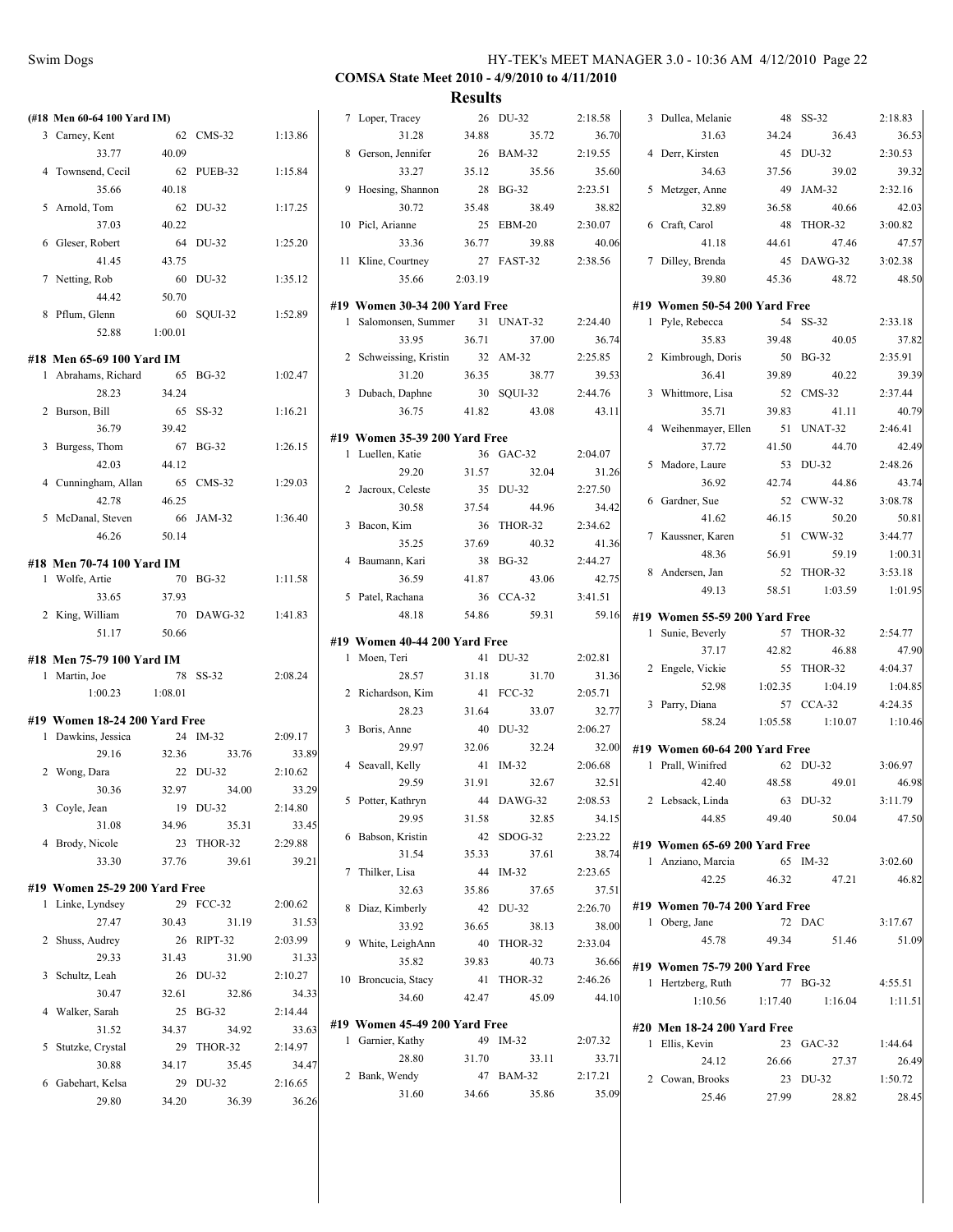COMSA State Meet 2010 - 4/9/2010 to 4/11/2010

**Results**

**(#18 Men 60-64 100 Yard IM)**

| Place | Name | Age | Team | Time |
|---|---|---|---|---|
| 3 | Carney, Kent | 62 | CMS-32 | 1:13.86 |
| | 33.77 | 40.09 | | |
| 4 | Townsend, Cecil | 62 | PUEB-32 | 1:15.84 |
| | 35.66 | 40.18 | | |
| 5 | Arnold, Tom | 62 | DU-32 | 1:17.25 |
| | 37.03 | 40.22 | | |
| 6 | Gleser, Robert | 64 | DU-32 | 1:25.20 |
| | 41.45 | 43.75 | | |
| 7 | Netting, Rob | 60 | DU-32 | 1:35.12 |
| | 44.42 | 50.70 | | |
| 8 | Pflum, Glenn | 60 | SQUI-32 | 1:52.89 |
| | 52.88 | 1:00.01 | | |

**#18 Men 65-69 100 Yard IM**

| Place | Name | Age | Team | Time |
|---|---|---|---|---|
| 1 | Abrahams, Richard | 65 | BG-32 | 1:02.47 |
| | 28.23 | 34.24 | | |
| 2 | Burson, Bill | 65 | SS-32 | 1:16.21 |
| | 36.79 | 39.42 | | |
| 3 | Burgess, Thom | 67 | BG-32 | 1:26.15 |
| | 42.03 | 44.12 | | |
| 4 | Cunningham, Allan | 65 | CMS-32 | 1:29.03 |
| | 42.78 | 46.25 | | |
| 5 | McDanal, Steven | 66 | JAM-32 | 1:36.40 |
| | 46.26 | 50.14 | | |

**#18 Men 70-74 100 Yard IM**

| Place | Name | Age | Team | Time |
|---|---|---|---|---|
| 1 | Wolfe, Artie | 70 | BG-32 | 1:11.58 |
| | 33.65 | 37.93 | | |
| 2 | King, William | 70 | DAWG-32 | 1:41.83 |
| | 51.17 | 50.66 | | |

**#18 Men 75-79 100 Yard IM**

| Place | Name | Age | Team | Time |
|---|---|---|---|---|
| 1 | Martin, Joe | 78 | SS-32 | 2:08.24 |
| | 1:00.23 | 1:08.01 | | |

**#19 Women 18-24 200 Yard Free**

| Place | Name | Age | Team | Time |
|---|---|---|---|---|
| 1 | Dawkins, Jessica | 24 | IM-32 | 2:09.17 |
| | 29.16 | 32.36 | 33.76 | 33.89 |
| 2 | Wong, Dara | 22 | DU-32 | 2:10.62 |
| | 30.36 | 32.97 | 34.00 | 33.29 |
| 3 | Coyle, Jean | 19 | DU-32 | 2:14.80 |
| | 31.08 | 34.96 | 35.31 | 33.45 |
| 4 | Brody, Nicole | 23 | THOR-32 | 2:29.88 |
| | 33.30 | 37.76 | 39.61 | 39.21 |

**#19 Women 25-29 200 Yard Free**

| Place | Name | Age | Team | Time |
|---|---|---|---|---|
| 1 | Linke, Lyndsey | 29 | FCC-32 | 2:00.62 |
| | 27.47 | 30.43 | 31.19 | 31.53 |
| 2 | Shuss, Audrey | 26 | RIPT-32 | 2:03.99 |
| | 29.33 | 31.43 | 31.90 | 31.33 |
| 3 | Schultz, Leah | 26 | DU-32 | 2:10.27 |
| | 30.47 | 32.61 | 32.86 | 34.33 |
| 4 | Walker, Sarah | 25 | BG-32 | 2:14.44 |
| | 31.52 | 34.37 | 34.92 | 33.63 |
| 5 | Stutzke, Crystal | 29 | THOR-32 | 2:14.97 |
| | 30.88 | 34.17 | 35.45 | 34.47 |
| 6 | Gabehart, Kelsa | 29 | DU-32 | 2:16.65 |
| | 29.80 | 34.20 | 36.39 | 36.26 |
| 7 | Loper, Tracey | 26 | DU-32 | 2:18.58 |
| | 31.28 | 34.88 | 35.72 | 36.70 |
| 8 | Gerson, Jennifer | 26 | BAM-32 | 2:19.55 |
| | 33.27 | 35.12 | 35.56 | 35.60 |
| 9 | Hoesing, Shannon | 28 | BG-32 | 2:23.51 |
| | 30.72 | 35.48 | 38.49 | 38.82 |
| 10 | Picl, Arianne | 25 | EBM-20 | 2:30.07 |
| | 33.36 | 36.77 | 39.88 | 40.06 |
| 11 | Kline, Courtney | 27 | FAST-32 | 2:38.56 |
| | 35.66 | 2:03.19 | | |

**#19 Women 30-34 200 Yard Free**

| Place | Name | Age | Team | Time |
|---|---|---|---|---|
| 1 | Salomonsen, Summer | 31 | UNAT-32 | 2:24.40 |
| | 33.95 | 36.71 | 37.00 | 36.74 |
| 2 | Schweissing, Kristin | 32 | AM-32 | 2:25.85 |
| | 31.20 | 36.35 | 38.77 | 39.53 |
| 3 | Dubach, Daphne | 30 | SQUI-32 | 2:44.76 |
| | 36.75 | 41.82 | 43.08 | 43.11 |

**#19 Women 35-39 200 Yard Free**

| Place | Name | Age | Team | Time |
|---|---|---|---|---|
| 1 | Luellen, Katie | 36 | GAC-32 | 2:04.07 |
| | 29.20 | 31.57 | 32.04 | 31.26 |
| 2 | Jacroux, Celeste | 35 | DU-32 | 2:27.50 |
| | 30.58 | 37.54 | 44.96 | 34.42 |
| 3 | Bacon, Kim | 36 | THOR-32 | 2:34.62 |
| | 35.25 | 37.69 | 40.32 | 41.36 |
| 4 | Baumann, Kari | 38 | BG-32 | 2:44.27 |
| | 36.59 | 41.87 | 43.06 | 42.75 |
| 5 | Patel, Rachana | 36 | CCA-32 | 3:41.51 |
| | 48.18 | 54.86 | 59.31 | 59.16 |

**#19 Women 40-44 200 Yard Free**

| Place | Name | Age | Team | Time |
|---|---|---|---|---|
| 1 | Moen, Teri | 41 | DU-32 | 2:02.81 |
| | 28.57 | 31.18 | 31.70 | 31.36 |
| 2 | Richardson, Kim | 41 | FCC-32 | 2:05.71 |
| | 28.23 | 31.64 | 33.07 | 32.77 |
| 3 | Boris, Anne | 40 | DU-32 | 2:06.27 |
| | 29.97 | 32.06 | 32.24 | 32.00 |
| 4 | Seavall, Kelly | 41 | IM-32 | 2:06.68 |
| | 29.59 | 31.91 | 32.67 | 32.51 |
| 5 | Potter, Kathryn | 44 | DAWG-32 | 2:08.53 |
| | 29.95 | 31.58 | 32.85 | 34.15 |
| 6 | Babson, Kristin | 42 | SDOG-32 | 2:23.22 |
| | 31.54 | 35.33 | 37.61 | 38.74 |
| 7 | Thilker, Lisa | 44 | IM-32 | 2:23.65 |
| | 32.63 | 35.86 | 37.65 | 37.51 |
| 8 | Diaz, Kimberly | 42 | DU-32 | 2:26.70 |
| | 33.92 | 36.65 | 38.13 | 38.00 |
| 9 | White, LeighAnn | 40 | THOR-32 | 2:33.04 |
| | 35.82 | 39.83 | 40.73 | 36.66 |
| 10 | Broncucia, Stacy | 41 | THOR-32 | 2:46.26 |
| | 34.60 | 42.47 | 45.09 | 44.10 |

**#19 Women 45-49 200 Yard Free**

| Place | Name | Age | Team | Time |
|---|---|---|---|---|
| 1 | Garnier, Kathy | 49 | IM-32 | 2:07.32 |
| | 28.80 | 31.70 | 33.11 | 33.71 |
| 2 | Bank, Wendy | 47 | BAM-32 | 2:17.21 |
| | 31.60 | 34.66 | 35.86 | 35.09 |
| 3 | Dullea, Melanie | 48 | SS-32 | 2:18.83 |
| | 31.63 | 34.24 | 36.43 | 36.53 |
| 4 | Derr, Kirsten | 45 | DU-32 | 2:30.53 |
| | 34.63 | 37.56 | 39.02 | 39.32 |
| 5 | Metzger, Anne | 49 | JAM-32 | 2:32.16 |
| | 32.89 | 36.58 | 40.66 | 42.03 |
| 6 | Craft, Carol | 48 | THOR-32 | 3:00.82 |
| | 41.18 | 44.61 | 47.46 | 47.57 |
| 7 | Dilley, Brenda | 45 | DAWG-32 | 3:02.38 |
| | 39.80 | 45.36 | 48.72 | 48.50 |

**#19 Women 50-54 200 Yard Free**

| Place | Name | Age | Team | Time |
|---|---|---|---|---|
| 1 | Pyle, Rebecca | 54 | SS-32 | 2:33.18 |
| | 35.83 | 39.48 | 40.05 | 37.82 |
| 2 | Kimbrough, Doris | 50 | BG-32 | 2:35.91 |
| | 36.41 | 39.89 | 40.22 | 39.39 |
| 3 | Whittmore, Lisa | 52 | CMS-32 | 2:37.44 |
| | 35.71 | 39.83 | 41.11 | 40.79 |
| 4 | Weihenmayer, Ellen | 51 | UNAT-32 | 2:46.41 |
| | 37.72 | 41.50 | 44.70 | 42.49 |
| 5 | Madore, Laure | 53 | DU-32 | 2:48.26 |
| | 36.92 | 42.74 | 44.86 | 43.74 |
| 6 | Gardner, Sue | 52 | CWW-32 | 3:08.78 |
| | 41.62 | 46.15 | 50.20 | 50.81 |
| 7 | Kaussner, Karen | 51 | CWW-32 | 3:44.77 |
| | 48.36 | 56.91 | 59.19 | 1:00.31 |
| 8 | Andersen, Jan | 52 | THOR-32 | 3:53.18 |
| | 49.13 | 58.51 | 1:03.59 | 1:01.95 |

**#19 Women 55-59 200 Yard Free**

| Place | Name | Age | Team | Time |
|---|---|---|---|---|
| 1 | Sunie, Beverly | 57 | THOR-32 | 2:54.77 |
| | 37.17 | 42.82 | 46.88 | 47.90 |
| 2 | Engele, Vickie | 55 | THOR-32 | 4:04.37 |
| | 52.98 | 1:02.35 | 1:04.19 | 1:04.85 |
| 3 | Parry, Diana | 57 | CCA-32 | 4:24.35 |
| | 58.24 | 1:05.58 | 1:10.07 | 1:10.46 |

**#19 Women 60-64 200 Yard Free**

| Place | Name | Age | Team | Time |
|---|---|---|---|---|
| 1 | Prall, Winifred | 62 | DU-32 | 3:06.97 |
| | 42.40 | 48.58 | 49.01 | 46.98 |
| 2 | Lebsack, Linda | 63 | DU-32 | 3:11.79 |
| | 44.85 | 49.40 | 50.04 | 47.50 |

**#19 Women 65-69 200 Yard Free**

| Place | Name | Age | Team | Time |
|---|---|---|---|---|
| 1 | Anziano, Marcia | 65 | IM-32 | 3:02.60 |
| | 42.25 | 46.32 | 47.21 | 46.82 |

**#19 Women 70-74 200 Yard Free**

| Place | Name | Age | Team | Time |
|---|---|---|---|---|
| 1 | Oberg, Jane | 72 | DAC | 3:17.67 |
| | 45.78 | 49.34 | 51.46 | 51.09 |

**#19 Women 75-79 200 Yard Free**

| Place | Name | Age | Team | Time |
|---|---|---|---|---|
| 1 | Hertzberg, Ruth | 77 | BG-32 | 4:55.51 |
| | 1:10.56 | 1:17.40 | 1:16.04 | 1:11.51 |

**#20 Men 18-24 200 Yard Free**

| Place | Name | Age | Team | Time |
|---|---|---|---|---|
| 1 | Ellis, Kevin | 23 | GAC-32 | 1:44.64 |
| | 24.12 | 26.66 | 27.37 | 26.49 |
| 2 | Cowan, Brooks | 23 | DU-32 | 1:50.72 |
| | 25.46 | 27.99 | 28.82 | 28.45 |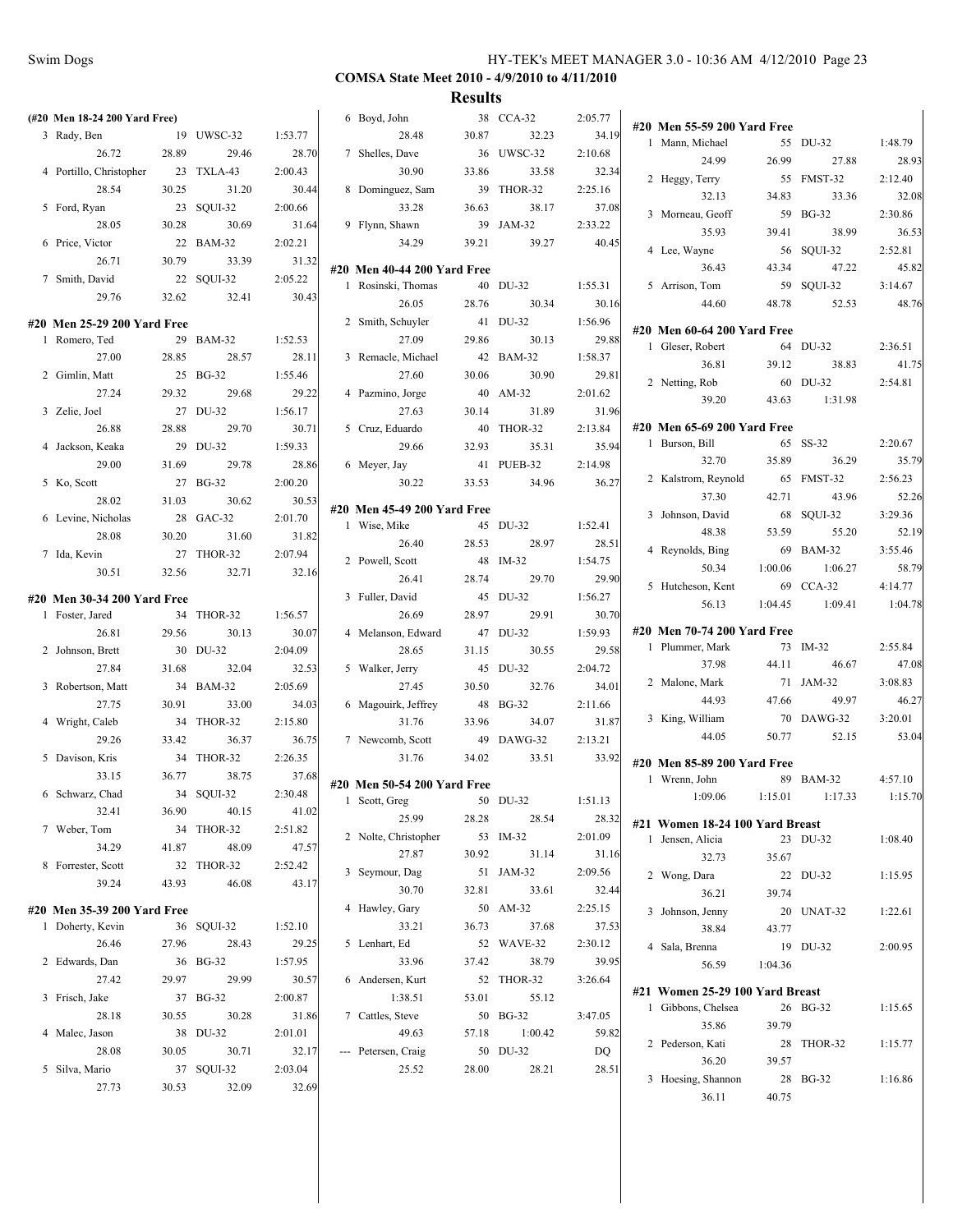**COMSA State Meet 2010 - 4/9/2010 to 4/11/2010**

**Results**

### (#20 Men 18-24 200 Yard Free)

| Place | Name | Age | Team | Time |
|---|---|---|---|---|
| 3 | Rady, Ben | 19 | UWSC-32 | 1:53.77 |
| | 26.72 | 28.89 | 29.46 | 28.70 |
| 4 | Portillo, Christopher | 23 | TXLA-43 | 2:00.43 |
| | 28.54 | 30.25 | 31.20 | 30.44 |
| 5 | Ford, Ryan | 23 | SQUI-32 | 2:00.66 |
| | 28.05 | 30.28 | 30.69 | 31.64 |
| 6 | Price, Victor | 22 | BAM-32 | 2:02.21 |
| | 26.71 | 30.79 | 33.39 | 31.32 |
| 7 | Smith, David | 22 | SQUI-32 | 2:05.22 |
| | 29.76 | 32.62 | 32.41 | 30.43 |

### #20 Men 25-29 200 Yard Free

| Place | Name | Age | Team | Time |
|---|---|---|---|---|
| 1 | Romero, Ted | 29 | BAM-32 | 1:52.53 |
| | 27.00 | 28.85 | 28.57 | 28.11 |
| 2 | Gimlin, Matt | 25 | BG-32 | 1:55.46 |
| | 27.24 | 29.32 | 29.68 | 29.22 |
| 3 | Zelie, Joel | 27 | DU-32 | 1:56.17 |
| | 26.88 | 28.88 | 29.70 | 30.71 |
| 4 | Jackson, Keaka | 29 | DU-32 | 1:59.33 |
| | 29.00 | 31.69 | 29.78 | 28.86 |
| 5 | Ko, Scott | 27 | BG-32 | 2:00.20 |
| | 28.02 | 31.03 | 30.62 | 30.53 |
| 6 | Levine, Nicholas | 28 | GAC-32 | 2:01.70 |
| | 28.08 | 30.20 | 31.60 | 31.82 |
| 7 | Ida, Kevin | 27 | THOR-32 | 2:07.94 |
| | 30.51 | 32.56 | 32.71 | 32.16 |

### #20 Men 30-34 200 Yard Free

| Place | Name | Age | Team | Time |
|---|---|---|---|---|
| 1 | Foster, Jared | 34 | THOR-32 | 1:56.57 |
| | 26.81 | 29.56 | 30.13 | 30.07 |
| 2 | Johnson, Brett | 30 | DU-32 | 2:04.09 |
| | 27.84 | 31.68 | 32.04 | 32.53 |
| 3 | Robertson, Matt | 34 | BAM-32 | 2:05.69 |
| | 27.75 | 30.91 | 33.00 | 34.03 |
| 4 | Wright, Caleb | 34 | THOR-32 | 2:15.80 |
| | 29.26 | 33.42 | 36.37 | 36.75 |
| 5 | Davison, Kris | 34 | THOR-32 | 2:26.35 |
| | 33.15 | 36.77 | 38.75 | 37.68 |
| 6 | Schwarz, Chad | 34 | SQUI-32 | 2:30.48 |
| | 32.41 | 36.90 | 40.15 | 41.02 |
| 7 | Weber, Tom | 34 | THOR-32 | 2:51.82 |
| | 34.29 | 41.87 | 48.09 | 47.57 |
| 8 | Forrester, Scott | 32 | THOR-32 | 2:52.42 |
| | 39.24 | 43.93 | 46.08 | 43.17 |

### #20 Men 35-39 200 Yard Free

| Place | Name | Age | Team | Time |
|---|---|---|---|---|
| 1 | Doherty, Kevin | 36 | SQUI-32 | 1:52.10 |
| | 26.46 | 27.96 | 28.43 | 29.25 |
| 2 | Edwards, Dan | 36 | BG-32 | 1:57.95 |
| | 27.42 | 29.97 | 29.99 | 30.57 |
| 3 | Frisch, Jake | 37 | BG-32 | 2:00.87 |
| | 28.18 | 30.55 | 30.28 | 31.86 |
| 4 | Malec, Jason | 38 | DU-32 | 2:01.01 |
| | 28.08 | 30.05 | 30.71 | 32.17 |
| 5 | Silva, Mario | 37 | SQUI-32 | 2:03.04 |
| | 27.73 | 30.53 | 32.09 | 32.69 |
| 6 | Boyd, John | 38 | CCA-32 | 2:05.77 |
| | 28.48 | 30.87 | 32.23 | 34.19 |
| 7 | Shelles, Dave | 36 | UWSC-32 | 2:10.68 |
| | 30.90 | 33.86 | 33.58 | 32.34 |
| 8 | Dominguez, Sam | 39 | THOR-32 | 2:25.16 |
| | 33.28 | 36.63 | 38.17 | 37.08 |
| 9 | Flynn, Shawn | 39 | JAM-32 | 2:33.22 |
| | 34.29 | 39.21 | 39.27 | 40.45 |

### #20 Men 40-44 200 Yard Free

| Place | Name | Age | Team | Time |
|---|---|---|---|---|
| 1 | Rosinski, Thomas | 40 | DU-32 | 1:55.31 |
| | 26.05 | 28.76 | 30.34 | 30.16 |
| 2 | Smith, Schuyler | 41 | DU-32 | 1:56.96 |
| | 27.09 | 29.86 | 30.13 | 29.88 |
| 3 | Remacle, Michael | 42 | BAM-32 | 1:58.37 |
| | 27.60 | 30.06 | 30.90 | 29.81 |
| 4 | Pazmino, Jorge | 40 | AM-32 | 2:01.62 |
| | 27.63 | 30.14 | 31.89 | 31.96 |
| 5 | Cruz, Eduardo | 40 | THOR-32 | 2:13.84 |
| | 29.66 | 32.93 | 35.31 | 35.94 |
| 6 | Meyer, Jay | 41 | PUEB-32 | 2:14.98 |
| | 30.22 | 33.53 | 34.96 | 36.27 |

### #20 Men 45-49 200 Yard Free

| Place | Name | Age | Team | Time |
|---|---|---|---|---|
| 1 | Wise, Mike | 45 | DU-32 | 1:52.41 |
| | 26.40 | 28.53 | 28.97 | 28.51 |
| 2 | Powell, Scott | 48 | IM-32 | 1:54.75 |
| | 26.41 | 28.74 | 29.70 | 29.90 |
| 3 | Fuller, David | 45 | DU-32 | 1:56.27 |
| | 26.69 | 28.97 | 29.91 | 30.70 |
| 4 | Melanson, Edward | 47 | DU-32 | 1:59.93 |
| | 28.65 | 31.15 | 30.55 | 29.58 |
| 5 | Walker, Jerry | 45 | DU-32 | 2:04.72 |
| | 27.45 | 30.50 | 32.76 | 34.01 |
| 6 | Magouirk, Jeffrey | 48 | BG-32 | 2:11.66 |
| | 31.76 | 33.96 | 34.07 | 31.87 |
| 7 | Newcomb, Scott | 49 | DAWG-32 | 2:13.21 |
| | 31.76 | 34.02 | 33.51 | 33.92 |

### #20 Men 50-54 200 Yard Free

| Place | Name | Age | Team | Time |
|---|---|---|---|---|
| 1 | Scott, Greg | 50 | DU-32 | 1:51.13 |
| | 25.99 | 28.28 | 28.54 | 28.32 |
| 2 | Nolte, Christopher | 53 | IM-32 | 2:01.09 |
| | 27.87 | 30.92 | 31.14 | 31.16 |
| 3 | Seymour, Dag | 51 | JAM-32 | 2:09.56 |
| | 30.70 | 32.81 | 33.61 | 32.44 |
| 4 | Hawley, Gary | 50 | AM-32 | 2:25.15 |
| | 33.21 | 36.73 | 37.68 | 37.53 |
| 5 | Lenhart, Ed | 52 | WAVE-32 | 2:30.12 |
| | 33.96 | 37.42 | 38.79 | 39.95 |
| 6 | Andersen, Kurt | 52 | THOR-32 | 3:26.64 |
| | 1:38.51 | 53.01 | 55.12 | |
| 7 | Cattles, Steve | 50 | BG-32 | 3:47.05 |
| | 49.63 | 57.18 | 1:00.42 | 59.82 |
| --- | Petersen, Craig | 50 | DU-32 | DQ |
| | 25.52 | 28.00 | 28.21 | 28.51 |

### #20 Men 55-59 200 Yard Free

| Place | Name | Age | Team | Time |
|---|---|---|---|---|
| 1 | Mann, Michael | 55 | DU-32 | 1:48.79 |
| | 24.99 | 26.99 | 27.88 | 28.93 |
| 2 | Heggy, Terry | 55 | FMST-32 | 2:12.40 |
| | 32.13 | 34.83 | 33.36 | 32.08 |
| 3 | Morneau, Geoff | 59 | BG-32 | 2:30.86 |
| | 35.93 | 39.41 | 38.99 | 36.53 |
| 4 | Lee, Wayne | 56 | SQUI-32 | 2:52.81 |
| | 36.43 | 43.34 | 47.22 | 45.82 |
| 5 | Arrison, Tom | 59 | SQUI-32 | 3:14.67 |
| | 44.60 | 48.78 | 52.53 | 48.76 |

### #20 Men 60-64 200 Yard Free

| Place | Name | Age | Team | Time |
|---|---|---|---|---|
| 1 | Gleser, Robert | 64 | DU-32 | 2:36.51 |
| | 36.81 | 39.12 | 38.83 | 41.75 |
| 2 | Netting, Rob | 60 | DU-32 | 2:54.81 |
| | 39.20 | 43.63 | 1:31.98 | |

### #20 Men 65-69 200 Yard Free

| Place | Name | Age | Team | Time |
|---|---|---|---|---|
| 1 | Burson, Bill | 65 | SS-32 | 2:20.67 |
| | 32.70 | 35.89 | 36.29 | 35.79 |
| 2 | Kalstrom, Reynold | 65 | FMST-32 | 2:56.23 |
| | 37.30 | 42.71 | 43.96 | 52.26 |
| 3 | Johnson, David | 68 | SQUI-32 | 3:29.36 |
| | 48.38 | 53.59 | 55.20 | 52.19 |
| 4 | Reynolds, Bing | 69 | BAM-32 | 3:55.46 |
| | 50.34 | 1:00.06 | 1:06.27 | 58.79 |
| 5 | Hutcheson, Kent | 69 | CCA-32 | 4:14.77 |
| | 56.13 | 1:04.45 | 1:09.41 | 1:04.78 |

### #20 Men 70-74 200 Yard Free

| Place | Name | Age | Team | Time |
|---|---|---|---|---|
| 1 | Plummer, Mark | 73 | IM-32 | 2:55.84 |
| | 37.98 | 44.11 | 46.67 | 47.08 |
| 2 | Malone, Mark | 71 | JAM-32 | 3:08.83 |
| | 44.93 | 47.66 | 49.97 | 46.27 |
| 3 | King, William | 70 | DAWG-32 | 3:20.01 |
| | 44.05 | 50.77 | 52.15 | 53.04 |

### #20 Men 85-89 200 Yard Free

| Place | Name | Age | Team | Time |
|---|---|---|---|---|
| 1 | Wrenn, John | 89 | BAM-32 | 4:57.10 |
| | 1:09.06 | 1:15.01 | 1:17.33 | 1:15.70 |

### #21 Women 18-24 100 Yard Breast

| Place | Name | Age | Team | Time |
|---|---|---|---|---|
| 1 | Jensen, Alicia | 23 | DU-32 | 1:08.40 |
| | 32.73 | 35.67 | | |
| 2 | Wong, Dara | 22 | DU-32 | 1:15.95 |
| | 36.21 | 39.74 | | |
| 3 | Johnson, Jenny | 20 | UNAT-32 | 1:22.61 |
| | 38.84 | 43.77 | | |
| 4 | Sala, Brenna | 19 | DU-32 | 2:00.95 |
| | 56.59 | 1:04.36 | | |

### #21 Women 25-29 100 Yard Breast

| Place | Name | Age | Team | Time |
|---|---|---|---|---|
| 1 | Gibbons, Chelsea | 26 | BG-32 | 1:15.65 |
| | 35.86 | 39.79 | | |
| 2 | Pederson, Kati | 28 | THOR-32 | 1:15.77 |
| | 36.20 | 39.57 | | |
| 3 | Hoesing, Shannon | 28 | BG-32 | 1:16.86 |
| | 36.11 | 40.75 | | |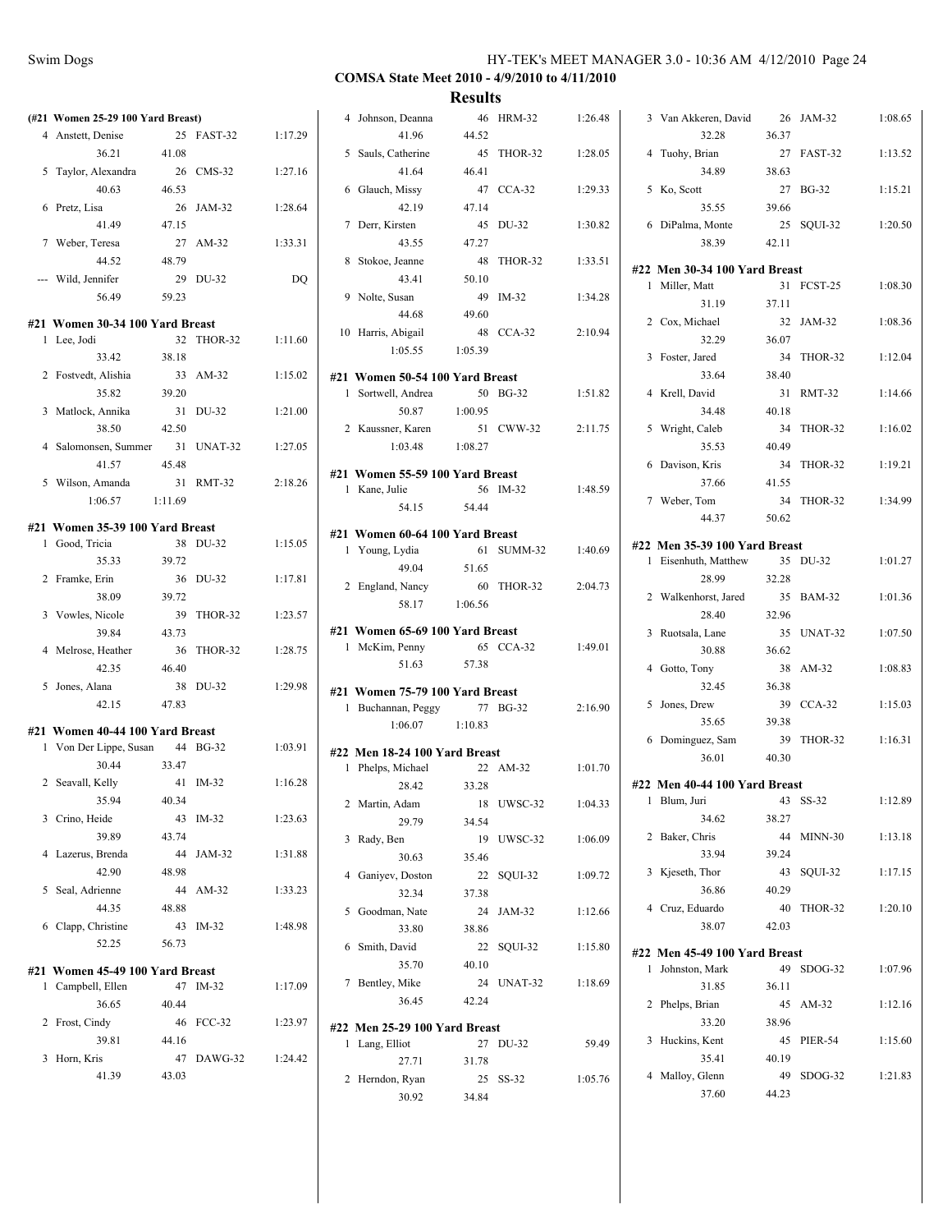**COMSA State Meet 2010 - 4/9/2010 to 4/11/2010**

**Results**

**(#21 Women 25-29 100 Yard Breast)**

| Place | Name | Age | Team | Finals Time |
|---|---|---|---|---|
| 4 | Anstett, Denise | 25 | FAST-32 | 1:17.29 |
| | 36.21 | 41.08 | | |
| 5 | Taylor, Alexandra | 26 | CMS-32 | 1:27.16 |
| | 40.63 | 46.53 | | |
| 6 | Pretz, Lisa | 26 | JAM-32 | 1:28.64 |
| | 41.49 | 47.15 | | |
| 7 | Weber, Teresa | 27 | AM-32 | 1:33.31 |
| | 44.52 | 48.79 | | |
| --- | Wild, Jennifer | 29 | DU-32 | DQ |
| | 56.49 | 59.23 | | |

**#21 Women 30-34 100 Yard Breast**

| Place | Name | Age | Team | Finals Time |
|---|---|---|---|---|
| 1 | Lee, Jodi | 32 | THOR-32 | 1:11.60 |
| | 33.42 | 38.18 | | |
| 2 | Fostvedt, Alishia | 33 | AM-32 | 1:15.02 |
| | 35.82 | 39.20 | | |
| 3 | Matlock, Annika | 31 | DU-32 | 1:21.00 |
| | 38.50 | 42.50 | | |
| 4 | Salomonsen, Summer | 31 | UNAT-32 | 1:27.05 |
| | 41.57 | 45.48 | | |
| 5 | Wilson, Amanda | 31 | RMT-32 | 2:18.26 |
| | 1:06.57 | 1:11.69 | | |

**#21 Women 35-39 100 Yard Breast**

| Place | Name | Age | Team | Finals Time |
|---|---|---|---|---|
| 1 | Good, Tricia | 38 | DU-32 | 1:15.05 |
| | 35.33 | 39.72 | | |
| 2 | Framke, Erin | 36 | DU-32 | 1:17.81 |
| | 38.09 | 39.72 | | |
| 3 | Vowles, Nicole | 39 | THOR-32 | 1:23.57 |
| | 39.84 | 43.73 | | |
| 4 | Melrose, Heather | 36 | THOR-32 | 1:28.75 |
| | 42.35 | 46.40 | | |
| 5 | Jones, Alana | 38 | DU-32 | 1:29.98 |
| | 42.15 | 47.83 | | |

**#21 Women 40-44 100 Yard Breast**

| Place | Name | Age | Team | Finals Time |
|---|---|---|---|---|
| 1 | Von Der Lippe, Susan | 44 | BG-32 | 1:03.91 |
| | 30.44 | 33.47 | | |
| 2 | Seavall, Kelly | 41 | IM-32 | 1:16.28 |
| | 35.94 | 40.34 | | |
| 3 | Crino, Heide | 43 | IM-32 | 1:23.63 |
| | 39.89 | 43.74 | | |
| 4 | Lazerus, Brenda | 44 | JAM-32 | 1:31.88 |
| | 42.90 | 48.98 | | |
| 5 | Seal, Adrienne | 44 | AM-32 | 1:33.23 |
| | 44.35 | 48.88 | | |
| 6 | Clapp, Christine | 43 | IM-32 | 1:48.98 |
| | 52.25 | 56.73 | | |

**#21 Women 45-49 100 Yard Breast**

| Place | Name | Age | Team | Finals Time |
|---|---|---|---|---|
| 1 | Campbell, Ellen | 47 | IM-32 | 1:17.09 |
| | 36.65 | 40.44 | | |
| 2 | Frost, Cindy | 46 | FCC-32 | 1:23.97 |
| | 39.81 | 44.16 | | |
| 3 | Horn, Kris | 47 | DAWG-32 | 1:24.42 |
| | 41.39 | 43.03 | | |
| 4 | Johnson, Deanna | 46 | HRM-32 | 1:26.48 |
| | 41.96 | 44.52 | | |
| 5 | Sauls, Catherine | 45 | THOR-32 | 1:28.05 |
| | 41.64 | 46.41 | | |
| 6 | Glauch, Missy | 47 | CCA-32 | 1:29.33 |
| | 42.19 | 47.14 | | |
| 7 | Derr, Kirsten | 45 | DU-32 | 1:30.82 |
| | 43.55 | 47.27 | | |
| 8 | Stokoe, Jeanne | 48 | THOR-32 | 1:33.51 |
| | 43.41 | 50.10 | | |
| 9 | Nolte, Susan | 49 | IM-32 | 1:34.28 |
| | 44.68 | 49.60 | | |
| 10 | Harris, Abigail | 48 | CCA-32 | 2:10.94 |
| | 1:05.55 | 1:05.39 | | |

**#21 Women 50-54 100 Yard Breast**

| Place | Name | Age | Team | Finals Time |
|---|---|---|---|---|
| 1 | Sortwell, Andrea | 50 | BG-32 | 1:51.82 |
| | 50.87 | 1:00.95 | | |
| 2 | Kaussner, Karen | 51 | CWW-32 | 2:11.75 |
| | 1:03.48 | 1:08.27 | | |

**#21 Women 55-59 100 Yard Breast**

| Place | Name | Age | Team | Finals Time |
|---|---|---|---|---|
| 1 | Kane, Julie | 56 | IM-32 | 1:48.59 |
| | 54.15 | 54.44 | | |

**#21 Women 60-64 100 Yard Breast**

| Place | Name | Age | Team | Finals Time |
|---|---|---|---|---|
| 1 | Young, Lydia | 61 | SUMM-32 | 1:40.69 |
| | 49.04 | 51.65 | | |
| 2 | England, Nancy | 60 | THOR-32 | 2:04.73 |
| | 58.17 | 1:06.56 | | |

**#21 Women 65-69 100 Yard Breast**

| Place | Name | Age | Team | Finals Time |
|---|---|---|---|---|
| 1 | McKim, Penny | 65 | CCA-32 | 1:49.01 |
| | 51.63 | 57.38 | | |

**#21 Women 75-79 100 Yard Breast**

| Place | Name | Age | Team | Finals Time |
|---|---|---|---|---|
| 1 | Buchannan, Peggy | 77 | BG-32 | 2:16.90 |
| | 1:06.07 | 1:10.83 | | |

**#22 Men 18-24 100 Yard Breast**

| Place | Name | Age | Team | Finals Time |
|---|---|---|---|---|
| 1 | Phelps, Michael | 22 | AM-32 | 1:01.70 |
| | 28.42 | 33.28 | | |
| 2 | Martin, Adam | 18 | UWSC-32 | 1:04.33 |
| | 29.79 | 34.54 | | |
| 3 | Rady, Ben | 19 | UWSC-32 | 1:06.09 |
| | 30.63 | 35.46 | | |
| 4 | Ganiyev, Doston | 22 | SQUI-32 | 1:09.72 |
| | 32.34 | 37.38 | | |
| 5 | Goodman, Nate | 24 | JAM-32 | 1:12.66 |
| | 33.80 | 38.86 | | |
| 6 | Smith, David | 22 | SQUI-32 | 1:15.80 |
| | 35.70 | 40.10 | | |
| 7 | Bentley, Mike | 24 | UNAT-32 | 1:18.69 |
| | 36.45 | 42.24 | | |

**#22 Men 25-29 100 Yard Breast**

| Place | Name | Age | Team | Finals Time |
|---|---|---|---|---|
| 1 | Lang, Elliot | 27 | DU-32 | 59.49 |
| | 27.71 | 31.78 | | |
| 2 | Herndon, Ryan | 25 | SS-32 | 1:05.76 |
| | 30.92 | 34.84 | | |
| 3 | Van Akkeren, David | 26 | JAM-32 | 1:08.65 |
| | 32.28 | 36.37 | | |
| 4 | Tuohy, Brian | 27 | FAST-32 | 1:13.52 |
| | 34.89 | 38.63 | | |
| 5 | Ko, Scott | 27 | BG-32 | 1:15.21 |
| | 35.55 | 39.66 | | |
| 6 | DiPalma, Monte | 25 | SQUI-32 | 1:20.50 |
| | 38.39 | 42.11 | | |

**#22 Men 30-34 100 Yard Breast**

| Place | Name | Age | Team | Finals Time |
|---|---|---|---|---|
| 1 | Miller, Matt | 31 | FCST-25 | 1:08.30 |
| | 31.19 | 37.11 | | |
| 2 | Cox, Michael | 32 | JAM-32 | 1:08.36 |
| | 32.29 | 36.07 | | |
| 3 | Foster, Jared | 34 | THOR-32 | 1:12.04 |
| | 33.64 | 38.40 | | |
| 4 | Krell, David | 31 | RMT-32 | 1:14.66 |
| | 34.48 | 40.18 | | |
| 5 | Wright, Caleb | 34 | THOR-32 | 1:16.02 |
| | 35.53 | 40.49 | | |
| 6 | Davison, Kris | 34 | THOR-32 | 1:19.21 |
| | 37.66 | 41.55 | | |
| 7 | Weber, Tom | 34 | THOR-32 | 1:34.99 |
| | 44.37 | 50.62 | | |

**#22 Men 35-39 100 Yard Breast**

| Place | Name | Age | Team | Finals Time |
|---|---|---|---|---|
| 1 | Eisenhuth, Matthew | 35 | DU-32 | 1:01.27 |
| | 28.99 | 32.28 | | |
| 2 | Walkenhorst, Jared | 35 | BAM-32 | 1:01.36 |
| | 28.40 | 32.96 | | |
| 3 | Ruotsala, Lane | 35 | UNAT-32 | 1:07.50 |
| | 30.88 | 36.62 | | |
| 4 | Gotto, Tony | 38 | AM-32 | 1:08.83 |
| | 32.45 | 36.38 | | |
| 5 | Jones, Drew | 39 | CCA-32 | 1:15.03 |
| | 35.65 | 39.38 | | |
| 6 | Dominguez, Sam | 39 | THOR-32 | 1:16.31 |
| | 36.01 | 40.30 | | |

**#22 Men 40-44 100 Yard Breast**

| Place | Name | Age | Team | Finals Time |
|---|---|---|---|---|
| 1 | Blum, Juri | 43 | SS-32 | 1:12.89 |
| | 34.62 | 38.27 | | |
| 2 | Baker, Chris | 44 | MINN-30 | 1:13.18 |
| | 33.94 | 39.24 | | |
| 3 | Kjeseth, Thor | 43 | SQUI-32 | 1:17.15 |
| | 36.86 | 40.29 | | |
| 4 | Cruz, Eduardo | 40 | THOR-32 | 1:20.10 |
| | 38.07 | 42.03 | | |

**#22 Men 45-49 100 Yard Breast**

| Place | Name | Age | Team | Finals Time |
|---|---|---|---|---|
| 1 | Johnston, Mark | 49 | SDOG-32 | 1:07.96 |
| | 31.85 | 36.11 | | |
| 2 | Phelps, Brian | 45 | AM-32 | 1:12.16 |
| | 33.20 | 38.96 | | |
| 3 | Huckins, Kent | 45 | PIER-54 | 1:15.60 |
| | 35.41 | 40.19 | | |
| 4 | Malloy, Glenn | 49 | SDOG-32 | 1:21.83 |
| | 37.60 | 44.23 | | |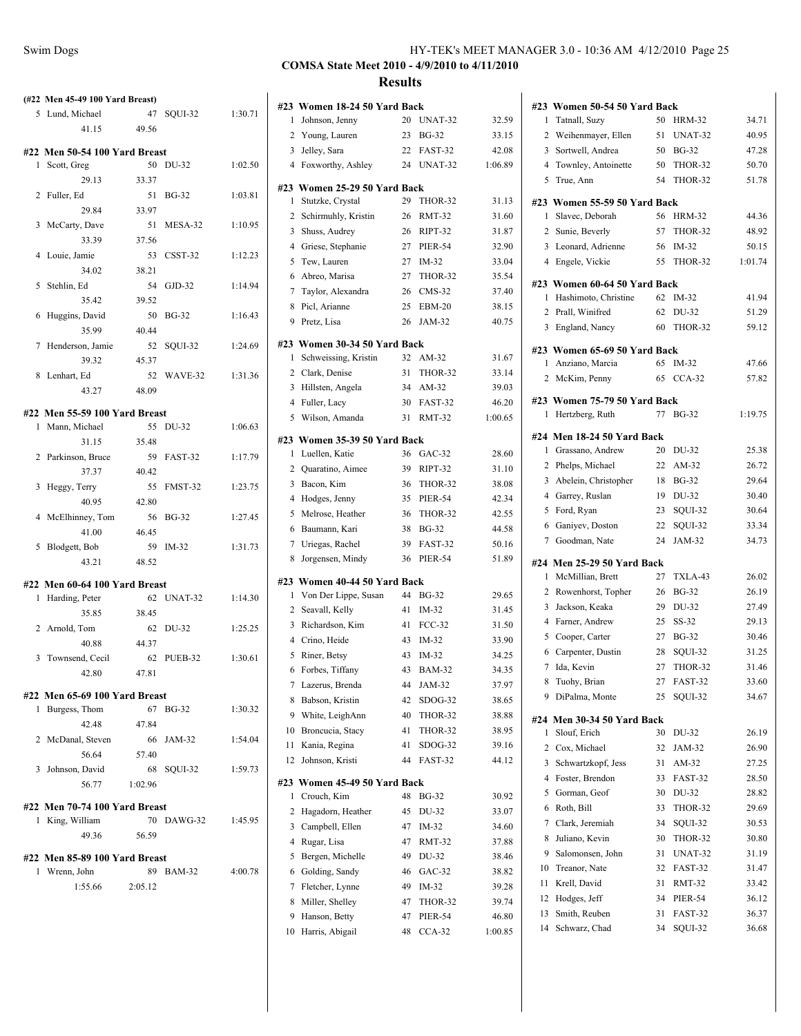**COMSA State Meet 2010 - 4/9/2010 to 4/11/2010**

## Results

### (#22 Men 45-49 100 Yard Breast)

| | Name | Age | Team | Time |
|---|---|---|---|---|
| 5 | Lund, Michael | 47 | SQUI-32 | 1:30.71 |
| | 41.15 | 49.56 | | |

### #22 Men 50-54 100 Yard Breast

| | Name | Age | Team | Time |
|---|---|---|---|---|
| 1 | Scott, Greg | 50 | DU-32 | 1:02.50 |
| | 29.13 | 33.37 | | |
| 2 | Fuller, Ed | 51 | BG-32 | 1:03.81 |
| | 29.84 | 33.97 | | |
| 3 | McCarty, Dave | 51 | MESA-32 | 1:10.95 |
| | 33.39 | 37.56 | | |
| 4 | Louie, Jamie | 53 | CSST-32 | 1:12.23 |
| | 34.02 | 38.21 | | |
| 5 | Stehlin, Ed | 54 | GJD-32 | 1:14.94 |
| | 35.42 | 39.52 | | |
| 6 | Huggins, David | 50 | BG-32 | 1:16.43 |
| | 35.99 | 40.44 | | |
| 7 | Henderson, Jamie | 52 | SQUI-32 | 1:24.69 |
| | 39.32 | 45.37 | | |
| 8 | Lenhart, Ed | 52 | WAVE-32 | 1:31.36 |
| | 43.27 | 48.09 | | |

### #22 Men 55-59 100 Yard Breast

| | Name | Age | Team | Time |
|---|---|---|---|---|
| 1 | Mann, Michael | 55 | DU-32 | 1:06.63 |
| | 31.15 | 35.48 | | |
| 2 | Parkinson, Bruce | 59 | FAST-32 | 1:17.79 |
| | 37.37 | 40.42 | | |
| 3 | Heggy, Terry | 55 | FMST-32 | 1:23.75 |
| | 40.95 | 42.80 | | |
| 4 | McElhinney, Tom | 56 | BG-32 | 1:27.45 |
| | 41.00 | 46.45 | | |
| 5 | Blodgett, Bob | 59 | IM-32 | 1:31.73 |
| | 43.21 | 48.52 | | |

### #22 Men 60-64 100 Yard Breast

| | Name | Age | Team | Time |
|---|---|---|---|---|
| 1 | Harding, Peter | 62 | UNAT-32 | 1:14.30 |
| | 35.85 | 38.45 | | |
| 2 | Arnold, Tom | 62 | DU-32 | 1:25.25 |
| | 40.88 | 44.37 | | |
| 3 | Townsend, Cecil | 62 | PUEB-32 | 1:30.61 |
| | 42.80 | 47.81 | | |

### #22 Men 65-69 100 Yard Breast

| | Name | Age | Team | Time |
|---|---|---|---|---|
| 1 | Burgess, Thom | 67 | BG-32 | 1:30.32 |
| | 42.48 | 47.84 | | |
| 2 | McDanal, Steven | 66 | JAM-32 | 1:54.04 |
| | 56.64 | 57.40 | | |
| 3 | Johnson, David | 68 | SQUI-32 | 1:59.73 |
| | 56.77 | 1:02.96 | | |

### #22 Men 70-74 100 Yard Breast

| | Name | Age | Team | Time |
|---|---|---|---|---|
| 1 | King, William | 70 | DAWG-32 | 1:45.95 |
| | 49.36 | 56.59 | | |

### #22 Men 85-89 100 Yard Breast

| | Name | Age | Team | Time |
|---|---|---|---|---|
| 1 | Wrenn, John | 89 | BAM-32 | 4:00.78 |
| | 1:55.66 | 2:05.12 | | |

### #23 Women 18-24 50 Yard Back

| | Name | Age | Team | Time |
|---|---|---|---|---|
| 1 | Johnson, Jenny | 20 | UNAT-32 | 32.59 |
| 2 | Young, Lauren | 23 | BG-32 | 33.15 |
| 3 | Jelley, Sara | 22 | FAST-32 | 42.08 |
| 4 | Foxworthy, Ashley | 24 | UNAT-32 | 1:06.89 |

### #23 Women 25-29 50 Yard Back

| | Name | Age | Team | Time |
|---|---|---|---|---|
| 1 | Stutzke, Crystal | 29 | THOR-32 | 31.13 |
| 2 | Schirmuhly, Kristin | 26 | RMT-32 | 31.60 |
| 3 | Shuss, Audrey | 26 | RIPT-32 | 31.87 |
| 4 | Griese, Stephanie | 27 | PIER-54 | 32.90 |
| 5 | Tew, Lauren | 27 | IM-32 | 33.04 |
| 6 | Abreo, Marisa | 27 | THOR-32 | 35.54 |
| 7 | Taylor, Alexandra | 26 | CMS-32 | 37.40 |
| 8 | Picl, Arianne | 25 | EBM-20 | 38.15 |
| 9 | Pretz, Lisa | 26 | JAM-32 | 40.75 |

### #23 Women 30-34 50 Yard Back

| | Name | Age | Team | Time |
|---|---|---|---|---|
| 1 | Schweissing, Kristin | 32 | AM-32 | 31.67 |
| 2 | Clark, Denise | 31 | THOR-32 | 33.14 |
| 3 | Hillsten, Angela | 34 | AM-32 | 39.03 |
| 4 | Fuller, Lacy | 30 | FAST-32 | 46.20 |
| 5 | Wilson, Amanda | 31 | RMT-32 | 1:00.65 |

### #23 Women 35-39 50 Yard Back

| | Name | Age | Team | Time |
|---|---|---|---|---|
| 1 | Luellen, Katie | 36 | GAC-32 | 28.60 |
| 2 | Quaratino, Aimee | 39 | RIPT-32 | 31.10 |
| 3 | Bacon, Kim | 36 | THOR-32 | 38.08 |
| 4 | Hodges, Jenny | 35 | PIER-54 | 42.34 |
| 5 | Melrose, Heather | 36 | THOR-32 | 42.55 |
| 6 | Baumann, Kari | 38 | BG-32 | 44.58 |
| 7 | Uriegas, Rachel | 39 | FAST-32 | 50.16 |
| 8 | Jorgensen, Mindy | 36 | PIER-54 | 51.89 |

### #23 Women 40-44 50 Yard Back

| | Name | Age | Team | Time |
|---|---|---|---|---|
| 1 | Von Der Lippe, Susan | 44 | BG-32 | 29.65 |
| 2 | Seavall, Kelly | 41 | IM-32 | 31.45 |
| 3 | Richardson, Kim | 41 | FCC-32 | 31.50 |
| 4 | Crino, Heide | 43 | IM-32 | 33.90 |
| 5 | Riner, Betsy | 43 | IM-32 | 34.25 |
| 6 | Forbes, Tiffany | 43 | BAM-32 | 34.35 |
| 7 | Lazerus, Brenda | 44 | JAM-32 | 37.97 |
| 8 | Babson, Kristin | 42 | SDOG-32 | 38.65 |
| 9 | White, LeighAnn | 40 | THOR-32 | 38.88 |
| 10 | Broncucia, Stacy | 41 | THOR-32 | 38.95 |
| 11 | Kania, Regina | 41 | SDOG-32 | 39.16 |
| 12 | Johnson, Kristi | 44 | FAST-32 | 44.12 |

### #23 Women 45-49 50 Yard Back

| | Name | Age | Team | Time |
|---|---|---|---|---|
| 1 | Crouch, Kim | 48 | BG-32 | 30.92 |
| 2 | Hagadorn, Heather | 45 | DU-32 | 33.07 |
| 3 | Campbell, Ellen | 47 | IM-32 | 34.60 |
| 4 | Rugar, Lisa | 47 | RMT-32 | 37.88 |
| 5 | Bergen, Michelle | 49 | DU-32 | 38.46 |
| 6 | Golding, Sandy | 46 | GAC-32 | 38.82 |
| 7 | Fletcher, Lynne | 49 | IM-32 | 39.28 |
| 8 | Miller, Shelley | 47 | THOR-32 | 39.74 |
| 9 | Hanson, Betty | 47 | PIER-54 | 46.80 |
| 10 | Harris, Abigail | 48 | CCA-32 | 1:00.85 |

### #23 Women 50-54 50 Yard Back

| | Name | Age | Team | Time |
|---|---|---|---|---|
| 1 | Tatnall, Suzy | 50 | HRM-32 | 34.71 |
| 2 | Weihenmayer, Ellen | 51 | UNAT-32 | 40.95 |
| 3 | Sortwell, Andrea | 50 | BG-32 | 47.28 |
| 4 | Townley, Antoinette | 50 | THOR-32 | 50.70 |
| 5 | True, Ann | 54 | THOR-32 | 51.78 |

### #23 Women 55-59 50 Yard Back

| | Name | Age | Team | Time |
|---|---|---|---|---|
| 1 | Slavec, Deborah | 56 | HRM-32 | 44.36 |
| 2 | Sunie, Beverly | 57 | THOR-32 | 48.92 |
| 3 | Leonard, Adrienne | 56 | IM-32 | 50.15 |
| 4 | Engele, Vickie | 55 | THOR-32 | 1:01.74 |

### #23 Women 60-64 50 Yard Back

| | Name | Age | Team | Time |
|---|---|---|---|---|
| 1 | Hashimoto, Christine | 62 | IM-32 | 41.94 |
| 2 | Prall, Winifred | 62 | DU-32 | 51.29 |
| 3 | England, Nancy | 60 | THOR-32 | 59.12 |

### #23 Women 65-69 50 Yard Back

| | Name | Age | Team | Time |
|---|---|---|---|---|
| 1 | Anziano, Marcia | 65 | IM-32 | 47.66 |
| 2 | McKim, Penny | 65 | CCA-32 | 57.82 |

### #23 Women 75-79 50 Yard Back

| | Name | Age | Team | Time |
|---|---|---|---|---|
| 1 | Hertzberg, Ruth | 77 | BG-32 | 1:19.75 |

### #24 Men 18-24 50 Yard Back

| | Name | Age | Team | Time |
|---|---|---|---|---|
| 1 | Grassano, Andrew | 20 | DU-32 | 25.38 |
| 2 | Phelps, Michael | 22 | AM-32 | 26.72 |
| 3 | Abelein, Christopher | 18 | BG-32 | 29.64 |
| 4 | Garrey, Ruslan | 19 | DU-32 | 30.40 |
| 5 | Ford, Ryan | 23 | SQUI-32 | 30.64 |
| 6 | Ganiyev, Doston | 22 | SQUI-32 | 33.34 |
| 7 | Goodman, Nate | 24 | JAM-32 | 34.73 |

### #24 Men 25-29 50 Yard Back

| | Name | Age | Team | Time |
|---|---|---|---|---|
| 1 | McMillian, Brett | 27 | TXLA-43 | 26.02 |
| 2 | Rowenhorst, Topher | 26 | BG-32 | 26.19 |
| 3 | Jackson, Keaka | 29 | DU-32 | 27.49 |
| 4 | Farner, Andrew | 25 | SS-32 | 29.13 |
| 5 | Cooper, Carter | 27 | BG-32 | 30.46 |
| 6 | Carpenter, Dustin | 28 | SQUI-32 | 31.25 |
| 7 | Ida, Kevin | 27 | THOR-32 | 31.46 |
| 8 | Tuohy, Brian | 27 | FAST-32 | 33.60 |
| 9 | DiPalma, Monte | 25 | SQUI-32 | 34.67 |

### #24 Men 30-34 50 Yard Back

| | Name | Age | Team | Time |
|---|---|---|---|---|
| 1 | Slouf, Erich | 30 | DU-32 | 26.19 |
| 2 | Cox, Michael | 32 | JAM-32 | 26.90 |
| 3 | Schwartzkopf, Jess | 31 | AM-32 | 27.25 |
| 4 | Foster, Brendon | 33 | FAST-32 | 28.50 |
| 5 | Gorman, Geof | 30 | DU-32 | 28.82 |
| 6 | Roth, Bill | 33 | THOR-32 | 29.69 |
| 7 | Clark, Jeremiah | 34 | SQUI-32 | 30.53 |
| 8 | Juliano, Kevin | 30 | THOR-32 | 30.80 |
| 9 | Salomonsen, John | 31 | UNAT-32 | 31.19 |
| 10 | Treanor, Nate | 32 | FAST-32 | 31.47 |
| 11 | Krell, David | 31 | RMT-32 | 33.42 |
| 12 | Hodges, Jeff | 34 | PIER-54 | 36.12 |
| 13 | Smith, Reuben | 31 | FAST-32 | 36.37 |
| 14 | Schwarz, Chad | 34 | SQUI-32 | 36.68 |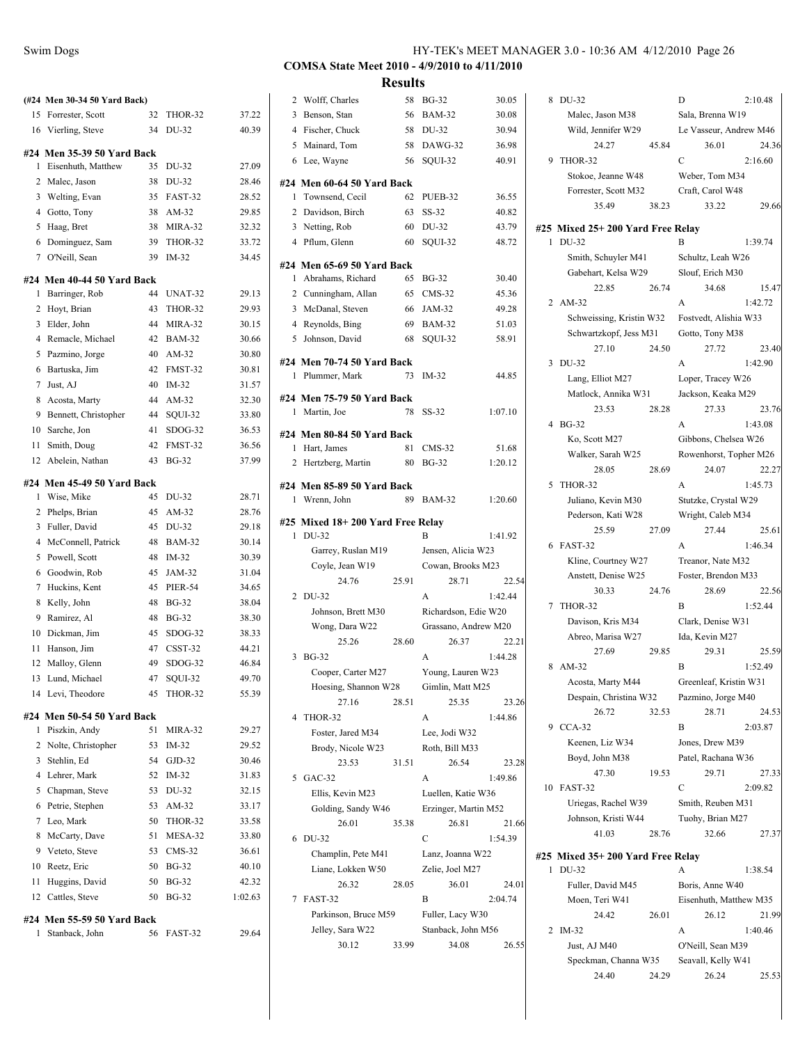**COMSA State Meet 2010 - 4/9/2010 to 4/11/2010**

**Results**

**(#24 Men 30-34 50 Yard Back)**

| | Name | Age | Team | Time |
|---|---|---|---|---|
| 15 | Forrester, Scott | 32 | THOR-32 | 37.22 |
| 16 | Vierling, Steve | 34 | DU-32 | 40.39 |

**#24 Men 35-39 50 Yard Back**

| | Name | Age | Team | Time |
|---|---|---|---|---|
| 1 | Eisenhuth, Matthew | 35 | DU-32 | 27.09 |
| 2 | Malec, Jason | 38 | DU-32 | 28.46 |
| 3 | Welting, Evan | 35 | FAST-32 | 28.52 |
| 4 | Gotto, Tony | 38 | AM-32 | 29.85 |
| 5 | Haag, Bret | 38 | MIRA-32 | 32.32 |
| 6 | Dominguez, Sam | 39 | THOR-32 | 33.72 |
| 7 | O'Neill, Sean | 39 | IM-32 | 34.45 |

**#24 Men 40-44 50 Yard Back**

| | Name | Age | Team | Time |
|---|---|---|---|---|
| 1 | Barringer, Rob | 44 | UNAT-32 | 29.13 |
| 2 | Hoyt, Brian | 43 | THOR-32 | 29.93 |
| 3 | Elder, John | 44 | MIRA-32 | 30.15 |
| 4 | Remacle, Michael | 42 | BAM-32 | 30.66 |
| 5 | Pazmino, Jorge | 40 | AM-32 | 30.80 |
| 6 | Bartuska, Jim | 42 | FMST-32 | 30.81 |
| 7 | Just, AJ | 40 | IM-32 | 31.57 |
| 8 | Acosta, Marty | 44 | AM-32 | 32.30 |
| 9 | Bennett, Christopher | 44 | SQUI-32 | 33.80 |
| 10 | Sarche, Jon | 41 | SDOG-32 | 36.53 |
| 11 | Smith, Doug | 42 | FMST-32 | 36.56 |
| 12 | Abelein, Nathan | 43 | BG-32 | 37.99 |

**#24 Men 45-49 50 Yard Back**

| | Name | Age | Team | Time |
|---|---|---|---|---|
| 1 | Wise, Mike | 45 | DU-32 | 28.71 |
| 2 | Phelps, Brian | 45 | AM-32 | 28.76 |
| 3 | Fuller, David | 45 | DU-32 | 29.18 |
| 4 | McConnell, Patrick | 48 | BAM-32 | 30.14 |
| 5 | Powell, Scott | 48 | IM-32 | 30.39 |
| 6 | Goodwin, Rob | 45 | JAM-32 | 31.04 |
| 7 | Huckins, Kent | 45 | PIER-54 | 34.65 |
| 8 | Kelly, John | 48 | BG-32 | 38.04 |
| 9 | Ramirez, Al | 48 | BG-32 | 38.30 |
| 10 | Dickman, Jim | 45 | SDOG-32 | 38.33 |
| 11 | Hanson, Jim | 47 | CSST-32 | 44.21 |
| 12 | Malloy, Glenn | 49 | SDOG-32 | 46.84 |
| 13 | Lund, Michael | 47 | SQUI-32 | 49.70 |
| 14 | Levi, Theodore | 45 | THOR-32 | 55.39 |

**#24 Men 50-54 50 Yard Back**

| | Name | Age | Team | Time |
|---|---|---|---|---|
| 1 | Piszkin, Andy | 51 | MIRA-32 | 29.27 |
| 2 | Nolte, Christopher | 53 | IM-32 | 29.52 |
| 3 | Stehlin, Ed | 54 | GJD-32 | 30.46 |
| 4 | Lehrer, Mark | 52 | IM-32 | 31.83 |
| 5 | Chapman, Steve | 53 | DU-32 | 32.15 |
| 6 | Petrie, Stephen | 53 | AM-32 | 33.17 |
| 7 | Leo, Mark | 50 | THOR-32 | 33.58 |
| 8 | McCarty, Dave | 51 | MESA-32 | 33.80 |
| 9 | Veteto, Steve | 53 | CMS-32 | 36.61 |
| 10 | Reetz, Eric | 50 | BG-32 | 40.10 |
| 11 | Huggins, David | 50 | BG-32 | 42.32 |
| 12 | Cattles, Steve | 50 | BG-32 | 1:02.63 |

**#24 Men 55-59 50 Yard Back**

| | Name | Age | Team | Time |
|---|---|---|---|---|
| 1 | Stanback, John | 56 | FAST-32 | 29.64 |
| 2 | Wolff, Charles | 58 | BG-32 | 30.05 |
| 3 | Benson, Stan | 56 | BAM-32 | 30.08 |
| 4 | Fischer, Chuck | 58 | DU-32 | 30.94 |
| 5 | Mainard, Tom | 58 | DAWG-32 | 36.98 |
| 6 | Lee, Wayne | 56 | SQUI-32 | 40.91 |

**#24 Men 60-64 50 Yard Back**

| | Name | Age | Team | Time |
|---|---|---|---|---|
| 1 | Townsend, Cecil | 62 | PUEB-32 | 36.55 |
| 2 | Davidson, Birch | 63 | SS-32 | 40.82 |
| 3 | Netting, Rob | 60 | DU-32 | 43.79 |
| 4 | Pflum, Glenn | 60 | SQUI-32 | 48.72 |

**#24 Men 65-69 50 Yard Back**

| | Name | Age | Team | Time |
|---|---|---|---|---|
| 1 | Abrahams, Richard | 65 | BG-32 | 30.40 |
| 2 | Cunningham, Allan | 65 | CMS-32 | 45.36 |
| 3 | McDanal, Steven | 66 | JAM-32 | 49.28 |
| 4 | Reynolds, Bing | 69 | BAM-32 | 51.03 |
| 5 | Johnson, David | 68 | SQUI-32 | 58.91 |

**#24 Men 70-74 50 Yard Back**

| | Name | Age | Team | Time |
|---|---|---|---|---|
| 1 | Plummer, Mark | 73 | IM-32 | 44.85 |

**#24 Men 75-79 50 Yard Back**

| | Name | Age | Team | Time |
|---|---|---|---|---|
| 1 | Martin, Joe | 78 | SS-32 | 1:07.10 |

**#24 Men 80-84 50 Yard Back**

| | Name | Age | Team | Time |
|---|---|---|---|---|
| 1 | Hart, James | 81 | CMS-32 | 51.68 |
| 2 | Hertzberg, Martin | 80 | BG-32 | 1:20.12 |

**#24 Men 85-89 50 Yard Back**

| | Name | Age | Team | Time |
|---|---|---|---|---|
| 1 | Wrenn, John | 89 | BAM-32 | 1:20.60 |

**#25 Mixed 18+ 200 Yard Free Relay**

| | Team | Relay | Time |
|---|---|---|---|
| 1 | DU-32 | B | 1:41.92 |
| | Garrey, Ruslan M19; Jensen, Alicia W23; Coyle, Jean W19; Cowan, Brooks M23 | | |
| | 24.76 / 25.91 / 28.71 / 22.54 | | |
| 2 | DU-32 | A | 1:42.44 |
| | Johnson, Brett M30; Richardson, Edie W20; Wong, Dara W22; Grassano, Andrew M20 | | |
| | 25.26 / 28.60 / 26.37 / 22.21 | | |
| 3 | BG-32 | A | 1:44.28 |
| | Cooper, Carter M27; Young, Lauren W23; Hoesing, Shannon W28; Gimlin, Matt M25 | | |
| | 27.16 / 28.51 / 25.35 / 23.26 | | |
| 4 | THOR-32 | A | 1:44.86 |
| | Foster, Jared M34; Lee, Jodi W32; Brody, Nicole W23; Roth, Bill M33 | | |
| | 23.53 / 31.51 / 26.54 / 23.28 | | |
| 5 | GAC-32 | A | 1:49.86 |
| | Ellis, Kevin M23; Luellen, Katie W36; Golding, Sandy W46; Erzinger, Martin M52 | | |
| | 26.01 / 35.38 / 26.81 / 21.66 | | |
| 6 | DU-32 | C | 1:54.39 |
| | Champlin, Pete M41; Lanz, Joanna W22; Liane, Lokken W50; Zelie, Joel M27 | | |
| | 26.32 / 28.05 / 36.01 / 24.01 | | |
| 7 | FAST-32 | B | 2:04.74 |
| | Parkinson, Bruce M59; Fuller, Lacy W30; Jelley, Sara W22; Stanback, John M56 | | |
| | 30.12 / 33.99 / 34.08 / 26.55 | | |
| 8 | DU-32 | D | 2:10.48 |
| | Malec, Jason M38; Sala, Brenna W19; Wild, Jennifer W29; Le Vasseur, Andrew M46 | | |
| | 24.27 / 45.84 / 36.01 / 24.36 | | |
| 9 | THOR-32 | C | 2:16.60 |
| | Stokoe, Jeanne W48; Weber, Tom M34; Forrester, Scott M32; Craft, Carol W48 | | |
| | 35.49 / 38.23 / 33.22 / 29.66 | | |

**#25 Mixed 25+ 200 Yard Free Relay**

| | Team | Relay | Time |
|---|---|---|---|
| 1 | DU-32 | B | 1:39.74 |
| | Smith, Schuyler M41; Schultz, Leah W26; Gabehart, Kelsa W29; Slouf, Erich M30 | | |
| | 22.85 / 26.74 / 34.68 / 15.47 | | |
| 2 | AM-32 | A | 1:42.72 |
| | Schweissing, Kristin W32; Fostvedt, Alishia W33; Schwartzkopf, Jess M31; Gotto, Tony M38 | | |
| | 27.10 / 24.50 / 27.72 / 23.40 | | |
| 3 | DU-32 | A | 1:42.90 |
| | Lang, Elliot M27; Loper, Tracey W26; Matlock, Annika W31; Jackson, Keaka M29 | | |
| | 23.53 / 28.28 / 27.33 / 23.76 | | |
| 4 | BG-32 | A | 1:43.08 |
| | Ko, Scott M27; Gibbons, Chelsea W26; Walker, Sarah W25; Rowenhorst, Topher M26 | | |
| | 28.05 / 28.69 / 24.07 / 22.27 | | |
| 5 | THOR-32 | A | 1:45.73 |
| | Juliano, Kevin M30; Stutzke, Crystal W29; Pederson, Kati W28; Wright, Caleb M34 | | |
| | 25.59 / 27.09 / 27.44 / 25.61 | | |
| 6 | FAST-32 | A | 1:46.34 |
| | Kline, Courtney W27; Treanor, Nate M32; Anstett, Denise W25; Foster, Brendon M33 | | |
| | 30.33 / 24.76 / 28.69 / 22.56 | | |
| 7 | THOR-32 | B | 1:52.44 |
| | Davison, Kris M34; Clark, Denise W31; Abreo, Marisa W27; Ida, Kevin M27 | | |
| | 27.69 / 29.85 / 29.31 / 25.59 | | |
| 8 | AM-32 | B | 1:52.49 |
| | Acosta, Marty M44; Greenleaf, Kristin W31; Despain, Christina W32; Pazmino, Jorge M40 | | |
| | 26.72 / 32.53 / 28.71 / 24.53 | | |
| 9 | CCA-32 | B | 2:03.87 |
| | Keenen, Liz W34; Jones, Drew M39; Boyd, John M38; Patel, Rachana W36 | | |
| | 47.30 / 19.53 / 29.71 / 27.33 | | |
| 10 | FAST-32 | C | 2:09.82 |
| | Uriegas, Rachel W39; Smith, Reuben M31; Johnson, Kristi W44; Tuohy, Brian M27 | | |
| | 41.03 / 28.76 / 32.66 / 27.37 | | |

**#25 Mixed 35+ 200 Yard Free Relay**

| | Team | Relay | Time |
|---|---|---|---|
| 1 | DU-32 | A | 1:38.54 |
| | Fuller, David M45; Boris, Anne W40; Moen, Teri W41; Eisenhuth, Matthew M35 | | |
| | 24.42 / 26.01 / 26.12 / 21.99 | | |
| 2 | IM-32 | A | 1:40.46 |
| | Just, AJ M40; O'Neill, Sean M39; Speckman, Channa W35; Seavall, Kelly W41 | | |
| | 24.40 / 24.29 / 26.24 / 25.53 | | |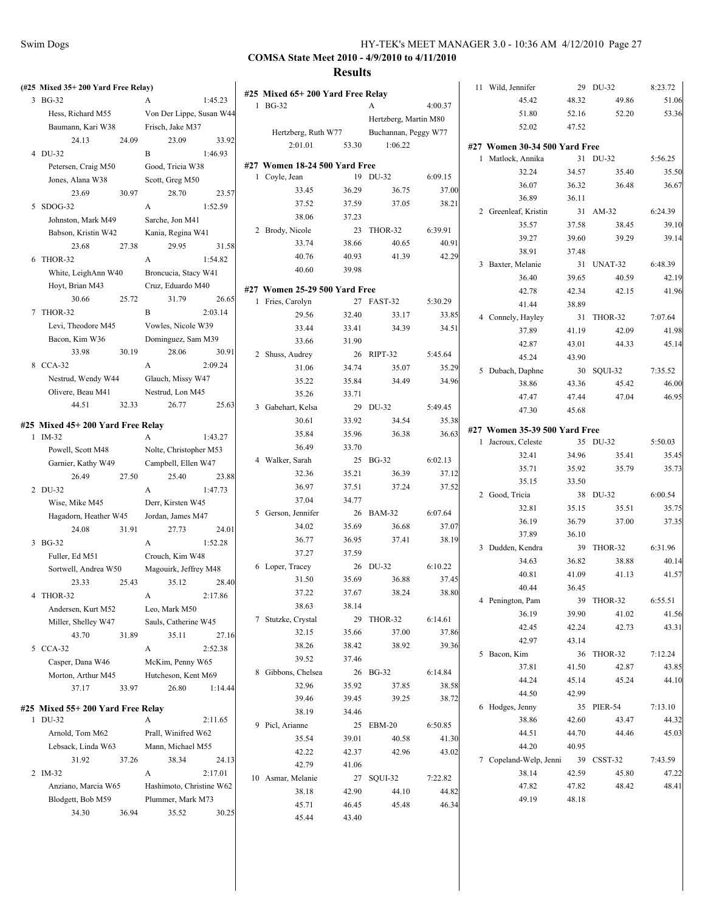**COMSA State Meet 2010 - 4/9/2010 to 4/11/2010**

**Results**

**(#25 Mixed 35+ 200 Yard Free Relay)**

| | Team | Relay | Finals Time |
|---|---|---|---|
| 3 | BG-32 | A | 1:45.23 |
| | Hess, Richard M55 | Von Der Lippe, Susan W44 | |
| | Baumann, Kari W38 | Frisch, Jake M37 | |
| | 24.13 24.09 | 23.09 33.92 | |
| 4 | DU-32 | B | 1:46.93 |
| | Petersen, Craig M50 | Good, Tricia W38 | |
| | Jones, Alana W38 | Scott, Greg M50 | |
| | 23.69 30.97 | 28.70 23.57 | |
| 5 | SDOG-32 | A | 1:52.59 |
| | Johnston, Mark M49 | Sarche, Jon M41 | |
| | Babson, Kristin W42 | Kania, Regina W41 | |
| | 23.68 27.38 | 29.95 31.58 | |
| 6 | THOR-32 | A | 1:54.82 |
| | White, LeighAnn W40 | Broncucia, Stacy W41 | |
| | Hoyt, Brian M43 | Cruz, Eduardo M40 | |
| | 30.66 25.72 | 31.79 26.65 | |
| 7 | THOR-32 | B | 2:03.14 |
| | Levi, Theodore M45 | Vowles, Nicole W39 | |
| | Bacon, Kim W36 | Dominguez, Sam M39 | |
| | 33.98 30.19 | 28.06 30.91 | |
| 8 | CCA-32 | A | 2:09.24 |
| | Nestrud, Wendy W44 | Glauch, Missy W47 | |
| | Olivere, Beau M41 | Nestrud, Lon M45 | |
| | 44.51 32.33 | 26.77 25.63 | |

**#25 Mixed 45+ 200 Yard Free Relay**

| | Team | Relay | Finals Time |
|---|---|---|---|
| 1 | IM-32 | A | 1:43.27 |
| | Powell, Scott M48 | Nolte, Christopher M53 | |
| | Garnier, Kathy W49 | Campbell, Ellen W47 | |
| | 26.49 27.50 | 25.40 23.88 | |
| 2 | DU-32 | A | 1:47.73 |
| | Wise, Mike M45 | Derr, Kirsten W45 | |
| | Hagadorn, Heather W45 | Jordan, James M47 | |
| | 24.08 31.91 | 27.73 24.01 | |
| 3 | BG-32 | A | 1:52.28 |
| | Fuller, Ed M51 | Crouch, Kim W48 | |
| | Sortwell, Andrea W50 | Magouirk, Jeffrey M48 | |
| | 23.33 25.43 | 35.12 28.40 | |
| 4 | THOR-32 | A | 2:17.86 |
| | Andersen, Kurt M52 | Leo, Mark M50 | |
| | Miller, Shelley W47 | Sauls, Catherine W45 | |
| | 43.70 31.89 | 35.11 27.16 | |
| 5 | CCA-32 | A | 2:52.38 |
| | Casper, Dana W46 | McKim, Penny W65 | |
| | Morton, Arthur M45 | Hutcheson, Kent M69 | |
| | 37.17 33.97 | 26.80 1:14.44 | |

**#25 Mixed 55+ 200 Yard Free Relay**

| | Team | Relay | Finals Time |
|---|---|---|---|
| 1 | DU-32 | A | 2:11.65 |
| | Arnold, Tom M62 | Prall, Winifred W62 | |
| | Lebsack, Linda W63 | Mann, Michael M55 | |
| | 31.92 37.26 | 38.34 24.13 | |
| 2 | IM-32 | A | 2:17.01 |
| | Anziano, Marcia W65 | Hashimoto, Christine W62 | |
| | Blodgett, Bob M59 | Plummer, Mark M73 | |
| | 34.30 36.94 | 35.52 30.25 | |

**#25 Mixed 65+ 200 Yard Free Relay**

| | Team | Relay | Finals Time |
|---|---|---|---|
| 1 | BG-32 | A | 4:00.37 |
| | | Hertzberg, Martin M80 | |
| | Hertzberg, Ruth W77 | Buchannan, Peggy W77 | |
| | 2:01.01 53.30 | 1:06.22 | |

**#27 Women 18-24 500 Yard Free**

| | Name | Age | Team | Finals Time |
|---|---|---|---|---|
| 1 | Coyle, Jean | 19 | DU-32 | 6:09.15 |
| | 33.45 36.29 | | 36.75 37.00 | |
| | 37.52 37.59 | | 37.05 38.21 | |
| | 38.06 37.23 | | | |
| 2 | Brody, Nicole | 23 | THOR-32 | 6:39.91 |
| | 33.74 38.66 | | 40.65 40.91 | |
| | 40.76 40.93 | | 41.39 42.29 | |
| | 40.60 39.98 | | | |

**#27 Women 25-29 500 Yard Free**

| | Name | Age | Team | Finals Time |
|---|---|---|---|---|
| 1 | Fries, Carolyn | 27 | FAST-32 | 5:30.29 |
| | 29.56 32.40 | | 33.17 33.85 | |
| | 33.44 33.41 | | 34.39 34.51 | |
| | 33.66 31.90 | | | |
| 2 | Shuss, Audrey | 26 | RIPT-32 | 5:45.64 |
| | 31.06 34.74 | | 35.07 35.29 | |
| | 35.22 35.84 | | 34.49 34.96 | |
| | 35.26 33.71 | | | |
| 3 | Gabehart, Kelsa | 29 | DU-32 | 5:49.45 |
| | 30.61 33.92 | | 34.54 35.38 | |
| | 35.84 35.96 | | 36.38 36.63 | |
| | 36.49 33.70 | | | |
| 4 | Walker, Sarah | 25 | BG-32 | 6:02.13 |
| | 32.36 35.21 | | 36.39 37.12 | |
| | 36.97 37.51 | | 37.24 37.52 | |
| | 37.04 34.77 | | | |
| 5 | Gerson, Jennifer | 26 | BAM-32 | 6:07.64 |
| | 34.02 35.69 | | 36.68 37.07 | |
| | 36.77 36.95 | | 37.41 38.19 | |
| | 37.27 37.59 | | | |
| 6 | Loper, Tracey | 26 | DU-32 | 6:10.22 |
| | 31.50 35.69 | | 36.88 37.45 | |
| | 37.22 37.67 | | 38.24 38.80 | |
| | 38.63 38.14 | | | |
| 7 | Stutzke, Crystal | 29 | THOR-32 | 6:14.61 |
| | 32.15 35.66 | | 37.00 37.86 | |
| | 38.26 38.42 | | 38.92 39.36 | |
| | 39.52 37.46 | | | |
| 8 | Gibbons, Chelsea | 26 | BG-32 | 6:14.84 |
| | 32.96 35.92 | | 37.85 38.58 | |
| | 39.46 39.45 | | 39.25 38.72 | |
| | 38.19 34.46 | | | |
| 9 | Picl, Arianne | 25 | EBM-20 | 6:50.85 |
| | 35.54 39.01 | | 40.58 41.30 | |
| | 42.22 42.37 | | 42.96 43.02 | |
| | 42.79 41.06 | | | |
| 10 | Asmar, Melanie | 27 | SQUI-32 | 7:22.82 |
| | 38.18 42.90 | | 44.10 44.82 | |
| | 45.71 46.45 | | 45.48 46.34 | |
| | 45.44 43.40 | | | |
| 11 | Wild, Jennifer | 29 | DU-32 | 8:23.72 |
| | 45.42 48.32 | | 49.86 51.06 | |
| | 51.80 52.16 | | 52.20 53.36 | |
| | 52.02 47.52 | | | |

**#27 Women 30-34 500 Yard Free**

| | Name | Age | Team | Finals Time |
|---|---|---|---|---|
| 1 | Matlock, Annika | 31 | DU-32 | 5:56.25 |
| | 32.24 34.57 | | 35.40 35.50 | |
| | 36.07 36.32 | | 36.48 36.67 | |
| | 36.89 36.11 | | | |
| 2 | Greenleaf, Kristin | 31 | AM-32 | 6:24.39 |
| | 35.57 37.58 | | 38.45 39.10 | |
| | 39.27 39.60 | | 39.29 39.14 | |
| | 38.91 37.48 | | | |
| 3 | Baxter, Melanie | 31 | UNAT-32 | 6:48.39 |
| | 36.40 39.65 | | 40.59 42.19 | |
| | 42.78 42.34 | | 42.15 41.96 | |
| | 41.44 38.89 | | | |
| 4 | Connely, Hayley | 31 | THOR-32 | 7:07.64 |
| | 37.89 41.19 | | 42.09 41.98 | |
| | 42.87 43.01 | | 44.33 45.14 | |
| | 45.24 43.90 | | | |
| 5 | Dubach, Daphne | 30 | SQUI-32 | 7:35.52 |
| | 38.86 43.36 | | 45.42 46.00 | |
| | 47.47 47.44 | | 47.04 46.95 | |
| | 47.30 45.68 | | | |

**#27 Women 35-39 500 Yard Free**

| | Name | Age | Team | Finals Time |
|---|---|---|---|---|
| 1 | Jacroux, Celeste | 35 | DU-32 | 5:50.03 |
| | 32.41 34.96 | | 35.41 35.45 | |
| | 35.71 35.92 | | 35.79 35.73 | |
| | 35.15 33.50 | | | |
| 2 | Good, Tricia | 38 | DU-32 | 6:00.54 |
| | 32.81 35.15 | | 35.51 35.75 | |
| | 36.19 36.79 | | 37.00 37.35 | |
| | 37.89 36.10 | | | |
| 3 | Dudden, Kendra | 39 | THOR-32 | 6:31.96 |
| | 34.63 36.82 | | 38.88 40.14 | |
| | 40.81 41.09 | | 41.13 41.57 | |
| | 40.44 36.45 | | | |
| 4 | Penington, Pam | 39 | THOR-32 | 6:55.51 |
| | 36.19 39.90 | | 41.02 41.56 | |
| | 42.45 42.24 | | 42.73 43.31 | |
| | 42.97 43.14 | | | |
| 5 | Bacon, Kim | 36 | THOR-32 | 7:12.24 |
| | 37.81 41.50 | | 42.87 43.85 | |
| | 44.24 45.14 | | 45.24 44.10 | |
| | 44.50 42.99 | | | |
| 6 | Hodges, Jenny | 35 | PIER-54 | 7:13.10 |
| | 38.86 42.60 | | 43.47 44.32 | |
| | 44.51 44.70 | | 44.46 45.03 | |
| | 44.20 40.95 | | | |
| 7 | Copeland-Welp, Jenni | 39 | CSST-32 | 7:43.59 |
| | 38.14 42.59 | | 45.80 47.22 | |
| | 47.82 47.82 | | 48.42 48.41 | |
| | 49.19 48.18 | | | |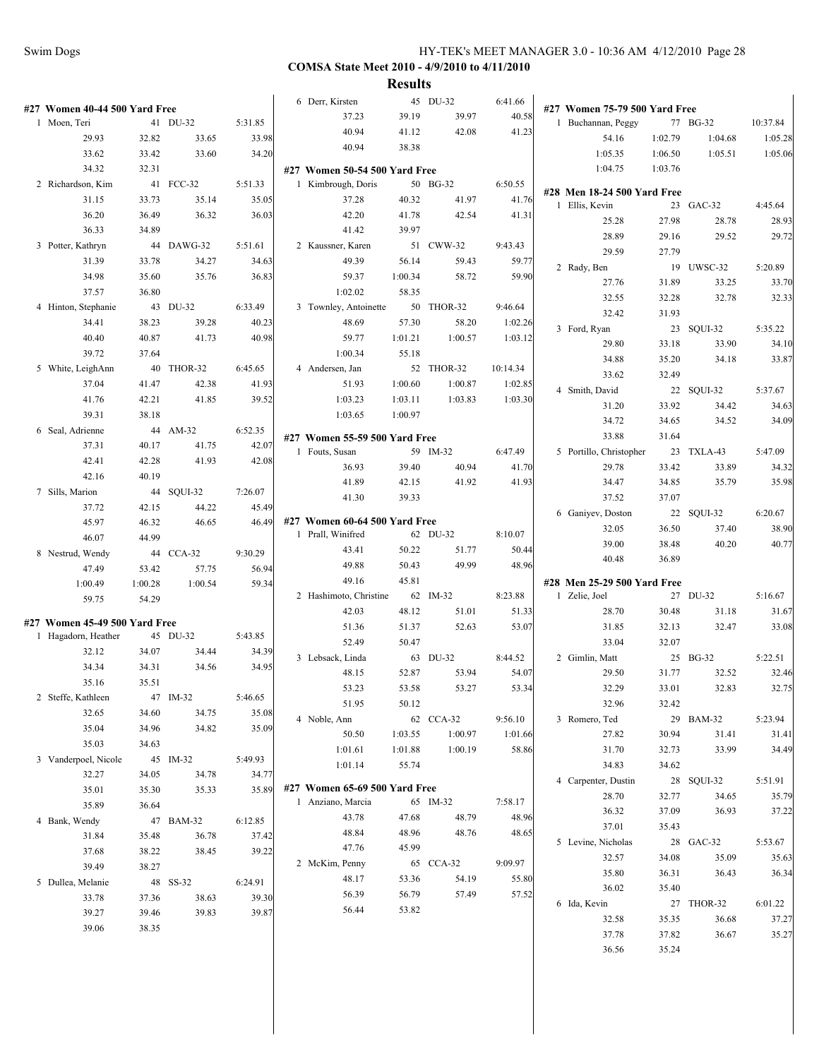**COMSA State Meet 2010 - 4/9/2010 to 4/11/2010**

**Results**

### #27 Women 40-44 500 Yard Free

| Place | Name | Age | Team | Time |
|---|---|---|---|---|
| 1 | Moen, Teri | 41 | DU-32 | 5:31.85 |
| | 29.93 | 32.82 | 33.65 | 33.98 |
| | 33.62 | 33.42 | 33.60 | 34.20 |
| | 34.32 | 32.31 | | |
| 2 | Richardson, Kim | 41 | FCC-32 | 5:51.33 |
| | 31.15 | 33.73 | 35.14 | 35.05 |
| | 36.20 | 36.49 | 36.32 | 36.03 |
| | 36.33 | 34.89 | | |
| 3 | Potter, Kathryn | 44 | DAWG-32 | 5:51.61 |
| | 31.39 | 33.78 | 34.27 | 34.63 |
| | 34.98 | 35.60 | 35.76 | 36.83 |
| | 37.57 | 36.80 | | |
| 4 | Hinton, Stephanie | 43 | DU-32 | 6:33.49 |
| | 34.41 | 38.23 | 39.28 | 40.23 |
| | 40.40 | 40.87 | 41.73 | 40.98 |
| | 39.72 | 37.64 | | |
| 5 | White, LeighAnn | 40 | THOR-32 | 6:45.65 |
| | 37.04 | 41.47 | 42.38 | 41.93 |
| | 41.76 | 42.21 | 41.85 | 39.52 |
| | 39.31 | 38.18 | | |
| 6 | Seal, Adrienne | 44 | AM-32 | 6:52.35 |
| | 37.31 | 40.17 | 41.75 | 42.07 |
| | 42.41 | 42.28 | 41.93 | 42.08 |
| | 42.16 | 40.19 | | |
| 7 | Sills, Marion | 44 | SQUI-32 | 7:26.07 |
| | 37.72 | 42.15 | 44.22 | 45.49 |
| | 45.97 | 46.32 | 46.65 | 46.49 |
| | 46.07 | 44.99 | | |
| 8 | Nestrud, Wendy | 44 | CCA-32 | 9:30.29 |
| | 47.49 | 53.42 | 57.75 | 56.94 |
| | 1:00.49 | 1:00.28 | 1:00.54 | 59.34 |
| | 59.75 | 54.29 | | |

### #27 Women 45-49 500 Yard Free

| Place | Name | Age | Team | Time |
|---|---|---|---|---|
| 1 | Hagadorn, Heather | 45 | DU-32 | 5:43.85 |
| | 32.12 | 34.07 | 34.44 | 34.39 |
| | 34.34 | 34.31 | 34.56 | 34.95 |
| | 35.16 | 35.51 | | |
| 2 | Steffe, Kathleen | 47 | IM-32 | 5:46.65 |
| | 32.65 | 34.60 | 34.75 | 35.08 |
| | 35.04 | 34.96 | 34.82 | 35.09 |
| | 35.03 | 34.63 | | |
| 3 | Vanderpoel, Nicole | 45 | IM-32 | 5:49.93 |
| | 32.27 | 34.05 | 34.78 | 34.77 |
| | 35.01 | 35.30 | 35.33 | 35.89 |
| | 35.89 | 36.64 | | |
| 4 | Bank, Wendy | 47 | BAM-32 | 6:12.85 |
| | 31.84 | 35.48 | 36.78 | 37.42 |
| | 37.68 | 38.22 | 38.45 | 39.22 |
| | 39.49 | 38.27 | | |
| 5 | Dullea, Melanie | 48 | SS-32 | 6:24.91 |
| | 33.78 | 37.36 | 38.63 | 39.30 |
| | 39.27 | 39.46 | 39.83 | 39.87 |
| | 39.06 | 38.35 | | |
| 6 | Derr, Kirsten | 45 | DU-32 | 6:41.66 |
| | 37.23 | 39.19 | 39.97 | 40.58 |
| | 40.94 | 41.12 | 42.08 | 41.23 |
| | 40.94 | 38.38 | | |

### #27 Women 50-54 500 Yard Free

| Place | Name | Age | Team | Time |
|---|---|---|---|---|
| 1 | Kimbrough, Doris | 50 | BG-32 | 6:50.55 |
| | 37.28 | 40.32 | 41.97 | 41.76 |
| | 42.20 | 41.78 | 42.54 | 41.31 |
| | 41.42 | 39.97 | | |
| 2 | Kaussner, Karen | 51 | CWW-32 | 9:43.43 |
| | 49.39 | 56.14 | 59.43 | 59.77 |
| | 59.37 | 1:00.34 | 58.72 | 59.90 |
| | 1:02.02 | 58.35 | | |
| 3 | Townley, Antoinette | 50 | THOR-32 | 9:46.64 |
| | 48.69 | 57.30 | 58.20 | 1:02.26 |
| | 59.77 | 1:01.21 | 1:00.57 | 1:03.12 |
| | 1:00.34 | 55.18 | | |
| 4 | Andersen, Jan | 52 | THOR-32 | 10:14.34 |
| | 51.93 | 1:00.60 | 1:00.87 | 1:02.85 |
| | 1:03.23 | 1:03.11 | 1:03.83 | 1:03.30 |
| | 1:03.65 | 1:00.97 | | |

### #27 Women 55-59 500 Yard Free

| Place | Name | Age | Team | Time |
|---|---|---|---|---|
| 1 | Fouts, Susan | 59 | IM-32 | 6:47.49 |
| | 36.93 | 39.40 | 40.94 | 41.70 |
| | 41.89 | 42.15 | 41.92 | 41.93 |
| | 41.30 | 39.33 | | |

### #27 Women 60-64 500 Yard Free

| Place | Name | Age | Team | Time |
|---|---|---|---|---|
| 1 | Prall, Winifred | 62 | DU-32 | 8:10.07 |
| | 43.41 | 50.22 | 51.77 | 50.44 |
| | 49.88 | 50.43 | 49.99 | 48.96 |
| | 49.16 | 45.81 | | |
| 2 | Hashimoto, Christine | 62 | IM-32 | 8:23.88 |
| | 42.03 | 48.12 | 51.01 | 51.33 |
| | 51.36 | 51.37 | 52.63 | 53.07 |
| | 52.49 | 50.47 | | |
| 3 | Lebsack, Linda | 63 | DU-32 | 8:44.52 |
| | 48.15 | 52.87 | 53.94 | 54.07 |
| | 53.23 | 53.58 | 53.27 | 53.34 |
| | 51.95 | 50.12 | | |
| 4 | Noble, Ann | 62 | CCA-32 | 9:56.10 |
| | 50.50 | 1:03.55 | 1:00.97 | 1:01.66 |
| | 1:01.61 | 1:01.88 | 1:00.19 | 58.86 |
| | 1:01.14 | 55.74 | | |

### #27 Women 65-69 500 Yard Free

| Place | Name | Age | Team | Time |
|---|---|---|---|---|
| 1 | Anziano, Marcia | 65 | IM-32 | 7:58.17 |
| | 43.78 | 47.68 | 48.79 | 48.96 |
| | 48.84 | 48.96 | 48.76 | 48.65 |
| | 47.76 | 45.99 | | |
| 2 | McKim, Penny | 65 | CCA-32 | 9:09.97 |
| | 48.17 | 53.36 | 54.19 | 55.80 |
| | 56.39 | 56.79 | 57.49 | 57.52 |
| | 56.44 | 53.82 | | |

### #27 Women 75-79 500 Yard Free

| Place | Name | Age | Team | Time |
|---|---|---|---|---|
| 1 | Buchannan, Peggy | 77 | BG-32 | 10:37.84 |
| | 54.16 | 1:02.79 | 1:04.68 | 1:05.28 |
| | 1:05.35 | 1:06.50 | 1:05.51 | 1:05.06 |
| | 1:04.75 | 1:03.76 | | |

### #28 Men 18-24 500 Yard Free

| Place | Name | Age | Team | Time |
|---|---|---|---|---|
| 1 | Ellis, Kevin | 23 | GAC-32 | 4:45.64 |
| | 25.28 | 27.98 | 28.78 | 28.93 |
| | 28.89 | 29.16 | 29.52 | 29.72 |
| | 29.59 | 27.79 | | |
| 2 | Rady, Ben | 19 | UWSC-32 | 5:20.89 |
| | 27.76 | 31.89 | 33.25 | 33.70 |
| | 32.55 | 32.28 | 32.78 | 32.33 |
| | 32.42 | 31.93 | | |
| 3 | Ford, Ryan | 23 | SQUI-32 | 5:35.22 |
| | 29.80 | 33.18 | 33.90 | 34.10 |
| | 34.88 | 35.20 | 34.18 | 33.87 |
| | 33.62 | 32.49 | | |
| 4 | Smith, David | 22 | SQUI-32 | 5:37.67 |
| | 31.20 | 33.92 | 34.42 | 34.63 |
| | 34.72 | 34.65 | 34.52 | 34.09 |
| | 33.88 | 31.64 | | |
| 5 | Portillo, Christopher | 23 | TXLA-43 | 5:47.09 |
| | 29.78 | 33.42 | 33.89 | 34.32 |
| | 34.47 | 34.85 | 35.79 | 35.98 |
| | 37.52 | 37.07 | | |
| 6 | Ganiyev, Doston | 22 | SQUI-32 | 6:20.67 |
| | 32.05 | 36.50 | 37.40 | 38.90 |
| | 39.00 | 38.48 | 40.20 | 40.77 |
| | 40.48 | 36.89 | | |

### #28 Men 25-29 500 Yard Free

| Place | Name | Age | Team | Time |
|---|---|---|---|---|
| 1 | Zelie, Joel | 27 | DU-32 | 5:16.67 |
| | 28.70 | 30.48 | 31.18 | 31.67 |
| | 31.85 | 32.13 | 32.47 | 33.08 |
| | 33.04 | 32.07 | | |
| 2 | Gimlin, Matt | 25 | BG-32 | 5:22.51 |
| | 29.50 | 31.77 | 32.52 | 32.46 |
| | 32.29 | 33.01 | 32.83 | 32.75 |
| | 32.96 | 32.42 | | |
| 3 | Romero, Ted | 29 | BAM-32 | 5:23.94 |
| | 27.82 | 30.94 | 31.41 | 31.41 |
| | 31.70 | 32.73 | 33.99 | 34.49 |
| | 34.83 | 34.62 | | |
| 4 | Carpenter, Dustin | 28 | SQUI-32 | 5:51.91 |
| | 28.70 | 32.77 | 34.65 | 35.79 |
| | 36.32 | 37.09 | 36.93 | 37.22 |
| | 37.01 | 35.43 | | |
| 5 | Levine, Nicholas | 28 | GAC-32 | 5:53.67 |
| | 32.57 | 34.08 | 35.09 | 35.63 |
| | 35.80 | 36.31 | 36.43 | 36.34 |
| | 36.02 | 35.40 | | |
| 6 | Ida, Kevin | 27 | THOR-32 | 6:01.22 |
| | 32.58 | 35.35 | 36.68 | 37.27 |
| | 37.78 | 37.82 | 36.67 | 35.27 |
| | 36.56 | 35.24 | | |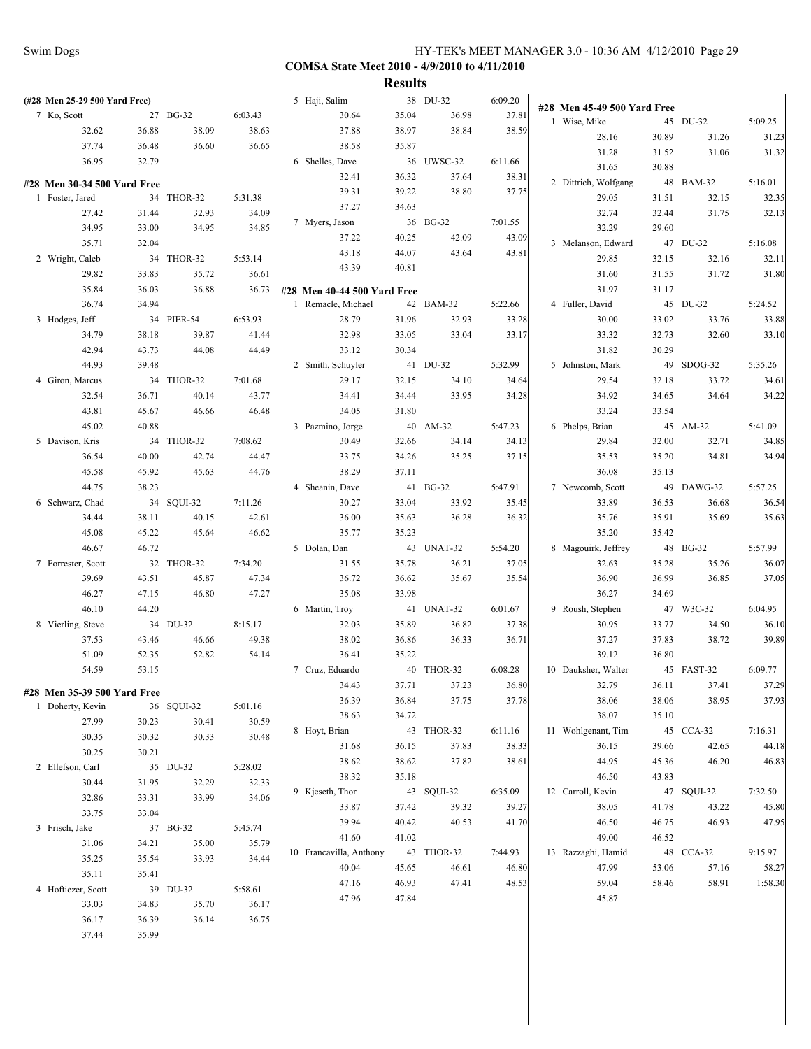**COMSA State Meet 2010 - 4/9/2010 to 4/11/2010**

**Results**

**(#28 Men 25-29 500 Yard Free)**

| Place | Name | Age | Team | Time |
|---|---|---|---|---|
| 7 | Ko, Scott | 27 | BG-32 | 6:03.43 |
| | 32.62 | 36.88 | 38.09 | 38.63 |
| | 37.74 | 36.48 | 36.60 | 36.65 |
| | 36.95 | 32.79 | | |

**#28 Men 30-34 500 Yard Free**

| Place | Name | Age | Team | Time |
|---|---|---|---|---|
| 1 | Foster, Jared | 34 | THOR-32 | 5:31.38 |
| | 27.42 | 31.44 | 32.93 | 34.09 |
| | 34.95 | 33.00 | 34.95 | 34.85 |
| | 35.71 | 32.04 | | |
| 2 | Wright, Caleb | 34 | THOR-32 | 5:53.14 |
| | 29.82 | 33.83 | 35.72 | 36.61 |
| | 35.84 | 36.03 | 36.88 | 36.73 |
| | 36.74 | 34.94 | | |
| 3 | Hodges, Jeff | 34 | PIER-54 | 6:53.93 |
| | 34.79 | 38.18 | 39.87 | 41.44 |
| | 42.94 | 43.73 | 44.08 | 44.49 |
| | 44.93 | 39.48 | | |
| 4 | Giron, Marcus | 34 | THOR-32 | 7:01.68 |
| | 32.54 | 36.71 | 40.14 | 43.77 |
| | 43.81 | 45.67 | 46.66 | 46.48 |
| | 45.02 | 40.88 | | |
| 5 | Davison, Kris | 34 | THOR-32 | 7:08.62 |
| | 36.54 | 40.00 | 42.74 | 44.47 |
| | 45.58 | 45.92 | 45.63 | 44.76 |
| | 44.75 | 38.23 | | |
| 6 | Schwarz, Chad | 34 | SQUI-32 | 7:11.26 |
| | 34.44 | 38.11 | 40.15 | 42.61 |
| | 45.08 | 45.22 | 45.64 | 46.62 |
| | 46.67 | 46.72 | | |
| 7 | Forrester, Scott | 32 | THOR-32 | 7:34.20 |
| | 39.69 | 43.51 | 45.87 | 47.34 |
| | 46.27 | 47.15 | 46.80 | 47.27 |
| | 46.10 | 44.20 | | |
| 8 | Vierling, Steve | 34 | DU-32 | 8:15.17 |
| | 37.53 | 43.46 | 46.66 | 49.38 |
| | 51.09 | 52.35 | 52.82 | 54.14 |
| | 54.59 | 53.15 | | |

**#28 Men 35-39 500 Yard Free**

| Place | Name | Age | Team | Time |
|---|---|---|---|---|
| 1 | Doherty, Kevin | 36 | SQUI-32 | 5:01.16 |
| | 27.99 | 30.23 | 30.41 | 30.59 |
| | 30.35 | 30.32 | 30.33 | 30.48 |
| | 30.25 | 30.21 | | |
| 2 | Ellefson, Carl | 35 | DU-32 | 5:28.02 |
| | 30.44 | 31.95 | 32.29 | 32.33 |
| | 32.86 | 33.31 | 33.99 | 34.06 |
| | 33.75 | 33.04 | | |
| 3 | Frisch, Jake | 37 | BG-32 | 5:45.74 |
| | 31.06 | 34.21 | 35.00 | 35.79 |
| | 35.25 | 35.54 | 33.93 | 34.44 |
| | 35.11 | 35.41 | | |
| 4 | Hoftiezer, Scott | 39 | DU-32 | 5:58.61 |
| | 33.03 | 34.83 | 35.70 | 36.17 |
| | 36.17 | 36.39 | 36.14 | 36.75 |
| | 37.44 | 35.99 | | |
| 5 | Haji, Salim | 38 | DU-32 | 6:09.20 |
| | 30.64 | 35.04 | 36.98 | 37.81 |
| | 37.88 | 38.97 | 38.84 | 38.59 |
| | 38.58 | 35.87 | | |
| 6 | Shelles, Dave | 36 | UWSC-32 | 6:11.66 |
| | 32.41 | 36.32 | 37.64 | 38.31 |
| | 39.31 | 39.22 | 38.80 | 37.75 |
| | 37.27 | 34.63 | | |
| 7 | Myers, Jason | 36 | BG-32 | 7:01.55 |
| | 37.22 | 40.25 | 42.09 | 43.09 |
| | 43.18 | 44.07 | 43.64 | 43.81 |
| | 43.39 | 40.81 | | |

**#28 Men 40-44 500 Yard Free**

| Place | Name | Age | Team | Time |
|---|---|---|---|---|
| 1 | Remacle, Michael | 42 | BAM-32 | 5:22.66 |
| | 28.79 | 31.96 | 32.93 | 33.28 |
| | 32.98 | 33.05 | 33.04 | 33.17 |
| | 33.12 | 30.34 | | |
| 2 | Smith, Schuyler | 41 | DU-32 | 5:32.99 |
| | 29.17 | 32.15 | 34.10 | 34.64 |
| | 34.41 | 34.44 | 33.95 | 34.28 |
| | 34.05 | 31.80 | | |
| 3 | Pazmino, Jorge | 40 | AM-32 | 5:47.23 |
| | 30.49 | 32.66 | 34.14 | 34.13 |
| | 33.75 | 34.26 | 35.25 | 37.15 |
| | 38.29 | 37.11 | | |
| 4 | Sheanin, Dave | 41 | BG-32 | 5:47.91 |
| | 30.27 | 33.04 | 33.92 | 35.45 |
| | 36.00 | 35.63 | 36.28 | 36.32 |
| | 35.77 | 35.23 | | |
| 5 | Dolan, Dan | 43 | UNAT-32 | 5:54.20 |
| | 31.55 | 35.78 | 36.21 | 37.05 |
| | 36.72 | 36.62 | 35.67 | 35.54 |
| | 35.08 | 33.98 | | |
| 6 | Martin, Troy | 41 | UNAT-32 | 6:01.67 |
| | 32.03 | 35.89 | 36.82 | 37.38 |
| | 38.02 | 36.86 | 36.33 | 36.71 |
| | 36.41 | 35.22 | | |
| 7 | Cruz, Eduardo | 40 | THOR-32 | 6:08.28 |
| | 34.43 | 37.71 | 37.23 | 36.80 |
| | 36.39 | 36.84 | 37.75 | 37.78 |
| | 38.63 | 34.72 | | |
| 8 | Hoyt, Brian | 43 | THOR-32 | 6:11.16 |
| | 31.68 | 36.15 | 37.83 | 38.33 |
| | 38.62 | 38.62 | 37.82 | 38.61 |
| | 38.32 | 35.18 | | |
| 9 | Kjeseth, Thor | 43 | SQUI-32 | 6:35.09 |
| | 33.87 | 37.42 | 39.32 | 39.27 |
| | 39.94 | 40.42 | 40.53 | 41.70 |
| | 41.60 | 41.02 | | |
| 10 | Francavilla, Anthony | 43 | THOR-32 | 7:44.93 |
| | 40.04 | 45.65 | 46.61 | 46.80 |
| | 47.16 | 46.93 | 47.41 | 48.53 |
| | 47.96 | 47.84 | | |

**#28 Men 45-49 500 Yard Free**

| Place | Name | Age | Team | Time |
|---|---|---|---|---|
| 1 | Wise, Mike | 45 | DU-32 | 5:09.25 |
| | 28.16 | 30.89 | 31.26 | 31.23 |
| | 31.28 | 31.52 | 31.06 | 31.32 |
| | 31.65 | 30.88 | | |
| 2 | Dittrich, Wolfgang | 48 | BAM-32 | 5:16.01 |
| | 29.05 | 31.51 | 32.15 | 32.35 |
| | 32.74 | 32.44 | 31.75 | 32.13 |
| | 32.29 | 29.60 | | |
| 3 | Melanson, Edward | 47 | DU-32 | 5:16.08 |
| | 29.85 | 32.15 | 32.16 | 32.11 |
| | 31.60 | 31.55 | 31.72 | 31.80 |
| | 31.97 | 31.17 | | |
| 4 | Fuller, David | 45 | DU-32 | 5:24.52 |
| | 30.00 | 33.02 | 33.76 | 33.88 |
| | 33.32 | 32.73 | 32.60 | 33.10 |
| | 31.82 | 30.29 | | |
| 5 | Johnston, Mark | 49 | SDOG-32 | 5:35.26 |
| | 29.54 | 32.18 | 33.72 | 34.61 |
| | 34.92 | 34.65 | 34.64 | 34.22 |
| | 33.24 | 33.54 | | |
| 6 | Phelps, Brian | 45 | AM-32 | 5:41.09 |
| | 29.84 | 32.00 | 32.71 | 34.85 |
| | 35.53 | 35.20 | 34.81 | 34.94 |
| | 36.08 | 35.13 | | |
| 7 | Newcomb, Scott | 49 | DAWG-32 | 5:57.25 |
| | 33.89 | 36.53 | 36.68 | 36.54 |
| | 35.76 | 35.91 | 35.69 | 35.63 |
| | 35.20 | 35.42 | | |
| 8 | Magouirk, Jeffrey | 48 | BG-32 | 5:57.99 |
| | 32.63 | 35.28 | 35.26 | 36.07 |
| | 36.90 | 36.99 | 36.85 | 37.05 |
| | 36.27 | 34.69 | | |
| 9 | Roush, Stephen | 47 | W3C-32 | 6:04.95 |
| | 30.95 | 33.77 | 34.50 | 36.10 |
| | 37.27 | 37.83 | 38.72 | 39.89 |
| | 39.12 | 36.80 | | |
| 10 | Dauksher, Walter | 45 | FAST-32 | 6:09.77 |
| | 32.79 | 36.11 | 37.41 | 37.29 |
| | 38.06 | 38.06 | 38.95 | 37.93 |
| | 38.07 | 35.10 | | |
| 11 | Wohlgenant, Tim | 45 | CCA-32 | 7:16.31 |
| | 36.15 | 39.66 | 42.65 | 44.18 |
| | 44.95 | 45.36 | 46.20 | 46.83 |
| | 46.50 | 43.83 | | |
| 12 | Carroll, Kevin | 47 | SQUI-32 | 7:32.50 |
| | 38.05 | 41.78 | 43.22 | 45.80 |
| | 46.50 | 46.75 | 46.93 | 47.95 |
| | 49.00 | 46.52 | | |
| 13 | Razzaghi, Hamid | 48 | CCA-32 | 9:15.97 |
| | 47.99 | 53.06 | 57.16 | 58.27 |
| | 59.04 | 58.46 | 58.91 | 1:58.30 |
| | 45.87 | | | |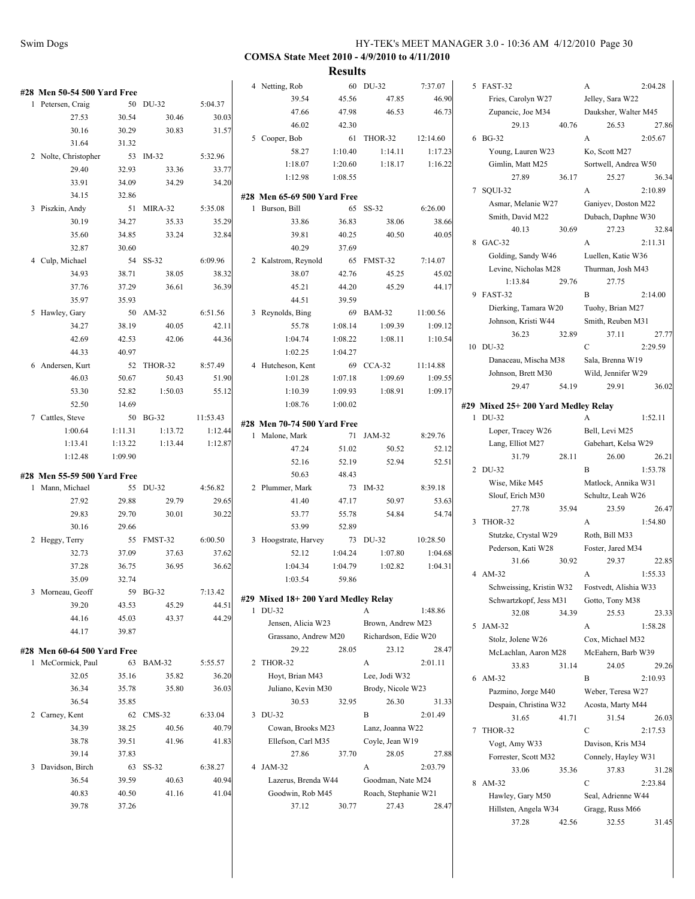**COMSA State Meet 2010 - 4/9/2010 to 4/11/2010**

**Results**

#### #28 Men 50-54 500 Yard Free

| | Name | Age | Team | Time |
|---|---|---|---|---|
| 1 | Petersen, Craig | 50 | DU-32 | 5:04.37 |
| | 27.53 | 30.54 | 30.46 | 30.03 |
| | 30.16 | 30.29 | 30.83 | 31.57 |
| | 31.64 | 31.32 | | |
| 2 | Nolte, Christopher | 53 | IM-32 | 5:32.96 |
| | 29.40 | 32.93 | 33.36 | 33.77 |
| | 33.91 | 34.09 | 34.29 | 34.20 |
| | 34.15 | 32.86 | | |
| 3 | Piszkin, Andy | 51 | MIRA-32 | 5:35.08 |
| | 30.19 | 34.27 | 35.33 | 35.29 |
| | 35.60 | 34.85 | 33.24 | 32.84 |
| | 32.87 | 30.60 | | |
| 4 | Culp, Michael | 54 | SS-32 | 6:09.96 |
| | 34.93 | 38.71 | 38.05 | 38.32 |
| | 37.76 | 37.29 | 36.61 | 36.39 |
| | 35.97 | 35.93 | | |
| 5 | Hawley, Gary | 50 | AM-32 | 6:51.56 |
| | 34.27 | 38.19 | 40.05 | 42.11 |
| | 42.69 | 42.53 | 42.06 | 44.36 |
| | 44.33 | 40.97 | | |
| 6 | Andersen, Kurt | 52 | THOR-32 | 8:57.49 |
| | 46.03 | 50.67 | 50.43 | 51.90 |
| | 53.30 | 52.82 | 1:50.03 | 55.12 |
| | 52.50 | 14.69 | | |
| 7 | Cattles, Steve | 50 | BG-32 | 11:53.43 |
| | 1:00.64 | 1:11.31 | 1:13.72 | 1:12.44 |
| | 1:13.41 | 1:13.22 | 1:13.44 | 1:12.87 |
| | 1:12.48 | 1:09.90 | | |

#### #28 Men 55-59 500 Yard Free

| | Name | Age | Team | Time |
|---|---|---|---|---|
| 1 | Mann, Michael | 55 | DU-32 | 4:56.82 |
| | 27.92 | 29.88 | 29.79 | 29.65 |
| | 29.83 | 29.70 | 30.01 | 30.22 |
| | 30.16 | 29.66 | | |
| 2 | Heggy, Terry | 55 | FMST-32 | 6:00.50 |
| | 32.73 | 37.09 | 37.63 | 37.62 |
| | 37.28 | 36.75 | 36.95 | 36.62 |
| | 35.09 | 32.74 | | |
| 3 | Morneau, Geoff | 59 | BG-32 | 7:13.42 |
| | 39.20 | 43.53 | 45.29 | 44.51 |
| | 44.16 | 45.03 | 43.37 | 44.29 |
| | 44.17 | 39.87 | | |

#### #28 Men 60-64 500 Yard Free

| | Name | Age | Team | Time |
|---|---|---|---|---|
| 1 | McCormick, Paul | 63 | BAM-32 | 5:55.57 |
| | 32.05 | 35.16 | 35.82 | 36.20 |
| | 36.34 | 35.78 | 35.80 | 36.03 |
| | 36.54 | 35.85 | | |
| 2 | Carney, Kent | 62 | CMS-32 | 6:33.04 |
| | 34.39 | 38.25 | 40.56 | 40.79 |
| | 38.78 | 39.51 | 41.96 | 41.83 |
| | 39.14 | 37.83 | | |
| 3 | Davidson, Birch | 63 | SS-32 | 6:38.27 |
| | 36.54 | 39.59 | 40.63 | 40.94 |
| | 40.83 | 40.50 | 41.16 | 41.04 |
| | 39.78 | 37.26 | | |
| 4 | Netting, Rob | 60 | DU-32 | 7:37.07 |
| | 39.54 | 45.56 | 47.85 | 46.90 |
| | 47.66 | 47.98 | 46.53 | 46.73 |
| | 46.02 | 42.30 | | |
| 5 | Cooper, Bob | 61 | THOR-32 | 12:14.60 |
| | 58.27 | 1:10.40 | 1:14.11 | 1:17.23 |
| | 1:18.07 | 1:20.60 | 1:18.17 | 1:16.22 |
| | 1:12.98 | 1:08.55 | | |

#### #28 Men 65-69 500 Yard Free

| | Name | Age | Team | Time |
|---|---|---|---|---|
| 1 | Burson, Bill | 65 | SS-32 | 6:26.00 |
| | 33.86 | 36.83 | 38.06 | 38.66 |
| | 39.81 | 40.25 | 40.50 | 40.05 |
| | 40.29 | 37.69 | | |
| 2 | Kalstrom, Reynold | 65 | FMST-32 | 7:14.07 |
| | 38.07 | 42.76 | 45.25 | 45.02 |
| | 45.21 | 44.20 | 45.29 | 44.17 |
| | 44.51 | 39.59 | | |
| 3 | Reynolds, Bing | 69 | BAM-32 | 11:00.56 |
| | 55.78 | 1:08.14 | 1:09.39 | 1:09.12 |
| | 1:04.74 | 1:08.22 | 1:08.11 | 1:10.54 |
| | 1:02.25 | 1:04.27 | | |
| 4 | Hutcheson, Kent | 69 | CCA-32 | 11:14.88 |
| | 1:01.28 | 1:07.18 | 1:09.69 | 1:09.55 |
| | 1:10.39 | 1:09.93 | 1:08.91 | 1:09.17 |
| | 1:08.76 | 1:00.02 | | |

#### #28 Men 70-74 500 Yard Free

| | Name | Age | Team | Time |
|---|---|---|---|---|
| 1 | Malone, Mark | 71 | JAM-32 | 8:29.76 |
| | 47.24 | 51.02 | 50.52 | 52.12 |
| | 52.16 | 52.19 | 52.94 | 52.51 |
| | 50.63 | 48.43 | | |
| 2 | Plummer, Mark | 73 | IM-32 | 8:39.18 |
| | 41.40 | 47.17 | 50.97 | 53.63 |
| | 53.77 | 55.78 | 54.84 | 54.74 |
| | 53.99 | 52.89 | | |
| 3 | Hoogstrate, Harvey | 73 | DU-32 | 10:28.50 |
| | 52.12 | 1:04.24 | 1:07.80 | 1:04.68 |
| | 1:04.34 | 1:04.79 | 1:02.82 | 1:04.31 |
| | 1:03.54 | 59.86 | | |

#### #29 Mixed 18+ 200 Yard Medley Relay

| | Team | | Relay | Time |
|---|---|---|---|---|
| 1 | DU-32 | | A | 1:48.86 |
| | Jensen, Alicia W23 | | Brown, Andrew M23 | |
| | Grassano, Andrew M20 | | Richardson, Edie W20 | |
| | 29.22 | 28.05 | 23.12 | 28.47 |
| 2 | THOR-32 | | A | 2:01.11 |
| | Hoyt, Brian M43 | | Lee, Jodi W32 | |
| | Juliano, Kevin M30 | | Brody, Nicole W23 | |
| | 30.53 | 32.95 | 26.30 | 31.33 |
| 3 | DU-32 | | B | 2:01.49 |
| | Cowan, Brooks M23 | | Lanz, Joanna W22 | |
| | Ellefson, Carl M35 | | Coyle, Jean W19 | |
| | 27.86 | 37.70 | 28.05 | 27.88 |
| 4 | JAM-32 | | A | 2:03.79 |
| | Lazerus, Brenda W44 | | Goodman, Nate M24 | |
| | Goodwin, Rob M45 | | Roach, Stephanie W21 | |
| | 37.12 | 30.77 | 27.43 | 28.47 |
| 5 | FAST-32 | | A | 2:04.28 |
| | Fries, Carolyn W27 | | Jelley, Sara W22 | |
| | Zupancic, Joe M34 | | Dauksher, Walter M45 | |
| | 29.13 | 40.76 | 26.53 | 27.86 |
| 6 | BG-32 | | A | 2:05.67 |
| | Young, Lauren W23 | | Ko, Scott M27 | |
| | Gimlin, Matt M25 | | Sortwell, Andrea W50 | |
| | 27.89 | 36.17 | 25.27 | 36.34 |
| 7 | SQUI-32 | | A | 2:10.89 |
| | Asmar, Melanie W27 | | Ganiyev, Doston M22 | |
| | Smith, David M22 | | Dubach, Daphne W30 | |
| | 40.13 | 30.69 | 27.23 | 32.84 |
| 8 | GAC-32 | | A | 2:11.31 |
| | Golding, Sandy W46 | | Luellen, Katie W36 | |
| | Levine, Nicholas M28 | | Thurman, Josh M43 | |
| | 1:13.84 | 29.76 | 27.75 | |
| 9 | FAST-32 | | B | 2:14.00 |
| | Dierking, Tamara W20 | | Tuohy, Brian M27 | |
| | Johnson, Kristi W44 | | Smith, Reuben M31 | |
| | 36.23 | 32.89 | 37.11 | 27.77 |
| 10 | DU-32 | | C | 2:29.59 |
| | Danaceau, Mischa M38 | | Sala, Brenna W19 | |
| | Johnson, Brett M30 | | Wild, Jennifer W29 | |
| | 29.47 | 54.19 | 29.91 | 36.02 |

#### #29 Mixed 25+ 200 Yard Medley Relay

| | Team | | Relay | Time |
|---|---|---|---|---|
| 1 | DU-32 | | A | 1:52.11 |
| | Loper, Tracey W26 | | Bell, Levi M25 | |
| | Lang, Elliot M27 | | Gabehart, Kelsa W29 | |
| | 31.79 | 28.11 | 26.00 | 26.21 |
| 2 | DU-32 | | B | 1:53.78 |
| | Wise, Mike M45 | | Matlock, Annika W31 | |
| | Slouf, Erich M30 | | Schultz, Leah W26 | |
| | 27.78 | 35.94 | 23.59 | 26.47 |
| 3 | THOR-32 | | A | 1:54.80 |
| | Stutzke, Crystal W29 | | Roth, Bill M33 | |
| | Pederson, Kati W28 | | Foster, Jared M34 | |
| | 31.66 | 30.92 | 29.37 | 22.85 |
| 4 | AM-32 | | A | 1:55.33 |
| | Schweissing, Kristin W32 | | Fostvedt, Alishia W33 | |
| | Schwartzkopf, Jess M31 | | Gotto, Tony M38 | |
| | 32.08 | 34.39 | 25.53 | 23.33 |
| 5 | JAM-32 | | A | 1:58.28 |
| | Stolz, Jolene W26 | | Cox, Michael M32 | |
| | McLachlan, Aaron M28 | | McEahern, Barb W39 | |
| | 33.83 | 31.14 | 24.05 | 29.26 |
| 6 | AM-32 | | B | 2:10.93 |
| | Pazmino, Jorge M40 | | Weber, Teresa W27 | |
| | Despain, Christina W32 | | Acosta, Marty M44 | |
| | 31.65 | 41.71 | 31.54 | 26.03 |
| 7 | THOR-32 | | C | 2:17.53 |
| | Vogt, Amy W33 | | Davison, Kris M34 | |
| | Forrester, Scott M32 | | Connely, Hayley W31 | |
| | 33.06 | 35.36 | 37.83 | 31.28 |
| 8 | AM-32 | | C | 2:23.84 |
| | Hawley, Gary M50 | | Seal, Adrienne W44 | |
| | Hillsten, Angela W34 | | Gragg, Russ M66 | |
| | 37.28 | 42.56 | 32.55 | 31.45 |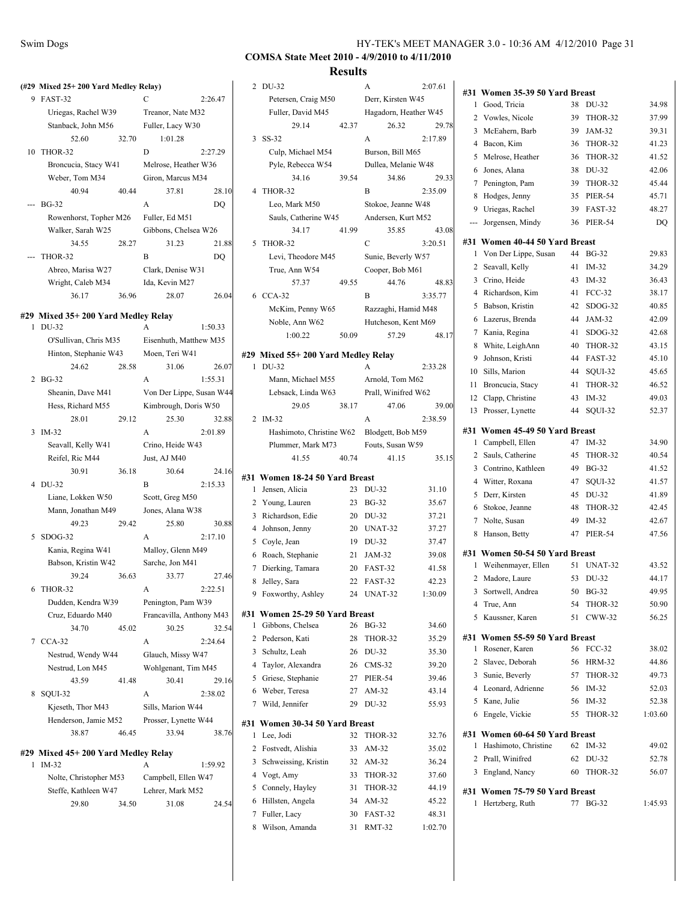**COMSA State Meet 2010 - 4/9/2010 to 4/11/2010**

## Results

### (#29 Mixed 25+ 200 Yard Medley Relay)

9 FAST-32 — C — 2:26.47
- Uriegas, Rachel W39
- Treanor, Nate M32
- Stanback, John M56
- Fuller, Lacy W30
- Splits: 52.60, 32.70, 1:01.28

10 THOR-32 — D — 2:27.29
- Broncucia, Stacy W41
- Melrose, Heather W36
- Weber, Tom M34
- Giron, Marcus M34
- Splits: 40.94, 40.44, 37.81, 28.10

--- BG-32 — A — DQ
- Rowenhorst, Topher M26
- Fuller, Ed M51
- Walker, Sarah W25
- Gibbons, Chelsea W26
- Splits: 34.55, 28.27, 31.23, 21.88

--- THOR-32 — B — DQ
- Abreo, Marisa W27
- Clark, Denise W31
- Wright, Caleb M34
- Ida, Kevin M27
- Splits: 36.17, 36.96, 28.07, 26.04

### #29 Mixed 35+ 200 Yard Medley Relay

1 DU-32 — A — 1:50.33
- O'Sullivan, Chris M35
- Eisenhuth, Matthew M35
- Hinton, Stephanie W43
- Moen, Teri W41
- Splits: 24.62, 28.58, 31.06, 26.07

2 BG-32 — A — 1:55.31
- Sheanin, Dave M41
- Von Der Lippe, Susan W44
- Hess, Richard M55
- Kimbrough, Doris W50
- Splits: 28.01, 29.12, 25.30, 32.88

3 IM-32 — A — 2:01.89
- Seavall, Kelly W41
- Crino, Heide W43
- Reifel, Ric M44
- Just, AJ M40
- Splits: 30.91, 36.18, 30.64, 24.16

4 DU-32 — B — 2:15.33
- Liane, Lokken W50
- Scott, Greg M50
- Mann, Jonathan M49
- Jones, Alana W38
- Splits: 49.23, 29.42, 25.80, 30.88

5 SDOG-32 — A — 2:17.10
- Kania, Regina W41
- Malloy, Glenn M49
- Babson, Kristin W42
- Sarche, Jon M41
- Splits: 39.24, 36.63, 33.77, 27.46

6 THOR-32 — A — 2:22.51
- Dudden, Kendra W39
- Penington, Pam W39
- Cruz, Eduardo M40
- Francavilla, Anthony M43
- Splits: 34.70, 45.02, 30.25, 32.54

7 CCA-32 — A — 2:24.64
- Nestrud, Wendy W44
- Glauch, Missy W47
- Nestrud, Lon M45
- Wohlgenant, Tim M45
- Splits: 43.59, 41.48, 30.41, 29.16

8 SQUI-32 — A — 2:38.02
- Kjeseth, Thor M43
- Sills, Marion W44
- Henderson, Jamie M52
- Prosser, Lynette W44
- Splits: 38.87, 46.45, 33.94, 38.76

### #29 Mixed 45+ 200 Yard Medley Relay

1 IM-32 — A — 1:59.92
- Nolte, Christopher M53
- Campbell, Ellen W47
- Steffe, Kathleen W47
- Lehrer, Mark M52
- Splits: 29.80, 34.50, 31.08, 24.54

2 DU-32 — A — 2:07.61
- Petersen, Craig M50
- Derr, Kirsten W45
- Fuller, David M45
- Hagadorn, Heather W45
- Splits: 29.14, 42.37, 26.32, 29.78

3 SS-32 — A — 2:17.89
- Culp, Michael M54
- Burson, Bill M65
- Pyle, Rebecca W54
- Dullea, Melanie W48
- Splits: 34.16, 39.54, 34.86, 29.33

4 THOR-32 — B — 2:35.09
- Leo, Mark M50
- Stokoe, Jeanne W48
- Sauls, Catherine W45
- Andersen, Kurt M52
- Splits: 34.17, 41.99, 35.85, 43.08

5 THOR-32 — C — 3:20.51
- Levi, Theodore M45
- Sunie, Beverly W57
- True, Ann W54
- Cooper, Bob M61
- Splits: 57.37, 49.55, 44.76, 48.83

6 CCA-32 — B — 3:35.77
- McKim, Penny W65
- Razzaghi, Hamid M48
- Noble, Ann W62
- Hutcheson, Kent M69
- Splits: 1:00.22, 50.09, 57.29, 48.17

### #29 Mixed 55+ 200 Yard Medley Relay

1 DU-32 — A — 2:33.28
- Mann, Michael M55
- Arnold, Tom M62
- Lebsack, Linda W63
- Prall, Winifred W62
- Splits: 29.05, 38.17, 47.06, 39.00

2 IM-32 — A — 2:38.59
- Hashimoto, Christine W62
- Blodgett, Bob M59
- Plummer, Mark M73
- Fouts, Susan W59
- Splits: 41.55, 40.74, 41.15, 35.15

### #31 Women 18-24 50 Yard Breast

| Place | Name | Age | Team | Time |
|---|---|---|---|---|
| 1 | Jensen, Alicia | 23 | DU-32 | 31.10 |
| 2 | Young, Lauren | 23 | BG-32 | 35.67 |
| 3 | Richardson, Edie | 20 | DU-32 | 37.21 |
| 4 | Johnson, Jenny | 20 | UNAT-32 | 37.27 |
| 5 | Coyle, Jean | 19 | DU-32 | 37.47 |
| 6 | Roach, Stephanie | 21 | JAM-32 | 39.08 |
| 7 | Dierking, Tamara | 20 | FAST-32 | 41.58 |
| 8 | Jelley, Sara | 22 | FAST-32 | 42.23 |
| 9 | Foxworthy, Ashley | 24 | UNAT-32 | 1:30.09 |

### #31 Women 25-29 50 Yard Breast

| Place | Name | Age | Team | Time |
|---|---|---|---|---|
| 1 | Gibbons, Chelsea | 26 | BG-32 | 34.60 |
| 2 | Pederson, Kati | 28 | THOR-32 | 35.29 |
| 3 | Schultz, Leah | 26 | DU-32 | 35.30 |
| 4 | Taylor, Alexandra | 26 | CMS-32 | 39.20 |
| 5 | Griese, Stephanie | 27 | PIER-54 | 39.46 |
| 6 | Weber, Teresa | 27 | AM-32 | 43.14 |
| 7 | Wild, Jennifer | 29 | DU-32 | 55.93 |

### #31 Women 30-34 50 Yard Breast

| Place | Name | Age | Team | Time |
|---|---|---|---|---|
| 1 | Lee, Jodi | 32 | THOR-32 | 32.76 |
| 2 | Fostvedt, Alishia | 33 | AM-32 | 35.02 |
| 3 | Schweissing, Kristin | 32 | AM-32 | 36.24 |
| 4 | Vogt, Amy | 33 | THOR-32 | 37.60 |
| 5 | Connely, Hayley | 31 | THOR-32 | 44.19 |
| 6 | Hillsten, Angela | 34 | AM-32 | 45.22 |
| 7 | Fuller, Lacy | 30 | FAST-32 | 48.31 |
| 8 | Wilson, Amanda | 31 | RMT-32 | 1:02.70 |

### #31 Women 35-39 50 Yard Breast

| Place | Name | Age | Team | Time |
|---|---|---|---|---|
| 1 | Good, Tricia | 38 | DU-32 | 34.98 |
| 2 | Vowles, Nicole | 39 | THOR-32 | 37.99 |
| 3 | McEahern, Barb | 39 | JAM-32 | 39.31 |
| 4 | Bacon, Kim | 36 | THOR-32 | 41.23 |
| 5 | Melrose, Heather | 36 | THOR-32 | 41.52 |
| 6 | Jones, Alana | 38 | DU-32 | 42.06 |
| 7 | Penington, Pam | 39 | THOR-32 | 45.44 |
| 8 | Hodges, Jenny | 35 | PIER-54 | 45.71 |
| 9 | Uriegas, Rachel | 39 | FAST-32 | 48.27 |
| --- | Jorgensen, Mindy | 36 | PIER-54 | DQ |

### #31 Women 40-44 50 Yard Breast

| Place | Name | Age | Team | Time |
|---|---|---|---|---|
| 1 | Von Der Lippe, Susan | 44 | BG-32 | 29.83 |
| 2 | Seavall, Kelly | 41 | IM-32 | 34.29 |
| 3 | Crino, Heide | 43 | IM-32 | 36.43 |
| 4 | Richardson, Kim | 41 | FCC-32 | 38.17 |
| 5 | Babson, Kristin | 42 | SDOG-32 | 40.85 |
| 6 | Lazerus, Brenda | 44 | JAM-32 | 42.09 |
| 7 | Kania, Regina | 41 | SDOG-32 | 42.68 |
| 8 | White, LeighAnn | 40 | THOR-32 | 43.15 |
| 9 | Johnson, Kristi | 44 | FAST-32 | 45.10 |
| 10 | Sills, Marion | 44 | SQUI-32 | 45.65 |
| 11 | Broncucia, Stacy | 41 | THOR-32 | 46.52 |
| 12 | Clapp, Christine | 43 | IM-32 | 49.03 |
| 13 | Prosser, Lynette | 44 | SQUI-32 | 52.37 |

### #31 Women 45-49 50 Yard Breast

| Place | Name | Age | Team | Time |
|---|---|---|---|---|
| 1 | Campbell, Ellen | 47 | IM-32 | 34.90 |
| 2 | Sauls, Catherine | 45 | THOR-32 | 40.54 |
| 3 | Contrino, Kathleen | 49 | BG-32 | 41.52 |
| 4 | Witter, Roxana | 47 | SQUI-32 | 41.57 |
| 5 | Derr, Kirsten | 45 | DU-32 | 41.89 |
| 6 | Stokoe, Jeanne | 48 | THOR-32 | 42.45 |
| 7 | Nolte, Susan | 49 | IM-32 | 42.67 |
| 8 | Hanson, Betty | 47 | PIER-54 | 47.56 |

### #31 Women 50-54 50 Yard Breast

| Place | Name | Age | Team | Time |
|---|---|---|---|---|
| 1 | Weihenmayer, Ellen | 51 | UNAT-32 | 43.52 |
| 2 | Madore, Laure | 53 | DU-32 | 44.17 |
| 3 | Sortwell, Andrea | 50 | BG-32 | 49.95 |
| 4 | True, Ann | 54 | THOR-32 | 50.90 |
| 5 | Kaussner, Karen | 51 | CWW-32 | 56.25 |

### #31 Women 55-59 50 Yard Breast

| Place | Name | Age | Team | Time |
|---|---|---|---|---|
| 1 | Rosener, Karen | 56 | FCC-32 | 38.02 |
| 2 | Slavec, Deborah | 56 | HRM-32 | 44.86 |
| 3 | Sunie, Beverly | 57 | THOR-32 | 49.73 |
| 4 | Leonard, Adrienne | 56 | IM-32 | 52.03 |
| 5 | Kane, Julie | 56 | IM-32 | 52.38 |
| 6 | Engele, Vickie | 55 | THOR-32 | 1:03.60 |

### #31 Women 60-64 50 Yard Breast

| Place | Name | Age | Team | Time |
|---|---|---|---|---|
| 1 | Hashimoto, Christine | 62 | IM-32 | 49.02 |
| 2 | Prall, Winifred | 62 | DU-32 | 52.78 |
| 3 | England, Nancy | 60 | THOR-32 | 56.07 |

### #31 Women 75-79 50 Yard Breast

| Place | Name | Age | Team | Time |
|---|---|---|---|---|
| 1 | Hertzberg, Ruth | 77 | BG-32 | 1:45.93 |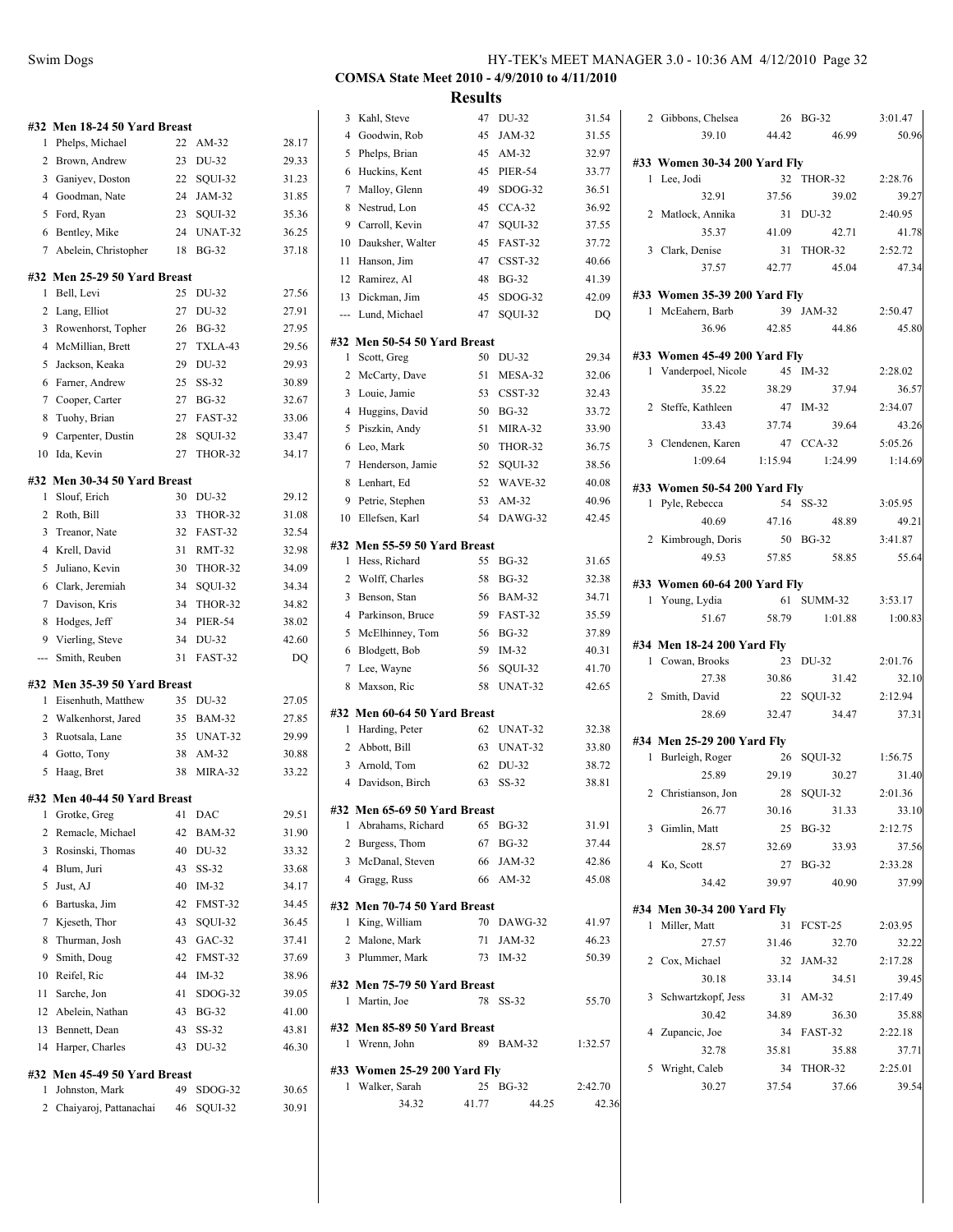**COMSA State Meet 2010 - 4/9/2010 to 4/11/2010**

**Results**

#### #32 Men 18-24 50 Yard Breast

| Place | Name | Age | Team | Time |
|---|---|---|---|---|
| 1 | Phelps, Michael | 22 | AM-32 | 28.17 |
| 2 | Brown, Andrew | 23 | DU-32 | 29.33 |
| 3 | Ganiyev, Doston | 22 | SQUI-32 | 31.23 |
| 4 | Goodman, Nate | 24 | JAM-32 | 31.85 |
| 5 | Ford, Ryan | 23 | SQUI-32 | 35.36 |
| 6 | Bentley, Mike | 24 | UNAT-32 | 36.25 |
| 7 | Abelein, Christopher | 18 | BG-32 | 37.18 |

#### #32 Men 25-29 50 Yard Breast

| Place | Name | Age | Team | Time |
|---|---|---|---|---|
| 1 | Bell, Levi | 25 | DU-32 | 27.56 |
| 2 | Lang, Elliot | 27 | DU-32 | 27.91 |
| 3 | Rowenhorst, Topher | 26 | BG-32 | 27.95 |
| 4 | McMillian, Brett | 27 | TXLA-43 | 29.56 |
| 5 | Jackson, Keaka | 29 | DU-32 | 29.93 |
| 6 | Farner, Andrew | 25 | SS-32 | 30.89 |
| 7 | Cooper, Carter | 27 | BG-32 | 32.67 |
| 8 | Tuohy, Brian | 27 | FAST-32 | 33.06 |
| 9 | Carpenter, Dustin | 28 | SQUI-32 | 33.47 |
| 10 | Ida, Kevin | 27 | THOR-32 | 34.17 |

#### #32 Men 30-34 50 Yard Breast

| Place | Name | Age | Team | Time |
|---|---|---|---|---|
| 1 | Slouf, Erich | 30 | DU-32 | 29.12 |
| 2 | Roth, Bill | 33 | THOR-32 | 31.08 |
| 3 | Treanor, Nate | 32 | FAST-32 | 32.54 |
| 4 | Krell, David | 31 | RMT-32 | 32.98 |
| 5 | Juliano, Kevin | 30 | THOR-32 | 34.09 |
| 6 | Clark, Jeremiah | 34 | SQUI-32 | 34.34 |
| 7 | Davison, Kris | 34 | THOR-32 | 34.82 |
| 8 | Hodges, Jeff | 34 | PIER-54 | 38.02 |
| 9 | Vierling, Steve | 34 | DU-32 | 42.60 |
| --- | Smith, Reuben | 31 | FAST-32 | DQ |

#### #32 Men 35-39 50 Yard Breast

| Place | Name | Age | Team | Time |
|---|---|---|---|---|
| 1 | Eisenhuth, Matthew | 35 | DU-32 | 27.05 |
| 2 | Walkenhorst, Jared | 35 | BAM-32 | 27.85 |
| 3 | Ruotsala, Lane | 35 | UNAT-32 | 29.99 |
| 4 | Gotto, Tony | 38 | AM-32 | 30.88 |
| 5 | Haag, Bret | 38 | MIRA-32 | 33.22 |

#### #32 Men 40-44 50 Yard Breast

| Place | Name | Age | Team | Time |
|---|---|---|---|---|
| 1 | Grotke, Greg | 41 | DAC | 29.51 |
| 2 | Remacle, Michael | 42 | BAM-32 | 31.90 |
| 3 | Rosinski, Thomas | 40 | DU-32 | 33.32 |
| 4 | Blum, Juri | 43 | SS-32 | 33.68 |
| 5 | Just, AJ | 40 | IM-32 | 34.17 |
| 6 | Bartuska, Jim | 42 | FMST-32 | 34.45 |
| 7 | Kjeseth, Thor | 43 | SQUI-32 | 36.45 |
| 8 | Thurman, Josh | 43 | GAC-32 | 37.41 |
| 9 | Smith, Doug | 42 | FMST-32 | 37.69 |
| 10 | Reifel, Ric | 44 | IM-32 | 38.96 |
| 11 | Sarche, Jon | 41 | SDOG-32 | 39.05 |
| 12 | Abelein, Nathan | 43 | BG-32 | 41.00 |
| 13 | Bennett, Dean | 43 | SS-32 | 43.81 |
| 14 | Harper, Charles | 43 | DU-32 | 46.30 |

#### #32 Men 45-49 50 Yard Breast

| Place | Name | Age | Team | Time |
|---|---|---|---|---|
| 1 | Johnston, Mark | 49 | SDOG-32 | 30.65 |
| 2 | Chaiyaroj, Pattanachai | 46 | SQUI-32 | 30.91 |
| 3 | Kahl, Steve | 47 | DU-32 | 31.54 |
| 4 | Goodwin, Rob | 45 | JAM-32 | 31.55 |
| 5 | Phelps, Brian | 45 | AM-32 | 32.97 |
| 6 | Huckins, Kent | 45 | PIER-54 | 33.77 |
| 7 | Malloy, Glenn | 49 | SDOG-32 | 36.51 |
| 8 | Nestrud, Lon | 45 | CCA-32 | 36.92 |
| 9 | Carroll, Kevin | 47 | SQUI-32 | 37.55 |
| 10 | Dauksher, Walter | 45 | FAST-32 | 37.72 |
| 11 | Hanson, Jim | 47 | CSST-32 | 40.66 |
| 12 | Ramirez, Al | 48 | BG-32 | 41.39 |
| 13 | Dickman, Jim | 45 | SDOG-32 | 42.09 |
| --- | Lund, Michael | 47 | SQUI-32 | DQ |

#### #32 Men 50-54 50 Yard Breast

| Place | Name | Age | Team | Time |
|---|---|---|---|---|
| 1 | Scott, Greg | 50 | DU-32 | 29.34 |
| 2 | McCarty, Dave | 51 | MESA-32 | 32.06 |
| 3 | Louie, Jamie | 53 | CSST-32 | 32.43 |
| 4 | Huggins, David | 50 | BG-32 | 33.72 |
| 5 | Piszkin, Andy | 51 | MIRA-32 | 33.90 |
| 6 | Leo, Mark | 50 | THOR-32 | 36.75 |
| 7 | Henderson, Jamie | 52 | SQUI-32 | 38.56 |
| 8 | Lenhart, Ed | 52 | WAVE-32 | 40.08 |
| 9 | Petrie, Stephen | 53 | AM-32 | 40.96 |
| 10 | Ellefsen, Karl | 54 | DAWG-32 | 42.45 |

#### #32 Men 55-59 50 Yard Breast

| Place | Name | Age | Team | Time |
|---|---|---|---|---|
| 1 | Hess, Richard | 55 | BG-32 | 31.65 |
| 2 | Wolff, Charles | 58 | BG-32 | 32.38 |
| 3 | Benson, Stan | 56 | BAM-32 | 34.71 |
| 4 | Parkinson, Bruce | 59 | FAST-32 | 35.59 |
| 5 | McElhinney, Tom | 56 | BG-32 | 37.89 |
| 6 | Blodgett, Bob | 59 | IM-32 | 40.31 |
| 7 | Lee, Wayne | 56 | SQUI-32 | 41.70 |
| 8 | Maxson, Ric | 58 | UNAT-32 | 42.65 |

#### #32 Men 60-64 50 Yard Breast

| Place | Name | Age | Team | Time |
|---|---|---|---|---|
| 1 | Harding, Peter | 62 | UNAT-32 | 32.38 |
| 2 | Abbott, Bill | 63 | UNAT-32 | 33.80 |
| 3 | Arnold, Tom | 62 | DU-32 | 38.72 |
| 4 | Davidson, Birch | 63 | SS-32 | 38.81 |

#### #32 Men 65-69 50 Yard Breast

| Place | Name | Age | Team | Time |
|---|---|---|---|---|
| 1 | Abrahams, Richard | 65 | BG-32 | 31.91 |
| 2 | Burgess, Thom | 67 | BG-32 | 37.44 |
| 3 | McDanal, Steven | 66 | JAM-32 | 42.86 |
| 4 | Gragg, Russ | 66 | AM-32 | 45.08 |

#### #32 Men 70-74 50 Yard Breast

| Place | Name | Age | Team | Time |
|---|---|---|---|---|
| 1 | King, William | 70 | DAWG-32 | 41.97 |
| 2 | Malone, Mark | 71 | JAM-32 | 46.23 |
| 3 | Plummer, Mark | 73 | IM-32 | 50.39 |

#### #32 Men 75-79 50 Yard Breast

| Place | Name | Age | Team | Time |
|---|---|---|---|---|
| 1 | Martin, Joe | 78 | SS-32 | 55.70 |

#### #32 Men 85-89 50 Yard Breast

| Place | Name | Age | Team | Time |
|---|---|---|---|---|
| 1 | Wrenn, John | 89 | BAM-32 | 1:32.57 |

#### #33 Women 25-29 200 Yard Fly

| Place | Name | Age | Team | Time |
|---|---|---|---|---|
| 1 | Walker, Sarah | 25 | BG-32 | 2:42.70 |
| | 34.32 | 41.77 | 44.25 | 42.36 |
| 2 | Gibbons, Chelsea | 26 | BG-32 | 3:01.47 |
| | 39.10 | 44.42 | 46.99 | 50.96 |

#### #33 Women 30-34 200 Yard Fly

| Place | Name | Age | Team | Time |
|---|---|---|---|---|
| 1 | Lee, Jodi | 32 | THOR-32 | 2:28.76 |
| | 32.91 | 37.56 | 39.02 | 39.27 |
| 2 | Matlock, Annika | 31 | DU-32 | 2:40.95 |
| | 35.37 | 41.09 | 42.71 | 41.78 |
| 3 | Clark, Denise | 31 | THOR-32 | 2:52.72 |
| | 37.57 | 42.77 | 45.04 | 47.34 |

#### #33 Women 35-39 200 Yard Fly

| Place | Name | Age | Team | Time |
|---|---|---|---|---|
| 1 | McEahern, Barb | 39 | JAM-32 | 2:50.47 |
| | 36.96 | 42.85 | 44.86 | 45.80 |

#### #33 Women 45-49 200 Yard Fly

| Place | Name | Age | Team | Time |
|---|---|---|---|---|
| 1 | Vanderpoel, Nicole | 45 | IM-32 | 2:28.02 |
| | 35.22 | 38.29 | 37.94 | 36.57 |
| 2 | Steffe, Kathleen | 47 | IM-32 | 2:34.07 |
| | 33.43 | 37.74 | 39.64 | 43.26 |
| 3 | Clendenen, Karen | 47 | CCA-32 | 5:05.26 |
| | 1:09.64 | 1:15.94 | 1:24.99 | 1:14.69 |

#### #33 Women 50-54 200 Yard Fly

| Place | Name | Age | Team | Time |
|---|---|---|---|---|
| 1 | Pyle, Rebecca | 54 | SS-32 | 3:05.95 |
| | 40.69 | 47.16 | 48.89 | 49.21 |
| 2 | Kimbrough, Doris | 50 | BG-32 | 3:41.87 |
| | 49.53 | 57.85 | 58.85 | 55.64 |

#### #33 Women 60-64 200 Yard Fly

| Place | Name | Age | Team | Time |
|---|---|---|---|---|
| 1 | Young, Lydia | 61 | SUMM-32 | 3:53.17 |
| | 51.67 | 58.79 | 1:01.88 | 1:00.83 |

#### #34 Men 18-24 200 Yard Fly

| Place | Name | Age | Team | Time |
|---|---|---|---|---|
| 1 | Cowan, Brooks | 23 | DU-32 | 2:01.76 |
| | 27.38 | 30.86 | 31.42 | 32.10 |
| 2 | Smith, David | 22 | SQUI-32 | 2:12.94 |
| | 28.69 | 32.47 | 34.47 | 37.31 |

#### #34 Men 25-29 200 Yard Fly

| Place | Name | Age | Team | Time |
|---|---|---|---|---|
| 1 | Burleigh, Roger | 26 | SQUI-32 | 1:56.75 |
| | 25.89 | 29.19 | 30.27 | 31.40 |
| 2 | Christianson, Jon | 28 | SQUI-32 | 2:01.36 |
| | 26.77 | 30.16 | 31.33 | 33.10 |
| 3 | Gimlin, Matt | 25 | BG-32 | 2:12.75 |
| | 28.57 | 32.69 | 33.93 | 37.56 |
| 4 | Ko, Scott | 27 | BG-32 | 2:33.28 |
| | 34.42 | 39.97 | 40.90 | 37.99 |

#### #34 Men 30-34 200 Yard Fly

| Place | Name | Age | Team | Time |
|---|---|---|---|---|
| 1 | Miller, Matt | 31 | FCST-25 | 2:03.95 |
| | 27.57 | 31.46 | 32.70 | 32.22 |
| 2 | Cox, Michael | 32 | JAM-32 | 2:17.28 |
| | 30.18 | 33.14 | 34.51 | 39.45 |
| 3 | Schwartzkopf, Jess | 31 | AM-32 | 2:17.49 |
| | 30.42 | 34.89 | 36.30 | 35.88 |
| 4 | Zupancic, Joe | 34 | FAST-32 | 2:22.18 |
| | 32.78 | 35.81 | 35.88 | 37.71 |
| 5 | Wright, Caleb | 34 | THOR-32 | 2:25.01 |
| | 30.27 | 37.54 | 37.66 | 39.54 |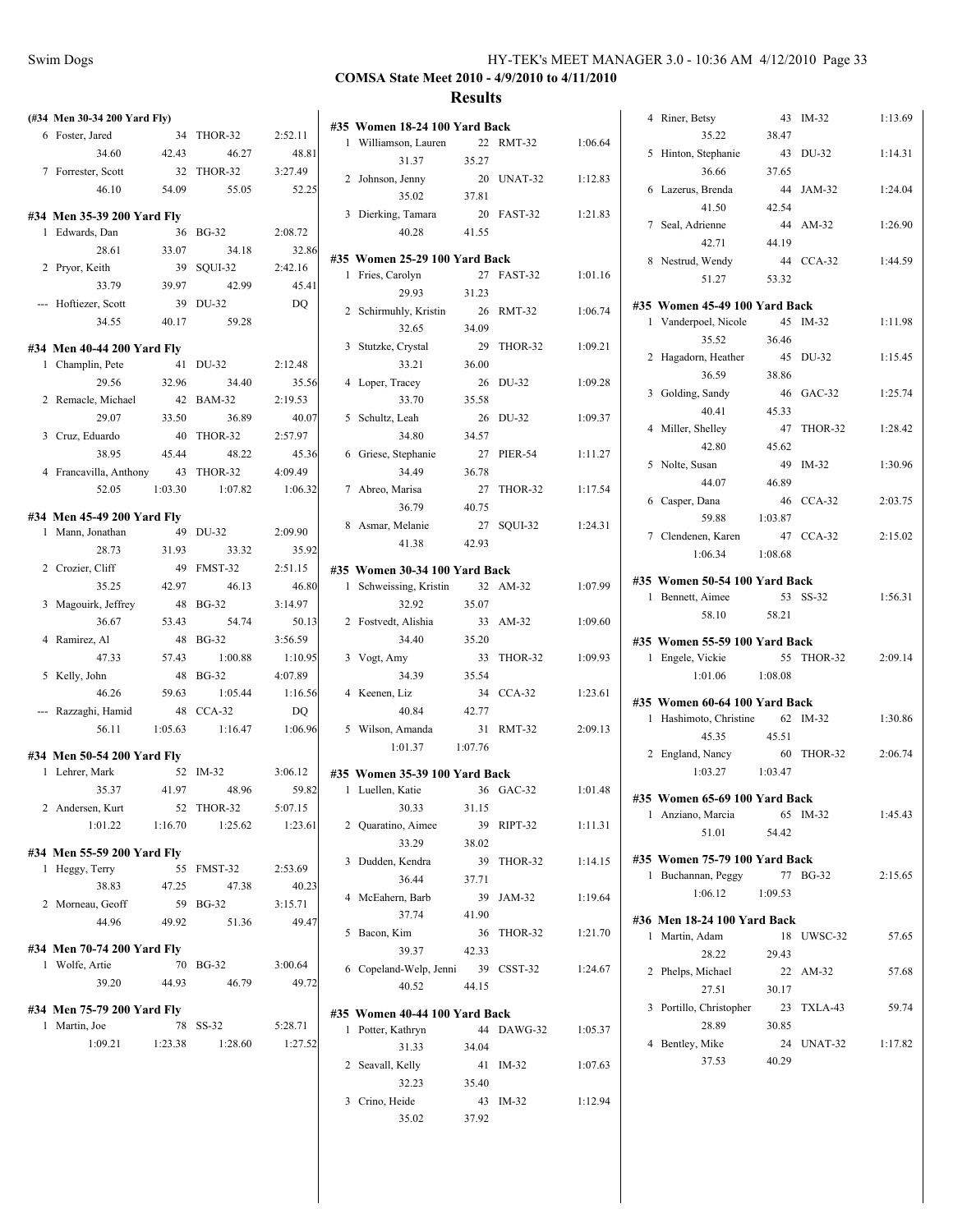**COMSA State Meet 2010 - 4/9/2010 to 4/11/2010**

**Results**

**(#34 Men 30-34 200 Yard Fly)**

| Place | Name | Age | Team | Time |
|---|---|---|---|---|
| 6 | Foster, Jared | 34 | THOR-32 | 2:52.11 |
| | 34.60 | 42.43 | 46.27 | 48.81 |
| 7 | Forrester, Scott | 32 | THOR-32 | 3:27.49 |
| | 46.10 | 54.09 | 55.05 | 52.25 |

**#34 Men 35-39 200 Yard Fly**

| Place | Name | Age | Team | Time |
|---|---|---|---|---|
| 1 | Edwards, Dan | 36 | BG-32 | 2:08.72 |
| | 28.61 | 33.07 | 34.18 | 32.86 |
| 2 | Pryor, Keith | 39 | SQUI-32 | 2:42.16 |
| | 33.79 | 39.97 | 42.99 | 45.41 |
| --- | Hoftiezer, Scott | 39 | DU-32 | DQ |
| | 34.55 | 40.17 | 59.28 | |

**#34 Men 40-44 200 Yard Fly**

| Place | Name | Age | Team | Time |
|---|---|---|---|---|
| 1 | Champlin, Pete | 41 | DU-32 | 2:12.48 |
| | 29.56 | 32.96 | 34.40 | 35.56 |
| 2 | Remacle, Michael | 42 | BAM-32 | 2:19.53 |
| | 29.07 | 33.50 | 36.89 | 40.07 |
| 3 | Cruz, Eduardo | 40 | THOR-32 | 2:57.97 |
| | 38.95 | 45.44 | 48.22 | 45.36 |
| 4 | Francavilla, Anthony | 43 | THOR-32 | 4:09.49 |
| | 52.05 | 1:03.30 | 1:07.82 | 1:06.32 |

**#34 Men 45-49 200 Yard Fly**

| Place | Name | Age | Team | Time |
|---|---|---|---|---|
| 1 | Mann, Jonathan | 49 | DU-32 | 2:09.90 |
| | 28.73 | 31.93 | 33.32 | 35.92 |
| 2 | Crozier, Cliff | 49 | FMST-32 | 2:51.15 |
| | 35.25 | 42.97 | 46.13 | 46.80 |
| 3 | Magouirk, Jeffrey | 48 | BG-32 | 3:14.97 |
| | 36.67 | 53.43 | 54.74 | 50.13 |
| 4 | Ramirez, Al | 48 | BG-32 | 3:56.59 |
| | 47.33 | 57.43 | 1:00.88 | 1:10.95 |
| 5 | Kelly, John | 48 | BG-32 | 4:07.89 |
| | 46.26 | 59.63 | 1:05.44 | 1:16.56 |
| --- | Razzaghi, Hamid | 48 | CCA-32 | DQ |
| | 56.11 | 1:05.63 | 1:16.47 | 1:06.96 |

**#34 Men 50-54 200 Yard Fly**

| Place | Name | Age | Team | Time |
|---|---|---|---|---|
| 1 | Lehrer, Mark | 52 | IM-32 | 3:06.12 |
| | 35.37 | 41.97 | 48.96 | 59.82 |
| 2 | Andersen, Kurt | 52 | THOR-32 | 5:07.15 |
| | 1:01.22 | 1:16.70 | 1:25.62 | 1:23.61 |

**#34 Men 55-59 200 Yard Fly**

| Place | Name | Age | Team | Time |
|---|---|---|---|---|
| 1 | Heggy, Terry | 55 | FMST-32 | 2:53.69 |
| | 38.83 | 47.25 | 47.38 | 40.23 |
| 2 | Morneau, Geoff | 59 | BG-32 | 3:15.71 |
| | 44.96 | 49.92 | 51.36 | 49.47 |

**#34 Men 70-74 200 Yard Fly**

| Place | Name | Age | Team | Time |
|---|---|---|---|---|
| 1 | Wolfe, Artie | 70 | BG-32 | 3:00.64 |
| | 39.20 | 44.93 | 46.79 | 49.72 |

**#34 Men 75-79 200 Yard Fly**

| Place | Name | Age | Team | Time |
|---|---|---|---|---|
| 1 | Martin, Joe | 78 | SS-32 | 5:28.71 |
| | 1:09.21 | 1:23.38 | 1:28.60 | 1:27.52 |

**#35 Women 18-24 100 Yard Back**

| Place | Name | Age | Team | Time |
|---|---|---|---|---|
| 1 | Williamson, Lauren | 22 | RMT-32 | 1:06.64 |
| | 31.37 | 35.27 | | |
| 2 | Johnson, Jenny | 20 | UNAT-32 | 1:12.83 |
| | 35.02 | 37.81 | | |
| 3 | Dierking, Tamara | 20 | FAST-32 | 1:21.83 |
| | 40.28 | 41.55 | | |

**#35 Women 25-29 100 Yard Back**

| Place | Name | Age | Team | Time |
|---|---|---|---|---|
| 1 | Fries, Carolyn | 27 | FAST-32 | 1:01.16 |
| | 29.93 | 31.23 | | |
| 2 | Schirmuhly, Kristin | 26 | RMT-32 | 1:06.74 |
| | 32.65 | 34.09 | | |
| 3 | Stutzke, Crystal | 29 | THOR-32 | 1:09.21 |
| | 33.21 | 36.00 | | |
| 4 | Loper, Tracey | 26 | DU-32 | 1:09.28 |
| | 33.70 | 35.58 | | |
| 5 | Schultz, Leah | 26 | DU-32 | 1:09.37 |
| | 34.80 | 34.57 | | |
| 6 | Griese, Stephanie | 27 | PIER-54 | 1:11.27 |
| | 34.49 | 36.78 | | |
| 7 | Abreo, Marisa | 27 | THOR-32 | 1:17.54 |
| | 36.79 | 40.75 | | |
| 8 | Asmar, Melanie | 27 | SQUI-32 | 1:24.31 |
| | 41.38 | 42.93 | | |

**#35 Women 30-34 100 Yard Back**

| Place | Name | Age | Team | Time |
|---|---|---|---|---|
| 1 | Schweissing, Kristin | 32 | AM-32 | 1:07.99 |
| | 32.92 | 35.07 | | |
| 2 | Fostvedt, Alishia | 33 | AM-32 | 1:09.60 |
| | 34.40 | 35.20 | | |
| 3 | Vogt, Amy | 33 | THOR-32 | 1:09.93 |
| | 34.39 | 35.54 | | |
| 4 | Keenen, Liz | 34 | CCA-32 | 1:23.61 |
| | 40.84 | 42.77 | | |
| 5 | Wilson, Amanda | 31 | RMT-32 | 2:09.13 |
| | 1:01.37 | 1:07.76 | | |

**#35 Women 35-39 100 Yard Back**

| Place | Name | Age | Team | Time |
|---|---|---|---|---|
| 1 | Luellen, Katie | 36 | GAC-32 | 1:01.48 |
| | 30.33 | 31.15 | | |
| 2 | Quaratino, Aimee | 39 | RIPT-32 | 1:11.31 |
| | 33.29 | 38.02 | | |
| 3 | Dudden, Kendra | 39 | THOR-32 | 1:14.15 |
| | 36.44 | 37.71 | | |
| 4 | McEahern, Barb | 39 | JAM-32 | 1:19.64 |
| | 37.74 | 41.90 | | |
| 5 | Bacon, Kim | 36 | THOR-32 | 1:21.70 |
| | 39.37 | 42.33 | | |
| 6 | Copeland-Welp, Jenni | 39 | CSST-32 | 1:24.67 |
| | 40.52 | 44.15 | | |

**#35 Women 40-44 100 Yard Back**

| Place | Name | Age | Team | Time |
|---|---|---|---|---|
| 1 | Potter, Kathryn | 44 | DAWG-32 | 1:05.37 |
| | 31.33 | 34.04 | | |
| 2 | Seavall, Kelly | 41 | IM-32 | 1:07.63 |
| | 32.23 | 35.40 | | |
| 3 | Crino, Heide | 43 | IM-32 | 1:12.94 |
| | 35.02 | 37.92 | | |
| 4 | Riner, Betsy | 43 | IM-32 | 1:13.69 |
| | 35.22 | 38.47 | | |
| 5 | Hinton, Stephanie | 43 | DU-32 | 1:14.31 |
| | 36.66 | 37.65 | | |
| 6 | Lazerus, Brenda | 44 | JAM-32 | 1:24.04 |
| | 41.50 | 42.54 | | |
| 7 | Seal, Adrienne | 44 | AM-32 | 1:26.90 |
| | 42.71 | 44.19 | | |
| 8 | Nestrud, Wendy | 44 | CCA-32 | 1:44.59 |
| | 51.27 | 53.32 | | |

**#35 Women 45-49 100 Yard Back**

| Place | Name | Age | Team | Time |
|---|---|---|---|---|
| 1 | Vanderpoel, Nicole | 45 | IM-32 | 1:11.98 |
| | 35.52 | 36.46 | | |
| 2 | Hagadorn, Heather | 45 | DU-32 | 1:15.45 |
| | 36.59 | 38.86 | | |
| 3 | Golding, Sandy | 46 | GAC-32 | 1:25.74 |
| | 40.41 | 45.33 | | |
| 4 | Miller, Shelley | 47 | THOR-32 | 1:28.42 |
| | 42.80 | 45.62 | | |
| 5 | Nolte, Susan | 49 | IM-32 | 1:30.96 |
| | 44.07 | 46.89 | | |
| 6 | Casper, Dana | 46 | CCA-32 | 2:03.75 |
| | 59.88 | 1:03.87 | | |
| 7 | Clendenen, Karen | 47 | CCA-32 | 2:15.02 |
| | 1:06.34 | 1:08.68 | | |

**#35 Women 50-54 100 Yard Back**

| Place | Name | Age | Team | Time |
|---|---|---|---|---|
| 1 | Bennett, Aimee | 53 | SS-32 | 1:56.31 |
| | 58.10 | 58.21 | | |

**#35 Women 55-59 100 Yard Back**

| Place | Name | Age | Team | Time |
|---|---|---|---|---|
| 1 | Engele, Vickie | 55 | THOR-32 | 2:09.14 |
| | 1:01.06 | 1:08.08 | | |

**#35 Women 60-64 100 Yard Back**

| Place | Name | Age | Team | Time |
|---|---|---|---|---|
| 1 | Hashimoto, Christine | 62 | IM-32 | 1:30.86 |
| | 45.35 | 45.51 | | |
| 2 | England, Nancy | 60 | THOR-32 | 2:06.74 |
| | 1:03.27 | 1:03.47 | | |

**#35 Women 65-69 100 Yard Back**

| Place | Name | Age | Team | Time |
|---|---|---|---|---|
| 1 | Anziano, Marcia | 65 | IM-32 | 1:45.43 |
| | 51.01 | 54.42 | | |

**#35 Women 75-79 100 Yard Back**

| Place | Name | Age | Team | Time |
|---|---|---|---|---|
| 1 | Buchannan, Peggy | 77 | BG-32 | 2:15.65 |
| | 1:06.12 | 1:09.53 | | |

**#36 Men 18-24 100 Yard Back**

| Place | Name | Age | Team | Time |
|---|---|---|---|---|
| 1 | Martin, Adam | 18 | UWSC-32 | 57.65 |
| | 28.22 | 29.43 | | |
| 2 | Phelps, Michael | 22 | AM-32 | 57.68 |
| | 27.51 | 30.17 | | |
| 3 | Portillo, Christopher | 23 | TXLA-43 | 59.74 |
| | 28.89 | 30.85 | | |
| 4 | Bentley, Mike | 24 | UNAT-32 | 1:17.82 |
| | 37.53 | 40.29 | | |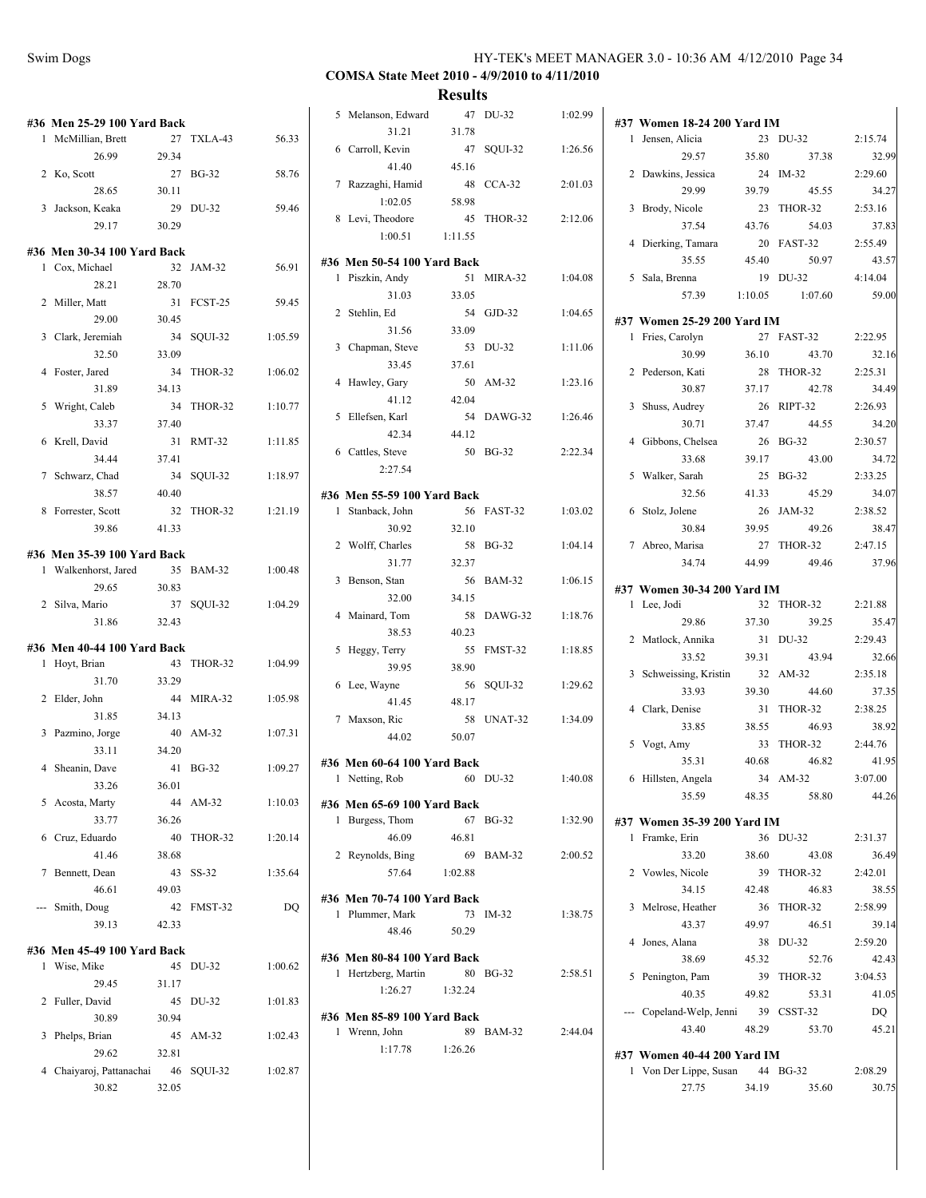**COMSA State Meet 2010 - 4/9/2010 to 4/11/2010**

**Results**

### #36 Men 25-29 100 Yard Back

| Place | Name | Age | Team | Time |
|---|---|---|---|---|
| 1 | McMillian, Brett | 27 | TXLA-43 | 56.33 |
| | 26.99 | 29.34 | | |
| 2 | Ko, Scott | 27 | BG-32 | 58.76 |
| | 28.65 | 30.11 | | |
| 3 | Jackson, Keaka | 29 | DU-32 | 59.46 |
| | 29.17 | 30.29 | | |

### #36 Men 30-34 100 Yard Back

| Place | Name | Age | Team | Time |
|---|---|---|---|---|
| 1 | Cox, Michael | 32 | JAM-32 | 56.91 |
| | 28.21 | 28.70 | | |
| 2 | Miller, Matt | 31 | FCST-25 | 59.45 |
| | 29.00 | 30.45 | | |
| 3 | Clark, Jeremiah | 34 | SQUI-32 | 1:05.59 |
| | 32.50 | 33.09 | | |
| 4 | Foster, Jared | 34 | THOR-32 | 1:06.02 |
| | 31.89 | 34.13 | | |
| 5 | Wright, Caleb | 34 | THOR-32 | 1:10.77 |
| | 33.37 | 37.40 | | |
| 6 | Krell, David | 31 | RMT-32 | 1:11.85 |
| | 34.44 | 37.41 | | |
| 7 | Schwarz, Chad | 34 | SQUI-32 | 1:18.97 |
| | 38.57 | 40.40 | | |
| 8 | Forrester, Scott | 32 | THOR-32 | 1:21.19 |
| | 39.86 | 41.33 | | |

### #36 Men 35-39 100 Yard Back

| Place | Name | Age | Team | Time |
|---|---|---|---|---|
| 1 | Walkenhorst, Jared | 35 | BAM-32 | 1:00.48 |
| | 29.65 | 30.83 | | |
| 2 | Silva, Mario | 37 | SQUI-32 | 1:04.29 |
| | 31.86 | 32.43 | | |

### #36 Men 40-44 100 Yard Back

| Place | Name | Age | Team | Time |
|---|---|---|---|---|
| 1 | Hoyt, Brian | 43 | THOR-32 | 1:04.99 |
| | 31.70 | 33.29 | | |
| 2 | Elder, John | 44 | MIRA-32 | 1:05.98 |
| | 31.85 | 34.13 | | |
| 3 | Pazmino, Jorge | 40 | AM-32 | 1:07.31 |
| | 33.11 | 34.20 | | |
| 4 | Sheanin, Dave | 41 | BG-32 | 1:09.27 |
| | 33.26 | 36.01 | | |
| 5 | Acosta, Marty | 44 | AM-32 | 1:10.03 |
| | 33.77 | 36.26 | | |
| 6 | Cruz, Eduardo | 40 | THOR-32 | 1:20.14 |
| | 41.46 | 38.68 | | |
| 7 | Bennett, Dean | 43 | SS-32 | 1:35.64 |
| | 46.61 | 49.03 | | |
| --- | Smith, Doug | 42 | FMST-32 | DQ |
| | 39.13 | 42.33 | | |

### #36 Men 45-49 100 Yard Back

| Place | Name | Age | Team | Time |
|---|---|---|---|---|
| 1 | Wise, Mike | 45 | DU-32 | 1:00.62 |
| | 29.45 | 31.17 | | |
| 2 | Fuller, David | 45 | DU-32 | 1:01.83 |
| | 30.89 | 30.94 | | |
| 3 | Phelps, Brian | 45 | AM-32 | 1:02.43 |
| | 29.62 | 32.81 | | |
| 4 | Chaiyaroj, Pattanachai | 46 | SQUI-32 | 1:02.87 |
| | 30.82 | 32.05 | | |
| 5 | Melanson, Edward | 47 | DU-32 | 1:02.99 |
| | 31.21 | 31.78 | | |
| 6 | Carroll, Kevin | 47 | SQUI-32 | 1:26.56 |
| | 41.40 | 45.16 | | |
| 7 | Razzaghi, Hamid | 48 | CCA-32 | 2:01.03 |
| | 1:02.05 | 58.98 | | |
| 8 | Levi, Theodore | 45 | THOR-32 | 2:12.06 |
| | 1:00.51 | 1:11.55 | | |

### #36 Men 50-54 100 Yard Back

| Place | Name | Age | Team | Time |
|---|---|---|---|---|
| 1 | Piszkin, Andy | 51 | MIRA-32 | 1:04.08 |
| | 31.03 | 33.05 | | |
| 2 | Stehlin, Ed | 54 | GJD-32 | 1:04.65 |
| | 31.56 | 33.09 | | |
| 3 | Chapman, Steve | 53 | DU-32 | 1:11.06 |
| | 33.45 | 37.61 | | |
| 4 | Hawley, Gary | 50 | AM-32 | 1:23.16 |
| | 41.12 | 42.04 | | |
| 5 | Ellefsen, Karl | 54 | DAWG-32 | 1:26.46 |
| | 42.34 | 44.12 | | |
| 6 | Cattles, Steve | 50 | BG-32 | 2:22.34 |
| | 2:27.54 | | | |

### #36 Men 55-59 100 Yard Back

| Place | Name | Age | Team | Time |
|---|---|---|---|---|
| 1 | Stanback, John | 56 | FAST-32 | 1:03.02 |
| | 30.92 | 32.10 | | |
| 2 | Wolff, Charles | 58 | BG-32 | 1:04.14 |
| | 31.77 | 32.37 | | |
| 3 | Benson, Stan | 56 | BAM-32 | 1:06.15 |
| | 32.00 | 34.15 | | |
| 4 | Mainard, Tom | 58 | DAWG-32 | 1:18.76 |
| | 38.53 | 40.23 | | |
| 5 | Heggy, Terry | 55 | FMST-32 | 1:18.85 |
| | 39.95 | 38.90 | | |
| 6 | Lee, Wayne | 56 | SQUI-32 | 1:29.62 |
| | 41.45 | 48.17 | | |
| 7 | Maxson, Ric | 58 | UNAT-32 | 1:34.09 |
| | 44.02 | 50.07 | | |

### #36 Men 60-64 100 Yard Back

| Place | Name | Age | Team | Time |
|---|---|---|---|---|
| 1 | Netting, Rob | 60 | DU-32 | 1:40.08 |

### #36 Men 65-69 100 Yard Back

| Place | Name | Age | Team | Time |
|---|---|---|---|---|
| 1 | Burgess, Thom | 67 | BG-32 | 1:32.90 |
| | 46.09 | 46.81 | | |
| 2 | Reynolds, Bing | 69 | BAM-32 | 2:00.52 |
| | 57.64 | 1:02.88 | | |

### #36 Men 70-74 100 Yard Back

| Place | Name | Age | Team | Time |
|---|---|---|---|---|
| 1 | Plummer, Mark | 73 | IM-32 | 1:38.75 |
| | 48.46 | 50.29 | | |

### #36 Men 80-84 100 Yard Back

| Place | Name | Age | Team | Time |
|---|---|---|---|---|
| 1 | Hertzberg, Martin | 80 | BG-32 | 2:58.51 |
| | 1:26.27 | 1:32.24 | | |

### #36 Men 85-89 100 Yard Back

| Place | Name | Age | Team | Time |
|---|---|---|---|---|
| 1 | Wrenn, John | 89 | BAM-32 | 2:44.04 |
| | 1:17.78 | 1:26.26 | | |

### #37 Women 18-24 200 Yard IM

| Place | Name | Age | Team | Time |
|---|---|---|---|---|
| 1 | Jensen, Alicia | 23 | DU-32 | 2:15.74 |
| | 29.57 | 35.80 | 37.38 | 32.99 |
| 2 | Dawkins, Jessica | 24 | IM-32 | 2:29.60 |
| | 29.99 | 39.79 | 45.55 | 34.27 |
| 3 | Brody, Nicole | 23 | THOR-32 | 2:53.16 |
| | 37.54 | 43.76 | 54.03 | 37.83 |
| 4 | Dierking, Tamara | 20 | FAST-32 | 2:55.49 |
| | 35.55 | 45.40 | 50.97 | 43.57 |
| 5 | Sala, Brenna | 19 | DU-32 | 4:14.04 |
| | 57.39 | 1:10.05 | 1:07.60 | 59.00 |

### #37 Women 25-29 200 Yard IM

| Place | Name | Age | Team | Time |
|---|---|---|---|---|
| 1 | Fries, Carolyn | 27 | FAST-32 | 2:22.95 |
| | 30.99 | 36.10 | 43.70 | 32.16 |
| 2 | Pederson, Kati | 28 | THOR-32 | 2:25.31 |
| | 30.87 | 37.17 | 42.78 | 34.49 |
| 3 | Shuss, Audrey | 26 | RIPT-32 | 2:26.93 |
| | 30.71 | 37.47 | 44.55 | 34.20 |
| 4 | Gibbons, Chelsea | 26 | BG-32 | 2:30.57 |
| | 33.68 | 39.17 | 43.00 | 34.72 |
| 5 | Walker, Sarah | 25 | BG-32 | 2:33.25 |
| | 32.56 | 41.33 | 45.29 | 34.07 |
| 6 | Stolz, Jolene | 26 | JAM-32 | 2:38.52 |
| | 30.84 | 39.95 | 49.26 | 38.47 |
| 7 | Abreo, Marisa | 27 | THOR-32 | 2:47.15 |
| | 34.74 | 44.99 | 49.46 | 37.96 |

### #37 Women 30-34 200 Yard IM

| Place | Name | Age | Team | Time |
|---|---|---|---|---|
| 1 | Lee, Jodi | 32 | THOR-32 | 2:21.88 |
| | 29.86 | 37.30 | 39.25 | 35.47 |
| 2 | Matlock, Annika | 31 | DU-32 | 2:29.43 |
| | 33.52 | 39.31 | 43.94 | 32.66 |
| 3 | Schweissing, Kristin | 32 | AM-32 | 2:35.18 |
| | 33.93 | 39.30 | 44.60 | 37.35 |
| 4 | Clark, Denise | 31 | THOR-32 | 2:38.25 |
| | 33.85 | 38.55 | 46.93 | 38.92 |
| 5 | Vogt, Amy | 33 | THOR-32 | 2:44.76 |
| | 35.31 | 40.68 | 46.82 | 41.95 |
| 6 | Hillsten, Angela | 34 | AM-32 | 3:07.00 |
| | 35.59 | 48.35 | 58.80 | 44.26 |

### #37 Women 35-39 200 Yard IM

| Place | Name | Age | Team | Time |
|---|---|---|---|---|
| 1 | Framke, Erin | 36 | DU-32 | 2:31.37 |
| | 33.20 | 38.60 | 43.08 | 36.49 |
| 2 | Vowles, Nicole | 39 | THOR-32 | 2:42.01 |
| | 34.15 | 42.48 | 46.83 | 38.55 |
| 3 | Melrose, Heather | 36 | THOR-32 | 2:58.99 |
| | 43.37 | 49.97 | 46.51 | 39.14 |
| 4 | Jones, Alana | 38 | DU-32 | 2:59.20 |
| | 38.69 | 45.32 | 52.76 | 42.43 |
| 5 | Penington, Pam | 39 | THOR-32 | 3:04.53 |
| | 40.35 | 49.82 | 53.31 | 41.05 |
| --- | Copeland-Welp, Jenni | 39 | CSST-32 | DQ |
| | 43.40 | 48.29 | 53.70 | 45.21 |

### #37 Women 40-44 200 Yard IM

| Place | Name | Age | Team | Time |
|---|---|---|---|---|
| 1 | Von Der Lippe, Susan | 44 | BG-32 | 2:08.29 |
| | 27.75 | 34.19 | 35.60 | 30.75 |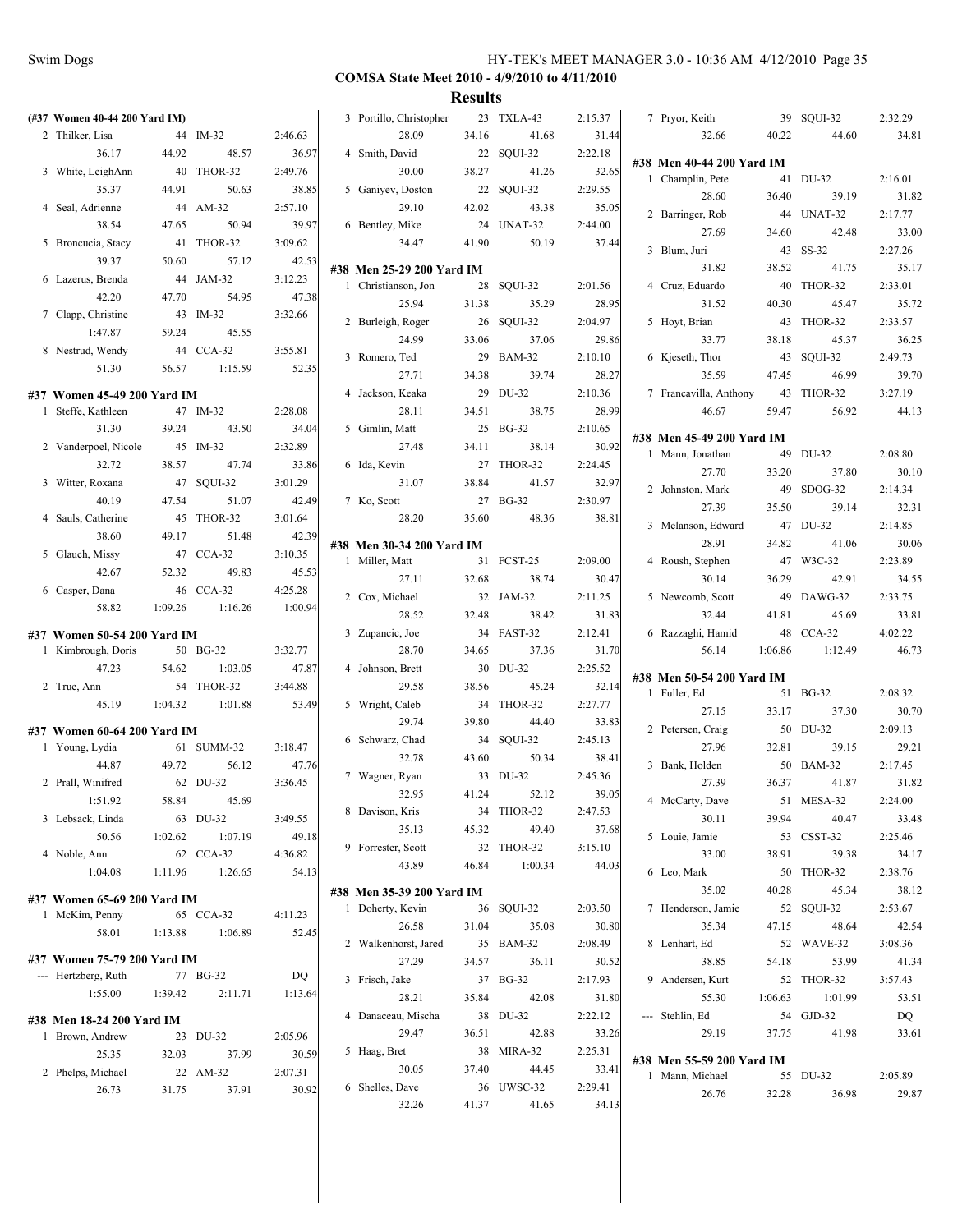**COMSA State Meet 2010 - 4/9/2010 to 4/11/2010**

**Results**

### (#37 Women 40-44 200 Yard IM)

| Place | Name | Age | Team | Time |
|---|---|---|---|---|
| 2 | Thilker, Lisa | 44 | IM-32 | 2:46.63 |
| | 36.17 | 44.92 | 48.57 | 36.97 |
| 3 | White, LeighAnn | 40 | THOR-32 | 2:49.76 |
| | 35.37 | 44.91 | 50.63 | 38.85 |
| 4 | Seal, Adrienne | 44 | AM-32 | 2:57.10 |
| | 38.54 | 47.65 | 50.94 | 39.97 |
| 5 | Broncucia, Stacy | 41 | THOR-32 | 3:09.62 |
| | 39.37 | 50.60 | 57.12 | 42.53 |
| 6 | Lazerus, Brenda | 44 | JAM-32 | 3:12.23 |
| | 42.20 | 47.70 | 54.95 | 47.38 |
| 7 | Clapp, Christine | 43 | IM-32 | 3:32.66 |
| | 1:47.87 | 59.24 | 45.55 | |
| 8 | Nestrud, Wendy | 44 | CCA-32 | 3:55.81 |
| | 51.30 | 56.57 | 1:15.59 | 52.35 |

### #37 Women 45-49 200 Yard IM

| Place | Name | Age | Team | Time |
|---|---|---|---|---|
| 1 | Steffe, Kathleen | 47 | IM-32 | 2:28.08 |
| | 31.30 | 39.24 | 43.50 | 34.04 |
| 2 | Vanderpoel, Nicole | 45 | IM-32 | 2:32.89 |
| | 32.72 | 38.57 | 47.74 | 33.86 |
| 3 | Witter, Roxana | 47 | SQUI-32 | 3:01.29 |
| | 40.19 | 47.54 | 51.07 | 42.49 |
| 4 | Sauls, Catherine | 45 | THOR-32 | 3:01.64 |
| | 38.60 | 49.17 | 51.48 | 42.39 |
| 5 | Glauch, Missy | 47 | CCA-32 | 3:10.35 |
| | 42.67 | 52.32 | 49.83 | 45.53 |
| 6 | Casper, Dana | 46 | CCA-32 | 4:25.28 |
| | 58.82 | 1:09.26 | 1:16.26 | 1:00.94 |

### #37 Women 50-54 200 Yard IM

| Place | Name | Age | Team | Time |
|---|---|---|---|---|
| 1 | Kimbrough, Doris | 50 | BG-32 | 3:32.77 |
| | 47.23 | 54.62 | 1:03.05 | 47.87 |
| 2 | True, Ann | 54 | THOR-32 | 3:44.88 |
| | 45.19 | 1:04.32 | 1:01.88 | 53.49 |

### #37 Women 60-64 200 Yard IM

| Place | Name | Age | Team | Time |
|---|---|---|---|---|
| 1 | Young, Lydia | 61 | SUMM-32 | 3:18.47 |
| | 44.87 | 49.72 | 56.12 | 47.76 |
| 2 | Prall, Winifred | 62 | DU-32 | 3:36.45 |
| | 1:51.92 | 58.84 | 45.69 | |
| 3 | Lebsack, Linda | 63 | DU-32 | 3:49.55 |
| | 50.56 | 1:02.62 | 1:07.19 | 49.18 |
| 4 | Noble, Ann | 62 | CCA-32 | 4:36.82 |
| | 1:04.08 | 1:11.96 | 1:26.65 | 54.13 |

### #37 Women 65-69 200 Yard IM

| Place | Name | Age | Team | Time |
|---|---|---|---|---|
| 1 | McKim, Penny | 65 | CCA-32 | 4:11.23 |
| | 58.01 | 1:13.88 | 1:06.89 | 52.45 |

### #37 Women 75-79 200 Yard IM

| Place | Name | Age | Team | Time |
|---|---|---|---|---|
| --- | Hertzberg, Ruth | 77 | BG-32 | DQ |
| | 1:55.00 | 1:39.42 | 2:11.71 | 1:13.64 |

### #38 Men 18-24 200 Yard IM

| Place | Name | Age | Team | Time |
|---|---|---|---|---|
| 1 | Brown, Andrew | 23 | DU-32 | 2:05.96 |
| | 25.35 | 32.03 | 37.99 | 30.59 |
| 2 | Phelps, Michael | 22 | AM-32 | 2:07.31 |
| | 26.73 | 31.75 | 37.91 | 30.92 |
| 3 | Portillo, Christopher | 23 | TXLA-43 | 2:15.37 |
| | 28.09 | 34.16 | 41.68 | 31.44 |
| 4 | Smith, David | 22 | SQUI-32 | 2:22.18 |
| | 30.00 | 38.27 | 41.26 | 32.65 |
| 5 | Ganiyev, Doston | 22 | SQUI-32 | 2:29.55 |
| | 29.10 | 42.02 | 43.38 | 35.05 |
| 6 | Bentley, Mike | 24 | UNAT-32 | 2:44.00 |
| | 34.47 | 41.90 | 50.19 | 37.44 |

### #38 Men 25-29 200 Yard IM

| Place | Name | Age | Team | Time |
|---|---|---|---|---|
| 1 | Christianson, Jon | 28 | SQUI-32 | 2:01.56 |
| | 25.94 | 31.38 | 35.29 | 28.95 |
| 2 | Burleigh, Roger | 26 | SQUI-32 | 2:04.97 |
| | 24.99 | 33.06 | 37.06 | 29.86 |
| 3 | Romero, Ted | 29 | BAM-32 | 2:10.10 |
| | 27.71 | 34.38 | 39.74 | 28.27 |
| 4 | Jackson, Keaka | 29 | DU-32 | 2:10.36 |
| | 28.11 | 34.51 | 38.75 | 28.99 |
| 5 | Gimlin, Matt | 25 | BG-32 | 2:10.65 |
| | 27.48 | 34.11 | 38.14 | 30.92 |
| 6 | Ida, Kevin | 27 | THOR-32 | 2:24.45 |
| | 31.07 | 38.84 | 41.57 | 32.97 |
| 7 | Ko, Scott | 27 | BG-32 | 2:30.97 |
| | 28.20 | 35.60 | 48.36 | 38.81 |

### #38 Men 30-34 200 Yard IM

| Place | Name | Age | Team | Time |
|---|---|---|---|---|
| 1 | Miller, Matt | 31 | FCST-25 | 2:09.00 |
| | 27.11 | 32.68 | 38.74 | 30.47 |
| 2 | Cox, Michael | 32 | JAM-32 | 2:11.25 |
| | 28.52 | 32.48 | 38.42 | 31.83 |
| 3 | Zupancic, Joe | 34 | FAST-32 | 2:12.41 |
| | 28.70 | 34.65 | 37.36 | 31.70 |
| 4 | Johnson, Brett | 30 | DU-32 | 2:25.52 |
| | 29.58 | 38.56 | 45.24 | 32.14 |
| 5 | Wright, Caleb | 34 | THOR-32 | 2:27.77 |
| | 29.74 | 39.80 | 44.40 | 33.83 |
| 6 | Schwarz, Chad | 34 | SQUI-32 | 2:45.13 |
| | 32.78 | 43.60 | 50.34 | 38.41 |
| 7 | Wagner, Ryan | 33 | DU-32 | 2:45.36 |
| | 32.95 | 41.24 | 52.12 | 39.05 |
| 8 | Davison, Kris | 34 | THOR-32 | 2:47.53 |
| | 35.13 | 45.32 | 49.40 | 37.68 |
| 9 | Forrester, Scott | 32 | THOR-32 | 3:15.10 |
| | 43.89 | 46.84 | 1:00.34 | 44.03 |

### #38 Men 35-39 200 Yard IM

| Place | Name | Age | Team | Time |
|---|---|---|---|---|
| 1 | Doherty, Kevin | 36 | SQUI-32 | 2:03.50 |
| | 26.58 | 31.04 | 35.08 | 30.80 |
| 2 | Walkenhorst, Jared | 35 | BAM-32 | 2:08.49 |
| | 27.29 | 34.57 | 36.11 | 30.52 |
| 3 | Frisch, Jake | 37 | BG-32 | 2:17.93 |
| | 28.21 | 35.84 | 42.08 | 31.80 |
| 4 | Danaceau, Mischa | 38 | DU-32 | 2:22.12 |
| | 29.47 | 36.51 | 42.88 | 33.26 |
| 5 | Haag, Bret | 38 | MIRA-32 | 2:25.31 |
| | 30.05 | 37.40 | 44.45 | 33.41 |
| 6 | Shelles, Dave | 36 | UWSC-32 | 2:29.41 |
| | 32.26 | 41.37 | 41.65 | 34.13 |
| 7 | Pryor, Keith | 39 | SQUI-32 | 2:32.29 |
| | 32.66 | 40.22 | 44.60 | 34.81 |

### #38 Men 40-44 200 Yard IM

| Place | Name | Age | Team | Time |
|---|---|---|---|---|
| 1 | Champlin, Pete | 41 | DU-32 | 2:16.01 |
| | 28.60 | 36.40 | 39.19 | 31.82 |
| 2 | Barringer, Rob | 44 | UNAT-32 | 2:17.77 |
| | 27.69 | 34.60 | 42.48 | 33.00 |
| 3 | Blum, Juri | 43 | SS-32 | 2:27.26 |
| | 31.82 | 38.52 | 41.75 | 35.17 |
| 4 | Cruz, Eduardo | 40 | THOR-32 | 2:33.01 |
| | 31.52 | 40.30 | 45.47 | 35.72 |
| 5 | Hoyt, Brian | 43 | THOR-32 | 2:33.57 |
| | 33.77 | 38.18 | 45.37 | 36.25 |
| 6 | Kjeseth, Thor | 43 | SQUI-32 | 2:49.73 |
| | 35.59 | 47.45 | 46.99 | 39.70 |
| 7 | Francavilla, Anthony | 43 | THOR-32 | 3:27.19 |
| | 46.67 | 59.47 | 56.92 | 44.13 |

### #38 Men 45-49 200 Yard IM

| Place | Name | Age | Team | Time |
|---|---|---|---|---|
| 1 | Mann, Jonathan | 49 | DU-32 | 2:08.80 |
| | 27.70 | 33.20 | 37.80 | 30.10 |
| 2 | Johnston, Mark | 49 | SDOG-32 | 2:14.34 |
| | 27.39 | 35.50 | 39.14 | 32.31 |
| 3 | Melanson, Edward | 47 | DU-32 | 2:14.85 |
| | 28.91 | 34.82 | 41.06 | 30.06 |
| 4 | Roush, Stephen | 47 | W3C-32 | 2:23.89 |
| | 30.14 | 36.29 | 42.91 | 34.55 |
| 5 | Newcomb, Scott | 49 | DAWG-32 | 2:33.75 |
| | 32.44 | 41.81 | 45.69 | 33.81 |
| 6 | Razzaghi, Hamid | 48 | CCA-32 | 4:02.22 |
| | 56.14 | 1:06.86 | 1:12.49 | 46.73 |

### #38 Men 50-54 200 Yard IM

| Place | Name | Age | Team | Time |
|---|---|---|---|---|
| 1 | Fuller, Ed | 51 | BG-32 | 2:08.32 |
| | 27.15 | 33.17 | 37.30 | 30.70 |
| 2 | Petersen, Craig | 50 | DU-32 | 2:09.13 |
| | 27.96 | 32.81 | 39.15 | 29.21 |
| 3 | Bank, Holden | 50 | BAM-32 | 2:17.45 |
| | 27.39 | 36.37 | 41.87 | 31.82 |
| 4 | McCarty, Dave | 51 | MESA-32 | 2:24.00 |
| | 30.11 | 39.94 | 40.47 | 33.48 |
| 5 | Louie, Jamie | 53 | CSST-32 | 2:25.46 |
| | 33.00 | 38.91 | 39.38 | 34.17 |
| 6 | Leo, Mark | 50 | THOR-32 | 2:38.76 |
| | 35.02 | 40.28 | 45.34 | 38.12 |
| 7 | Henderson, Jamie | 52 | SQUI-32 | 2:53.67 |
| | 35.34 | 47.15 | 48.64 | 42.54 |
| 8 | Lenhart, Ed | 52 | WAVE-32 | 3:08.36 |
| | 38.85 | 54.18 | 53.99 | 41.34 |
| 9 | Andersen, Kurt | 52 | THOR-32 | 3:57.43 |
| | 55.30 | 1:06.63 | 1:01.99 | 53.51 |
| --- | Stehlin, Ed | 54 | GJD-32 | DQ |
| | 29.19 | 37.75 | 41.98 | 33.61 |

### #38 Men 55-59 200 Yard IM

| Place | Name | Age | Team | Time |
|---|---|---|---|---|
| 1 | Mann, Michael | 55 | DU-32 | 2:05.89 |
| | 26.76 | 32.28 | 36.98 | 29.87 |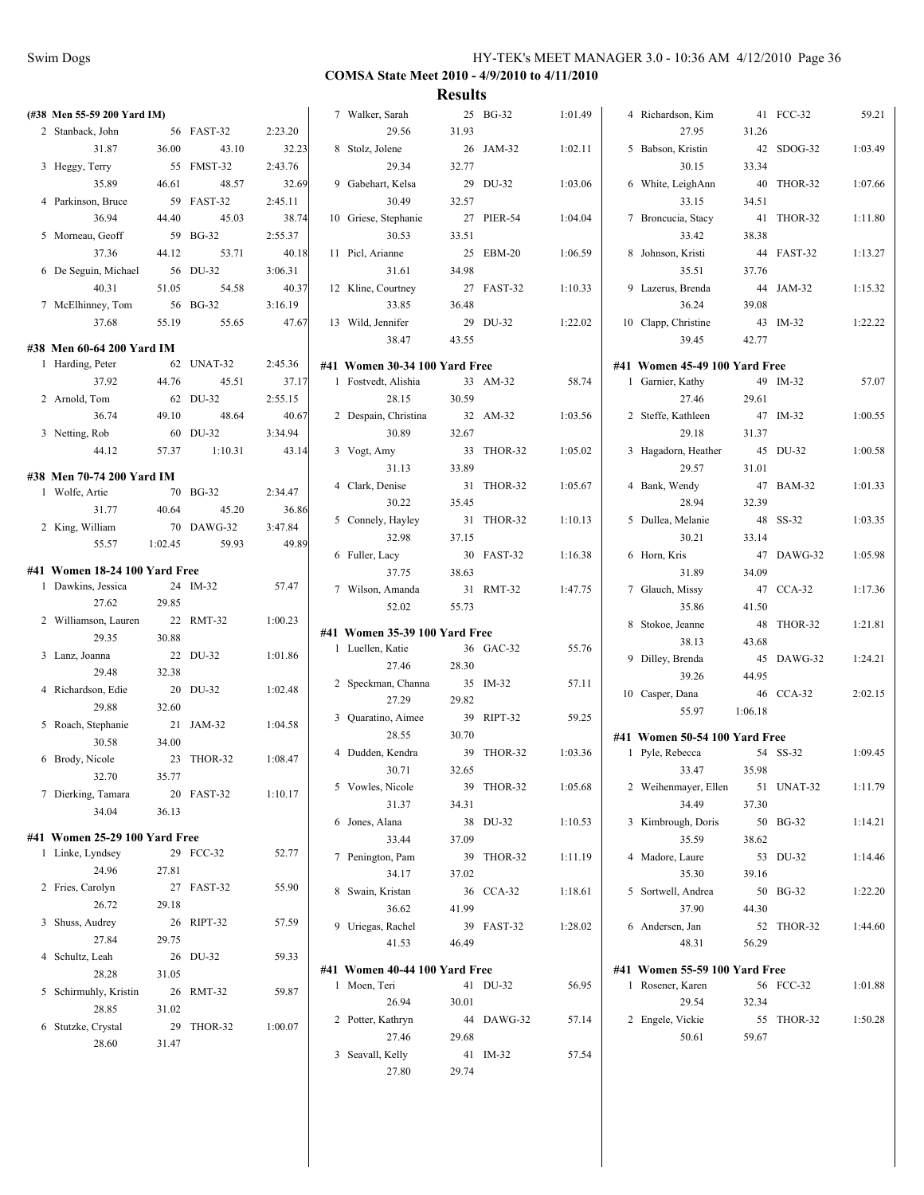**COMSA State Meet 2010 - 4/9/2010 to 4/11/2010**

**Results**

**(#38 Men 55-59 200 Yard IM)**

| Place | Name | Age | Team | Time |
|---|---|---|---|---|
| 2 | Stanback, John | 56 | FAST-32 | 2:23.20 |
| | 31.87 | 36.00 | 43.10 | 32.23 |
| 3 | Heggy, Terry | 55 | FMST-32 | 2:43.76 |
| | 35.89 | 46.61 | 48.57 | 32.69 |
| 4 | Parkinson, Bruce | 59 | FAST-32 | 2:45.11 |
| | 36.94 | 44.40 | 45.03 | 38.74 |
| 5 | Morneau, Geoff | 59 | BG-32 | 2:55.37 |
| | 37.36 | 44.12 | 53.71 | 40.18 |
| 6 | De Seguin, Michael | 56 | DU-32 | 3:06.31 |
| | 40.31 | 51.05 | 54.58 | 40.37 |
| 7 | McElhinney, Tom | 56 | BG-32 | 3:16.19 |
| | 37.68 | 55.19 | 55.65 | 47.67 |

**#38 Men 60-64 200 Yard IM**

| Place | Name | Age | Team | Time |
|---|---|---|---|---|
| 1 | Harding, Peter | 62 | UNAT-32 | 2:45.36 |
| | 37.92 | 44.76 | 45.51 | 37.17 |
| 2 | Arnold, Tom | 62 | DU-32 | 2:55.15 |
| | 36.74 | 49.10 | 48.64 | 40.67 |
| 3 | Netting, Rob | 60 | DU-32 | 3:34.94 |
| | 44.12 | 57.37 | 1:10.31 | 43.14 |

**#38 Men 70-74 200 Yard IM**

| Place | Name | Age | Team | Time |
|---|---|---|---|---|
| 1 | Wolfe, Artie | 70 | BG-32 | 2:34.47 |
| | 31.77 | 40.64 | 45.20 | 36.86 |
| 2 | King, William | 70 | DAWG-32 | 3:47.84 |
| | 55.57 | 1:02.45 | 59.93 | 49.89 |

**#41 Women 18-24 100 Yard Free**

| Place | Name | Age | Team | Time |
|---|---|---|---|---|
| 1 | Dawkins, Jessica | 24 | IM-32 | 57.47 |
| | 27.62 | 29.85 | | |
| 2 | Williamson, Lauren | 22 | RMT-32 | 1:00.23 |
| | 29.35 | 30.88 | | |
| 3 | Lanz, Joanna | 22 | DU-32 | 1:01.86 |
| | 29.48 | 32.38 | | |
| 4 | Richardson, Edie | 20 | DU-32 | 1:02.48 |
| | 29.88 | 32.60 | | |
| 5 | Roach, Stephanie | 21 | JAM-32 | 1:04.58 |
| | 30.58 | 34.00 | | |
| 6 | Brody, Nicole | 23 | THOR-32 | 1:08.47 |
| | 32.70 | 35.77 | | |
| 7 | Dierking, Tamara | 20 | FAST-32 | 1:10.17 |
| | 34.04 | 36.13 | | |

**#41 Women 25-29 100 Yard Free**

| Place | Name | Age | Team | Time |
|---|---|---|---|---|
| 1 | Linke, Lyndsey | 29 | FCC-32 | 52.77 |
| | 24.96 | 27.81 | | |
| 2 | Fries, Carolyn | 27 | FAST-32 | 55.90 |
| | 26.72 | 29.18 | | |
| 3 | Shuss, Audrey | 26 | RIPT-32 | 57.59 |
| | 27.84 | 29.75 | | |
| 4 | Schultz, Leah | 26 | DU-32 | 59.33 |
| | 28.28 | 31.05 | | |
| 5 | Schirmuhly, Kristin | 26 | RMT-32 | 59.87 |
| | 28.85 | 31.02 | | |
| 6 | Stutzke, Crystal | 29 | THOR-32 | 1:00.07 |
| | 28.60 | 31.47 | | |
| 7 | Walker, Sarah | 25 | BG-32 | 1:01.49 |
| | 29.56 | 31.93 | | |
| 8 | Stolz, Jolene | 26 | JAM-32 | 1:02.11 |
| | 29.34 | 32.77 | | |
| 9 | Gabehart, Kelsa | 29 | DU-32 | 1:03.06 |
| | 30.49 | 32.57 | | |
| 10 | Griese, Stephanie | 27 | PIER-54 | 1:04.04 |
| | 30.53 | 33.51 | | |
| 11 | Picl, Arianne | 25 | EBM-20 | 1:06.59 |
| | 31.61 | 34.98 | | |
| 12 | Kline, Courtney | 27 | FAST-32 | 1:10.33 |
| | 33.85 | 36.48 | | |
| 13 | Wild, Jennifer | 29 | DU-32 | 1:22.02 |
| | 38.47 | 43.55 | | |

**#41 Women 30-34 100 Yard Free**

| Place | Name | Age | Team | Time |
|---|---|---|---|---|
| 1 | Fostvedt, Alishia | 33 | AM-32 | 58.74 |
| | 28.15 | 30.59 | | |
| 2 | Despain, Christina | 32 | AM-32 | 1:03.56 |
| | 30.89 | 32.67 | | |
| 3 | Vogt, Amy | 33 | THOR-32 | 1:05.02 |
| | 31.13 | 33.89 | | |
| 4 | Clark, Denise | 31 | THOR-32 | 1:05.67 |
| | 30.22 | 35.45 | | |
| 5 | Connely, Hayley | 31 | THOR-32 | 1:10.13 |
| | 32.98 | 37.15 | | |
| 6 | Fuller, Lacy | 30 | FAST-32 | 1:16.38 |
| | 37.75 | 38.63 | | |
| 7 | Wilson, Amanda | 31 | RMT-32 | 1:47.75 |
| | 52.02 | 55.73 | | |

**#41 Women 35-39 100 Yard Free**

| Place | Name | Age | Team | Time |
|---|---|---|---|---|
| 1 | Luellen, Katie | 36 | GAC-32 | 55.76 |
| | 27.46 | 28.30 | | |
| 2 | Speckman, Channa | 35 | IM-32 | 57.11 |
| | 27.29 | 29.82 | | |
| 3 | Quaratino, Aimee | 39 | RIPT-32 | 59.25 |
| | 28.55 | 30.70 | | |
| 4 | Dudden, Kendra | 39 | THOR-32 | 1:03.36 |
| | 30.71 | 32.65 | | |
| 5 | Vowles, Nicole | 39 | THOR-32 | 1:05.68 |
| | 31.37 | 34.31 | | |
| 6 | Jones, Alana | 38 | DU-32 | 1:10.53 |
| | 33.44 | 37.09 | | |
| 7 | Penington, Pam | 39 | THOR-32 | 1:11.19 |
| | 34.17 | 37.02 | | |
| 8 | Swain, Kristan | 36 | CCA-32 | 1:18.61 |
| | 36.62 | 41.99 | | |
| 9 | Uriegas, Rachel | 39 | FAST-32 | 1:28.02 |
| | 41.53 | 46.49 | | |

**#41 Women 40-44 100 Yard Free**

| Place | Name | Age | Team | Time |
|---|---|---|---|---|
| 1 | Moen, Teri | 41 | DU-32 | 56.95 |
| | 26.94 | 30.01 | | |
| 2 | Potter, Kathryn | 44 | DAWG-32 | 57.14 |
| | 27.46 | 29.68 | | |
| 3 | Seavall, Kelly | 41 | IM-32 | 57.54 |
| | 27.80 | 29.74 | | |
| 4 | Richardson, Kim | 41 | FCC-32 | 59.21 |
| | 27.95 | 31.26 | | |
| 5 | Babson, Kristin | 42 | SDOG-32 | 1:03.49 |
| | 30.15 | 33.34 | | |
| 6 | White, LeighAnn | 40 | THOR-32 | 1:07.66 |
| | 33.15 | 34.51 | | |
| 7 | Broncucia, Stacy | 41 | THOR-32 | 1:11.80 |
| | 33.42 | 38.38 | | |
| 8 | Johnson, Kristi | 44 | FAST-32 | 1:13.27 |
| | 35.51 | 37.76 | | |
| 9 | Lazerus, Brenda | 44 | JAM-32 | 1:15.32 |
| | 36.24 | 39.08 | | |
| 10 | Clapp, Christine | 43 | IM-32 | 1:22.22 |
| | 39.45 | 42.77 | | |

**#41 Women 45-49 100 Yard Free**

| Place | Name | Age | Team | Time |
|---|---|---|---|---|
| 1 | Garnier, Kathy | 49 | IM-32 | 57.07 |
| | 27.46 | 29.61 | | |
| 2 | Steffe, Kathleen | 47 | IM-32 | 1:00.55 |
| | 29.18 | 31.37 | | |
| 3 | Hagadorn, Heather | 45 | DU-32 | 1:00.58 |
| | 29.57 | 31.01 | | |
| 4 | Bank, Wendy | 47 | BAM-32 | 1:01.33 |
| | 28.94 | 32.39 | | |
| 5 | Dullea, Melanie | 48 | SS-32 | 1:03.35 |
| | 30.21 | 33.14 | | |
| 6 | Horn, Kris | 47 | DAWG-32 | 1:05.98 |
| | 31.89 | 34.09 | | |
| 7 | Glauch, Missy | 47 | CCA-32 | 1:17.36 |
| | 35.86 | 41.50 | | |
| 8 | Stokoe, Jeanne | 48 | THOR-32 | 1:21.81 |
| | 38.13 | 43.68 | | |
| 9 | Dilley, Brenda | 45 | DAWG-32 | 1:24.21 |
| | 39.26 | 44.95 | | |
| 10 | Casper, Dana | 46 | CCA-32 | 2:02.15 |
| | 55.97 | 1:06.18 | | |

**#41 Women 50-54 100 Yard Free**

| Place | Name | Age | Team | Time |
|---|---|---|---|---|
| 1 | Pyle, Rebecca | 54 | SS-32 | 1:09.45 |
| | 33.47 | 35.98 | | |
| 2 | Weihenmayer, Ellen | 51 | UNAT-32 | 1:11.79 |
| | 34.49 | 37.30 | | |
| 3 | Kimbrough, Doris | 50 | BG-32 | 1:14.21 |
| | 35.59 | 38.62 | | |
| 4 | Madore, Laure | 53 | DU-32 | 1:14.46 |
| | 35.30 | 39.16 | | |
| 5 | Sortwell, Andrea | 50 | BG-32 | 1:22.20 |
| | 37.90 | 44.30 | | |
| 6 | Andersen, Jan | 52 | THOR-32 | 1:44.60 |
| | 48.31 | 56.29 | | |

**#41 Women 55-59 100 Yard Free**

| Place | Name | Age | Team | Time |
|---|---|---|---|---|
| 1 | Rosener, Karen | 56 | FCC-32 | 1:01.88 |
| | 29.54 | 32.34 | | |
| 2 | Engele, Vickie | 55 | THOR-32 | 1:50.28 |
| | 50.61 | 59.67 | | |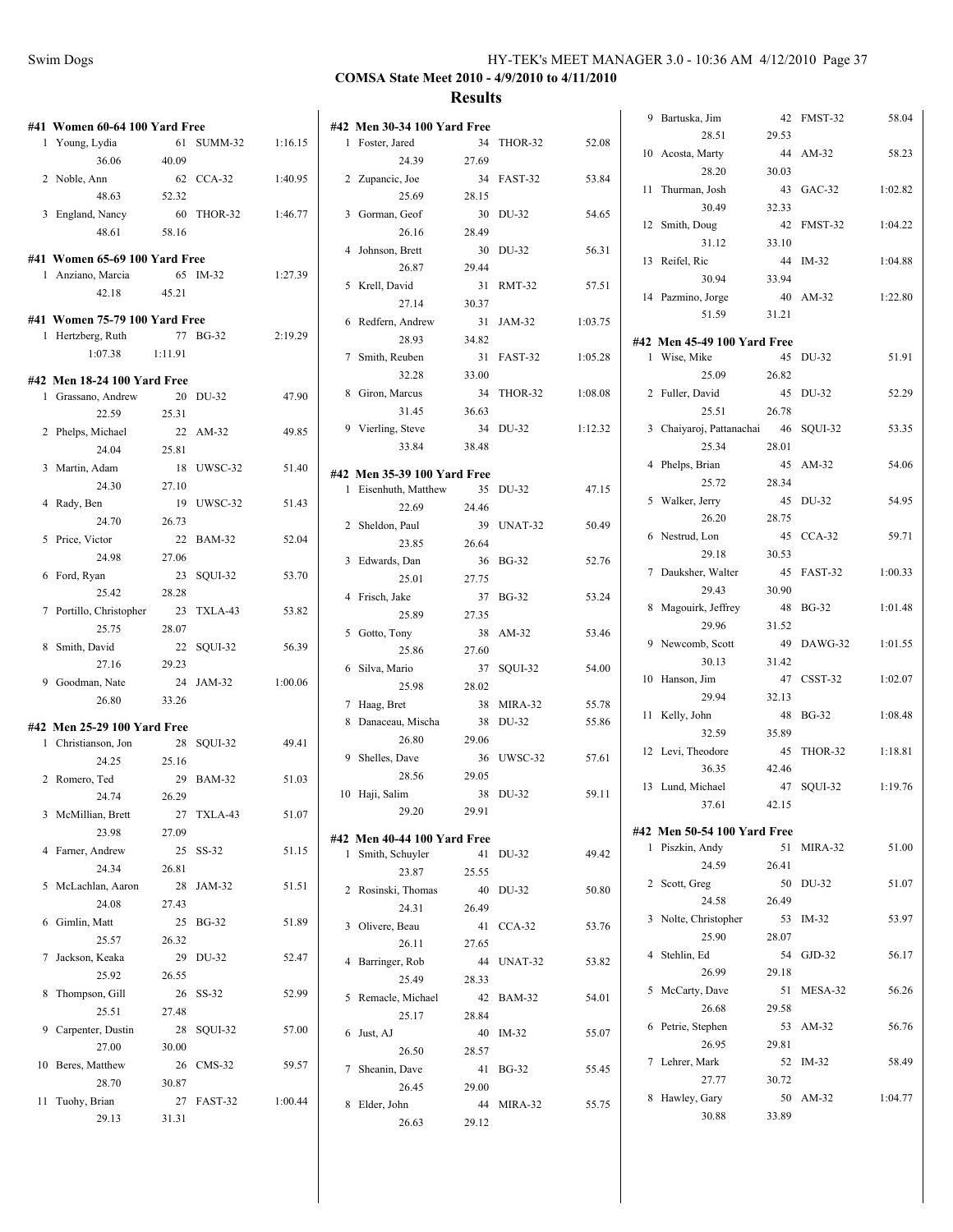**COMSA State Meet 2010 - 4/9/2010 to 4/11/2010**

**Results**

### #41 Women 60-64 100 Yard Free

| Place | Name | Age | Team | Time |
|---|---|---|---|---|
| 1 | Young, Lydia | 61 | SUMM-32 | 1:16.15 |
| | 36.06 | 40.09 | | |
| 2 | Noble, Ann | 62 | CCA-32 | 1:40.95 |
| | 48.63 | 52.32 | | |
| 3 | England, Nancy | 60 | THOR-32 | 1:46.77 |
| | 48.61 | 58.16 | | |

### #41 Women 65-69 100 Yard Free

| Place | Name | Age | Team | Time |
|---|---|---|---|---|
| 1 | Anziano, Marcia | 65 | IM-32 | 1:27.39 |
| | 42.18 | 45.21 | | |

### #41 Women 75-79 100 Yard Free

| Place | Name | Age | Team | Time |
|---|---|---|---|---|
| 1 | Hertzberg, Ruth | 77 | BG-32 | 2:19.29 |
| | 1:07.38 | 1:11.91 | | |

### #42 Men 18-24 100 Yard Free

| Place | Name | Age | Team | Time |
|---|---|---|---|---|
| 1 | Grassano, Andrew | 20 | DU-32 | 47.90 |
| | 22.59 | 25.31 | | |
| 2 | Phelps, Michael | 22 | AM-32 | 49.85 |
| | 24.04 | 25.81 | | |
| 3 | Martin, Adam | 18 | UWSC-32 | 51.40 |
| | 24.30 | 27.10 | | |
| 4 | Rady, Ben | 19 | UWSC-32 | 51.43 |
| | 24.70 | 26.73 | | |
| 5 | Price, Victor | 22 | BAM-32 | 52.04 |
| | 24.98 | 27.06 | | |
| 6 | Ford, Ryan | 23 | SQUI-32 | 53.70 |
| | 25.42 | 28.28 | | |
| 7 | Portillo, Christopher | 23 | TXLA-43 | 53.82 |
| | 25.75 | 28.07 | | |
| 8 | Smith, David | 22 | SQUI-32 | 56.39 |
| | 27.16 | 29.23 | | |
| 9 | Goodman, Nate | 24 | JAM-32 | 1:00.06 |
| | 26.80 | 33.26 | | |

### #42 Men 25-29 100 Yard Free

| Place | Name | Age | Team | Time |
|---|---|---|---|---|
| 1 | Christianson, Jon | 28 | SQUI-32 | 49.41 |
| | 24.25 | 25.16 | | |
| 2 | Romero, Ted | 29 | BAM-32 | 51.03 |
| | 24.74 | 26.29 | | |
| 3 | McMillian, Brett | 27 | TXLA-43 | 51.07 |
| | 23.98 | 27.09 | | |
| 4 | Farner, Andrew | 25 | SS-32 | 51.15 |
| | 24.34 | 26.81 | | |
| 5 | McLachlan, Aaron | 28 | JAM-32 | 51.51 |
| | 24.08 | 27.43 | | |
| 6 | Gimlin, Matt | 25 | BG-32 | 51.89 |
| | 25.57 | 26.32 | | |
| 7 | Jackson, Keaka | 29 | DU-32 | 52.47 |
| | 25.92 | 26.55 | | |
| 8 | Thompson, Gill | 26 | SS-32 | 52.99 |
| | 25.51 | 27.48 | | |
| 9 | Carpenter, Dustin | 28 | SQUI-32 | 57.00 |
| | 27.00 | 30.00 | | |
| 10 | Beres, Matthew | 26 | CMS-32 | 59.57 |
| | 28.70 | 30.87 | | |
| 11 | Tuohy, Brian | 27 | FAST-32 | 1:00.44 |
| | 29.13 | 31.31 | | |

### #42 Men 30-34 100 Yard Free

| Place | Name | Age | Team | Time |
|---|---|---|---|---|
| 1 | Foster, Jared | 34 | THOR-32 | 52.08 |
| | 24.39 | 27.69 | | |
| 2 | Zupancic, Joe | 34 | FAST-32 | 53.84 |
| | 25.69 | 28.15 | | |
| 3 | Gorman, Geof | 30 | DU-32 | 54.65 |
| | 26.16 | 28.49 | | |
| 4 | Johnson, Brett | 30 | DU-32 | 56.31 |
| | 26.87 | 29.44 | | |
| 5 | Krell, David | 31 | RMT-32 | 57.51 |
| | 27.14 | 30.37 | | |
| 6 | Redfern, Andrew | 31 | JAM-32 | 1:03.75 |
| | 28.93 | 34.82 | | |
| 7 | Smith, Reuben | 31 | FAST-32 | 1:05.28 |
| | 32.28 | 33.00 | | |
| 8 | Giron, Marcus | 34 | THOR-32 | 1:08.08 |
| | 31.45 | 36.63 | | |
| 9 | Vierling, Steve | 34 | DU-32 | 1:12.32 |
| | 33.84 | 38.48 | | |

### #42 Men 35-39 100 Yard Free

| Place | Name | Age | Team | Time |
|---|---|---|---|---|
| 1 | Eisenhuth, Matthew | 35 | DU-32 | 47.15 |
| | 22.69 | 24.46 | | |
| 2 | Sheldon, Paul | 39 | UNAT-32 | 50.49 |
| | 23.85 | 26.64 | | |
| 3 | Edwards, Dan | 36 | BG-32 | 52.76 |
| | 25.01 | 27.75 | | |
| 4 | Frisch, Jake | 37 | BG-32 | 53.24 |
| | 25.89 | 27.35 | | |
| 5 | Gotto, Tony | 38 | AM-32 | 53.46 |
| | 25.86 | 27.60 | | |
| 6 | Silva, Mario | 37 | SQUI-32 | 54.00 |
| | 25.98 | 28.02 | | |
| 7 | Haag, Bret | 38 | MIRA-32 | 55.78 |
| 8 | Danaceau, Mischa | 38 | DU-32 | 55.86 |
| | 26.80 | 29.06 | | |
| 9 | Shelles, Dave | 36 | UWSC-32 | 57.61 |
| | 28.56 | 29.05 | | |
| 10 | Haji, Salim | 38 | DU-32 | 59.11 |
| | 29.20 | 29.91 | | |

### #42 Men 40-44 100 Yard Free

| Place | Name | Age | Team | Time |
|---|---|---|---|---|
| 1 | Smith, Schuyler | 41 | DU-32 | 49.42 |
| | 23.87 | 25.55 | | |
| 2 | Rosinski, Thomas | 40 | DU-32 | 50.80 |
| | 24.31 | 26.49 | | |
| 3 | Olivere, Beau | 41 | CCA-32 | 53.76 |
| | 26.11 | 27.65 | | |
| 4 | Barringer, Rob | 44 | UNAT-32 | 53.82 |
| | 25.49 | 28.33 | | |
| 5 | Remacle, Michael | 42 | BAM-32 | 54.01 |
| | 25.17 | 28.84 | | |
| 6 | Just, AJ | 40 | IM-32 | 55.07 |
| | 26.50 | 28.57 | | |
| 7 | Sheanin, Dave | 41 | BG-32 | 55.45 |
| | 26.45 | 29.00 | | |
| 8 | Elder, John | 44 | MIRA-32 | 55.75 |
| | 26.63 | 29.12 | | |
| 9 | Bartuska, Jim | 42 | FMST-32 | 58.04 |
| | 28.51 | 29.53 | | |
| 10 | Acosta, Marty | 44 | AM-32 | 58.23 |
| | 28.20 | 30.03 | | |
| 11 | Thurman, Josh | 43 | GAC-32 | 1:02.82 |
| | 30.49 | 32.33 | | |
| 12 | Smith, Doug | 42 | FMST-32 | 1:04.22 |
| | 31.12 | 33.10 | | |
| 13 | Reifel, Ric | 44 | IM-32 | 1:04.88 |
| | 30.94 | 33.94 | | |
| 14 | Pazmino, Jorge | 40 | AM-32 | 1:22.80 |
| | 51.59 | 31.21 | | |

### #42 Men 45-49 100 Yard Free

| Place | Name | Age | Team | Time |
|---|---|---|---|---|
| 1 | Wise, Mike | 45 | DU-32 | 51.91 |
| | 25.09 | 26.82 | | |
| 2 | Fuller, David | 45 | DU-32 | 52.29 |
| | 25.51 | 26.78 | | |
| 3 | Chaiyaroj, Pattanachai | 46 | SQUI-32 | 53.35 |
| | 25.34 | 28.01 | | |
| 4 | Phelps, Brian | 45 | AM-32 | 54.06 |
| | 25.72 | 28.34 | | |
| 5 | Walker, Jerry | 45 | DU-32 | 54.95 |
| | 26.20 | 28.75 | | |
| 6 | Nestrud, Lon | 45 | CCA-32 | 59.71 |
| | 29.18 | 30.53 | | |
| 7 | Dauksher, Walter | 45 | FAST-32 | 1:00.33 |
| | 29.43 | 30.90 | | |
| 8 | Magouirk, Jeffrey | 48 | BG-32 | 1:01.48 |
| | 29.96 | 31.52 | | |
| 9 | Newcomb, Scott | 49 | DAWG-32 | 1:01.55 |
| | 30.13 | 31.42 | | |
| 10 | Hanson, Jim | 47 | CSST-32 | 1:02.07 |
| | 29.94 | 32.13 | | |
| 11 | Kelly, John | 48 | BG-32 | 1:08.48 |
| | 32.59 | 35.89 | | |
| 12 | Levi, Theodore | 45 | THOR-32 | 1:18.81 |
| | 36.35 | 42.46 | | |
| 13 | Lund, Michael | 47 | SQUI-32 | 1:19.76 |
| | 37.61 | 42.15 | | |

### #42 Men 50-54 100 Yard Free

| Place | Name | Age | Team | Time |
|---|---|---|---|---|
| 1 | Piszkin, Andy | 51 | MIRA-32 | 51.00 |
| | 24.59 | 26.41 | | |
| 2 | Scott, Greg | 50 | DU-32 | 51.07 |
| | 24.58 | 26.49 | | |
| 3 | Nolte, Christopher | 53 | IM-32 | 53.97 |
| | 25.90 | 28.07 | | |
| 4 | Stehlin, Ed | 54 | GJD-32 | 56.17 |
| | 26.99 | 29.18 | | |
| 5 | McCarty, Dave | 51 | MESA-32 | 56.26 |
| | 26.68 | 29.58 | | |
| 6 | Petrie, Stephen | 53 | AM-32 | 56.76 |
| | 26.95 | 29.81 | | |
| 7 | Lehrer, Mark | 52 | IM-32 | 58.49 |
| | 27.77 | 30.72 | | |
| 8 | Hawley, Gary | 50 | AM-32 | 1:04.77 |
| | 30.88 | 33.89 | | |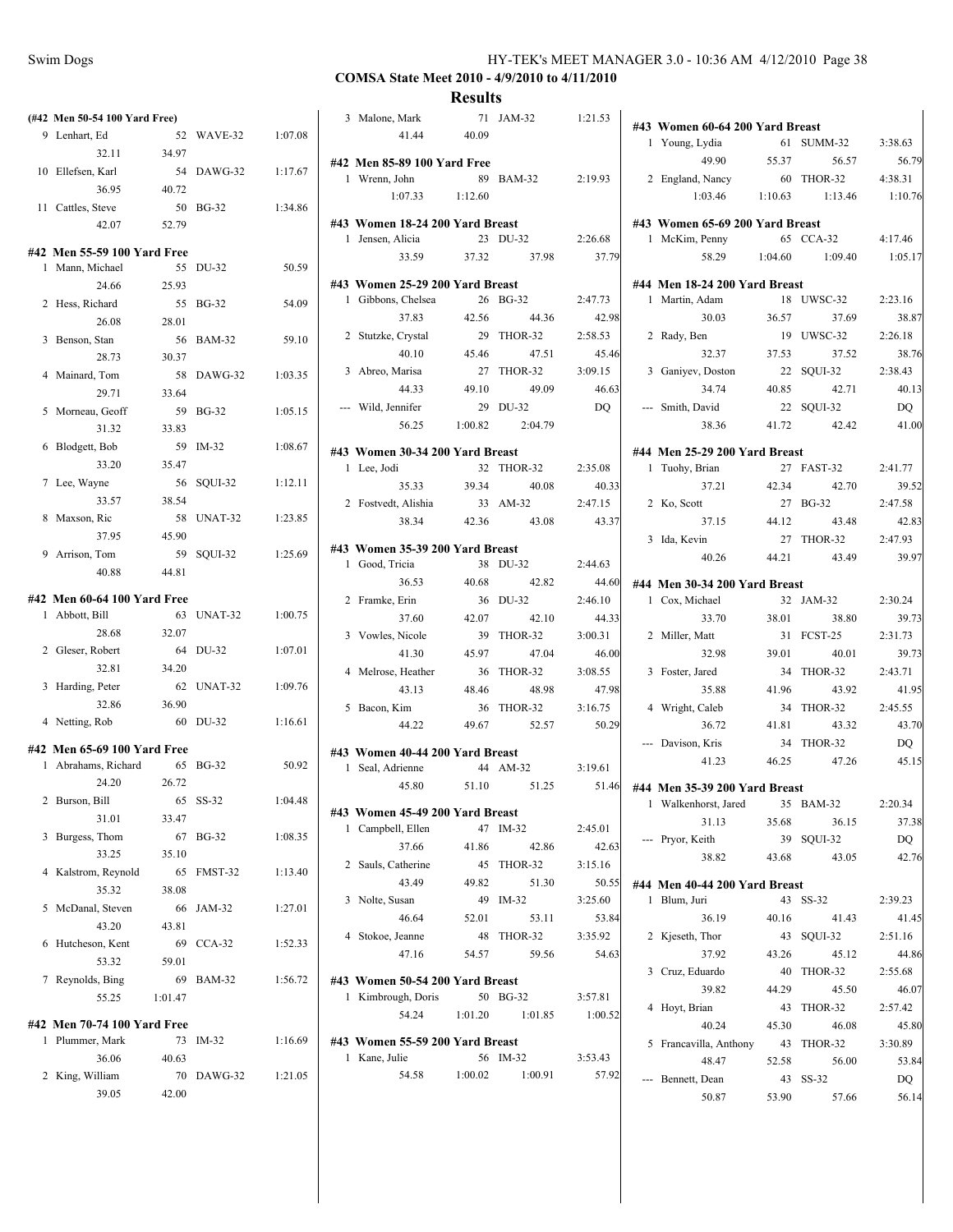**COMSA State Meet 2010 - 4/9/2010 to 4/11/2010**

**Results**

**(#42 Men 50-54 100 Yard Free)**

| Place | Name | Age | Team | Time |
|---|---|---|---|---|
| 9 | Lenhart, Ed | 52 | WAVE-32 | 1:07.08 |
| | 32.11 | 34.97 | | |
| 10 | Ellefsen, Karl | 54 | DAWG-32 | 1:17.67 |
| | 36.95 | 40.72 | | |
| 11 | Cattles, Steve | 50 | BG-32 | 1:34.86 |
| | 42.07 | 52.79 | | |

**#42 Men 55-59 100 Yard Free**

| Place | Name | Age | Team | Time |
|---|---|---|---|---|
| 1 | Mann, Michael | 55 | DU-32 | 50.59 |
| | 24.66 | 25.93 | | |
| 2 | Hess, Richard | 55 | BG-32 | 54.09 |
| | 26.08 | 28.01 | | |
| 3 | Benson, Stan | 56 | BAM-32 | 59.10 |
| | 28.73 | 30.37 | | |
| 4 | Mainard, Tom | 58 | DAWG-32 | 1:03.35 |
| | 29.71 | 33.64 | | |
| 5 | Morneau, Geoff | 59 | BG-32 | 1:05.15 |
| | 31.32 | 33.83 | | |
| 6 | Blodgett, Bob | 59 | IM-32 | 1:08.67 |
| | 33.20 | 35.47 | | |
| 7 | Lee, Wayne | 56 | SQUI-32 | 1:12.11 |
| | 33.57 | 38.54 | | |
| 8 | Maxson, Ric | 58 | UNAT-32 | 1:23.85 |
| | 37.95 | 45.90 | | |
| 9 | Arrison, Tom | 59 | SQUI-32 | 1:25.69 |
| | 40.88 | 44.81 | | |

**#42 Men 60-64 100 Yard Free**

| Place | Name | Age | Team | Time |
|---|---|---|---|---|
| 1 | Abbott, Bill | 63 | UNAT-32 | 1:00.75 |
| | 28.68 | 32.07 | | |
| 2 | Gleser, Robert | 64 | DU-32 | 1:07.01 |
| | 32.81 | 34.20 | | |
| 3 | Harding, Peter | 62 | UNAT-32 | 1:09.76 |
| | 32.86 | 36.90 | | |
| 4 | Netting, Rob | 60 | DU-32 | 1:16.61 |

**#42 Men 65-69 100 Yard Free**

| Place | Name | Age | Team | Time |
|---|---|---|---|---|
| 1 | Abrahams, Richard | 65 | BG-32 | 50.92 |
| | 24.20 | 26.72 | | |
| 2 | Burson, Bill | 65 | SS-32 | 1:04.48 |
| | 31.01 | 33.47 | | |
| 3 | Burgess, Thom | 67 | BG-32 | 1:08.35 |
| | 33.25 | 35.10 | | |
| 4 | Kalstrom, Reynold | 65 | FMST-32 | 1:13.40 |
| | 35.32 | 38.08 | | |
| 5 | McDanal, Steven | 66 | JAM-32 | 1:27.01 |
| | 43.20 | 43.81 | | |
| 6 | Hutcheson, Kent | 69 | CCA-32 | 1:52.33 |
| | 53.32 | 59.01 | | |
| 7 | Reynolds, Bing | 69 | BAM-32 | 1:56.72 |
| | 55.25 | 1:01.47 | | |

**#42 Men 70-74 100 Yard Free**

| Place | Name | Age | Team | Time |
|---|---|---|---|---|
| 1 | Plummer, Mark | 73 | IM-32 | 1:16.69 |
| | 36.06 | 40.63 | | |
| 2 | King, William | 70 | DAWG-32 | 1:21.05 |
| | 39.05 | 42.00 | | |
| 3 | Malone, Mark | 71 | JAM-32 | 1:21.53 |
| | 41.44 | 40.09 | | |

**#42 Men 85-89 100 Yard Free**

| Place | Name | Age | Team | Time |
|---|---|---|---|---|
| 1 | Wrenn, John | 89 | BAM-32 | 2:19.93 |
| | 1:07.33 | 1:12.60 | | |

**#43 Women 18-24 200 Yard Breast**

| Place | Name | Age | Team | Time |
|---|---|---|---|---|
| 1 | Jensen, Alicia | 23 | DU-32 | 2:26.68 |
| | 33.59 | 37.32 | 37.98 | 37.79 |

**#43 Women 25-29 200 Yard Breast**

| Place | Name | Age | Team | Time |
|---|---|---|---|---|
| 1 | Gibbons, Chelsea | 26 | BG-32 | 2:47.73 |
| | 37.83 | 42.56 | 44.36 | 42.98 |
| 2 | Stutzke, Crystal | 29 | THOR-32 | 2:58.53 |
| | 40.10 | 45.46 | 47.51 | 45.46 |
| 3 | Abreo, Marisa | 27 | THOR-32 | 3:09.15 |
| | 44.33 | 49.10 | 49.09 | 46.63 |
| --- | Wild, Jennifer | 29 | DU-32 | DQ |
| | 56.25 | 1:00.82 | 2:04.79 | |

**#43 Women 30-34 200 Yard Breast**

| Place | Name | Age | Team | Time |
|---|---|---|---|---|
| 1 | Lee, Jodi | 32 | THOR-32 | 2:35.08 |
| | 35.33 | 39.34 | 40.08 | 40.33 |
| 2 | Fostvedt, Alishia | 33 | AM-32 | 2:47.15 |
| | 38.34 | 42.36 | 43.08 | 43.37 |

**#43 Women 35-39 200 Yard Breast**

| Place | Name | Age | Team | Time |
|---|---|---|---|---|
| 1 | Good, Tricia | 38 | DU-32 | 2:44.63 |
| | 36.53 | 40.68 | 42.82 | 44.60 |
| 2 | Framke, Erin | 36 | DU-32 | 2:46.10 |
| | 37.60 | 42.07 | 42.10 | 44.33 |
| 3 | Vowles, Nicole | 39 | THOR-32 | 3:00.31 |
| | 41.30 | 45.97 | 47.04 | 46.00 |
| 4 | Melrose, Heather | 36 | THOR-32 | 3:08.55 |
| | 43.13 | 48.46 | 48.98 | 47.98 |
| 5 | Bacon, Kim | 36 | THOR-32 | 3:16.75 |
| | 44.22 | 49.67 | 52.57 | 50.29 |

**#43 Women 40-44 200 Yard Breast**

| Place | Name | Age | Team | Time |
|---|---|---|---|---|
| 1 | Seal, Adrienne | 44 | AM-32 | 3:19.61 |
| | 45.80 | 51.10 | 51.25 | 51.46 |

**#43 Women 45-49 200 Yard Breast**

| Place | Name | Age | Team | Time |
|---|---|---|---|---|
| 1 | Campbell, Ellen | 47 | IM-32 | 2:45.01 |
| | 37.66 | 41.86 | 42.86 | 42.63 |
| 2 | Sauls, Catherine | 45 | THOR-32 | 3:15.16 |
| | 43.49 | 49.82 | 51.30 | 50.55 |
| 3 | Nolte, Susan | 49 | IM-32 | 3:25.60 |
| | 46.64 | 52.01 | 53.11 | 53.84 |
| 4 | Stokoe, Jeanne | 48 | THOR-32 | 3:35.92 |
| | 47.16 | 54.57 | 59.56 | 54.63 |

**#43 Women 50-54 200 Yard Breast**

| Place | Name | Age | Team | Time |
|---|---|---|---|---|
| 1 | Kimbrough, Doris | 50 | BG-32 | 3:57.81 |
| | 54.24 | 1:01.20 | 1:01.85 | 1:00.52 |

**#43 Women 55-59 200 Yard Breast**

| Place | Name | Age | Team | Time |
|---|---|---|---|---|
| 1 | Kane, Julie | 56 | IM-32 | 3:53.43 |
| | 54.58 | 1:00.02 | 1:00.91 | 57.92 |

**#43 Women 60-64 200 Yard Breast**

| Place | Name | Age | Team | Time |
|---|---|---|---|---|
| 1 | Young, Lydia | 61 | SUMM-32 | 3:38.63 |
| | 49.90 | 55.37 | 56.57 | 56.79 |
| 2 | England, Nancy | 60 | THOR-32 | 4:38.31 |
| | 1:03.46 | 1:10.63 | 1:13.46 | 1:10.76 |

**#43 Women 65-69 200 Yard Breast**

| Place | Name | Age | Team | Time |
|---|---|---|---|---|
| 1 | McKim, Penny | 65 | CCA-32 | 4:17.46 |
| | 58.29 | 1:04.60 | 1:09.40 | 1:05.17 |

**#44 Men 18-24 200 Yard Breast**

| Place | Name | Age | Team | Time |
|---|---|---|---|---|
| 1 | Martin, Adam | 18 | UWSC-32 | 2:23.16 |
| | 30.03 | 36.57 | 37.69 | 38.87 |
| 2 | Rady, Ben | 19 | UWSC-32 | 2:26.18 |
| | 32.37 | 37.53 | 37.52 | 38.76 |
| 3 | Ganiyev, Doston | 22 | SQUI-32 | 2:38.43 |
| | 34.74 | 40.85 | 42.71 | 40.13 |
| --- | Smith, David | 22 | SQUI-32 | DQ |
| | 38.36 | 41.72 | 42.42 | 41.00 |

**#44 Men 25-29 200 Yard Breast**

| Place | Name | Age | Team | Time |
|---|---|---|---|---|
| 1 | Tuohy, Brian | 27 | FAST-32 | 2:41.77 |
| | 37.21 | 42.34 | 42.70 | 39.52 |
| 2 | Ko, Scott | 27 | BG-32 | 2:47.58 |
| | 37.15 | 44.12 | 43.48 | 42.83 |
| 3 | Ida, Kevin | 27 | THOR-32 | 2:47.93 |
| | 40.26 | 44.21 | 43.49 | 39.97 |

**#44 Men 30-34 200 Yard Breast**

| Place | Name | Age | Team | Time |
|---|---|---|---|---|
| 1 | Cox, Michael | 32 | JAM-32 | 2:30.24 |
| | 33.70 | 38.01 | 38.80 | 39.73 |
| 2 | Miller, Matt | 31 | FCST-25 | 2:31.73 |
| | 32.98 | 39.01 | 40.01 | 39.73 |
| 3 | Foster, Jared | 34 | THOR-32 | 2:43.71 |
| | 35.88 | 41.96 | 43.92 | 41.95 |
| 4 | Wright, Caleb | 34 | THOR-32 | 2:45.55 |
| | 36.72 | 41.81 | 43.32 | 43.70 |
| --- | Davison, Kris | 34 | THOR-32 | DQ |
| | 41.23 | 46.25 | 47.26 | 45.15 |

**#44 Men 35-39 200 Yard Breast**

| Place | Name | Age | Team | Time |
|---|---|---|---|---|
| 1 | Walkenhorst, Jared | 35 | BAM-32 | 2:20.34 |
| | 31.13 | 35.68 | 36.15 | 37.38 |
| --- | Pryor, Keith | 39 | SQUI-32 | DQ |
| | 38.82 | 43.68 | 43.05 | 42.76 |

**#44 Men 40-44 200 Yard Breast**

| Place | Name | Age | Team | Time |
|---|---|---|---|---|
| 1 | Blum, Juri | 43 | SS-32 | 2:39.23 |
| | 36.19 | 40.16 | 41.43 | 41.45 |
| 2 | Kjeseth, Thor | 43 | SQUI-32 | 2:51.16 |
| | 37.92 | 43.26 | 45.12 | 44.86 |
| 3 | Cruz, Eduardo | 40 | THOR-32 | 2:55.68 |
| | 39.82 | 44.29 | 45.50 | 46.07 |
| 4 | Hoyt, Brian | 43 | THOR-32 | 2:57.42 |
| | 40.24 | 45.30 | 46.08 | 45.80 |
| 5 | Francavilla, Anthony | 43 | THOR-32 | 3:30.89 |
| | 48.47 | 52.58 | 56.00 | 53.84 |
| --- | Bennett, Dean | 43 | SS-32 | DQ |
| | 50.87 | 53.90 | 57.66 | 56.14 |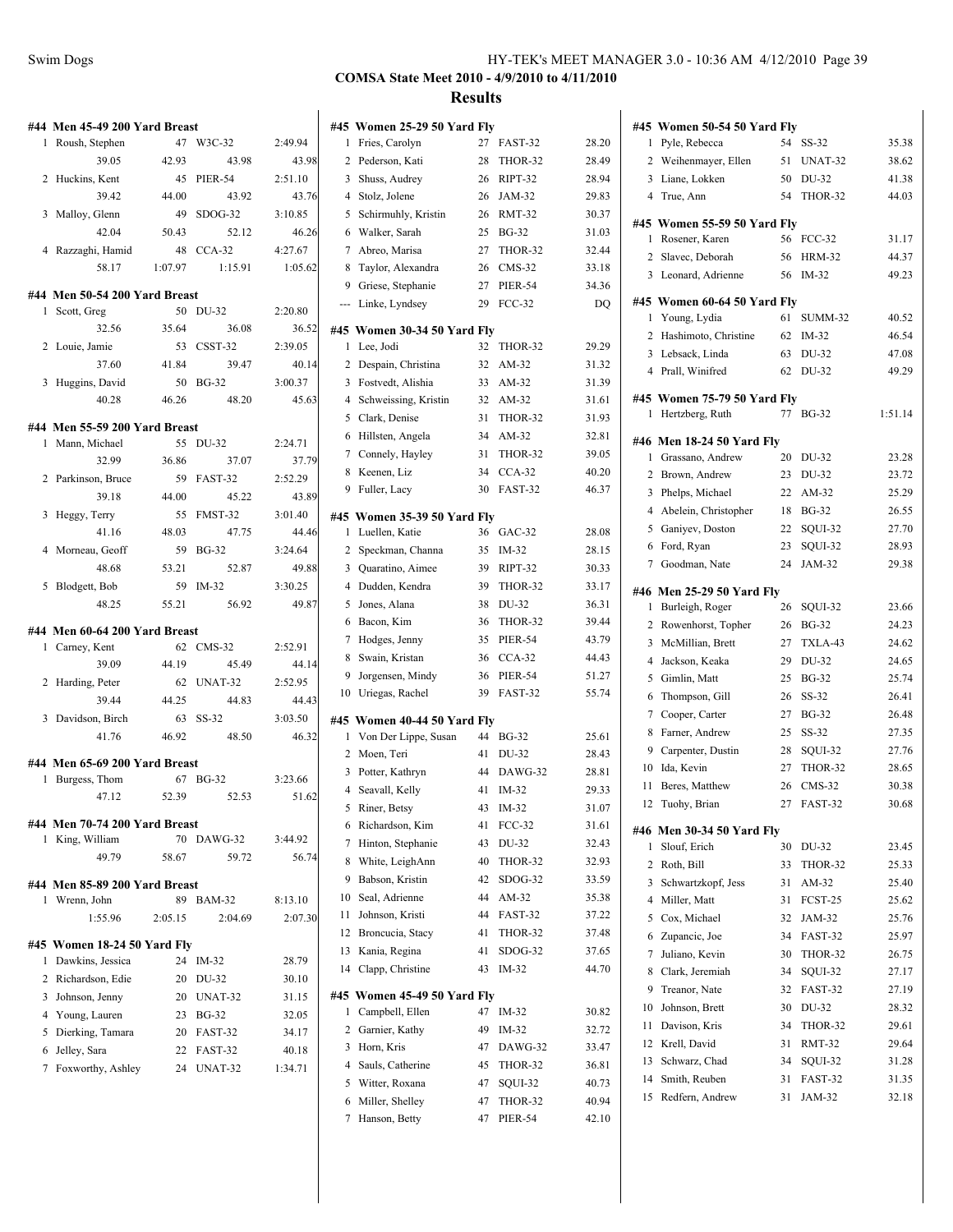## COMSA State Meet 2010 - 4/9/2010 to 4/11/2010

### Results

#### #44 Men 45-49 200 Yard Breast

| Place | Name | Age | Team | Time |
|---|---|---|---|---|
| 1 | Roush, Stephen | 47 | W3C-32 | 2:49.94 |
| | 39.05 | 42.93 | 43.98 | 43.98 |
| 2 | Huckins, Kent | 45 | PIER-54 | 2:51.10 |
| | 39.42 | 44.00 | 43.92 | 43.76 |
| 3 | Malloy, Glenn | 49 | SDOG-32 | 3:10.85 |
| | 42.04 | 50.43 | 52.12 | 46.26 |
| 4 | Razzaghi, Hamid | 48 | CCA-32 | 4:27.67 |
| | 58.17 | 1:07.97 | 1:15.91 | 1:05.62 |

#### #44 Men 50-54 200 Yard Breast

| Place | Name | Age | Team | Time |
|---|---|---|---|---|
| 1 | Scott, Greg | 50 | DU-32 | 2:20.80 |
| | 32.56 | 35.64 | 36.08 | 36.52 |
| 2 | Louie, Jamie | 53 | CSST-32 | 2:39.05 |
| | 37.60 | 41.84 | 39.47 | 40.14 |
| 3 | Huggins, David | 50 | BG-32 | 3:00.37 |
| | 40.28 | 46.26 | 48.20 | 45.63 |

#### #44 Men 55-59 200 Yard Breast

| Place | Name | Age | Team | Time |
|---|---|---|---|---|
| 1 | Mann, Michael | 55 | DU-32 | 2:24.71 |
| | 32.99 | 36.86 | 37.07 | 37.79 |
| 2 | Parkinson, Bruce | 59 | FAST-32 | 2:52.29 |
| | 39.18 | 44.00 | 45.22 | 43.89 |
| 3 | Heggy, Terry | 55 | FMST-32 | 3:01.40 |
| | 41.16 | 48.03 | 47.75 | 44.46 |
| 4 | Morneau, Geoff | 59 | BG-32 | 3:24.64 |
| | 48.68 | 53.21 | 52.87 | 49.88 |
| 5 | Blodgett, Bob | 59 | IM-32 | 3:30.25 |
| | 48.25 | 55.21 | 56.92 | 49.87 |

#### #44 Men 60-64 200 Yard Breast

| Place | Name | Age | Team | Time |
|---|---|---|---|---|
| 1 | Carney, Kent | 62 | CMS-32 | 2:52.91 |
| | 39.09 | 44.19 | 45.49 | 44.14 |
| 2 | Harding, Peter | 62 | UNAT-32 | 2:52.95 |
| | 39.44 | 44.25 | 44.83 | 44.43 |
| 3 | Davidson, Birch | 63 | SS-32 | 3:03.50 |
| | 41.76 | 46.92 | 48.50 | 46.32 |

#### #44 Men 65-69 200 Yard Breast

| Place | Name | Age | Team | Time |
|---|---|---|---|---|
| 1 | Burgess, Thom | 67 | BG-32 | 3:23.66 |
| | 47.12 | 52.39 | 52.53 | 51.62 |

#### #44 Men 70-74 200 Yard Breast

| Place | Name | Age | Team | Time |
|---|---|---|---|---|
| 1 | King, William | 70 | DAWG-32 | 3:44.92 |
| | 49.79 | 58.67 | 59.72 | 56.74 |

#### #44 Men 85-89 200 Yard Breast

| Place | Name | Age | Team | Time |
|---|---|---|---|---|
| 1 | Wrenn, John | 89 | BAM-32 | 8:13.10 |
| | 1:55.96 | 2:05.15 | 2:04.69 | 2:07.30 |

#### #45 Women 18-24 50 Yard Fly

| Place | Name | Age | Team | Time |
|---|---|---|---|---|
| 1 | Dawkins, Jessica | 24 | IM-32 | 28.79 |
| 2 | Richardson, Edie | 20 | DU-32 | 30.10 |
| 3 | Johnson, Jenny | 20 | UNAT-32 | 31.15 |
| 4 | Young, Lauren | 23 | BG-32 | 32.05 |
| 5 | Dierking, Tamara | 20 | FAST-32 | 34.17 |
| 6 | Jelley, Sara | 22 | FAST-32 | 40.18 |
| 7 | Foxworthy, Ashley | 24 | UNAT-32 | 1:34.71 |

#### #45 Women 25-29 50 Yard Fly

| Place | Name | Age | Team | Time |
|---|---|---|---|---|
| 1 | Fries, Carolyn | 27 | FAST-32 | 28.20 |
| 2 | Pederson, Kati | 28 | THOR-32 | 28.49 |
| 3 | Shuss, Audrey | 26 | RIPT-32 | 28.94 |
| 4 | Stolz, Jolene | 26 | JAM-32 | 29.83 |
| 5 | Schirmuhly, Kristin | 26 | RMT-32 | 30.37 |
| 6 | Walker, Sarah | 25 | BG-32 | 31.03 |
| 7 | Abreo, Marisa | 27 | THOR-32 | 32.44 |
| 8 | Taylor, Alexandra | 26 | CMS-32 | 33.18 |
| 9 | Griese, Stephanie | 27 | PIER-54 | 34.36 |
| --- | Linke, Lyndsey | 29 | FCC-32 | DQ |

#### #45 Women 30-34 50 Yard Fly

| Place | Name | Age | Team | Time |
|---|---|---|---|---|
| 1 | Lee, Jodi | 32 | THOR-32 | 29.29 |
| 2 | Despain, Christina | 32 | AM-32 | 31.32 |
| 3 | Fostvedt, Alishia | 33 | AM-32 | 31.39 |
| 4 | Schweissing, Kristin | 32 | AM-32 | 31.61 |
| 5 | Clark, Denise | 31 | THOR-32 | 31.93 |
| 6 | Hillsten, Angela | 34 | AM-32 | 32.81 |
| 7 | Connely, Hayley | 31 | THOR-32 | 39.05 |
| 8 | Keenen, Liz | 34 | CCA-32 | 40.20 |
| 9 | Fuller, Lacy | 30 | FAST-32 | 46.37 |

#### #45 Women 35-39 50 Yard Fly

| Place | Name | Age | Team | Time |
|---|---|---|---|---|
| 1 | Luellen, Katie | 36 | GAC-32 | 28.08 |
| 2 | Speckman, Channa | 35 | IM-32 | 28.15 |
| 3 | Quaratino, Aimee | 39 | RIPT-32 | 30.33 |
| 4 | Dudden, Kendra | 39 | THOR-32 | 33.17 |
| 5 | Jones, Alana | 38 | DU-32 | 36.31 |
| 6 | Bacon, Kim | 36 | THOR-32 | 39.44 |
| 7 | Hodges, Jenny | 35 | PIER-54 | 43.79 |
| 8 | Swain, Kristan | 36 | CCA-32 | 44.43 |
| 9 | Jorgensen, Mindy | 36 | PIER-54 | 51.27 |
| 10 | Uriegas, Rachel | 39 | FAST-32 | 55.74 |

#### #45 Women 40-44 50 Yard Fly

| Place | Name | Age | Team | Time |
|---|---|---|---|---|
| 1 | Von Der Lippe, Susan | 44 | BG-32 | 25.61 |
| 2 | Moen, Teri | 41 | DU-32 | 28.43 |
| 3 | Potter, Kathryn | 44 | DAWG-32 | 28.81 |
| 4 | Seavall, Kelly | 41 | IM-32 | 29.33 |
| 5 | Riner, Betsy | 43 | IM-32 | 31.07 |
| 6 | Richardson, Kim | 41 | FCC-32 | 31.61 |
| 7 | Hinton, Stephanie | 43 | DU-32 | 32.43 |
| 8 | White, LeighAnn | 40 | THOR-32 | 32.93 |
| 9 | Babson, Kristin | 42 | SDOG-32 | 33.59 |
| 10 | Seal, Adrienne | 44 | AM-32 | 35.38 |
| 11 | Johnson, Kristi | 44 | FAST-32 | 37.22 |
| 12 | Broncucia, Stacy | 41 | THOR-32 | 37.48 |
| 13 | Kania, Regina | 41 | SDOG-32 | 37.65 |
| 14 | Clapp, Christine | 43 | IM-32 | 44.70 |

#### #45 Women 45-49 50 Yard Fly

| Place | Name | Age | Team | Time |
|---|---|---|---|---|
| 1 | Campbell, Ellen | 47 | IM-32 | 30.82 |
| 2 | Garnier, Kathy | 49 | IM-32 | 32.72 |
| 3 | Horn, Kris | 47 | DAWG-32 | 33.47 |
| 4 | Sauls, Catherine | 45 | THOR-32 | 36.81 |
| 5 | Witter, Roxana | 47 | SQUI-32 | 40.73 |
| 6 | Miller, Shelley | 47 | THOR-32 | 40.94 |
| 7 | Hanson, Betty | 47 | PIER-54 | 42.10 |

#### #45 Women 50-54 50 Yard Fly

| Place | Name | Age | Team | Time |
|---|---|---|---|---|
| 1 | Pyle, Rebecca | 54 | SS-32 | 35.38 |
| 2 | Weihenmayer, Ellen | 51 | UNAT-32 | 38.62 |
| 3 | Liane, Lokken | 50 | DU-32 | 41.38 |
| 4 | True, Ann | 54 | THOR-32 | 44.03 |

#### #45 Women 55-59 50 Yard Fly

| Place | Name | Age | Team | Time |
|---|---|---|---|---|
| 1 | Rosener, Karen | 56 | FCC-32 | 31.17 |
| 2 | Slavec, Deborah | 56 | HRM-32 | 44.37 |
| 3 | Leonard, Adrienne | 56 | IM-32 | 49.23 |

#### #45 Women 60-64 50 Yard Fly

| Place | Name | Age | Team | Time |
|---|---|---|---|---|
| 1 | Young, Lydia | 61 | SUMM-32 | 40.52 |
| 2 | Hashimoto, Christine | 62 | IM-32 | 46.54 |
| 3 | Lebsack, Linda | 63 | DU-32 | 47.08 |
| 4 | Prall, Winifred | 62 | DU-32 | 49.29 |

#### #45 Women 75-79 50 Yard Fly

| Place | Name | Age | Team | Time |
|---|---|---|---|---|
| 1 | Hertzberg, Ruth | 77 | BG-32 | 1:51.14 |

#### #46 Men 18-24 50 Yard Fly

| Place | Name | Age | Team | Time |
|---|---|---|---|---|
| 1 | Grassano, Andrew | 20 | DU-32 | 23.28 |
| 2 | Brown, Andrew | 23 | DU-32 | 23.72 |
| 3 | Phelps, Michael | 22 | AM-32 | 25.29 |
| 4 | Abelein, Christopher | 18 | BG-32 | 26.55 |
| 5 | Ganiyev, Doston | 22 | SQUI-32 | 27.70 |
| 6 | Ford, Ryan | 23 | SQUI-32 | 28.93 |
| 7 | Goodman, Nate | 24 | JAM-32 | 29.38 |

#### #46 Men 25-29 50 Yard Fly

| Place | Name | Age | Team | Time |
|---|---|---|---|---|
| 1 | Burleigh, Roger | 26 | SQUI-32 | 23.66 |
| 2 | Rowenhorst, Topher | 26 | BG-32 | 24.23 |
| 3 | McMillian, Brett | 27 | TXLA-43 | 24.62 |
| 4 | Jackson, Keaka | 29 | DU-32 | 24.65 |
| 5 | Gimlin, Matt | 25 | BG-32 | 25.74 |
| 6 | Thompson, Gill | 26 | SS-32 | 26.41 |
| 7 | Cooper, Carter | 27 | BG-32 | 26.48 |
| 8 | Farner, Andrew | 25 | SS-32 | 27.35 |
| 9 | Carpenter, Dustin | 28 | SQUI-32 | 27.76 |
| 10 | Ida, Kevin | 27 | THOR-32 | 28.65 |
| 11 | Beres, Matthew | 26 | CMS-32 | 30.38 |
| 12 | Tuohy, Brian | 27 | FAST-32 | 30.68 |

#### #46 Men 30-34 50 Yard Fly

| Place | Name | Age | Team | Time |
|---|---|---|---|---|
| 1 | Slouf, Erich | 30 | DU-32 | 23.45 |
| 2 | Roth, Bill | 33 | THOR-32 | 25.33 |
| 3 | Schwartzkopf, Jess | 31 | AM-32 | 25.40 |
| 4 | Miller, Matt | 31 | FCST-25 | 25.62 |
| 5 | Cox, Michael | 32 | JAM-32 | 25.76 |
| 6 | Zupancic, Joe | 34 | FAST-32 | 25.97 |
| 7 | Juliano, Kevin | 30 | THOR-32 | 26.75 |
| 8 | Clark, Jeremiah | 34 | SQUI-32 | 27.17 |
| 9 | Treanor, Nate | 32 | FAST-32 | 27.19 |
| 10 | Johnson, Brett | 30 | DU-32 | 28.32 |
| 11 | Davison, Kris | 34 | THOR-32 | 29.61 |
| 12 | Krell, David | 31 | RMT-32 | 29.64 |
| 13 | Schwarz, Chad | 34 | SQUI-32 | 31.28 |
| 14 | Smith, Reuben | 31 | FAST-32 | 31.35 |
| 15 | Redfern, Andrew | 31 | JAM-32 | 32.18 |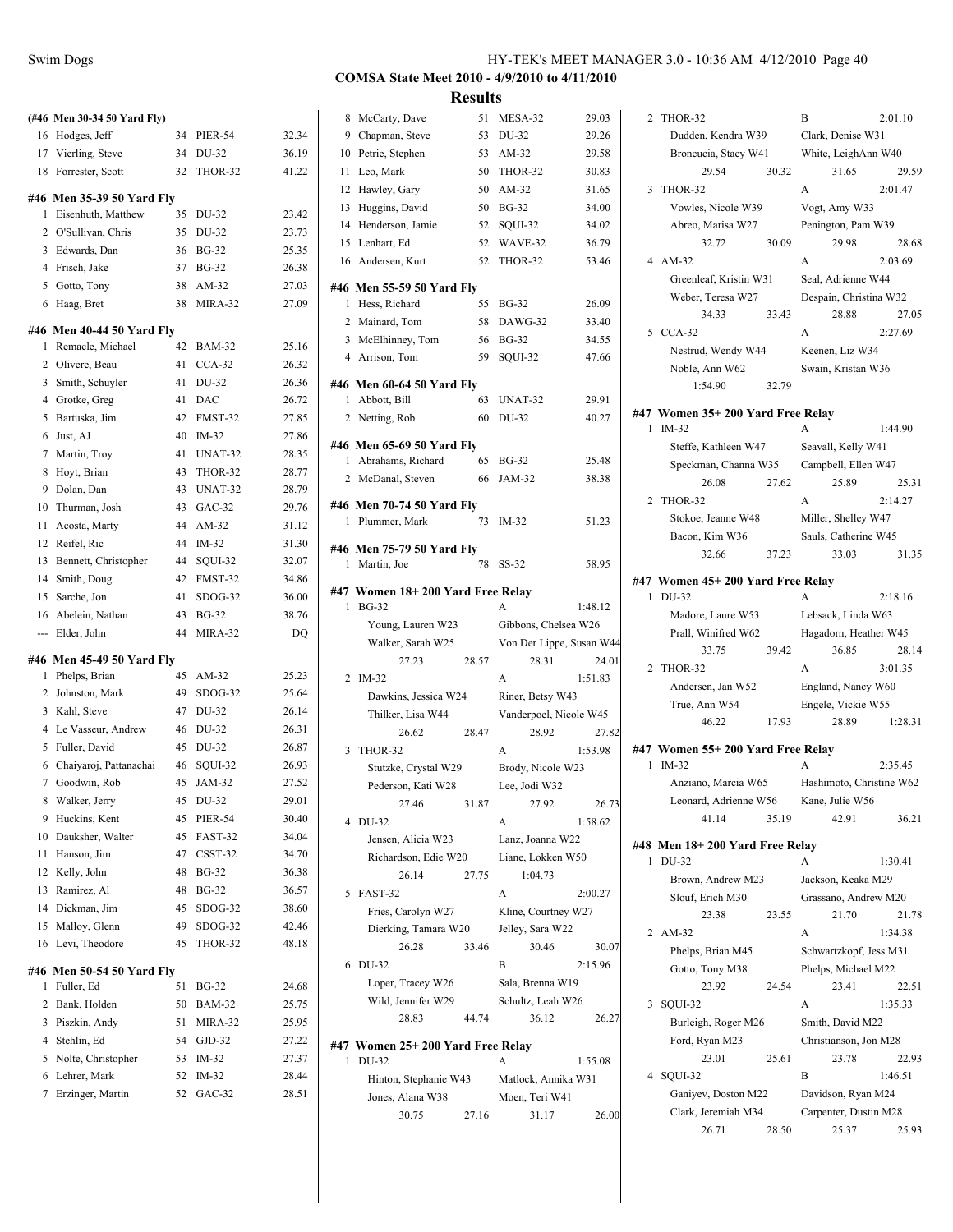## COMSA State Meet 2010 - 4/9/2010 to 4/11/2010

### Results

**(#46 Men 30-34 50 Yard Fly)**

| | Name | Age | Team | Time |
|---|---|---|---|---|
| 16 | Hodges, Jeff | 34 | PIER-54 | 32.34 |
| 17 | Vierling, Steve | 34 | DU-32 | 36.19 |
| 18 | Forrester, Scott | 32 | THOR-32 | 41.22 |

**#46 Men 35-39 50 Yard Fly**

| | Name | Age | Team | Time |
|---|---|---|---|---|
| 1 | Eisenhuth, Matthew | 35 | DU-32 | 23.42 |
| 2 | O'Sullivan, Chris | 35 | DU-32 | 23.73 |
| 3 | Edwards, Dan | 36 | BG-32 | 25.35 |
| 4 | Frisch, Jake | 37 | BG-32 | 26.38 |
| 5 | Gotto, Tony | 38 | AM-32 | 27.03 |
| 6 | Haag, Bret | 38 | MIRA-32 | 27.09 |

**#46 Men 40-44 50 Yard Fly**

| | Name | Age | Team | Time |
|---|---|---|---|---|
| 1 | Remacle, Michael | 42 | BAM-32 | 25.16 |
| 2 | Olivere, Beau | 41 | CCA-32 | 26.32 |
| 3 | Smith, Schuyler | 41 | DU-32 | 26.36 |
| 4 | Grotke, Greg | 41 | DAC | 26.72 |
| 5 | Bartuska, Jim | 42 | FMST-32 | 27.85 |
| 6 | Just, AJ | 40 | IM-32 | 27.86 |
| 7 | Martin, Troy | 41 | UNAT-32 | 28.35 |
| 8 | Hoyt, Brian | 43 | THOR-32 | 28.77 |
| 9 | Dolan, Dan | 43 | UNAT-32 | 28.79 |
| 10 | Thurman, Josh | 43 | GAC-32 | 29.76 |
| 11 | Acosta, Marty | 44 | AM-32 | 31.12 |
| 12 | Reifel, Ric | 44 | IM-32 | 31.30 |
| 13 | Bennett, Christopher | 44 | SQUI-32 | 32.07 |
| 14 | Smith, Doug | 42 | FMST-32 | 34.86 |
| 15 | Sarche, Jon | 41 | SDOG-32 | 36.00 |
| 16 | Abelein, Nathan | 43 | BG-32 | 38.76 |
| --- | Elder, John | 44 | MIRA-32 | DQ |

**#46 Men 45-49 50 Yard Fly**

| | Name | Age | Team | Time |
|---|---|---|---|---|
| 1 | Phelps, Brian | 45 | AM-32 | 25.23 |
| 2 | Johnston, Mark | 49 | SDOG-32 | 25.64 |
| 3 | Kahl, Steve | 47 | DU-32 | 26.14 |
| 4 | Le Vasseur, Andrew | 46 | DU-32 | 26.31 |
| 5 | Fuller, David | 45 | DU-32 | 26.87 |
| 6 | Chaiyaroj, Pattanachai | 46 | SQUI-32 | 26.93 |
| 7 | Goodwin, Rob | 45 | JAM-32 | 27.52 |
| 8 | Walker, Jerry | 45 | DU-32 | 29.01 |
| 9 | Huckins, Kent | 45 | PIER-54 | 30.40 |
| 10 | Dauksher, Walter | 45 | FAST-32 | 34.04 |
| 11 | Hanson, Jim | 47 | CSST-32 | 34.70 |
| 12 | Kelly, John | 48 | BG-32 | 36.38 |
| 13 | Ramirez, Al | 48 | BG-32 | 36.57 |
| 14 | Dickman, Jim | 45 | SDOG-32 | 38.60 |
| 15 | Malloy, Glenn | 49 | SDOG-32 | 42.46 |
| 16 | Levi, Theodore | 45 | THOR-32 | 48.18 |

**#46 Men 50-54 50 Yard Fly**

| | Name | Age | Team | Time |
|---|---|---|---|---|
| 1 | Fuller, Ed | 51 | BG-32 | 24.68 |
| 2 | Bank, Holden | 50 | BAM-32 | 25.75 |
| 3 | Piszkin, Andy | 51 | MIRA-32 | 25.95 |
| 4 | Stehlin, Ed | 54 | GJD-32 | 27.22 |
| 5 | Nolte, Christopher | 53 | IM-32 | 27.37 |
| 6 | Lehrer, Mark | 52 | IM-32 | 28.44 |
| 7 | Erzinger, Martin | 52 | GAC-32 | 28.51 |
| 8 | McCarty, Dave | 51 | MESA-32 | 29.03 |
| 9 | Chapman, Steve | 53 | DU-32 | 29.26 |
| 10 | Petrie, Stephen | 53 | AM-32 | 29.58 |
| 11 | Leo, Mark | 50 | THOR-32 | 30.83 |
| 12 | Hawley, Gary | 50 | AM-32 | 31.65 |
| 13 | Huggins, David | 50 | BG-32 | 34.00 |
| 14 | Henderson, Jamie | 52 | SQUI-32 | 34.02 |
| 15 | Lenhart, Ed | 52 | WAVE-32 | 36.79 |
| 16 | Andersen, Kurt | 52 | THOR-32 | 53.46 |

**#46 Men 55-59 50 Yard Fly**

| | Name | Age | Team | Time |
|---|---|---|---|---|
| 1 | Hess, Richard | 55 | BG-32 | 26.09 |
| 2 | Mainard, Tom | 58 | DAWG-32 | 33.40 |
| 3 | McElhinney, Tom | 56 | BG-32 | 34.55 |
| 4 | Arrison, Tom | 59 | SQUI-32 | 47.66 |

**#46 Men 60-64 50 Yard Fly**

| | Name | Age | Team | Time |
|---|---|---|---|---|
| 1 | Abbott, Bill | 63 | UNAT-32 | 29.91 |
| 2 | Netting, Rob | 60 | DU-32 | 40.27 |

**#46 Men 65-69 50 Yard Fly**

| | Name | Age | Team | Time |
|---|---|---|---|---|
| 1 | Abrahams, Richard | 65 | BG-32 | 25.48 |
| 2 | McDanal, Steven | 66 | JAM-32 | 38.38 |

**#46 Men 70-74 50 Yard Fly**

| | Name | Age | Team | Time |
|---|---|---|---|---|
| 1 | Plummer, Mark | 73 | IM-32 | 51.23 |

**#46 Men 75-79 50 Yard Fly**

| | Name | Age | Team | Time |
|---|---|---|---|---|
| 1 | Martin, Joe | 78 | SS-32 | 58.95 |

**#47 Women 18+ 200 Yard Free Relay**

1 BG-32 — A — 1:48.12
- Young, Lauren W23; Gibbons, Chelsea W26; Walker, Sarah W25; Von Der Lippe, Susan W44
- 27.23 28.57 28.31 24.01

2 IM-32 — A — 1:51.83
- Dawkins, Jessica W24; Riner, Betsy W43; Thilker, Lisa W44; Vanderpoel, Nicole W45
- 26.62 28.47 28.92 27.82

3 THOR-32 — A — 1:53.98
- Stutzke, Crystal W29; Brody, Nicole W23; Pederson, Kati W28; Lee, Jodi W32
- 27.46 31.87 27.92 26.73

4 DU-32 — A — 1:58.62
- Jensen, Alicia W23; Lanz, Joanna W22; Richardson, Edie W20; Liane, Lokken W50
- 26.14 27.75 1:04.73

5 FAST-32 — A — 2:00.27
- Fries, Carolyn W27; Kline, Courtney W27; Dierking, Tamara W20; Jelley, Sara W22
- 26.28 33.46 30.46 30.07

6 DU-32 — B — 2:15.96
- Loper, Tracey W26; Sala, Brenna W19; Wild, Jennifer W29; Schultz, Leah W26
- 28.83 44.74 36.12 26.27

**#47 Women 25+ 200 Yard Free Relay**

1 DU-32 — A — 1:55.08
- Hinton, Stephanie W43; Matlock, Annika W31; Jones, Alana W38; Moen, Teri W41
- 30.75 27.16 31.17 26.00

2 THOR-32 — B — 2:01.10
- Dudden, Kendra W39; Clark, Denise W31; Broncucia, Stacy W41; White, LeighAnn W40
- 29.54 30.32 31.65 29.59

3 THOR-32 — A — 2:01.47
- Vowles, Nicole W39; Vogt, Amy W33; Abreo, Marisa W27; Penington, Pam W39
- 32.72 30.09 29.98 28.68

4 AM-32 — A — 2:03.69
- Greenleaf, Kristin W31; Seal, Adrienne W44; Weber, Teresa W27; Despain, Christina W32
- 34.33 33.43 28.88 27.05

5 CCA-32 — A — 2:27.69
- Nestrud, Wendy W44; Keenen, Liz W34; Noble, Ann W62; Swain, Kristan W36
- 1:54.90 32.79

**#47 Women 35+ 200 Yard Free Relay**

1 IM-32 — A — 1:44.90
- Steffe, Kathleen W47; Seavall, Kelly W41; Speckman, Channa W35; Campbell, Ellen W47
- 26.08 27.62 25.89 25.31

2 THOR-32 — A — 2:14.27
- Stokoe, Jeanne W48; Miller, Shelley W47; Bacon, Kim W36; Sauls, Catherine W45
- 32.66 37.23 33.03 31.35

**#47 Women 45+ 200 Yard Free Relay**

1 DU-32 — A — 2:18.16
- Madore, Laure W53; Lebsack, Linda W63; Prall, Winifred W62; Hagadorn, Heather W45
- 33.75 39.42 36.85 28.14

2 THOR-32 — A — 3:01.35
- Andersen, Jan W52; England, Nancy W60; True, Ann W54; Engele, Vickie W55
- 46.22 17.93 28.89 1:28.31

**#47 Women 55+ 200 Yard Free Relay**

1 IM-32 — A — 2:35.45
- Anziano, Marcia W65; Hashimoto, Christine W62; Leonard, Adrienne W56; Kane, Julie W56
- 41.14 35.19 42.91 36.21

**#48 Men 18+ 200 Yard Free Relay**

1 DU-32 — A — 1:30.41
- Brown, Andrew M23; Jackson, Keaka M29; Slouf, Erich M30; Grassano, Andrew M20
- 23.38 23.55 21.70 21.78

2 AM-32 — A — 1:34.38
- Phelps, Brian M45; Schwartzkopf, Jess M31; Gotto, Tony M38; Phelps, Michael M22
- 23.92 24.54 23.41 22.51

3 SQUI-32 — A — 1:35.33
- Burleigh, Roger M26; Smith, David M22; Ford, Ryan M23; Christianson, Jon M28
- 23.01 25.61 23.78 22.93

4 SQUI-32 — B — 1:46.51
- Ganiyev, Doston M22; Davidson, Ryan M24; Clark, Jeremiah M34; Carpenter, Dustin M28
- 26.71 28.50 25.37 25.93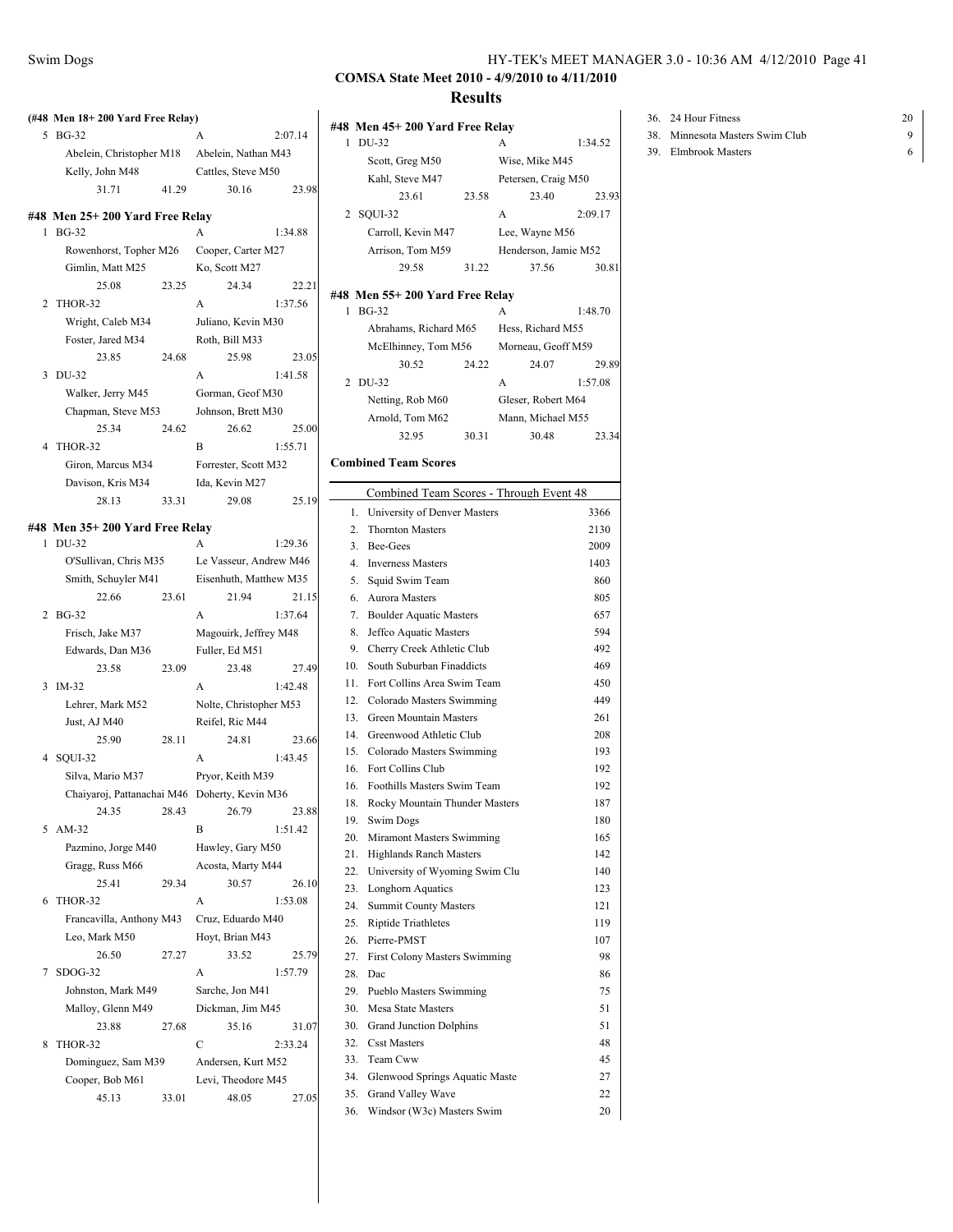**COMSA State Meet 2010 - 4/9/2010 to 4/11/2010**

**Results**

**(#48 Men 18+ 200 Yard Free Relay)**

5 BG-32 A 2:07.14
Abelein, Christopher M18 Abelein, Nathan M43
Kelly, John M48 Cattles, Steve M50
31.71 41.29 30.16 23.98

**#48 Men 25+ 200 Yard Free Relay**

1 BG-32 A 1:34.88
Rowenhorst, Topher M26 Cooper, Carter M27
Gimlin, Matt M25 Ko, Scott M27
25.08 23.25 24.34 22.21

2 THOR-32 A 1:37.56
Wright, Caleb M34 Juliano, Kevin M30
Foster, Jared M34 Roth, Bill M33
23.85 24.68 25.98 23.05

3 DU-32 A 1:41.58
Walker, Jerry M45 Gorman, Geof M30
Chapman, Steve M53 Johnson, Brett M30
25.34 24.62 26.62 25.00

4 THOR-32 B 1:55.71
Giron, Marcus M34 Forrester, Scott M32
Davison, Kris M34 Ida, Kevin M27
28.13 33.31 29.08 25.19

**#48 Men 35+ 200 Yard Free Relay**

1 DU-32 A 1:29.36
O'Sullivan, Chris M35 Le Vasseur, Andrew M46
Smith, Schuyler M41 Eisenhuth, Matthew M35
22.66 23.61 21.94 21.15

2 BG-32 A 1:37.64
Frisch, Jake M37 Magouirk, Jeffrey M48
Edwards, Dan M36 Fuller, Ed M51
23.58 23.09 23.48 27.49

3 IM-32 A 1:42.48
Lehrer, Mark M52 Nolte, Christopher M53
Just, AJ M40 Reifel, Ric M44
25.90 28.11 24.81 23.66

4 SQUI-32 A 1:43.45
Silva, Mario M37 Pryor, Keith M39
Chaiyaroj, Pattanachai M46 Doherty, Kevin M36
24.35 28.43 26.79 23.88

5 AM-32 B 1:51.42
Pazmino, Jorge M40 Hawley, Gary M50
Gragg, Russ M66 Acosta, Marty M44
25.41 29.34 30.57 26.10

6 THOR-32 A 1:53.08
Francavilla, Anthony M43 Cruz, Eduardo M40
Leo, Mark M50 Hoyt, Brian M43
26.50 27.27 33.52 25.79

7 SDOG-32 A 1:57.79
Johnston, Mark M49 Sarche, Jon M41
Malloy, Glenn M49 Dickman, Jim M45
23.88 27.68 35.16 31.07

8 THOR-32 C 2:33.24
Dominguez, Sam M39 Andersen, Kurt M52
Cooper, Bob M61 Levi, Theodore M45
45.13 33.01 48.05 27.05

**#48 Men 45+ 200 Yard Free Relay**

1 DU-32 A 1:34.52
Scott, Greg M50 Wise, Mike M45
Kahl, Steve M47 Petersen, Craig M50
23.61 23.58 23.40 23.93

2 SQUI-32 A 2:09.17
Carroll, Kevin M47 Lee, Wayne M56
Arrison, Tom M59 Henderson, Jamie M52
29.58 31.22 37.56 30.81

**#48 Men 55+ 200 Yard Free Relay**

1 BG-32 A 1:48.70
Abrahams, Richard M65 Hess, Richard M55
McElhinney, Tom M56 Morneau, Geoff M59
30.52 24.22 24.07 29.89

2 DU-32 A 1:57.08
Netting, Rob M60 Gleser, Robert M64
Arnold, Tom M62 Mann, Michael M55
32.95 30.31 30.48 23.34

**Combined Team Scores**

Combined Team Scores - Through Event 48

| | | |
|---|---|---|
| 1. | University of Denver Masters | 3366 |
| 2. | Thornton Masters | 2130 |
| 3. | Bee-Gees | 2009 |
| 4. | Inverness Masters | 1403 |
| 5. | Squid Swim Team | 860 |
| 6. | Aurora Masters | 805 |
| 7. | Boulder Aquatic Masters | 657 |
| 8. | Jeffco Aquatic Masters | 594 |
| 9. | Cherry Creek Athletic Club | 492 |
| 10. | South Suburban Finaddicts | 469 |
| 11. | Fort Collins Area Swim Team | 450 |
| 12. | Colorado Masters Swimming | 449 |
| 13. | Green Mountain Masters | 261 |
| 14. | Greenwood Athletic Club | 208 |
| 15. | Colorado Masters Swimming | 193 |
| 16. | Fort Collins Club | 192 |
| 16. | Foothills Masters Swim Team | 192 |
| 18. | Rocky Mountain Thunder Masters | 187 |
| 19. | Swim Dogs | 180 |
| 20. | Miramont Masters Swimming | 165 |
| 21. | Highlands Ranch Masters | 142 |
| 22. | University of Wyoming Swim Clu | 140 |
| 23. | Longhorn Aquatics | 123 |
| 24. | Summit County Masters | 121 |
| 25. | Riptide Triathletes | 119 |
| 26. | Pierre-PMST | 107 |
| 27. | First Colony Masters Swimming | 98 |
| 28. | Dac | 86 |
| 29. | Pueblo Masters Swimming | 75 |
| 30. | Mesa State Masters | 51 |
| 30. | Grand Junction Dolphins | 51 |
| 32. | Csst Masters | 48 |
| 33. | Team Cww | 45 |
| 34. | Glenwood Springs Aquatic Maste | 27 |
| 35. | Grand Valley Wave | 22 |
| 36. | Windsor (W3c) Masters Swim | 20 |
| 36. | 24 Hour Fitness | 20 |
| 38. | Minnesota Masters Swim Club | 9 |
| 39. | Elmbrook Masters | 6 |